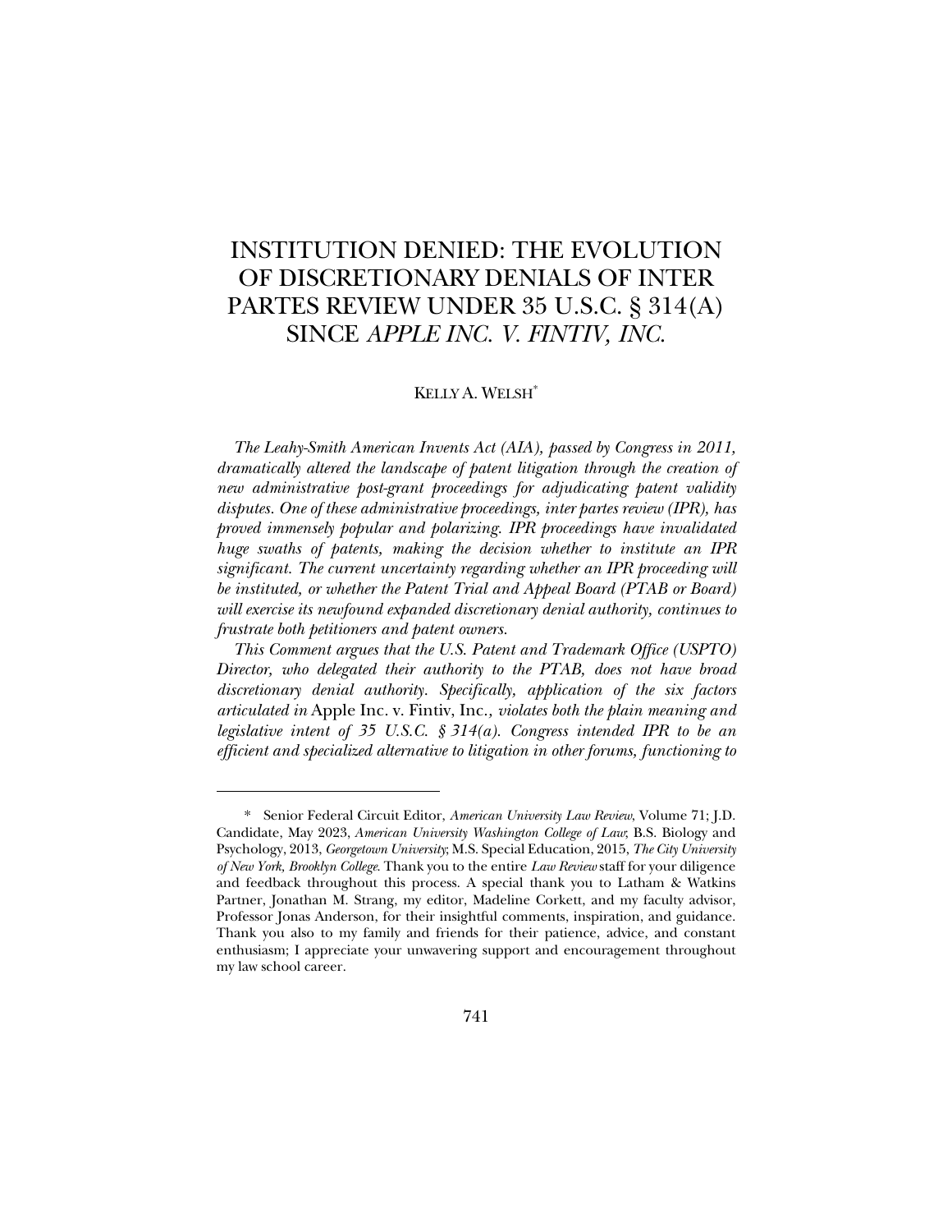# INSTITUTION DENIED: THE EVOLUTION OF DISCRETIONARY DENIALS OF INTER PARTES REVIEW UNDER 35 U.S.C. § 314(A) SINCE *APPLE INC. V. FINTIV, INC.*

KELLY A. WELSH[*]

*The Leahy-Smith American Invents Act (AIA), passed by Congress in 2011, dramatically altered the landscape of patent litigation through the creation of new administrative post-grant proceedings for adjudicating patent validity disputes. One of these administrative proceedings, inter partes review (IPR), has proved immensely popular and polarizing. IPR proceedings have invalidated huge swaths of patents, making the decision whether to institute an IPR significant. The current uncertainty regarding whether an IPR proceeding will be instituted, or whether the Patent Trial and Appeal Board (PTAB or Board) will exercise its newfound expanded discretionary denial authority, continues to frustrate both petitioners and patent owners.*

*This Comment argues that the U.S. Patent and Trademark Office (USPTO) Director, who delegated their authority to the PTAB, does not have broad discretionary denial authority. Specifically, application of the six factors articulated in* Apple Inc. v. Fintiv, Inc.*, violates both the plain meaning and legislative intent of 35 U.S.C. § 314(a). Congress intended IPR to be an efficient and specialized alternative to litigation in other forums, functioning to*

---

[*] Senior Federal Circuit Editor, *American University Law Review*, Volume 71; J.D. Candidate, May 2023, *American University Washington College of Law*; B.S. Biology and Psychology, 2013, *Georgetown University*; M.S. Special Education, 2015, *The City University of New York, Brooklyn College*. Thank you to the entire *Law Review* staff for your diligence and feedback throughout this process. A special thank you to Latham & Watkins Partner, Jonathan M. Strang, my editor, Madeline Corkett, and my faculty advisor, Professor Jonas Anderson, for their insightful comments, inspiration, and guidance. Thank you also to my family and friends for their patience, advice, and constant enthusiasm; I appreciate your unwavering support and encouragement throughout my law school career.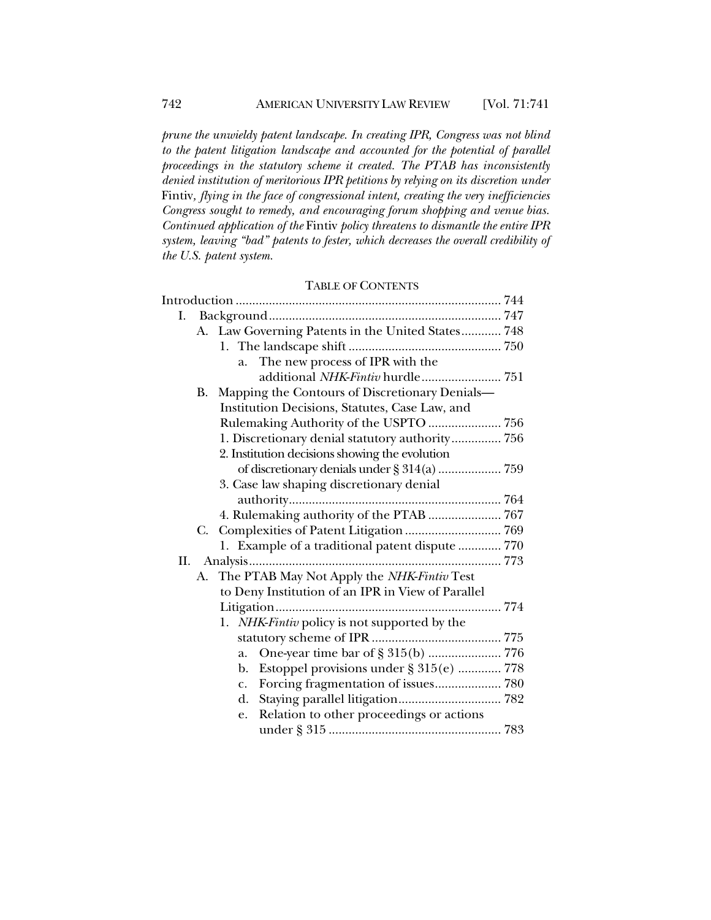*prune the unwieldy patent landscape. In creating IPR, Congress was not blind to the patent litigation landscape and accounted for the potential of parallel proceedings in the statutory scheme it created. The PTAB has inconsistently denied institution of meritorious IPR petitions by relying on its discretion under* Fintiv*, flying in the face of congressional intent, creating the very inefficiencies Congress sought to remedy, and encouraging forum shopping and venue bias. Continued application of the* Fintiv *policy threatens to dismantle the entire IPR system, leaving "bad" patents to fester, which decreases the overall credibility of the U.S. patent system.*

TABLE OF CONTENTS

Introduction ................................................................................ 744
- I. Background ...................................................................... 747
  - A. Law Governing Patents in the United States ............ 748
    - 1. The landscape shift .............................................. 750
      - a. The new process of IPR with the additional *NHK-Fintiv* hurdle ........................ 751
  - B. Mapping the Contours of Discretionary Denials—Institution Decisions, Statutes, Case Law, and Rulemaking Authority of the USPTO ...................... 756
    - 1. Discretionary denial statutory authority ............... 756
    - 2. Institution decisions showing the evolution of discretionary denials under § 314(a) ................... 759
    - 3. Case law shaping discretionary denial authority ................................................................ 764
    - 4. Rulemaking authority of the PTAB ...................... 767
  - C. Complexities of Patent Litigation ............................. 769
    - 1. Example of a traditional patent dispute ............. 770
- II. Analysis ............................................................................ 773
  - A. The PTAB May Not Apply the *NHK-Fintiv* Test to Deny Institution of an IPR in View of Parallel Litigation .................................................................... 774
    - 1. *NHK-Fintiv* policy is not supported by the statutory scheme of IPR ....................................... 775
      - a. One-year time bar of § 315(b) ...................... 776
      - b. Estoppel provisions under § 315(e) ............. 778
      - c. Forcing fragmentation of issues.................... 780
      - d. Staying parallel litigation............................... 782
      - e. Relation to other proceedings or actions under § 315 .................................................... 783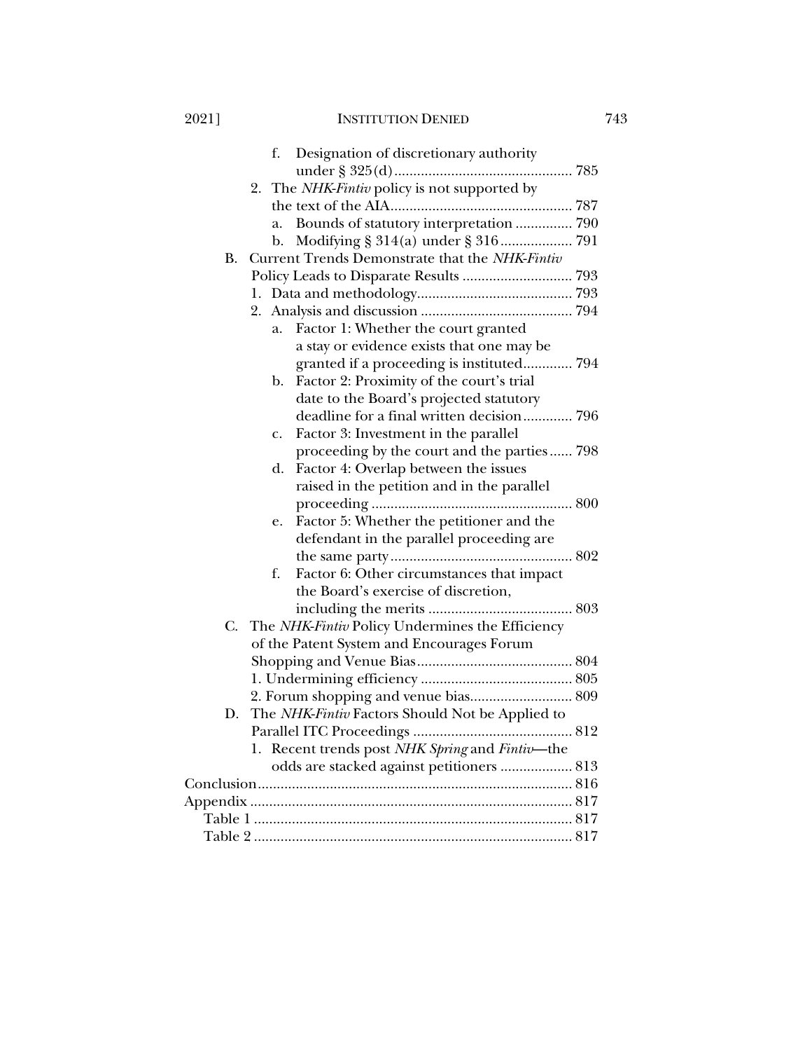- f. Designation of discretionary authority under § 325(d) ........................................... 785
- 2. The *NHK-Fintiv* policy is not supported by the text of the AIA ........................................... 787
  - a. Bounds of statutory interpretation ............... 790
  - b. Modifying § 314(a) under § 316 ................... 791
- B. Current Trends Demonstrate that the *NHK-Fintiv* Policy Leads to Disparate Results ............................ 793
  - 1. Data and methodology ......................................... 793
  - 2. Analysis and discussion ........................................ 794
    - a. Factor 1: Whether the court granted a stay or evidence exists that one may be granted if a proceeding is instituted ............. 794
    - b. Factor 2: Proximity of the court's trial date to the Board's projected statutory deadline for a final written decision ............. 796
    - c. Factor 3: Investment in the parallel proceeding by the court and the parties ...... 798
    - d. Factor 4: Overlap between the issues raised in the petition and in the parallel proceeding ..................................................... 800
    - e. Factor 5: Whether the petitioner and the defendant in the parallel proceeding are the same party ................................................ 802
    - f. Factor 6: Other circumstances that impact the Board's exercise of discretion, including the merits ...................................... 803
- C. The *NHK-Fintiv* Policy Undermines the Efficiency of the Patent System and Encourages Forum Shopping and Venue Bias ......................................... 804
  - 1. Undermining efficiency ........................................ 805
  - 2. Forum shopping and venue bias ........................... 809
- D. The *NHK-Fintiv* Factors Should Not be Applied to Parallel ITC Proceedings .......................................... 812
  - 1. Recent trends post *NHK Spring* and *Fintiv*—the odds are stacked against petitioners ................... 813

Conclusion ................................................................................... 816

Appendix ..................................................................................... 817

- Table 1 .................................................................................... 817
- Table 2 .................................................................................... 817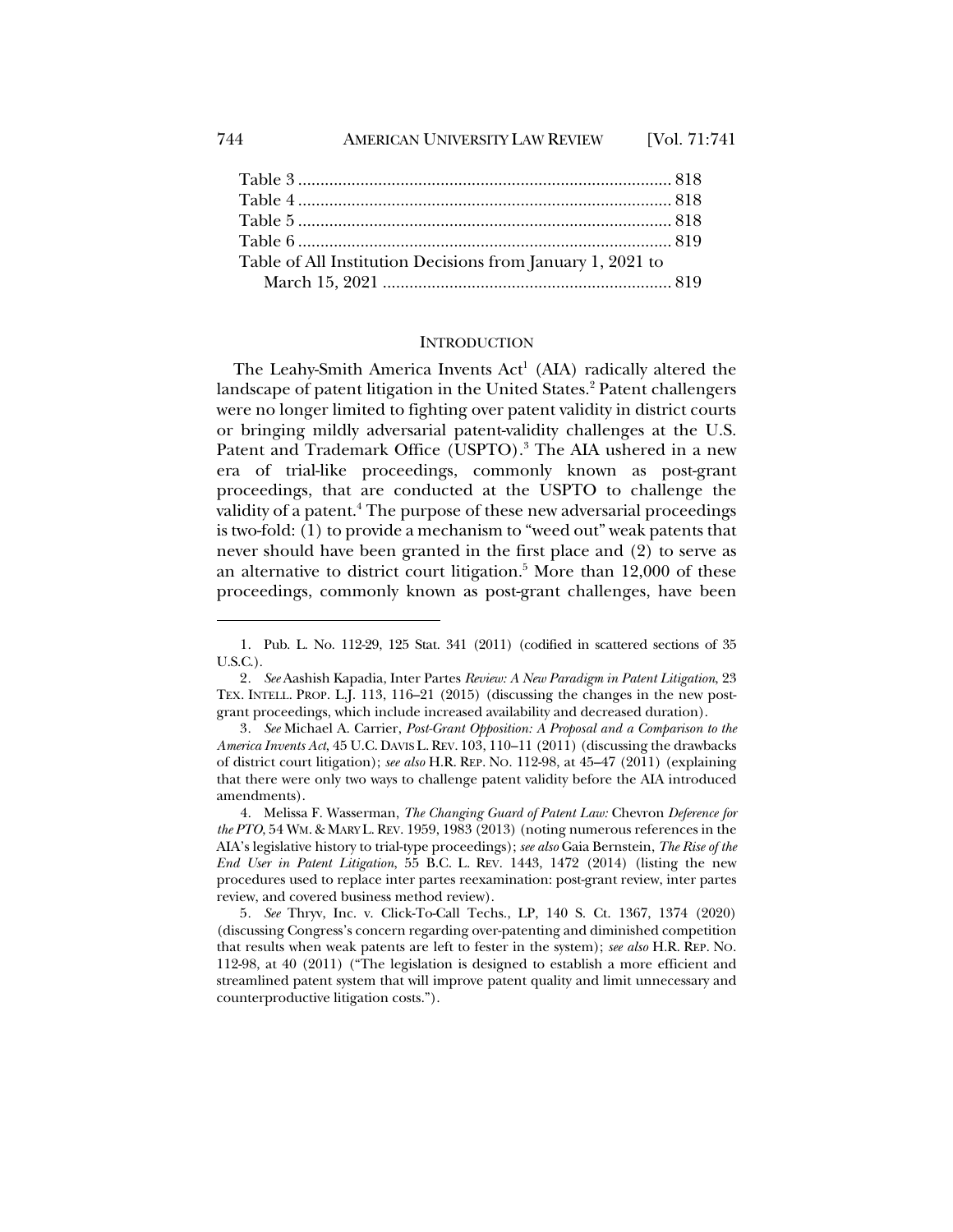Table 3 .................................................................................... 818
Table 4 .................................................................................... 818
Table 5 .................................................................................... 818
Table 6 .................................................................................... 819
Table of All Institution Decisions from January 1, 2021 to March 15, 2021 ................................................................. 819

## INTRODUCTION

The Leahy-Smith America Invents Act[1] (AIA) radically altered the landscape of patent litigation in the United States.[2] Patent challengers were no longer limited to fighting over patent validity in district courts or bringing mildly adversarial patent-validity challenges at the U.S. Patent and Trademark Office (USPTO).[3] The AIA ushered in a new era of trial-like proceedings, commonly known as post-grant proceedings, that are conducted at the USPTO to challenge the validity of a patent.[4] The purpose of these new adversarial proceedings is two-fold: (1) to provide a mechanism to "weed out" weak patents that never should have been granted in the first place and (2) to serve as an alternative to district court litigation.[5] More than 12,000 of these proceedings, commonly known as post-grant challenges, have been

---

1. Pub. L. No. 112-29, 125 Stat. 341 (2011) (codified in scattered sections of 35 U.S.C.).

2. *See* Aashish Kapadia, Inter Partes *Review: A New Paradigm in Patent Litigation*, 23 TEX. INTELL. PROP. L.J. 113, 116–21 (2015) (discussing the changes in the new post-grant proceedings, which include increased availability and decreased duration).

3. *See* Michael A. Carrier, *Post-Grant Opposition: A Proposal and a Comparison to the America Invents Act*, 45 U.C. DAVIS L. REV. 103, 110–11 (2011) (discussing the drawbacks of district court litigation); *see also* H.R. REP. NO. 112-98, at 45–47 (2011) (explaining that there were only two ways to challenge patent validity before the AIA introduced amendments).

4. Melissa F. Wasserman, *The Changing Guard of Patent Law:* Chevron *Deference for the PTO*, 54 WM. & MARY L. REV. 1959, 1983 (2013) (noting numerous references in the AIA's legislative history to trial-type proceedings); *see also* Gaia Bernstein, *The Rise of the End User in Patent Litigation*, 55 B.C. L. REV. 1443, 1472 (2014) (listing the new procedures used to replace inter partes reexamination: post-grant review, inter partes review, and covered business method review).

5. *See* Thryv, Inc. v. Click-To-Call Techs., LP, 140 S. Ct. 1367, 1374 (2020) (discussing Congress's concern regarding over-patenting and diminished competition that results when weak patents are left to fester in the system); *see also* H.R. REP. NO. 112-98, at 40 (2011) ("The legislation is designed to establish a more efficient and streamlined patent system that will improve patent quality and limit unnecessary and counterproductive litigation costs.").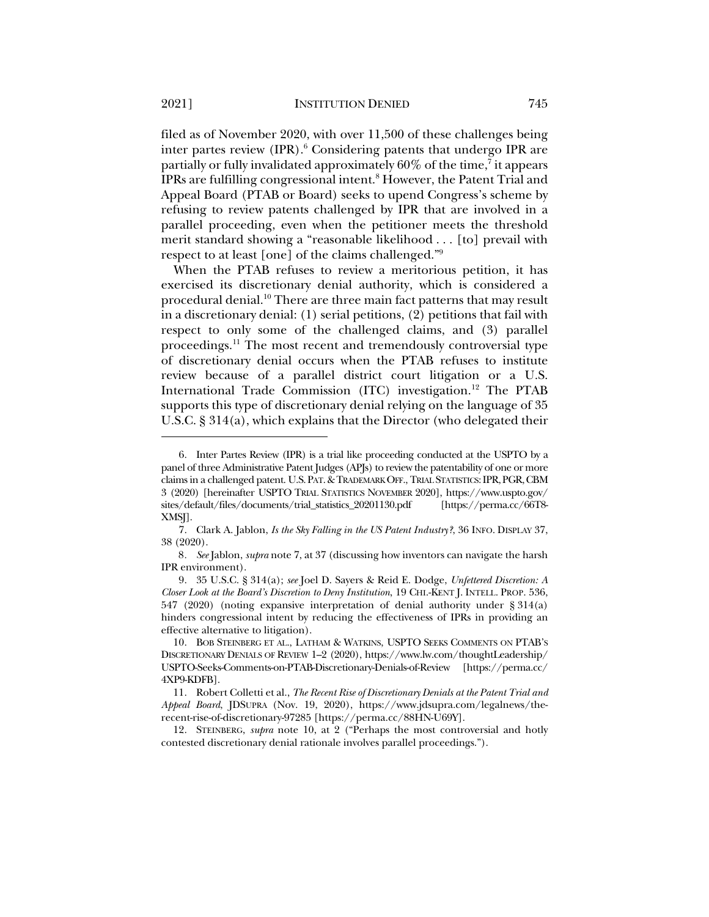filed as of November 2020, with over 11,500 of these challenges being inter partes review (IPR).[6] Considering patents that undergo IPR are partially or fully invalidated approximately 60% of the time,[7] it appears IPRs are fulfilling congressional intent.[8] However, the Patent Trial and Appeal Board (PTAB or Board) seeks to upend Congress's scheme by refusing to review patents challenged by IPR that are involved in a parallel proceeding, even when the petitioner meets the threshold merit standard showing a "reasonable likelihood . . . [to] prevail with respect to at least [one] of the claims challenged."[9]

When the PTAB refuses to review a meritorious petition, it has exercised its discretionary denial authority, which is considered a procedural denial.[10] There are three main fact patterns that may result in a discretionary denial: (1) serial petitions, (2) petitions that fail with respect to only some of the challenged claims, and (3) parallel proceedings.[11] The most recent and tremendously controversial type of discretionary denial occurs when the PTAB refuses to institute review because of a parallel district court litigation or a U.S. International Trade Commission (ITC) investigation.[12] The PTAB supports this type of discretionary denial relying on the language of 35 U.S.C. § 314(a), which explains that the Director (who delegated their

---

6. Inter Partes Review (IPR) is a trial like proceeding conducted at the USPTO by a panel of three Administrative Patent Judges (APJs) to review the patentability of one or more claims in a challenged patent. U.S. PAT. & TRADEMARK OFF., TRIAL STATISTICS: IPR, PGR, CBM 3 (2020) [hereinafter USPTO TRIAL STATISTICS NOVEMBER 2020], https://www.uspto.gov/sites/default/files/documents/trial_statistics_20201130.pdf [https://perma.cc/66T8-XMSJ].

7. Clark A. Jablon, *Is the Sky Falling in the US Patent Industry?*, 36 INFO. DISPLAY 37, 38 (2020).

8. *See* Jablon, *supra* note 7, at 37 (discussing how inventors can navigate the harsh IPR environment).

9. 35 U.S.C. § 314(a); *see* Joel D. Sayers & Reid E. Dodge, *Unfettered Discretion: A Closer Look at the Board's Discretion to Deny Institution*, 19 CHI.-KENT J. INTELL. PROP. 536, 547 (2020) (noting expansive interpretation of denial authority under § 314(a) hinders congressional intent by reducing the effectiveness of IPRs in providing an effective alternative to litigation).

10. BOB STEINBERG ET AL., LATHAM & WATKINS, USPTO SEEKS COMMENTS ON PTAB'S DISCRETIONARY DENIALS OF REVIEW 1–2 (2020), https://www.lw.com/thoughtLeadership/USPTO-Seeks-Comments-on-PTAB-Discretionary-Denials-of-Review [https://perma.cc/4XP9-KDFB].

11. Robert Colletti et al., *The Recent Rise of Discretionary Denials at the Patent Trial and Appeal Board*, JDSUPRA (Nov. 19, 2020), https://www.jdsupra.com/legalnews/the-recent-rise-of-discretionary-97285 [https://perma.cc/88HN-U69Y].

12. STEINBERG, *supra* note 10, at 2 ("Perhaps the most controversial and hotly contested discretionary denial rationale involves parallel proceedings.").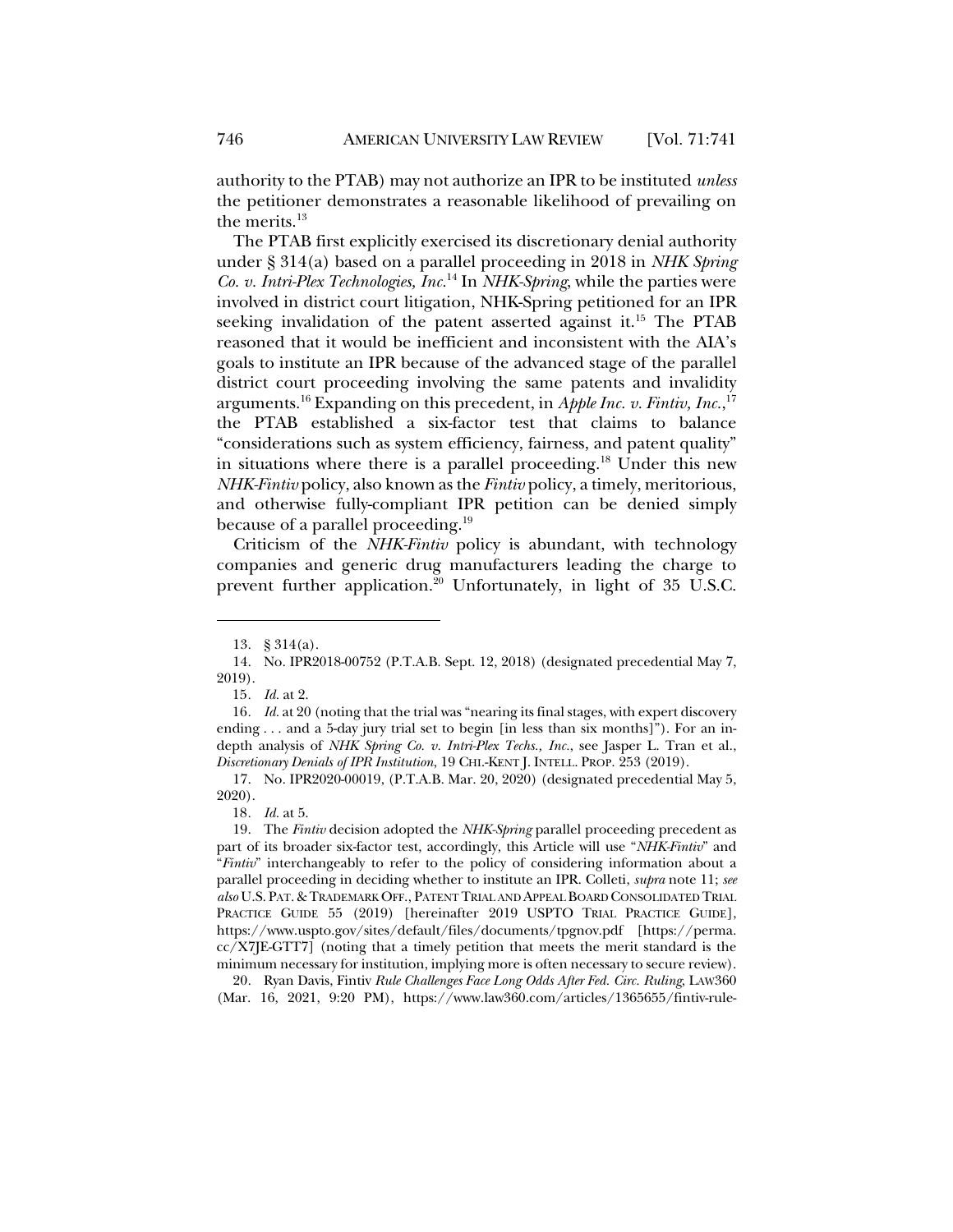authority to the PTAB) may not authorize an IPR to be instituted *unless* the petitioner demonstrates a reasonable likelihood of prevailing on the merits.[13]

The PTAB first explicitly exercised its discretionary denial authority under § 314(a) based on a parallel proceeding in 2018 in *NHK Spring Co. v. Intri-Plex Technologies, Inc.*[14] In *NHK-Spring*, while the parties were involved in district court litigation, NHK-Spring petitioned for an IPR seeking invalidation of the patent asserted against it.[15] The PTAB reasoned that it would be inefficient and inconsistent with the AIA's goals to institute an IPR because of the advanced stage of the parallel district court proceeding involving the same patents and invalidity arguments.[16] Expanding on this precedent, in *Apple Inc. v. Fintiv, Inc.*,[17] the PTAB established a six-factor test that claims to balance "considerations such as system efficiency, fairness, and patent quality" in situations where there is a parallel proceeding.[18] Under this new *NHK-Fintiv* policy, also known as the *Fintiv* policy, a timely, meritorious, and otherwise fully-compliant IPR petition can be denied simply because of a parallel proceeding.[19]

Criticism of the *NHK-Fintiv* policy is abundant, with technology companies and generic drug manufacturers leading the charge to prevent further application.[20] Unfortunately, in light of 35 U.S.C.

---

13. § 314(a).

14. No. IPR2018-00752 (P.T.A.B. Sept. 12, 2018) (designated precedential May 7, 2019).

15. *Id.* at 2.

16. *Id.* at 20 (noting that the trial was "nearing its final stages, with expert discovery ending . . . and a 5-day jury trial set to begin [in less than six months]"). For an in-depth analysis of *NHK Spring Co. v. Intri-Plex Techs., Inc.*, see Jasper L. Tran et al., *Discretionary Denials of IPR Institution*, 19 CHI.-KENT J. INTELL. PROP. 253 (2019).

17. No. IPR2020-00019, (P.T.A.B. Mar. 20, 2020) (designated precedential May 5, 2020).

18. *Id.* at 5.

19. The *Fintiv* decision adopted the *NHK-Spring* parallel proceeding precedent as part of its broader six-factor test, accordingly, this Article will use "*NHK-Fintiv*" and "*Fintiv*" interchangeably to refer to the policy of considering information about a parallel proceeding in deciding whether to institute an IPR. Colleti, *supra* note 11; *see also* U.S. PAT. & TRADEMARK OFF., PATENT TRIAL AND APPEAL BOARD CONSOLIDATED TRIAL PRACTICE GUIDE 55 (2019) [hereinafter 2019 USPTO TRIAL PRACTICE GUIDE], https://www.uspto.gov/sites/default/files/documents/tpgnov.pdf [https://perma.cc/X7JE-GTT7] (noting that a timely petition that meets the merit standard is the minimum necessary for institution, implying more is often necessary to secure review).

20. Ryan Davis, Fintiv *Rule Challenges Face Long Odds After Fed. Circ. Ruling*, LAW360 (Mar. 16, 2021, 9:20 PM), https://www.law360.com/articles/1365655/fintiv-rule-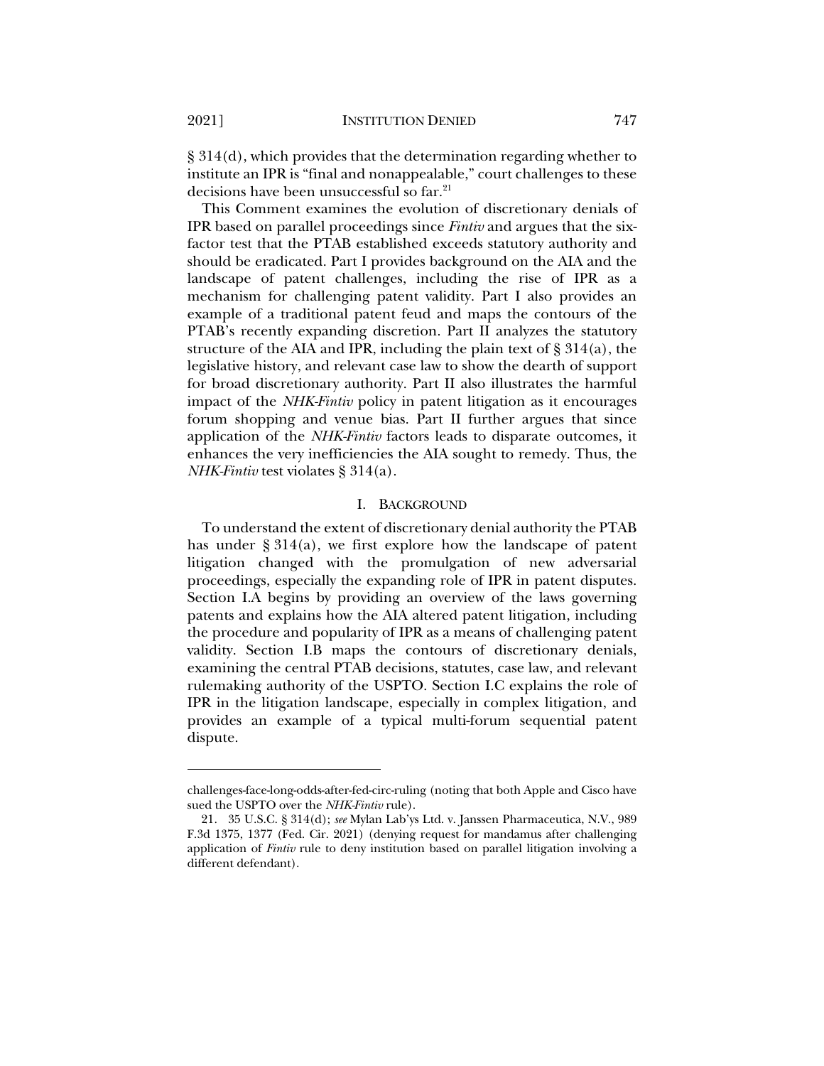§ 314(d), which provides that the determination regarding whether to institute an IPR is "final and nonappealable," court challenges to these decisions have been unsuccessful so far.[21]

This Comment examines the evolution of discretionary denials of IPR based on parallel proceedings since *Fintiv* and argues that the six-factor test that the PTAB established exceeds statutory authority and should be eradicated. Part I provides background on the AIA and the landscape of patent challenges, including the rise of IPR as a mechanism for challenging patent validity. Part I also provides an example of a traditional patent feud and maps the contours of the PTAB's recently expanding discretion. Part II analyzes the statutory structure of the AIA and IPR, including the plain text of § 314(a), the legislative history, and relevant case law to show the dearth of support for broad discretionary authority. Part II also illustrates the harmful impact of the *NHK-Fintiv* policy in patent litigation as it encourages forum shopping and venue bias. Part II further argues that since application of the *NHK-Fintiv* factors leads to disparate outcomes, it enhances the very inefficiencies the AIA sought to remedy. Thus, the *NHK-Fintiv* test violates § 314(a).

## I. BACKGROUND

To understand the extent of discretionary denial authority the PTAB has under § 314(a), we first explore how the landscape of patent litigation changed with the promulgation of new adversarial proceedings, especially the expanding role of IPR in patent disputes. Section I.A begins by providing an overview of the laws governing patents and explains how the AIA altered patent litigation, including the procedure and popularity of IPR as a means of challenging patent validity. Section I.B maps the contours of discretionary denials, examining the central PTAB decisions, statutes, case law, and relevant rulemaking authority of the USPTO. Section I.C explains the role of IPR in the litigation landscape, especially in complex litigation, and provides an example of a typical multi-forum sequential patent dispute.

---

challenges-face-long-odds-after-fed-circ-ruling (noting that both Apple and Cisco have sued the USPTO over the *NHK-Fintiv* rule).

21. 35 U.S.C. § 314(d); *see* Mylan Lab'ys Ltd. v. Janssen Pharmaceutica, N.V., 989 F.3d 1375, 1377 (Fed. Cir. 2021) (denying request for mandamus after challenging application of *Fintiv* rule to deny institution based on parallel litigation involving a different defendant).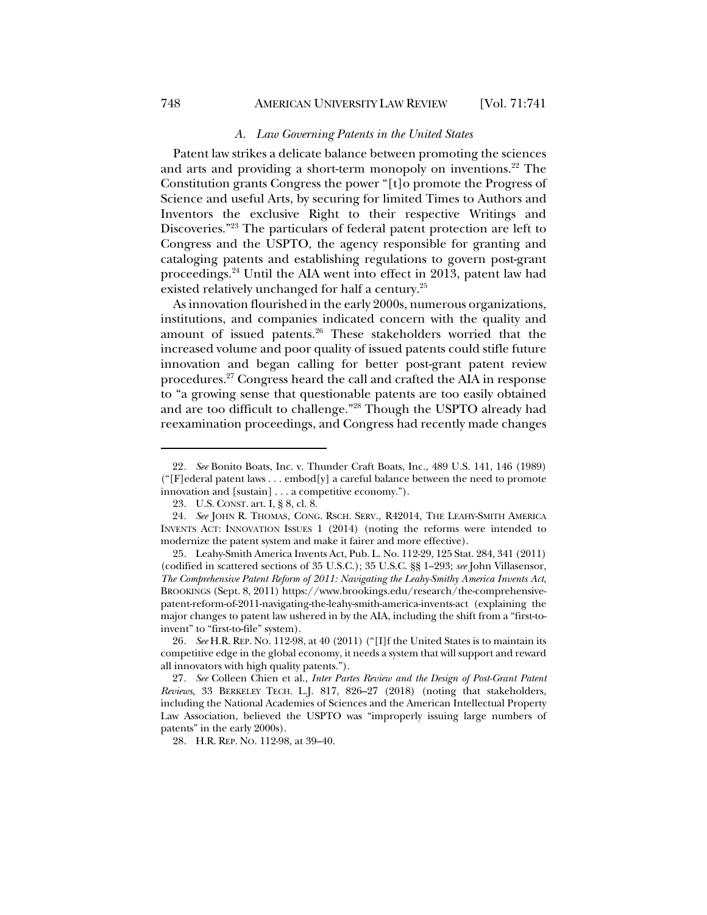### *A. Law Governing Patents in the United States*

Patent law strikes a delicate balance between promoting the sciences and arts and providing a short-term monopoly on inventions.[22] The Constitution grants Congress the power "[t]o promote the Progress of Science and useful Arts, by securing for limited Times to Authors and Inventors the exclusive Right to their respective Writings and Discoveries."[23] The particulars of federal patent protection are left to Congress and the USPTO, the agency responsible for granting and cataloging patents and establishing regulations to govern post-grant proceedings.[24] Until the AIA went into effect in 2013, patent law had existed relatively unchanged for half a century.[25]

As innovation flourished in the early 2000s, numerous organizations, institutions, and companies indicated concern with the quality and amount of issued patents.[26] These stakeholders worried that the increased volume and poor quality of issued patents could stifle future innovation and began calling for better post-grant patent review procedures.[27] Congress heard the call and crafted the AIA in response to "a growing sense that questionable patents are too easily obtained and are too difficult to challenge."[28] Though the USPTO already had reexamination proceedings, and Congress had recently made changes

---

22. *See* Bonito Boats, Inc. v. Thunder Craft Boats, Inc., 489 U.S. 141, 146 (1989) ("[F]ederal patent laws . . . embod[y] a careful balance between the need to promote innovation and [sustain] . . . a competitive economy.").

23. U.S. CONST. art. I, § 8, cl. 8.

24. *See* JOHN R. THOMAS, CONG. RSCH. SERV., R42014, THE LEAHY-SMITH AMERICA INVENTS ACT: INNOVATION ISSUES 1 (2014) (noting the reforms were intended to modernize the patent system and make it fairer and more effective).

25. Leahy-Smith America Invents Act, Pub. L. No. 112-29, 125 Stat. 284, 341 (2011) (codified in scattered sections of 35 U.S.C.); 35 U.S.C. §§ 1–293; *see* John Villasensor, *The Comprehensive Patent Reform of 2011: Navigating the Leahy-Smithy America Invents Act*, BROOKINGS (Sept. 8, 2011) https://www.brookings.edu/research/the-comprehensive-patent-reform-of-2011-navigating-the-leahy-smith-america-invents-act (explaining the major changes to patent law ushered in by the AIA, including the shift from a "first-to-invent" to "first-to-file" system).

26. *See* H.R. REP. NO. 112-98, at 40 (2011) ("[I]f the United States is to maintain its competitive edge in the global economy, it needs a system that will support and reward all innovators with high quality patents.").

27. *See* Colleen Chien et al., *Inter Partes Review and the Design of Post-Grant Patent Reviews*, 33 BERKELEY TECH. L.J. 817, 826–27 (2018) (noting that stakeholders, including the National Academies of Sciences and the American Intellectual Property Law Association, believed the USPTO was "improperly issuing large numbers of patents" in the early 2000s).

28. H.R. REP. NO. 112-98, at 39–40.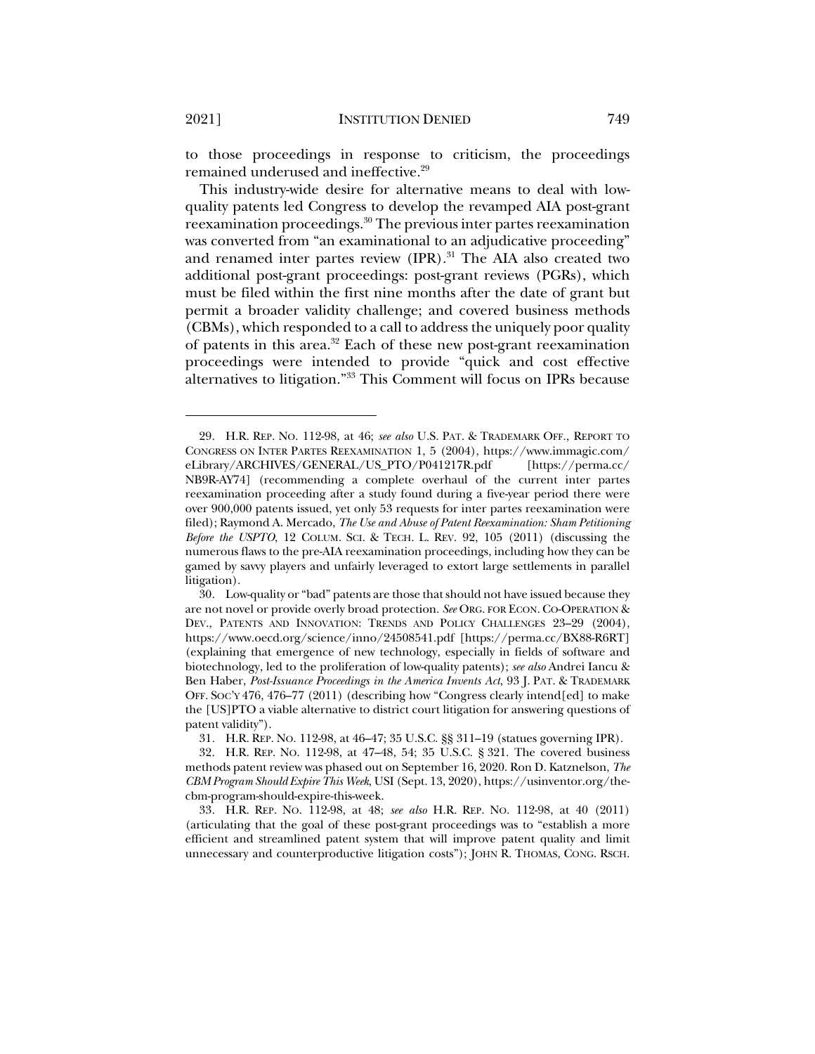to those proceedings in response to criticism, the proceedings remained underused and ineffective.[29]

This industry-wide desire for alternative means to deal with low-quality patents led Congress to develop the revamped AIA post-grant reexamination proceedings.[30] The previous inter partes reexamination was converted from "an examinational to an adjudicative proceeding" and renamed inter partes review (IPR).[31] The AIA also created two additional post-grant proceedings: post-grant reviews (PGRs), which must be filed within the first nine months after the date of grant but permit a broader validity challenge; and covered business methods (CBMs), which responded to a call to address the uniquely poor quality of patents in this area.[32] Each of these new post-grant reexamination proceedings were intended to provide "quick and cost effective alternatives to litigation."[33] This Comment will focus on IPRs because

---

29. H.R. REP. NO. 112-98, at 46; *see also* U.S. PAT. & TRADEMARK OFF., REPORT TO CONGRESS ON INTER PARTES REEXAMINATION 1, 5 (2004), https://www.immagic.com/eLibrary/ARCHIVES/GENERAL/US_PTO/P041217R.pdf [https://perma.cc/NB9R-AY74] (recommending a complete overhaul of the current inter partes reexamination proceeding after a study found during a five-year period there were over 900,000 patents issued, yet only 53 requests for inter partes reexamination were filed); Raymond A. Mercado, *The Use and Abuse of Patent Reexamination: Sham Petitioning Before the USPTO*, 12 COLUM. SCI. & TECH. L. REV. 92, 105 (2011) (discussing the numerous flaws to the pre-AIA reexamination proceedings, including how they can be gamed by savvy players and unfairly leveraged to extort large settlements in parallel litigation).

30. Low-quality or "bad" patents are those that should not have issued because they are not novel or provide overly broad protection. *See* ORG. FOR ECON. CO-OPERATION & DEV., PATENTS AND INNOVATION: TRENDS AND POLICY CHALLENGES 23–29 (2004), https://www.oecd.org/science/inno/24508541.pdf [https://perma.cc/BX88-R6RT] (explaining that emergence of new technology, especially in fields of software and biotechnology, led to the proliferation of low-quality patents); *see also* Andrei Iancu & Ben Haber, *Post-Issuance Proceedings in the America Invents Act*, 93 J. PAT. & TRADEMARK OFF. SOC'Y 476, 476–77 (2011) (describing how "Congress clearly intend[ed] to make the [US]PTO a viable alternative to district court litigation for answering questions of patent validity").

31. H.R. REP. NO. 112-98, at 46–47; 35 U.S.C. §§ 311–19 (statues governing IPR).

32. H.R. REP. NO. 112-98, at 47–48, 54; 35 U.S.C. § 321. The covered business methods patent review was phased out on September 16, 2020. Ron D. Katznelson, *The CBM Program Should Expire This Week*, USI (Sept. 13, 2020), https://usinventor.org/the-cbm-program-should-expire-this-week.

33. H.R. REP. NO. 112-98, at 48; *see also* H.R. REP. NO. 112-98, at 40 (2011) (articulating that the goal of these post-grant proceedings was to "establish a more efficient and streamlined patent system that will improve patent quality and limit unnecessary and counterproductive litigation costs"); JOHN R. THOMAS, CONG. RSCH.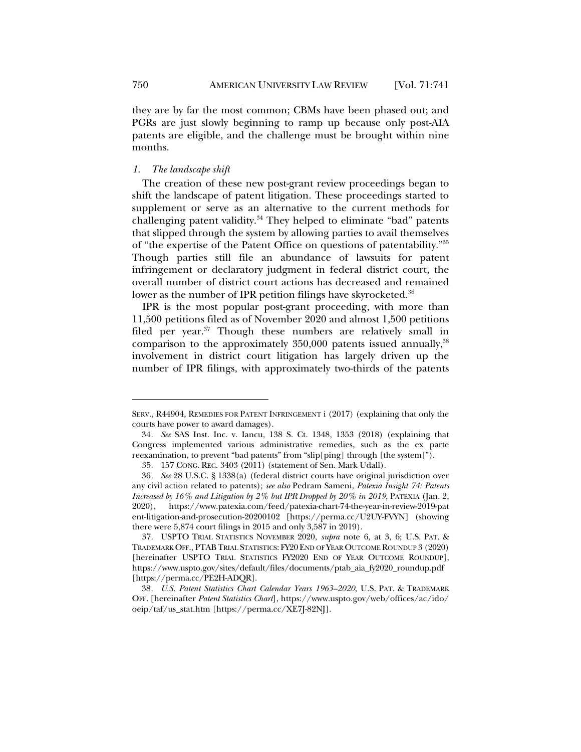they are by far the most common; CBMs have been phased out; and PGRs are just slowly beginning to ramp up because only post-AIA patents are eligible, and the challenge must be brought within nine months.

### *1. The landscape shift*

The creation of these new post-grant review proceedings began to shift the landscape of patent litigation. These proceedings started to supplement or serve as an alternative to the current methods for challenging patent validity.[34] They helped to eliminate "bad" patents that slipped through the system by allowing parties to avail themselves of "the expertise of the Patent Office on questions of patentability."[35] Though parties still file an abundance of lawsuits for patent infringement or declaratory judgment in federal district court, the overall number of district court actions has decreased and remained lower as the number of IPR petition filings have skyrocketed.[36]

IPR is the most popular post-grant proceeding, with more than 11,500 petitions filed as of November 2020 and almost 1,500 petitions filed per year.[37] Though these numbers are relatively small in comparison to the approximately 350,000 patents issued annually,[38] involvement in district court litigation has largely driven up the number of IPR filings, with approximately two-thirds of the patents

---

SERV., R44904, REMEDIES FOR PATENT INFRINGEMENT i (2017) (explaining that only the courts have power to award damages).

34. *See* SAS Inst. Inc. v. Iancu, 138 S. Ct. 1348, 1353 (2018) (explaining that Congress implemented various administrative remedies, such as the ex parte reexamination, to prevent "bad patents" from "slip[ping] through [the system]").

35. 157 CONG. REC. 3403 (2011) (statement of Sen. Mark Udall).

36. *See* 28 U.S.C. § 1338(a) (federal district courts have original jurisdiction over any civil action related to patents); *see also* Pedram Sameni, *Patexia Insight 74: Patents Increased by 16% and Litigation by 2% but IPR Dropped by 20% in 2019*, PATEXIA (Jan. 2, 2020), https://www.patexia.com/feed/patexia-chart-74-the-year-in-review-2019-patent-litigation-and-prosecution-20200102 [https://perma.cc/U2UY-FVYN] (showing there were 5,874 court filings in 2015 and only 3,587 in 2019).

37. USPTO TRIAL STATISTICS NOVEMBER 2020, *supra* note 6, at 3, 6; U.S. PAT. & TRADEMARK OFF., PTAB TRIAL STATISTICS: FY20 END OF YEAR OUTCOME ROUNDUP 3 (2020) [hereinafter USPTO TRIAL STATISTICS FY2020 END OF YEAR OUTCOME ROUNDUP], https://www.uspto.gov/sites/default/files/documents/ptab_aia_fy2020_roundup.pdf [https://perma.cc/PE2H-ADQR].

38. *U.S. Patent Statistics Chart Calendar Years 1963–2020*, U.S. PAT. & TRADEMARK OFF. [hereinafter *Patent Statistics Chart*], https://www.uspto.gov/web/offices/ac/ido/oeip/taf/us_stat.htm [https://perma.cc/XE7J-82NJ].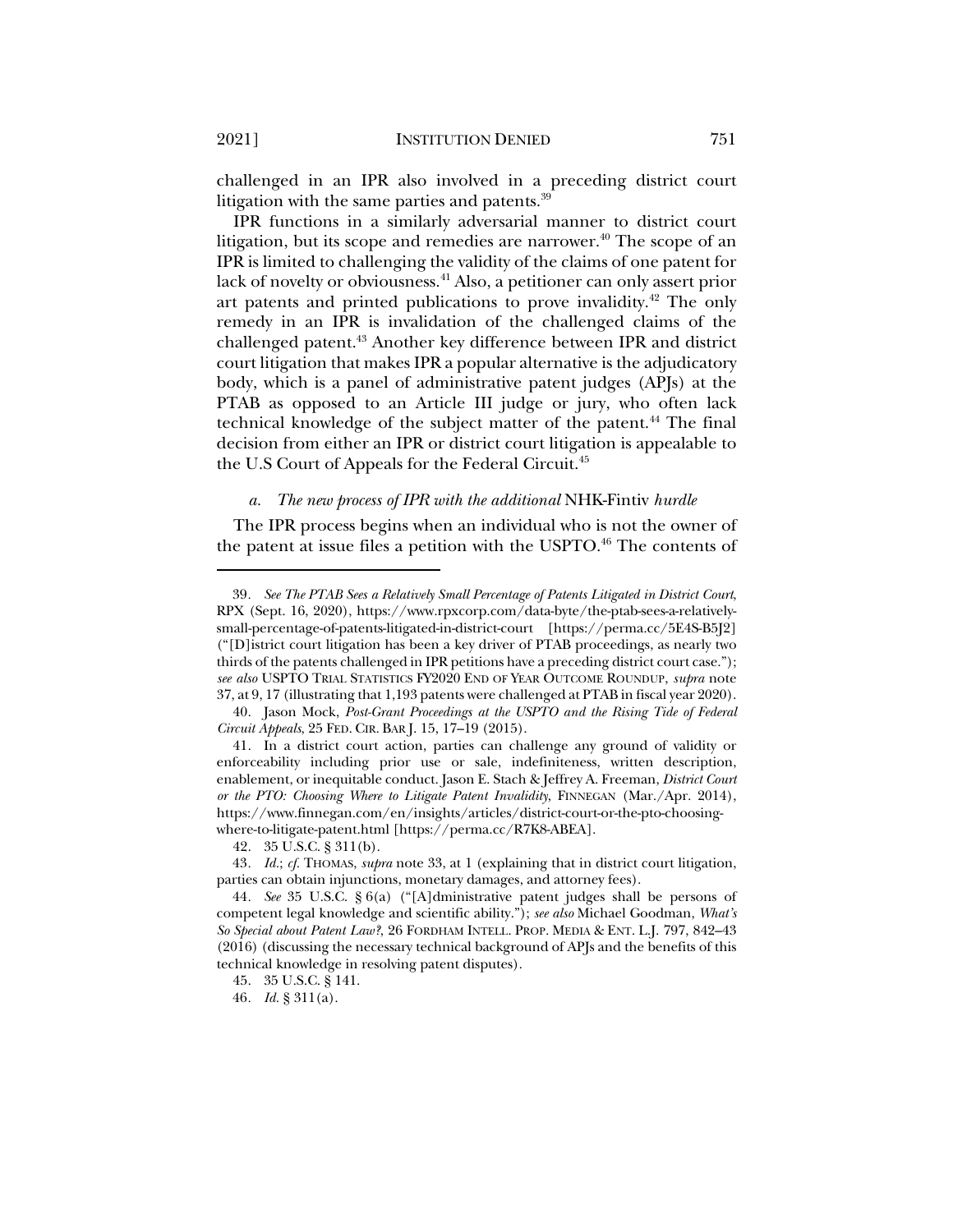challenged in an IPR also involved in a preceding district court litigation with the same parties and patents.[39]

IPR functions in a similarly adversarial manner to district court litigation, but its scope and remedies are narrower.[40] The scope of an IPR is limited to challenging the validity of the claims of one patent for lack of novelty or obviousness.[41] Also, a petitioner can only assert prior art patents and printed publications to prove invalidity.[42] The only remedy in an IPR is invalidation of the challenged claims of the challenged patent.[43] Another key difference between IPR and district court litigation that makes IPR a popular alternative is the adjudicatory body, which is a panel of administrative patent judges (APJs) at the PTAB as opposed to an Article III judge or jury, who often lack technical knowledge of the subject matter of the patent.[44] The final decision from either an IPR or district court litigation is appealable to the U.S Court of Appeals for the Federal Circuit.[45]

#### *a. The new process of IPR with the additional* NHK-Fintiv *hurdle*

The IPR process begins when an individual who is not the owner of the patent at issue files a petition with the USPTO.[46] The contents of

---

39. *See The PTAB Sees a Relatively Small Percentage of Patents Litigated in District Court*, RPX (Sept. 16, 2020), https://www.rpxcorp.com/data-byte/the-ptab-sees-a-relatively-small-percentage-of-patents-litigated-in-district-court [https://perma.cc/5E4S-B5J2] ("[D]istrict court litigation has been a key driver of PTAB proceedings, as nearly two thirds of the patents challenged in IPR petitions have a preceding district court case."); *see also* USPTO TRIAL STATISTICS FY2020 END OF YEAR OUTCOME ROUNDUP, *supra* note 37, at 9, 17 (illustrating that 1,193 patents were challenged at PTAB in fiscal year 2020).

40. Jason Mock, *Post-Grant Proceedings at the USPTO and the Rising Tide of Federal Circuit Appeals*, 25 FED. CIR. BAR J. 15, 17–19 (2015).

41. In a district court action, parties can challenge any ground of validity or enforceability including prior use or sale, indefiniteness, written description, enablement, or inequitable conduct. Jason E. Stach & Jeffrey A. Freeman, *District Court or the PTO: Choosing Where to Litigate Patent Invalidity*, FINNEGAN (Mar./Apr. 2014), https://www.finnegan.com/en/insights/articles/district-court-or-the-pto-choosing-where-to-litigate-patent.html [https://perma.cc/R7K8-ABEA].

42. 35 U.S.C. § 311(b).

43. *Id.*; *cf.* THOMAS, *supra* note 33, at 1 (explaining that in district court litigation, parties can obtain injunctions, monetary damages, and attorney fees).

44. *See* 35 U.S.C. § 6(a) ("[A]dministrative patent judges shall be persons of competent legal knowledge and scientific ability."); *see also* Michael Goodman, *What's So Special about Patent Law?*, 26 FORDHAM INTELL. PROP. MEDIA & ENT. L.J. 797, 842–43 (2016) (discussing the necessary technical background of APJs and the benefits of this technical knowledge in resolving patent disputes).

45. 35 U.S.C. § 141.

46. *Id.* § 311(a).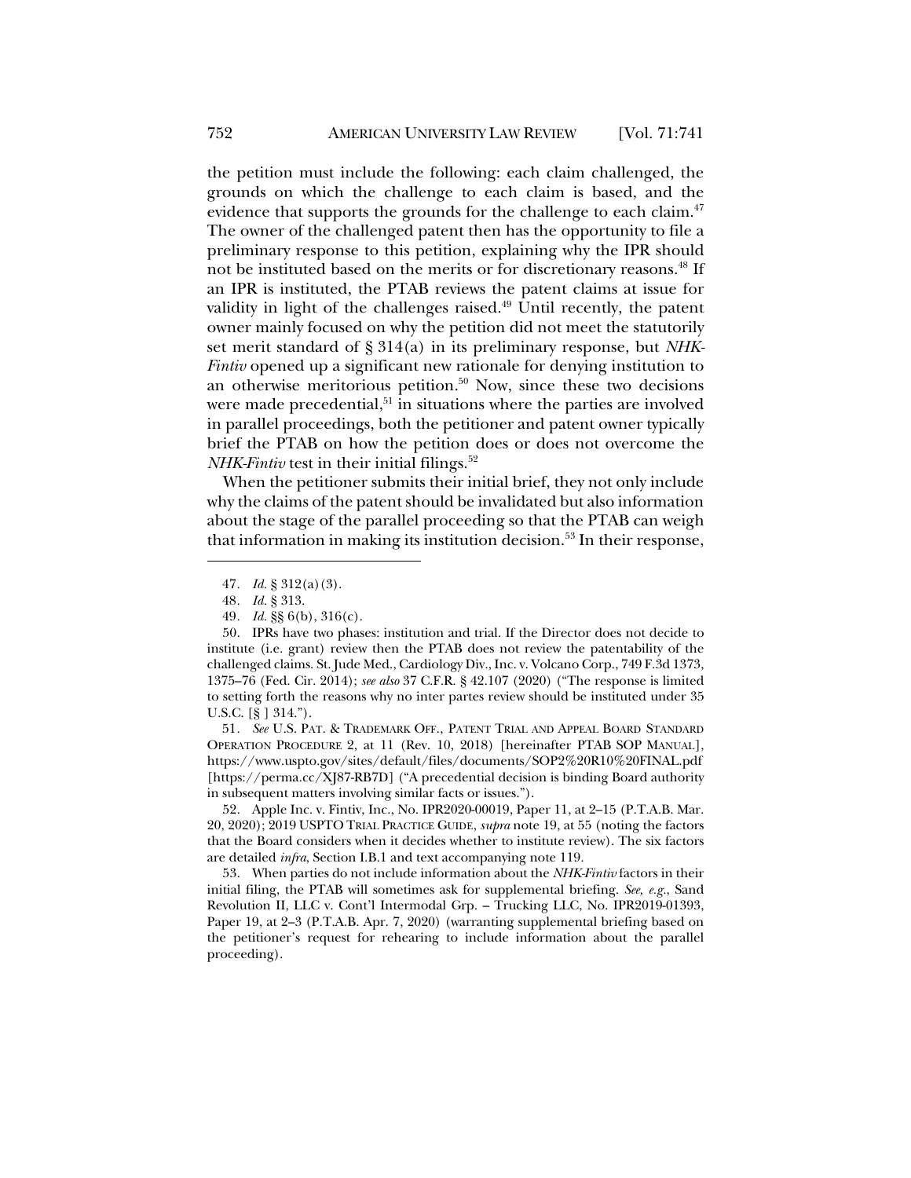the petition must include the following: each claim challenged, the grounds on which the challenge to each claim is based, and the evidence that supports the grounds for the challenge to each claim.[47] The owner of the challenged patent then has the opportunity to file a preliminary response to this petition, explaining why the IPR should not be instituted based on the merits or for discretionary reasons.[48] If an IPR is instituted, the PTAB reviews the patent claims at issue for validity in light of the challenges raised.[49] Until recently, the patent owner mainly focused on why the petition did not meet the statutorily set merit standard of § 314(a) in its preliminary response, but *NHK-Fintiv* opened up a significant new rationale for denying institution to an otherwise meritorious petition.[50] Now, since these two decisions were made precedential,[51] in situations where the parties are involved in parallel proceedings, both the petitioner and patent owner typically brief the PTAB on how the petition does or does not overcome the *NHK-Fintiv* test in their initial filings.[52]

When the petitioner submits their initial brief, they not only include why the claims of the patent should be invalidated but also information about the stage of the parallel proceeding so that the PTAB can weigh that information in making its institution decision.[53] In their response,

---

47. *Id.* § 312(a)(3).

48. *Id.* § 313.

49. *Id.* §§ 6(b), 316(c).

50. IPRs have two phases: institution and trial. If the Director does not decide to institute (i.e. grant) review then the PTAB does not review the patentability of the challenged claims. St. Jude Med., Cardiology Div., Inc. v. Volcano Corp., 749 F.3d 1373, 1375–76 (Fed. Cir. 2014); *see also* 37 C.F.R. § 42.107 (2020) ("The response is limited to setting forth the reasons why no inter partes review should be instituted under 35 U.S.C. [§ ] 314.").

51. *See* U.S. PAT. & TRADEMARK OFF., PATENT TRIAL AND APPEAL BOARD STANDARD OPERATION PROCEDURE 2, at 11 (Rev. 10, 2018) [hereinafter PTAB SOP MANUAL], https://www.uspto.gov/sites/default/files/documents/SOP2%20R10%20FINAL.pdf [https://perma.cc/XJ87-RB7D] ("A precedential decision is binding Board authority in subsequent matters involving similar facts or issues.").

52. Apple Inc. v. Fintiv, Inc., No. IPR2020-00019, Paper 11, at 2–15 (P.T.A.B. Mar. 20, 2020); 2019 USPTO TRIAL PRACTICE GUIDE, *supra* note 19, at 55 (noting the factors that the Board considers when it decides whether to institute review). The six factors are detailed *infra*, Section I.B.1 and text accompanying note 119.

53. When parties do not include information about the *NHK-Fintiv* factors in their initial filing, the PTAB will sometimes ask for supplemental briefing. *See, e.g.*, Sand Revolution II, LLC v. Cont'l Intermodal Grp. – Trucking LLC, No. IPR2019-01393, Paper 19, at 2–3 (P.T.A.B. Apr. 7, 2020) (warranting supplemental briefing based on the petitioner's request for rehearing to include information about the parallel proceeding).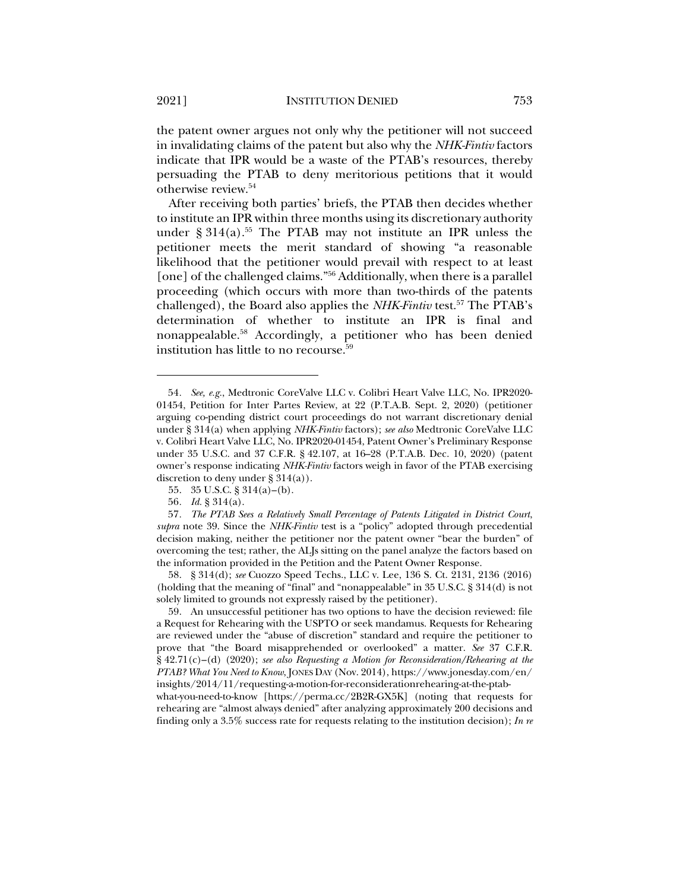the patent owner argues not only why the petitioner will not succeed in invalidating claims of the patent but also why the *NHK-Fintiv* factors indicate that IPR would be a waste of the PTAB's resources, thereby persuading the PTAB to deny meritorious petitions that it would otherwise review.[54]

After receiving both parties' briefs, the PTAB then decides whether to institute an IPR within three months using its discretionary authority under § 314(a).[55] The PTAB may not institute an IPR unless the petitioner meets the merit standard of showing "a reasonable likelihood that the petitioner would prevail with respect to at least [one] of the challenged claims."[56] Additionally, when there is a parallel proceeding (which occurs with more than two-thirds of the patents challenged), the Board also applies the *NHK-Fintiv* test.[57] The PTAB's determination of whether to institute an IPR is final and nonappealable.[58] Accordingly, a petitioner who has been denied institution has little to no recourse.[59]

---

54. *See, e.g.*, Medtronic CoreValve LLC v. Colibri Heart Valve LLC, No. IPR2020-01454, Petition for Inter Partes Review, at 22 (P.T.A.B. Sept. 2, 2020) (petitioner arguing co-pending district court proceedings do not warrant discretionary denial under § 314(a) when applying *NHK-Fintiv* factors); *see also* Medtronic CoreValve LLC v. Colibri Heart Valve LLC, No. IPR2020-01454, Patent Owner's Preliminary Response under 35 U.S.C. and 37 C.F.R. § 42.107, at 16–28 (P.T.A.B. Dec. 10, 2020) (patent owner's response indicating *NHK-Fintiv* factors weigh in favor of the PTAB exercising discretion to deny under § 314(a)).

55. 35 U.S.C. § 314(a)–(b).

56. *Id.* § 314(a).

57. *The PTAB Sees a Relatively Small Percentage of Patents Litigated in District Court*, *supra* note 39. Since the *NHK-Fintiv* test is a "policy" adopted through precedential decision making, neither the petitioner nor the patent owner "bear the burden" of overcoming the test; rather, the ALJs sitting on the panel analyze the factors based on the information provided in the Petition and the Patent Owner Response.

58. § 314(d); *see* Cuozzo Speed Techs., LLC v. Lee, 136 S. Ct. 2131, 2136 (2016) (holding that the meaning of "final" and "nonappealable" in 35 U.S.C. § 314(d) is not solely limited to grounds not expressly raised by the petitioner).

59. An unsuccessful petitioner has two options to have the decision reviewed: file a Request for Rehearing with the USPTO or seek mandamus. Requests for Rehearing are reviewed under the "abuse of discretion" standard and require the petitioner to prove that "the Board misapprehended or overlooked" a matter. *See* 37 C.F.R. § 42.71(c)–(d) (2020); *see also Requesting a Motion for Reconsideration/Rehearing at the PTAB? What You Need to Know*, JONES DAY (Nov. 2014), https://www.jonesday.com/en/insights/2014/11/requesting-a-motion-for-reconsiderationrehearing-at-the-ptab-what-you-need-to-know [https://perma.cc/2B2R-GX5K] (noting that requests for rehearing are "almost always denied" after analyzing approximately 200 decisions and finding only a 3.5% success rate for requests relating to the institution decision); *In re*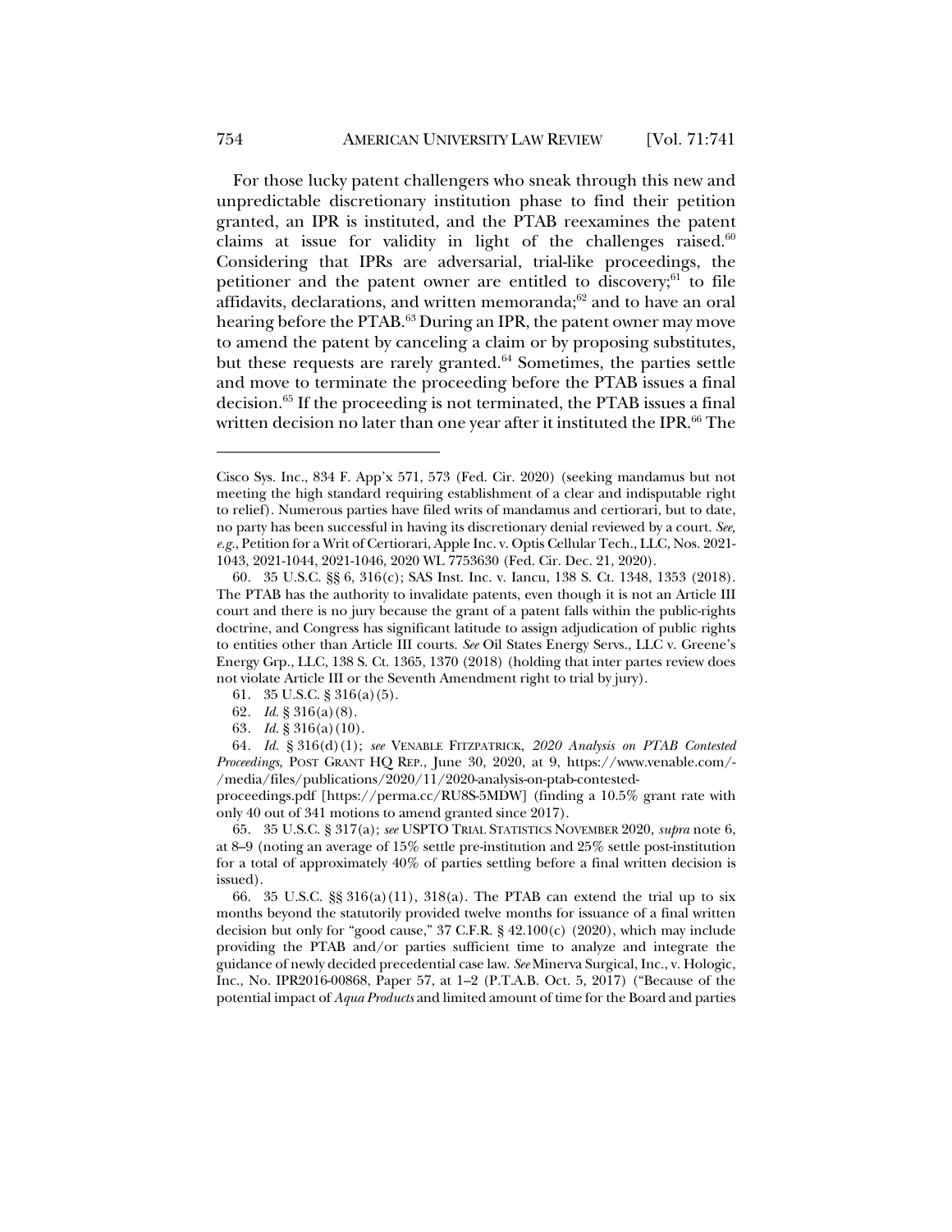For those lucky patent challengers who sneak through this new and unpredictable discretionary institution phase to find their petition granted, an IPR is instituted, and the PTAB reexamines the patent claims at issue for validity in light of the challenges raised.[60] Considering that IPRs are adversarial, trial-like proceedings, the petitioner and the patent owner are entitled to discovery;[61] to file affidavits, declarations, and written memoranda;[62] and to have an oral hearing before the PTAB.[63] During an IPR, the patent owner may move to amend the patent by canceling a claim or by proposing substitutes, but these requests are rarely granted.[64] Sometimes, the parties settle and move to terminate the proceeding before the PTAB issues a final decision.[65] If the proceeding is not terminated, the PTAB issues a final written decision no later than one year after it instituted the IPR.[66] The

---

Cisco Sys. Inc., 834 F. App'x 571, 573 (Fed. Cir. 2020) (seeking mandamus but not meeting the high standard requiring establishment of a clear and indisputable right to relief). Numerous parties have filed writs of mandamus and certiorari, but to date, no party has been successful in having its discretionary denial reviewed by a court. *See, e.g.*, Petition for a Writ of Certiorari, Apple Inc. v. Optis Cellular Tech., LLC, Nos. 2021-1043, 2021-1044, 2021-1046, 2020 WL 7753630 (Fed. Cir. Dec. 21, 2020).

60. 35 U.S.C. §§ 6, 316(c); SAS Inst. Inc. v. Iancu, 138 S. Ct. 1348, 1353 (2018). The PTAB has the authority to invalidate patents, even though it is not an Article III court and there is no jury because the grant of a patent falls within the public-rights doctrine, and Congress has significant latitude to assign adjudication of public rights to entities other than Article III courts. *See* Oil States Energy Servs., LLC v. Greene's Energy Grp., LLC, 138 S. Ct. 1365, 1370 (2018) (holding that inter partes review does not violate Article III or the Seventh Amendment right to trial by jury).

61. 35 U.S.C. § 316(a)(5).

62. *Id.* § 316(a)(8).

63. *Id.* § 316(a)(10).

64. *Id.* § 316(d)(1); *see* VENABLE FITZPATRICK, *2020 Analysis on PTAB Contested Proceedings*, POST GRANT HQ REP., June 30, 2020, at 9, https://www.venable.com/-/media/files/publications/2020/11/2020-analysis-on-ptab-contested-proceedings.pdf [https://perma.cc/RU8S-5MDW] (finding a 10.5% grant rate with only 40 out of 341 motions to amend granted since 2017).

65. 35 U.S.C. § 317(a); *see* USPTO TRIAL STATISTICS NOVEMBER 2020, *supra* note 6, at 8–9 (noting an average of 15% settle pre-institution and 25% settle post-institution for a total of approximately 40% of parties settling before a final written decision is issued).

66. 35 U.S.C. §§ 316(a)(11), 318(a). The PTAB can extend the trial up to six months beyond the statutorily provided twelve months for issuance of a final written decision but only for "good cause," 37 C.F.R. § 42.100(c) (2020), which may include providing the PTAB and/or parties sufficient time to analyze and integrate the guidance of newly decided precedential case law. *See* Minerva Surgical, Inc., v. Hologic, Inc., No. IPR2016-00868, Paper 57, at 1–2 (P.T.A.B. Oct. 5, 2017) ("Because of the potential impact of *Aqua Products* and limited amount of time for the Board and parties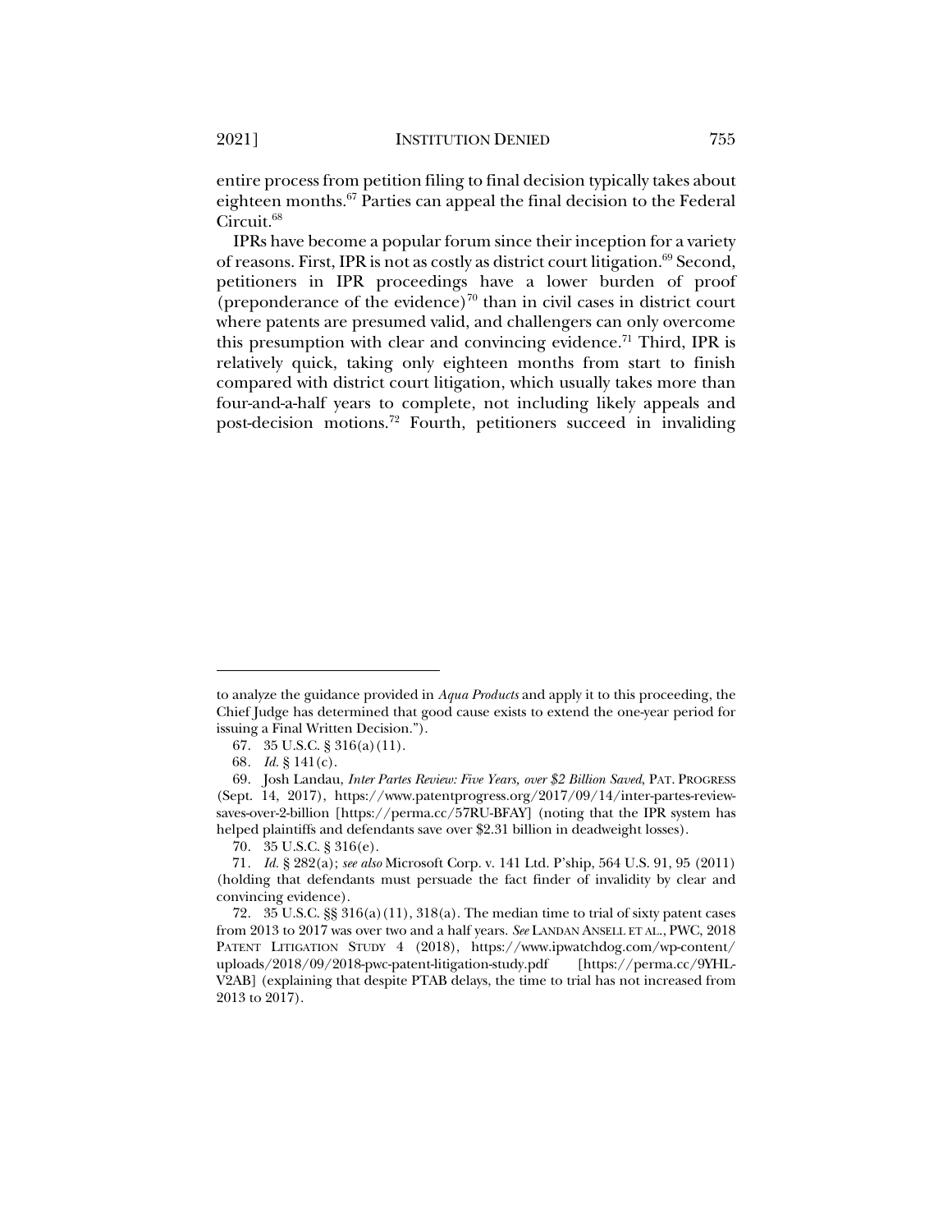entire process from petition filing to final decision typically takes about eighteen months.[67] Parties can appeal the final decision to the Federal Circuit.[68]

IPRs have become a popular forum since their inception for a variety of reasons. First, IPR is not as costly as district court litigation.[69] Second, petitioners in IPR proceedings have a lower burden of proof (preponderance of the evidence)[70] than in civil cases in district court where patents are presumed valid, and challengers can only overcome this presumption with clear and convincing evidence.[71] Third, IPR is relatively quick, taking only eighteen months from start to finish compared with district court litigation, which usually takes more than four-and-a-half years to complete, not including likely appeals and post-decision motions.[72] Fourth, petitioners succeed in invaliding

---

to analyze the guidance provided in *Aqua Products* and apply it to this proceeding, the Chief Judge has determined that good cause exists to extend the one-year period for issuing a Final Written Decision.").

67. 35 U.S.C. § 316(a)(11).

68. *Id.* § 141(c).

69. Josh Landau, *Inter Partes Review: Five Years, over $2 Billion Saved*, PAT. PROGRESS (Sept. 14, 2017), https://www.patentprogress.org/2017/09/14/inter-partes-review-saves-over-2-billion [https://perma.cc/57RU-BFAY] (noting that the IPR system has helped plaintiffs and defendants save over $2.31 billion in deadweight losses).

70. 35 U.S.C. § 316(e).

71. *Id.* § 282(a); *see also* Microsoft Corp. v. i4i Ltd. P'ship, 564 U.S. 91, 95 (2011) (holding that defendants must persuade the fact finder of invalidity by clear and convincing evidence).

72. 35 U.S.C. §§ 316(a)(11), 318(a). The median time to trial of sixty patent cases from 2013 to 2017 was over two and a half years. *See* LANDAN ANSELL ET AL., PWC, 2018 PATENT LITIGATION STUDY 4 (2018), https://www.ipwatchdog.com/wp-content/uploads/2018/09/2018-pwc-patent-litigation-study.pdf [https://perma.cc/9YHL-V2AB] (explaining that despite PTAB delays, the time to trial has not increased from 2013 to 2017).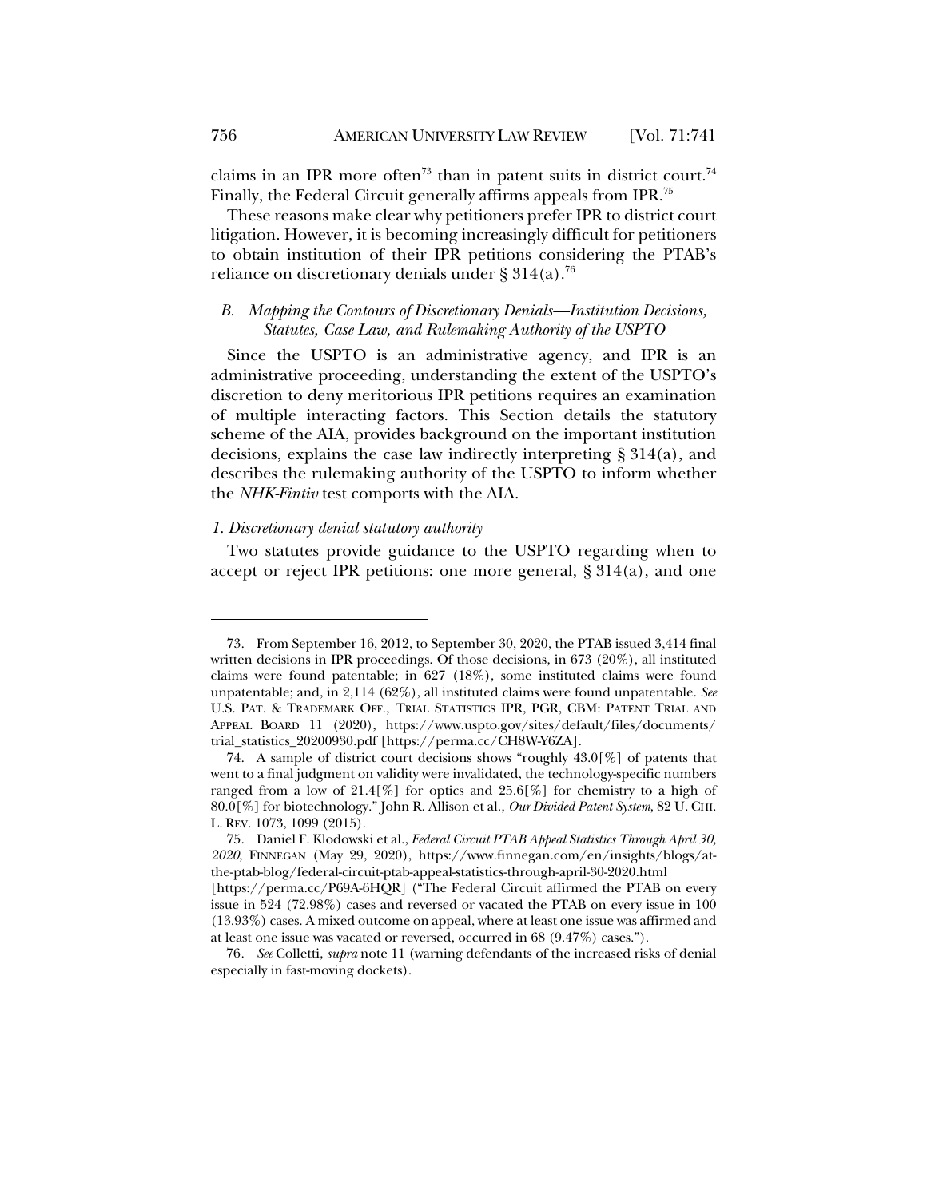claims in an IPR more often[73] than in patent suits in district court.[74] Finally, the Federal Circuit generally affirms appeals from IPR.[75]

These reasons make clear why petitioners prefer IPR to district court litigation. However, it is becoming increasingly difficult for petitioners to obtain institution of their IPR petitions considering the PTAB's reliance on discretionary denials under § 314(a).[76]

### *B. Mapping the Contours of Discretionary Denials—Institution Decisions, Statutes, Case Law, and Rulemaking Authority of the USPTO*

Since the USPTO is an administrative agency, and IPR is an administrative proceeding, understanding the extent of the USPTO's discretion to deny meritorious IPR petitions requires an examination of multiple interacting factors. This Section details the statutory scheme of the AIA, provides background on the important institution decisions, explains the case law indirectly interpreting § 314(a), and describes the rulemaking authority of the USPTO to inform whether the *NHK-Fintiv* test comports with the AIA.

#### *1. Discretionary denial statutory authority*

Two statutes provide guidance to the USPTO regarding when to accept or reject IPR petitions: one more general, § 314(a), and one

---

73. From September 16, 2012, to September 30, 2020, the PTAB issued 3,414 final written decisions in IPR proceedings. Of those decisions, in 673 (20%), all instituted claims were found patentable; in 627 (18%), some instituted claims were found unpatentable; and, in 2,114 (62%), all instituted claims were found unpatentable. *See* U.S. PAT. & TRADEMARK OFF., TRIAL STATISTICS IPR, PGR, CBM: PATENT TRIAL AND APPEAL BOARD 11 (2020), https://www.uspto.gov/sites/default/files/documents/trial_statistics_20200930.pdf [https://perma.cc/CH8W-Y6ZA].

74. A sample of district court decisions shows "roughly 43.0[%] of patents that went to a final judgment on validity were invalidated, the technology-specific numbers ranged from a low of 21.4[%] for optics and 25.6[%] for chemistry to a high of 80.0[%] for biotechnology." John R. Allison et al., *Our Divided Patent System*, 82 U. CHI. L. REV. 1073, 1099 (2015).

75. Daniel F. Klodowski et al., *Federal Circuit PTAB Appeal Statistics Through April 30, 2020*, FINNEGAN (May 29, 2020), https://www.finnegan.com/en/insights/blogs/at-the-ptab-blog/federal-circuit-ptab-appeal-statistics-through-april-30-2020.html [https://perma.cc/P69A-6HQR] ("The Federal Circuit affirmed the PTAB on every issue in 524 (72.98%) cases and reversed or vacated the PTAB on every issue in 100 (13.93%) cases. A mixed outcome on appeal, where at least one issue was affirmed and at least one issue was vacated or reversed, occurred in 68 (9.47%) cases.").

76. *See* Colletti, *supra* note 11 (warning defendants of the increased risks of denial especially in fast-moving dockets).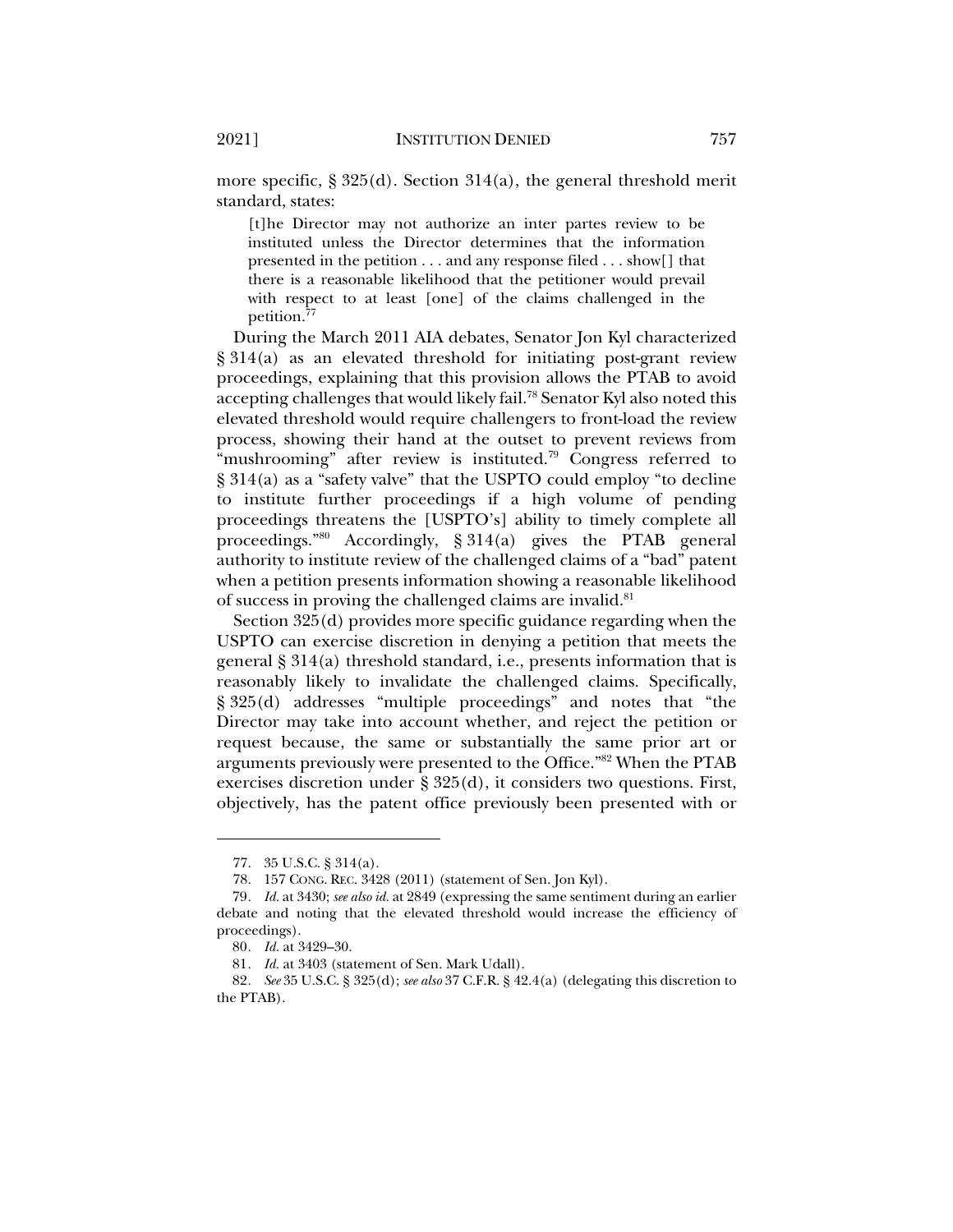more specific, § 325(d). Section 314(a), the general threshold merit standard, states:

> [t]he Director may not authorize an inter partes review to be instituted unless the Director determines that the information presented in the petition . . . and any response filed . . . show[] that there is a reasonable likelihood that the petitioner would prevail with respect to at least [one] of the claims challenged in the petition.[77]

During the March 2011 AIA debates, Senator Jon Kyl characterized § 314(a) as an elevated threshold for initiating post-grant review proceedings, explaining that this provision allows the PTAB to avoid accepting challenges that would likely fail.[78] Senator Kyl also noted this elevated threshold would require challengers to front-load the review process, showing their hand at the outset to prevent reviews from "mushrooming" after review is instituted.[79] Congress referred to § 314(a) as a "safety valve" that the USPTO could employ "to decline to institute further proceedings if a high volume of pending proceedings threatens the [USPTO's] ability to timely complete all proceedings."[80] Accordingly, § 314(a) gives the PTAB general authority to institute review of the challenged claims of a "bad" patent when a petition presents information showing a reasonable likelihood of success in proving the challenged claims are invalid.[81]

Section 325(d) provides more specific guidance regarding when the USPTO can exercise discretion in denying a petition that meets the general § 314(a) threshold standard, i.e., presents information that is reasonably likely to invalidate the challenged claims. Specifically, § 325(d) addresses "multiple proceedings" and notes that "the Director may take into account whether, and reject the petition or request because, the same or substantially the same prior art or arguments previously were presented to the Office."[82] When the PTAB exercises discretion under § 325(d), it considers two questions. First, objectively, has the patent office previously been presented with or

---

77. 35 U.S.C. § 314(a).

78. 157 CONG. REC. 3428 (2011) (statement of Sen. Jon Kyl).

79. *Id.* at 3430; *see also id.* at 2849 (expressing the same sentiment during an earlier debate and noting that the elevated threshold would increase the efficiency of proceedings).

80. *Id.* at 3429–30.

81. *Id.* at 3403 (statement of Sen. Mark Udall).

82. *See* 35 U.S.C. § 325(d); *see also* 37 C.F.R. § 42.4(a) (delegating this discretion to the PTAB).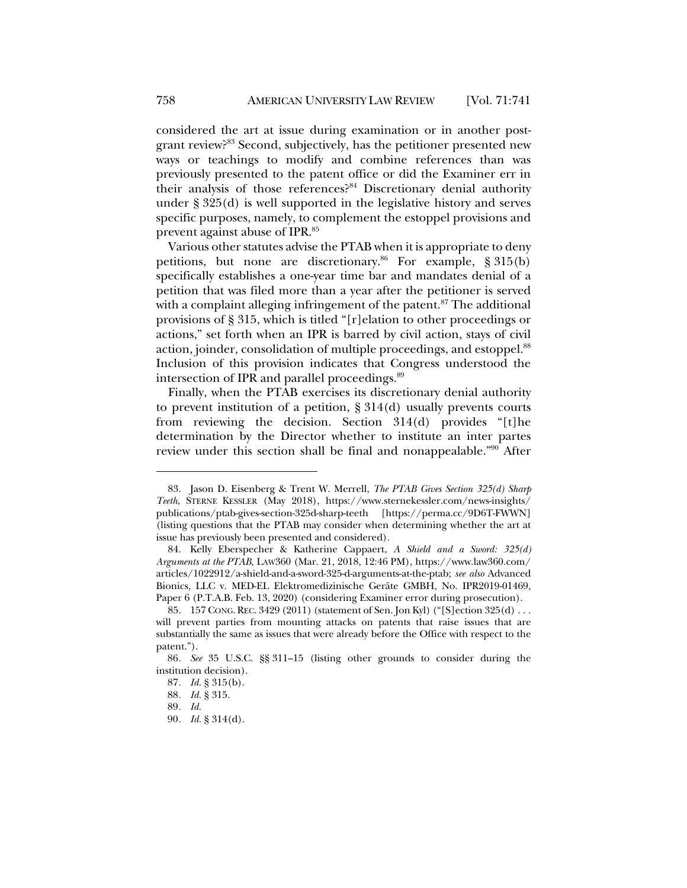considered the art at issue during examination or in another post-grant review?[83] Second, subjectively, has the petitioner presented new ways or teachings to modify and combine references than was previously presented to the patent office or did the Examiner err in their analysis of those references?[84] Discretionary denial authority under § 325(d) is well supported in the legislative history and serves specific purposes, namely, to complement the estoppel provisions and prevent against abuse of IPR.[85]

Various other statutes advise the PTAB when it is appropriate to deny petitions, but none are discretionary.[86] For example, § 315(b) specifically establishes a one-year time bar and mandates denial of a petition that was filed more than a year after the petitioner is served with a complaint alleging infringement of the patent.[87] The additional provisions of § 315, which is titled "[r]elation to other proceedings or actions," set forth when an IPR is barred by civil action, stays of civil action, joinder, consolidation of multiple proceedings, and estoppel.[88] Inclusion of this provision indicates that Congress understood the intersection of IPR and parallel proceedings.[89]

Finally, when the PTAB exercises its discretionary denial authority to prevent institution of a petition, § 314(d) usually prevents courts from reviewing the decision. Section 314(d) provides "[t]he determination by the Director whether to institute an inter partes review under this section shall be final and nonappealable."[90] After

---

83. Jason D. Eisenberg & Trent W. Merrell, *The PTAB Gives Section 325(d) Sharp Teeth*, STERNE KESSLER (May 2018), https://www.sternekessler.com/news-insights/publications/ptab-gives-section-325d-sharp-teeth [https://perma.cc/9D6T-FWWN] (listing questions that the PTAB may consider when determining whether the art at issue has previously been presented and considered).

84. Kelly Eberspecher & Katherine Cappaert, *A Shield and a Sword: 325(d) Arguments at the PTAB*, LAW360 (Mar. 21, 2018, 12:46 PM), https://www.law360.com/articles/1022912/a-shield-and-a-sword-325-d-arguments-at-the-ptab; *see also* Advanced Bionics, LLC v. MED-EL Elektromedizinische Geräte GMBH, No. IPR2019-01469, Paper 6 (P.T.A.B. Feb. 13, 2020) (considering Examiner error during prosecution).

85. 157 CONG. REC. 3429 (2011) (statement of Sen. Jon Kyl) ("[S]ection 325(d) . . . will prevent parties from mounting attacks on patents that raise issues that are substantially the same as issues that were already before the Office with respect to the patent.").

86. *See* 35 U.S.C. §§ 311–15 (listing other grounds to consider during the institution decision).

87. *Id.* § 315(b).

88. *Id.* § 315.

89. *Id.*

90. *Id.* § 314(d).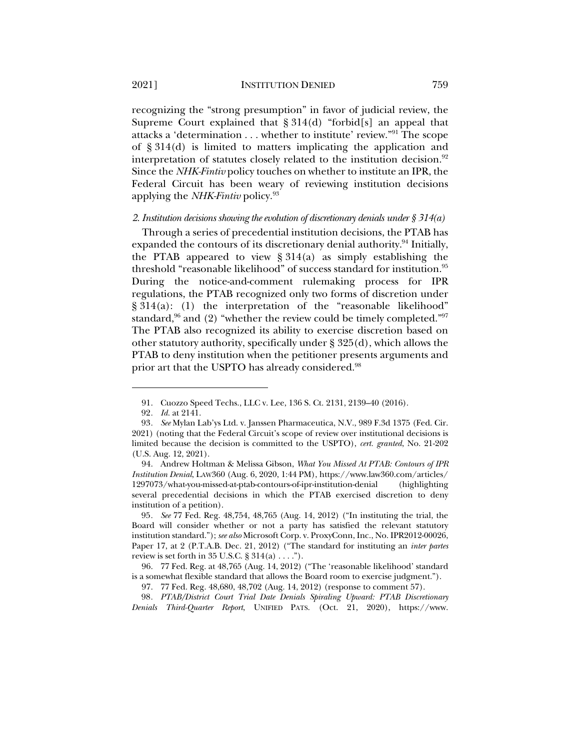recognizing the "strong presumption" in favor of judicial review, the Supreme Court explained that § 314(d) "forbid[s] an appeal that attacks a 'determination . . . whether to institute' review."[91] The scope of § 314(d) is limited to matters implicating the application and interpretation of statutes closely related to the institution decision.[92] Since the *NHK-Fintiv* policy touches on whether to institute an IPR, the Federal Circuit has been weary of reviewing institution decisions applying the *NHK-Fintiv* policy.[93]

*2. Institution decisions showing the evolution of discretionary denials under § 314(a)*

Through a series of precedential institution decisions, the PTAB has expanded the contours of its discretionary denial authority.[94] Initially, the PTAB appeared to view § 314(a) as simply establishing the threshold "reasonable likelihood" of success standard for institution.[95] During the notice-and-comment rulemaking process for IPR regulations, the PTAB recognized only two forms of discretion under § 314(a): (1) the interpretation of the "reasonable likelihood" standard,[96] and (2) "whether the review could be timely completed."[97] The PTAB also recognized its ability to exercise discretion based on other statutory authority, specifically under § 325(d), which allows the PTAB to deny institution when the petitioner presents arguments and prior art that the USPTO has already considered.[98]

---

91. Cuozzo Speed Techs., LLC v. Lee, 136 S. Ct. 2131, 2139–40 (2016).

92. *Id.* at 2141.

93. *See* Mylan Lab'ys Ltd. v. Janssen Pharmaceutica, N.V., 989 F.3d 1375 (Fed. Cir. 2021) (noting that the Federal Circuit's scope of review over institutional decisions is limited because the decision is committed to the USPTO), *cert. granted*, No. 21-202 (U.S. Aug. 12, 2021).

94. Andrew Holtman & Melissa Gibson, *What You Missed At PTAB: Contours of IPR Institution Denial*, LAW360 (Aug. 6, 2020, 1:44 PM), https://www.law360.com/articles/1297073/what-you-missed-at-ptab-contours-of-ipr-institution-denial (highlighting several precedential decisions in which the PTAB exercised discretion to deny institution of a petition).

95. *See* 77 Fed. Reg. 48,754, 48,765 (Aug. 14, 2012) ("In instituting the trial, the Board will consider whether or not a party has satisfied the relevant statutory institution standard."); *see also* Microsoft Corp. v. ProxyConn, Inc., No. IPR2012-00026, Paper 17, at 2 (P.T.A.B. Dec. 21, 2012) ("The standard for instituting an *inter partes* review is set forth in 35 U.S.C. § 314(a) . . . .").

96. 77 Fed. Reg. at 48,765 (Aug. 14, 2012) ("The 'reasonable likelihood' standard is a somewhat flexible standard that allows the Board room to exercise judgment.").

97. 77 Fed. Reg. 48,680, 48,702 (Aug. 14, 2012) (response to comment 57).

98. *PTAB/District Court Trial Date Denials Spiraling Upward: PTAB Discretionary Denials Third-Quarter Report*, UNIFIED PATS. (Oct. 21, 2020), https://www.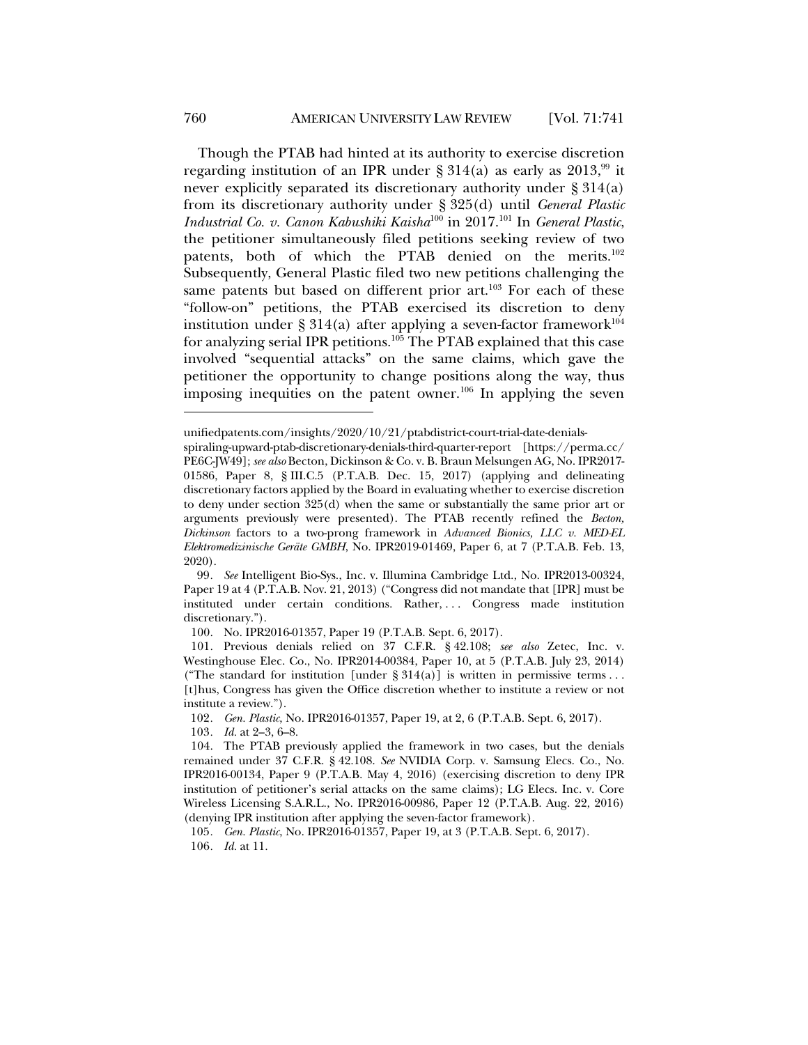Though the PTAB had hinted at its authority to exercise discretion regarding institution of an IPR under § 314(a) as early as 2013,[99] it never explicitly separated its discretionary authority under § 314(a) from its discretionary authority under § 325(d) until *General Plastic Industrial Co. v. Canon Kabushiki Kaisha*[100] in 2017.[101] In *General Plastic*, the petitioner simultaneously filed petitions seeking review of two patents, both of which the PTAB denied on the merits.[102] Subsequently, General Plastic filed two new petitions challenging the same patents but based on different prior art.[103] For each of these "follow-on" petitions, the PTAB exercised its discretion to deny institution under § 314(a) after applying a seven-factor framework[104] for analyzing serial IPR petitions.[105] The PTAB explained that this case involved "sequential attacks" on the same claims, which gave the petitioner the opportunity to change positions along the way, thus imposing inequities on the patent owner.[106] In applying the seven

---

unifiedpatents.com/insights/2020/10/21/ptabdistrict-court-trial-date-denials-spiraling-upward-ptab-discretionary-denials-third-quarter-report [https://perma.cc/PE6C-JW49]; *see also* Becton, Dickinson & Co. v. B. Braun Melsungen AG, No. IPR2017-01586, Paper 8, § III.C.5 (P.T.A.B. Dec. 15, 2017) (applying and delineating discretionary factors applied by the Board in evaluating whether to exercise discretion to deny under section 325(d) when the same or substantially the same prior art or arguments previously were presented). The PTAB recently refined the *Becton, Dickinson* factors to a two-prong framework in *Advanced Bionics, LLC v. MED-EL Elektromedizinische Geräte GMBH*, No. IPR2019-01469, Paper 6, at 7 (P.T.A.B. Feb. 13, 2020).

99. *See* Intelligent Bio-Sys., Inc. v. Illumina Cambridge Ltd., No. IPR2013-00324, Paper 19 at 4 (P.T.A.B. Nov. 21, 2013) ("Congress did not mandate that [IPR] must be instituted under certain conditions. Rather, . . . Congress made institution discretionary.").

100. No. IPR2016-01357, Paper 19 (P.T.A.B. Sept. 6, 2017).

101. Previous denials relied on 37 C.F.R. § 42.108; *see also* Zetec, Inc. v. Westinghouse Elec. Co., No. IPR2014-00384, Paper 10, at 5 (P.T.A.B. July 23, 2014) ("The standard for institution [under § 314(a)] is written in permissive terms . . . [t]hus, Congress has given the Office discretion whether to institute a review or not institute a review.").

102. *Gen. Plastic*, No. IPR2016-01357, Paper 19, at 2, 6 (P.T.A.B. Sept. 6, 2017).

103. *Id.* at 2–3, 6–8.

104. The PTAB previously applied the framework in two cases, but the denials remained under 37 C.F.R. § 42.108. *See* NVIDIA Corp. v. Samsung Elecs. Co., No. IPR2016-00134, Paper 9 (P.T.A.B. May 4, 2016) (exercising discretion to deny IPR institution of petitioner's serial attacks on the same claims); LG Elecs. Inc. v. Core Wireless Licensing S.A.R.L., No. IPR2016-00986, Paper 12 (P.T.A.B. Aug. 22, 2016) (denying IPR institution after applying the seven-factor framework).

105. *Gen. Plastic*, No. IPR2016-01357, Paper 19, at 3 (P.T.A.B. Sept. 6, 2017).

106. *Id.* at 11.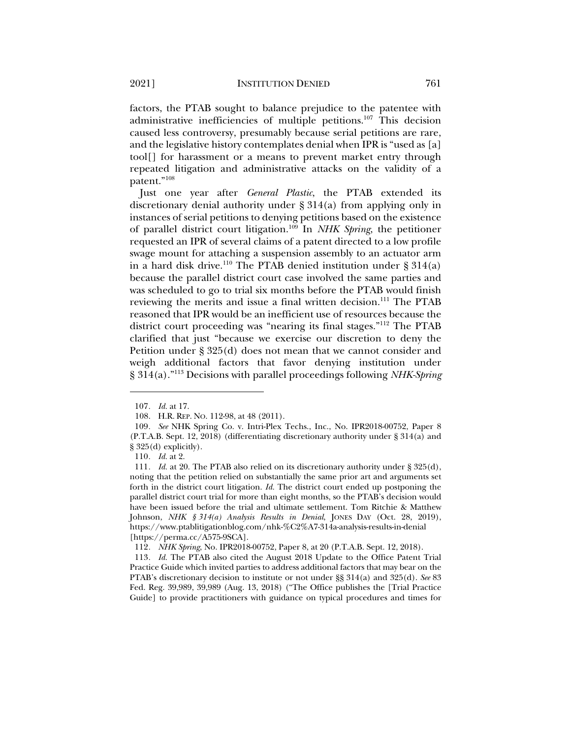factors, the PTAB sought to balance prejudice to the patentee with administrative inefficiencies of multiple petitions.[107] This decision caused less controversy, presumably because serial petitions are rare, and the legislative history contemplates denial when IPR is "used as [a] tool[] for harassment or a means to prevent market entry through repeated litigation and administrative attacks on the validity of a patent."[108]

Just one year after *General Plastic*, the PTAB extended its discretionary denial authority under § 314(a) from applying only in instances of serial petitions to denying petitions based on the existence of parallel district court litigation.[109] In *NHK Spring*, the petitioner requested an IPR of several claims of a patent directed to a low profile swage mount for attaching a suspension assembly to an actuator arm in a hard disk drive.[110] The PTAB denied institution under § 314(a) because the parallel district court case involved the same parties and was scheduled to go to trial six months before the PTAB would finish reviewing the merits and issue a final written decision.[111] The PTAB reasoned that IPR would be an inefficient use of resources because the district court proceeding was "nearing its final stages."[112] The PTAB clarified that just "because we exercise our discretion to deny the Petition under § 325(d) does not mean that we cannot consider and weigh additional factors that favor denying institution under § 314(a)."[113] Decisions with parallel proceedings following *NHK-Spring*

---

107. *Id.* at 17.

108. H.R. REP. NO. 112-98, at 48 (2011).

109. *See* NHK Spring Co. v. Intri-Plex Techs., Inc., No. IPR2018-00752, Paper 8 (P.T.A.B. Sept. 12, 2018) (differentiating discretionary authority under § 314(a) and § 325(d) explicitly).

110. *Id.* at 2.

111. *Id.* at 20. The PTAB also relied on its discretionary authority under § 325(d), noting that the petition relied on substantially the same prior art and arguments set forth in the district court litigation. *Id.* The district court ended up postponing the parallel district court trial for more than eight months, so the PTAB's decision would have been issued before the trial and ultimate settlement. Tom Ritchie & Matthew Johnson, *NHK § 314(a) Analysis Results in Denial*, JONES DAY (Oct. 28, 2019), https://www.ptablitigationblog.com/nhk-%C2%A7-314a-analysis-results-in-denial [https://perma.cc/A575-9SCA].

112. *NHK Spring*, No. IPR2018-00752, Paper 8, at 20 (P.T.A.B. Sept. 12, 2018).

113. *Id.* The PTAB also cited the August 2018 Update to the Office Patent Trial Practice Guide which invited parties to address additional factors that may bear on the PTAB's discretionary decision to institute or not under §§ 314(a) and 325(d). *See* 83 Fed. Reg. 39,989, 39,989 (Aug. 13, 2018) ("The Office publishes the [Trial Practice Guide] to provide practitioners with guidance on typical procedures and times for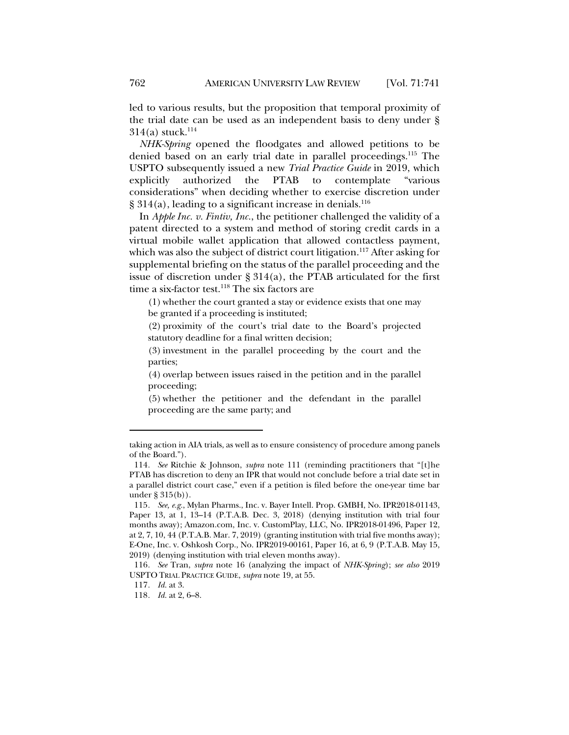led to various results, but the proposition that temporal proximity of the trial date can be used as an independent basis to deny under § 314(a) stuck.[114]

*NHK-Spring* opened the floodgates and allowed petitions to be denied based on an early trial date in parallel proceedings.[115] The USPTO subsequently issued a new *Trial Practice Guide* in 2019, which explicitly authorized the PTAB to contemplate "various considerations" when deciding whether to exercise discretion under § 314(a), leading to a significant increase in denials.[116]

In *Apple Inc. v. Fintiv, Inc.*, the petitioner challenged the validity of a patent directed to a system and method of storing credit cards in a virtual mobile wallet application that allowed contactless payment, which was also the subject of district court litigation.[117] After asking for supplemental briefing on the status of the parallel proceeding and the issue of discretion under § 314(a), the PTAB articulated for the first time a six-factor test.[118] The six factors are

> (1) whether the court granted a stay or evidence exists that one may be granted if a proceeding is instituted;
>
> (2) proximity of the court's trial date to the Board's projected statutory deadline for a final written decision;
>
> (3) investment in the parallel proceeding by the court and the parties;
>
> (4) overlap between issues raised in the petition and in the parallel proceeding;
>
> (5) whether the petitioner and the defendant in the parallel proceeding are the same party; and

---

taking action in AIA trials, as well as to ensure consistency of procedure among panels of the Board.").

114. *See* Ritchie & Johnson, *supra* note 111 (reminding practitioners that "[t]he PTAB has discretion to deny an IPR that would not conclude before a trial date set in a parallel district court case," even if a petition is filed before the one-year time bar under § 315(b)).

115. *See, e.g.*, Mylan Pharms., Inc. v. Bayer Intell. Prop. GMBH, No. IPR2018-01143, Paper 13, at 1, 13–14 (P.T.A.B. Dec. 3, 2018) (denying institution with trial four months away); Amazon.com, Inc. v. CustomPlay, LLC, No. IPR2018-01496, Paper 12, at 2, 7, 10, 44 (P.T.A.B. Mar. 7, 2019) (granting institution with trial five months away); E-One, Inc. v. Oshkosh Corp., No. IPR2019-00161, Paper 16, at 6, 9 (P.T.A.B. May 15, 2019) (denying institution with trial eleven months away).

116. *See* Tran, *supra* note 16 (analyzing the impact of *NHK-Spring*); *see also* 2019 USPTO TRIAL PRACTICE GUIDE, *supra* note 19, at 55.

117. *Id.* at 3.

118. *Id.* at 2, 6–8.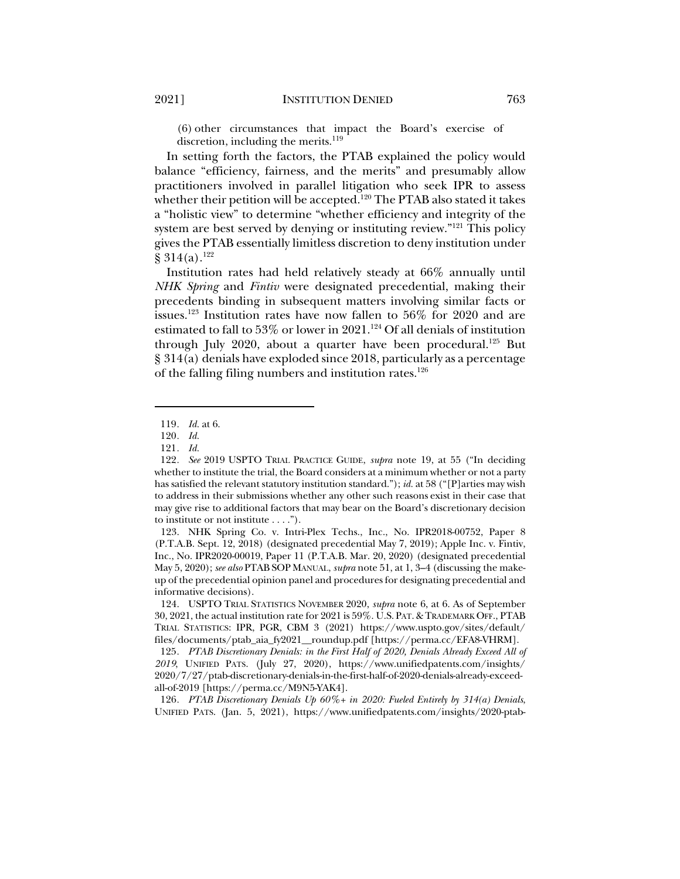(6) other circumstances that impact the Board's exercise of discretion, including the merits.[119]

In setting forth the factors, the PTAB explained the policy would balance "efficiency, fairness, and the merits" and presumably allow practitioners involved in parallel litigation who seek IPR to assess whether their petition will be accepted.[120] The PTAB also stated it takes a "holistic view" to determine "whether efficiency and integrity of the system are best served by denying or instituting review."[121] This policy gives the PTAB essentially limitless discretion to deny institution under § 314(a).[122]

Institution rates had held relatively steady at 66% annually until *NHK Spring* and *Fintiv* were designated precedential, making their precedents binding in subsequent matters involving similar facts or issues.[123] Institution rates have now fallen to 56% for 2020 and are estimated to fall to 53% or lower in 2021.[124] Of all denials of institution through July 2020, about a quarter have been procedural.[125] But § 314(a) denials have exploded since 2018, particularly as a percentage of the falling filing numbers and institution rates.[126]

---

119. *Id.* at 6.

120. *Id.*

121. *Id.*

122. *See* 2019 USPTO TRIAL PRACTICE GUIDE, *supra* note 19, at 55 ("In deciding whether to institute the trial, the Board considers at a minimum whether or not a party has satisfied the relevant statutory institution standard."); *id.* at 58 ("[P]arties may wish to address in their submissions whether any other such reasons exist in their case that may give rise to additional factors that may bear on the Board's discretionary decision to institute or not institute . . . .").

123. NHK Spring Co. v. Intri-Plex Techs., Inc., No. IPR2018-00752, Paper 8 (P.T.A.B. Sept. 12, 2018) (designated precedential May 7, 2019); Apple Inc. v. Fintiv, Inc., No. IPR2020-00019, Paper 11 (P.T.A.B. Mar. 20, 2020) (designated precedential May 5, 2020); *see also* PTAB SOP MANUAL, *supra* note 51, at 1, 3–4 (discussing the make-up of the precedential opinion panel and procedures for designating precedential and informative decisions).

124. USPTO TRIAL STATISTICS NOVEMBER 2020, *supra* note 6, at 6. As of September 30, 2021, the actual institution rate for 2021 is 59%. U.S. PAT. & TRADEMARK OFF., PTAB TRIAL STATISTICS: IPR, PGR, CBM 3 (2021) https://www.uspto.gov/sites/default/files/documents/ptab_aia_fy2021__roundup.pdf [https://perma.cc/EFA8-VHRM].

125. *PTAB Discretionary Denials: in the First Half of 2020, Denials Already Exceed All of 2019*, UNIFIED PATS. (July 27, 2020), https://www.unifiedpatents.com/insights/2020/7/27/ptab-discretionary-denials-in-the-first-half-of-2020-denials-already-exceed-all-of-2019 [https://perma.cc/M9N5-YAK4].

126. *PTAB Discretionary Denials Up 60%+ in 2020: Fueled Entirely by 314(a) Denials*, UNIFIED PATS. (Jan. 5, 2021), https://www.unifiedpatents.com/insights/2020-ptab-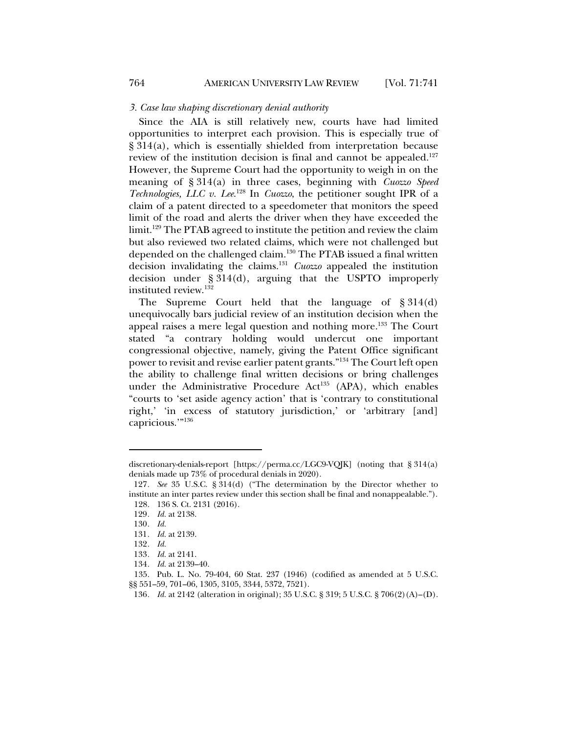### *3. Case law shaping discretionary denial authority*

Since the AIA is still relatively new, courts have had limited opportunities to interpret each provision. This is especially true of § 314(a), which is essentially shielded from interpretation because review of the institution decision is final and cannot be appealed.[127] However, the Supreme Court had the opportunity to weigh in on the meaning of § 314(a) in three cases, beginning with *Cuozzo Speed Technologies, LLC v. Lee*.[128] In *Cuozzo*, the petitioner sought IPR of a claim of a patent directed to a speedometer that monitors the speed limit of the road and alerts the driver when they have exceeded the limit.[129] The PTAB agreed to institute the petition and review the claim but also reviewed two related claims, which were not challenged but depended on the challenged claim.[130] The PTAB issued a final written decision invalidating the claims.[131] *Cuozzo* appealed the institution decision under § 314(d), arguing that the USPTO improperly instituted review.[132]

The Supreme Court held that the language of § 314(d) unequivocally bars judicial review of an institution decision when the appeal raises a mere legal question and nothing more.[133] The Court stated "a contrary holding would undercut one important congressional objective, namely, giving the Patent Office significant power to revisit and revise earlier patent grants."[134] The Court left open the ability to challenge final written decisions or bring challenges under the Administrative Procedure Act[135] (APA), which enables "courts to 'set aside agency action' that is 'contrary to constitutional right,' 'in excess of statutory jurisdiction,' or 'arbitrary [and] capricious.'"[136]

---

discretionary-denials-report [https://perma.cc/LGC9-VQJK] (noting that § 314(a) denials made up 73% of procedural denials in 2020).

127. *See* 35 U.S.C. § 314(d) ("The determination by the Director whether to institute an inter partes review under this section shall be final and nonappealable.").

128. 136 S. Ct. 2131 (2016).

129. *Id.* at 2138.

130. *Id.*

131. *Id.* at 2139.

132. *Id.*

133. *Id.* at 2141.

134. *Id.* at 2139–40.

135. Pub. L. No. 79-404, 60 Stat. 237 (1946) (codified as amended at 5 U.S.C. §§ 551–59, 701–06, 1305, 3105, 3344, 5372, 7521).

136. *Id.* at 2142 (alteration in original); 35 U.S.C. § 319; 5 U.S.C. § 706(2)(A)–(D).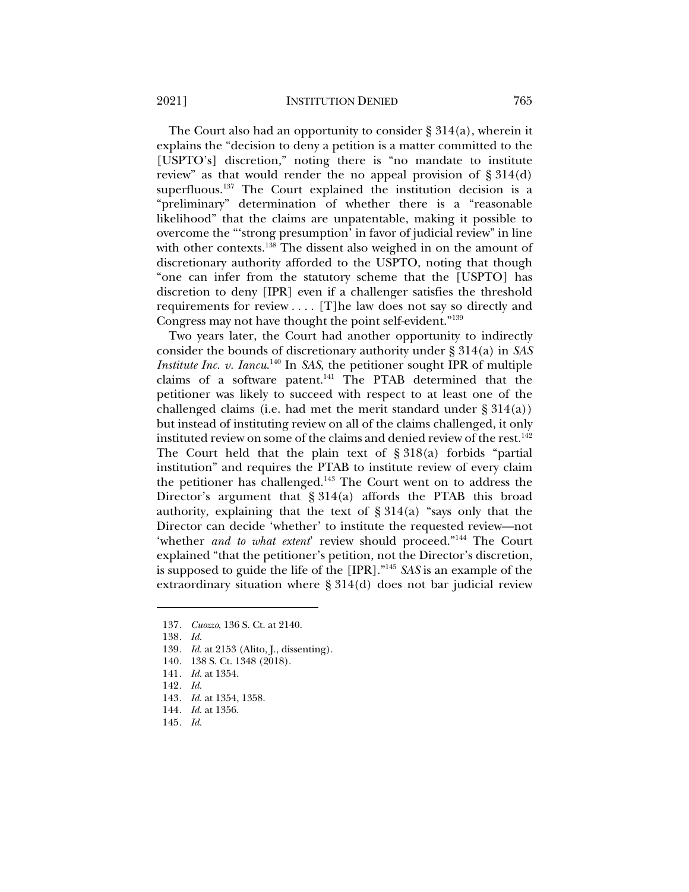The Court also had an opportunity to consider § 314(a), wherein it explains the "decision to deny a petition is a matter committed to the [USPTO's] discretion," noting there is "no mandate to institute review" as that would render the no appeal provision of § 314(d) superfluous.[137] The Court explained the institution decision is a "preliminary" determination of whether there is a "reasonable likelihood" that the claims are unpatentable, making it possible to overcome the "'strong presumption' in favor of judicial review" in line with other contexts.[138] The dissent also weighed in on the amount of discretionary authority afforded to the USPTO, noting that though "one can infer from the statutory scheme that the [USPTO] has discretion to deny [IPR] even if a challenger satisfies the threshold requirements for review . . . . [T]he law does not say so directly and Congress may not have thought the point self-evident."[139]

Two years later, the Court had another opportunity to indirectly consider the bounds of discretionary authority under § 314(a) in *SAS Institute Inc. v. Iancu*.[140] In *SAS*, the petitioner sought IPR of multiple claims of a software patent.[141] The PTAB determined that the petitioner was likely to succeed with respect to at least one of the challenged claims (i.e. had met the merit standard under § 314(a)) but instead of instituting review on all of the claims challenged, it only instituted review on some of the claims and denied review of the rest.[142] The Court held that the plain text of § 318(a) forbids "partial institution" and requires the PTAB to institute review of every claim the petitioner has challenged.[143] The Court went on to address the Director's argument that § 314(a) affords the PTAB this broad authority, explaining that the text of § 314(a) "says only that the Director can decide 'whether' to institute the requested review—not 'whether *and to what extent*' review should proceed."[144] The Court explained "that the petitioner's petition, not the Director's discretion, is supposed to guide the life of the [IPR]."[145] *SAS* is an example of the extraordinary situation where § 314(d) does not bar judicial review

---

137. *Cuozzo*, 136 S. Ct. at 2140.
138. *Id.*
139. *Id.* at 2153 (Alito, J., dissenting).
140. 138 S. Ct. 1348 (2018).
141. *Id.* at 1354.
142. *Id.*
143. *Id.* at 1354, 1358.
144. *Id.* at 1356.
145. *Id.*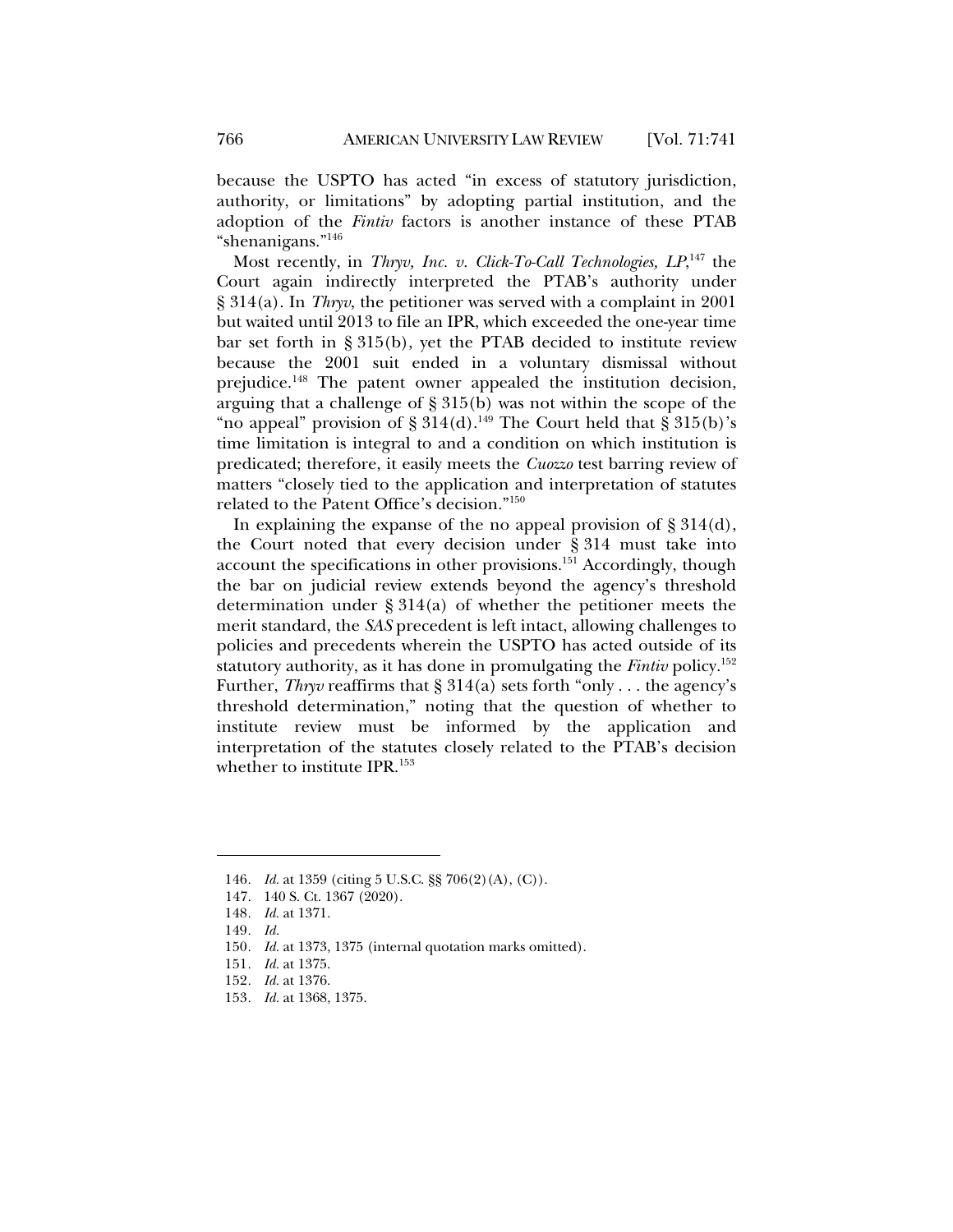because the USPTO has acted "in excess of statutory jurisdiction, authority, or limitations" by adopting partial institution, and the adoption of the *Fintiv* factors is another instance of these PTAB "shenanigans."[146]

Most recently, in *Thryv, Inc. v. Click-To-Call Technologies, LP*,[147] the Court again indirectly interpreted the PTAB's authority under § 314(a). In *Thryv*, the petitioner was served with a complaint in 2001 but waited until 2013 to file an IPR, which exceeded the one-year time bar set forth in § 315(b), yet the PTAB decided to institute review because the 2001 suit ended in a voluntary dismissal without prejudice.[148] The patent owner appealed the institution decision, arguing that a challenge of § 315(b) was not within the scope of the "no appeal" provision of § 314(d).[149] The Court held that § 315(b)'s time limitation is integral to and a condition on which institution is predicated; therefore, it easily meets the *Cuozzo* test barring review of matters "closely tied to the application and interpretation of statutes related to the Patent Office's decision."[150]

In explaining the expanse of the no appeal provision of § 314(d), the Court noted that every decision under § 314 must take into account the specifications in other provisions.[151] Accordingly, though the bar on judicial review extends beyond the agency's threshold determination under § 314(a) of whether the petitioner meets the merit standard, the *SAS* precedent is left intact, allowing challenges to policies and precedents wherein the USPTO has acted outside of its statutory authority, as it has done in promulgating the *Fintiv* policy.[152] Further, *Thryv* reaffirms that § 314(a) sets forth "only . . . the agency's threshold determination," noting that the question of whether to institute review must be informed by the application and interpretation of the statutes closely related to the PTAB's decision whether to institute IPR.[153]

---

146. *Id.* at 1359 (citing 5 U.S.C. §§ 706(2)(A), (C)).
147. 140 S. Ct. 1367 (2020).
148. *Id.* at 1371.
149. *Id.*
150. *Id.* at 1373, 1375 (internal quotation marks omitted).
151. *Id.* at 1375.
152. *Id.* at 1376.
153. *Id.* at 1368, 1375.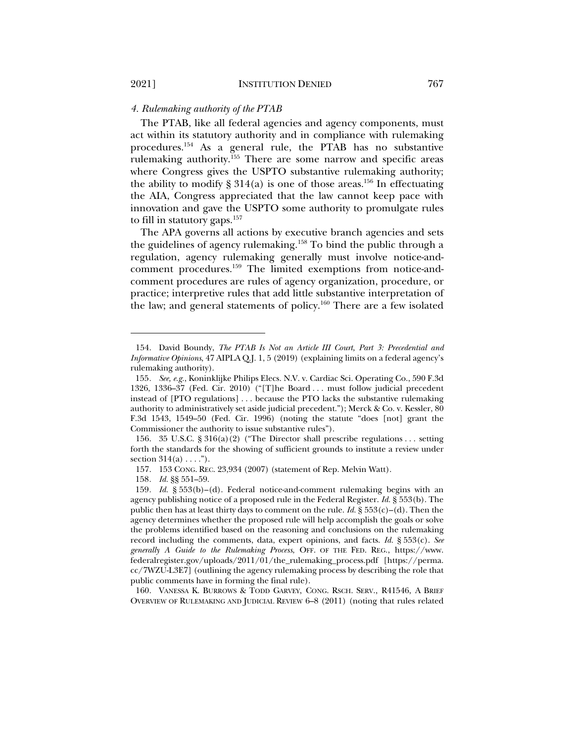#### *4. Rulemaking authority of the PTAB*

The PTAB, like all federal agencies and agency components, must act within its statutory authority and in compliance with rulemaking procedures.[154] As a general rule, the PTAB has no substantive rulemaking authority.[155] There are some narrow and specific areas where Congress gives the USPTO substantive rulemaking authority; the ability to modify § 314(a) is one of those areas.[156] In effectuating the AIA, Congress appreciated that the law cannot keep pace with innovation and gave the USPTO some authority to promulgate rules to fill in statutory gaps.[157]

The APA governs all actions by executive branch agencies and sets the guidelines of agency rulemaking.[158] To bind the public through a regulation, agency rulemaking generally must involve notice-and-comment procedures.[159] The limited exemptions from notice-and-comment procedures are rules of agency organization, procedure, or practice; interpretive rules that add little substantive interpretation of the law; and general statements of policy.[160] There are a few isolated

---

154. David Boundy, *The PTAB Is Not an Article III Court, Part 3: Precedential and Informative Opinions*, 47 AIPLA Q.J. 1, 5 (2019) (explaining limits on a federal agency's rulemaking authority).

155. *See, e.g.*, Koninklijke Philips Elecs. N.V. v. Cardiac Sci. Operating Co., 590 F.3d 1326, 1336–37 (Fed. Cir. 2010) ("[T]he Board . . . must follow judicial precedent instead of [PTO regulations] . . . because the PTO lacks the substantive rulemaking authority to administratively set aside judicial precedent."); Merck & Co. v. Kessler, 80 F.3d 1543, 1549–50 (Fed. Cir. 1996) (noting the statute "does [not] grant the Commissioner the authority to issue substantive rules").

156. 35 U.S.C. § 316(a)(2) ("The Director shall prescribe regulations . . . setting forth the standards for the showing of sufficient grounds to institute a review under section 314(a) . . . .").

157. 153 CONG. REC. 23,934 (2007) (statement of Rep. Melvin Watt).

158. *Id.* §§ 551–59.

159. *Id.* § 553(b)–(d). Federal notice-and-comment rulemaking begins with an agency publishing notice of a proposed rule in the Federal Register. *Id.* § 553(b). The public then has at least thirty days to comment on the rule. *Id.* § 553(c)–(d). Then the agency determines whether the proposed rule will help accomplish the goals or solve the problems identified based on the reasoning and conclusions on the rulemaking record including the comments, data, expert opinions, and facts. *Id.* § 553(c). *See generally A Guide to the Rulemaking Process*, OFF. OF THE FED. REG., https://www.federalregister.gov/uploads/2011/01/the_rulemaking_process.pdf [https://perma.cc/7WZU-L3E7] (outlining the agency rulemaking process by describing the role that public comments have in forming the final rule).

160. VANESSA K. BURROWS & TODD GARVEY, CONG. RSCH. SERV., R41546, A BRIEF OVERVIEW OF RULEMAKING AND JUDICIAL REVIEW 6–8 (2011) (noting that rules related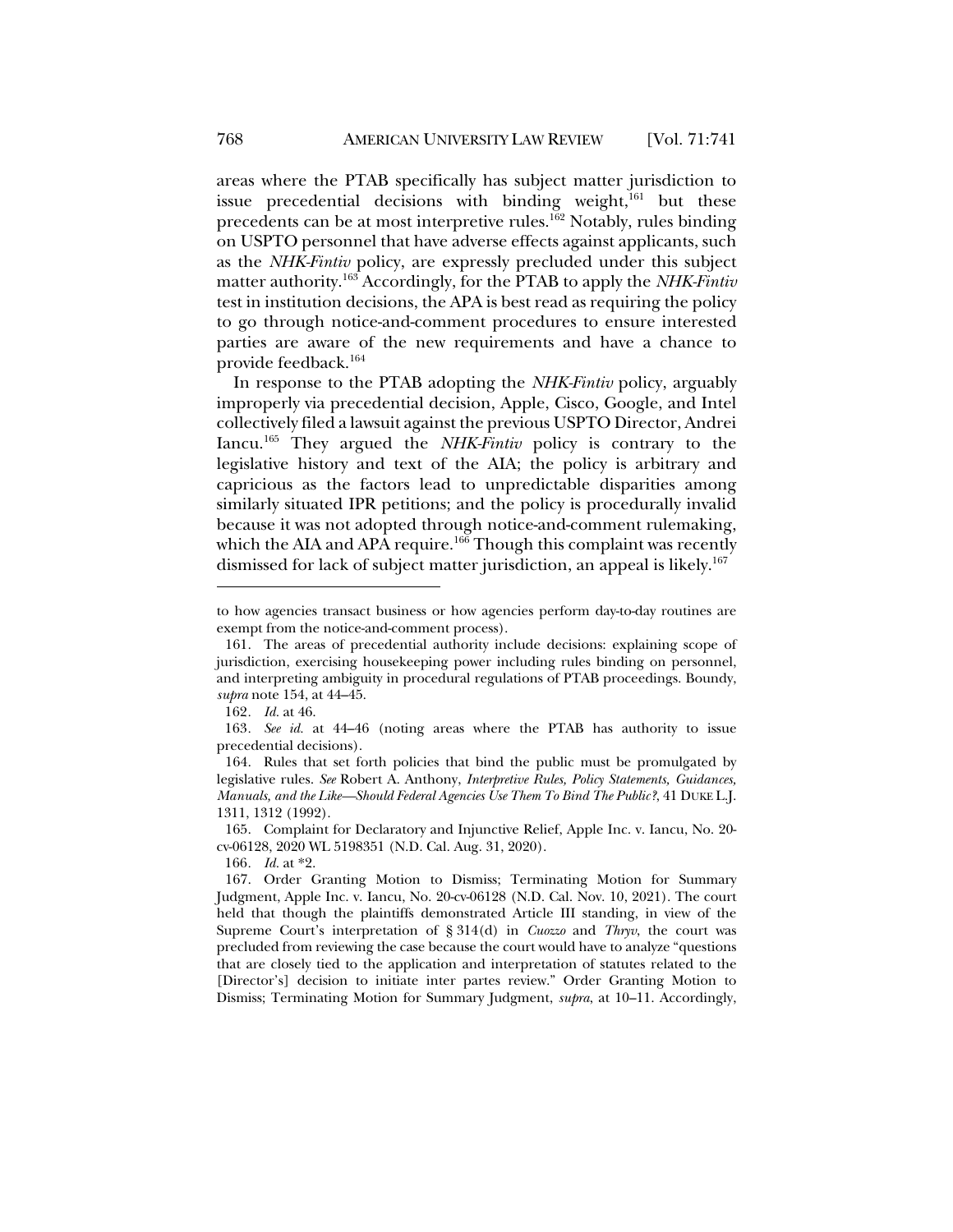areas where the PTAB specifically has subject matter jurisdiction to issue precedential decisions with binding weight,[161] but these precedents can be at most interpretive rules.[162] Notably, rules binding on USPTO personnel that have adverse effects against applicants, such as the *NHK-Fintiv* policy, are expressly precluded under this subject matter authority.[163] Accordingly, for the PTAB to apply the *NHK-Fintiv* test in institution decisions, the APA is best read as requiring the policy to go through notice-and-comment procedures to ensure interested parties are aware of the new requirements and have a chance to provide feedback.[164]

In response to the PTAB adopting the *NHK-Fintiv* policy, arguably improperly via precedential decision, Apple, Cisco, Google, and Intel collectively filed a lawsuit against the previous USPTO Director, Andrei Iancu.[165] They argued the *NHK-Fintiv* policy is contrary to the legislative history and text of the AIA; the policy is arbitrary and capricious as the factors lead to unpredictable disparities among similarly situated IPR petitions; and the policy is procedurally invalid because it was not adopted through notice-and-comment rulemaking, which the AIA and APA require.[166] Though this complaint was recently dismissed for lack of subject matter jurisdiction, an appeal is likely.[167]

---

to how agencies transact business or how agencies perform day-to-day routines are exempt from the notice-and-comment process).

161. The areas of precedential authority include decisions: explaining scope of jurisdiction, exercising housekeeping power including rules binding on personnel, and interpreting ambiguity in procedural regulations of PTAB proceedings. Boundy, *supra* note 154, at 44–45.

162. *Id.* at 46.

163. *See id.* at 44–46 (noting areas where the PTAB has authority to issue precedential decisions).

164. Rules that set forth policies that bind the public must be promulgated by legislative rules. *See* Robert A. Anthony, *Interpretive Rules, Policy Statements, Guidances, Manuals, and the Like—Should Federal Agencies Use Them To Bind The Public?*, 41 DUKE L.J. 1311, 1312 (1992).

165. Complaint for Declaratory and Injunctive Relief, Apple Inc. v. Iancu, No. 20-cv-06128, 2020 WL 5198351 (N.D. Cal. Aug. 31, 2020).

166. *Id.* at *2.

167. Order Granting Motion to Dismiss; Terminating Motion for Summary Judgment, Apple Inc. v. Iancu, No. 20-cv-06128 (N.D. Cal. Nov. 10, 2021). The court held that though the plaintiffs demonstrated Article III standing, in view of the Supreme Court's interpretation of § 314(d) in *Cuozzo* and *Thryv*, the court was precluded from reviewing the case because the court would have to analyze "questions that are closely tied to the application and interpretation of statutes related to the [Director's] decision to initiate inter partes review." Order Granting Motion to Dismiss; Terminating Motion for Summary Judgment, *supra*, at 10–11. Accordingly,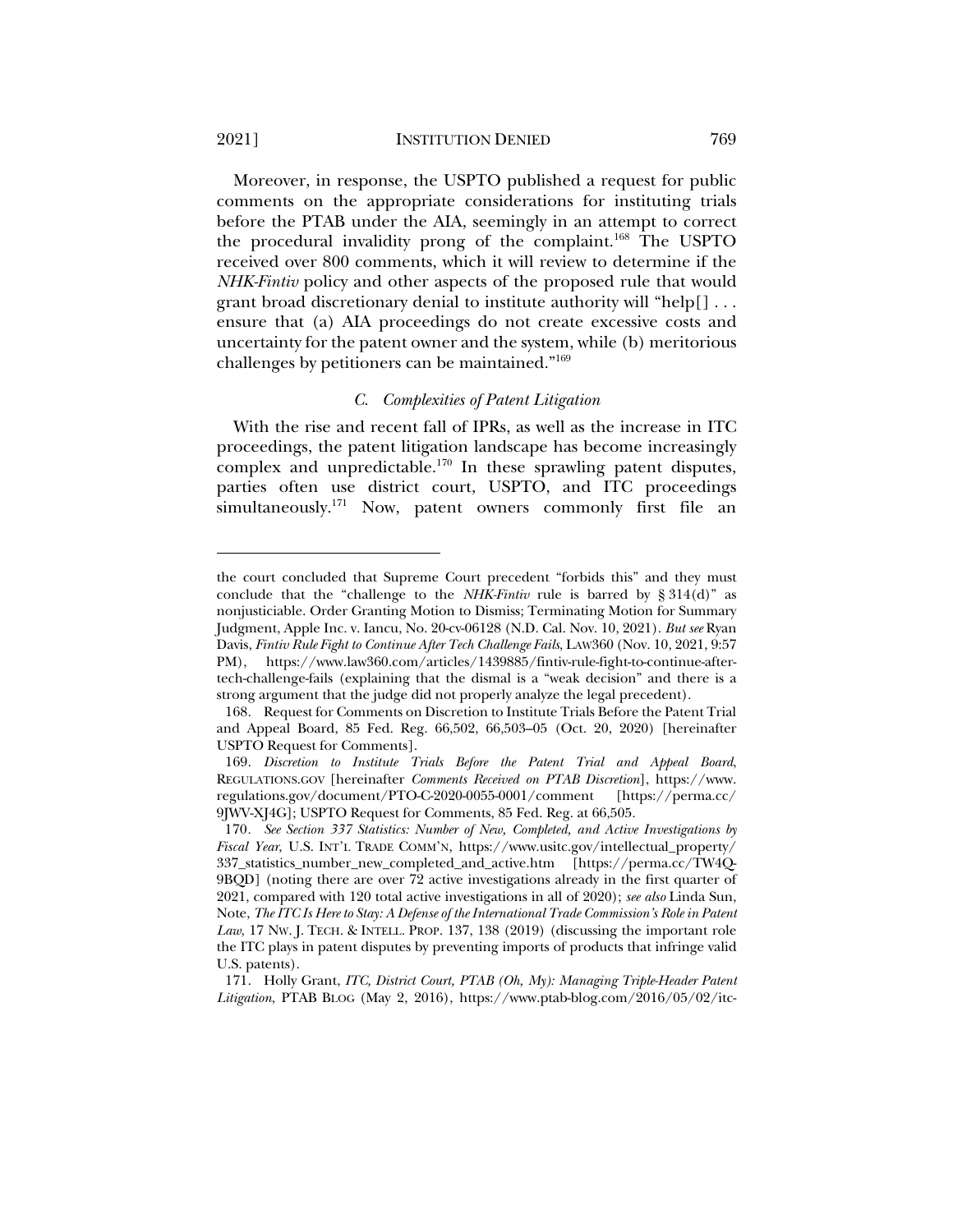Moreover, in response, the USPTO published a request for public comments on the appropriate considerations for instituting trials before the PTAB under the AIA, seemingly in an attempt to correct the procedural invalidity prong of the complaint.[168] The USPTO received over 800 comments, which it will review to determine if the *NHK-Fintiv* policy and other aspects of the proposed rule that would grant broad discretionary denial to institute authority will "help[] . . . ensure that (a) AIA proceedings do not create excessive costs and uncertainty for the patent owner and the system, while (b) meritorious challenges by petitioners can be maintained."[169]

### *C. Complexities of Patent Litigation*

With the rise and recent fall of IPRs, as well as the increase in ITC proceedings, the patent litigation landscape has become increasingly complex and unpredictable.[170] In these sprawling patent disputes, parties often use district court, USPTO, and ITC proceedings simultaneously.[171] Now, patent owners commonly first file an

---

the court concluded that Supreme Court precedent "forbids this" and they must conclude that the "challenge to the *NHK-Fintiv* rule is barred by § 314(d)" as nonjusticiable. Order Granting Motion to Dismiss; Terminating Motion for Summary Judgment, Apple Inc. v. Iancu, No. 20-cv-06128 (N.D. Cal. Nov. 10, 2021). *But see* Ryan Davis, *Fintiv Rule Fight to Continue After Tech Challenge Fails*, LAW360 (Nov. 10, 2021, 9:57 PM), https://www.law360.com/articles/1439885/fintiv-rule-fight-to-continue-after-tech-challenge-fails (explaining that the dismal is a "weak decision" and there is a strong argument that the judge did not properly analyze the legal precedent).

168. Request for Comments on Discretion to Institute Trials Before the Patent Trial and Appeal Board, 85 Fed. Reg. 66,502, 66,503–05 (Oct. 20, 2020) [hereinafter USPTO Request for Comments].

169. *Discretion to Institute Trials Before the Patent Trial and Appeal Board*, REGULATIONS.GOV [hereinafter *Comments Received on PTAB Discretion*], https://www.regulations.gov/document/PTO-C-2020-0055-0001/comment [https://perma.cc/9JWV-XJ4G]; USPTO Request for Comments, 85 Fed. Reg. at 66,505.

170. *See Section 337 Statistics: Number of New, Completed, and Active Investigations by Fiscal Year*, U.S. INT'L TRADE COMM'N, https://www.usitc.gov/intellectual_property/337_statistics_number_new_completed_and_active.htm [https://perma.cc/TW4Q-9BQD] (noting there are over 72 active investigations already in the first quarter of 2021, compared with 120 total active investigations in all of 2020); *see also* Linda Sun, Note, *The ITC Is Here to Stay: A Defense of the International Trade Commission's Role in Patent Law*, 17 NW. J. TECH. & INTELL. PROP. 137, 138 (2019) (discussing the important role the ITC plays in patent disputes by preventing imports of products that infringe valid U.S. patents).

171. Holly Grant, *ITC, District Court, PTAB (Oh, My): Managing Triple-Header Patent Litigation*, PTAB BLOG (May 2, 2016), https://www.ptab-blog.com/2016/05/02/itc-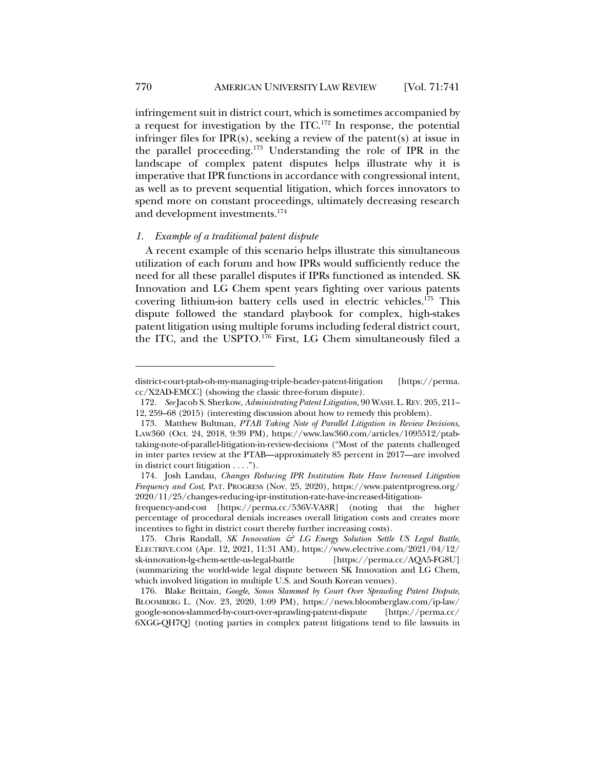infringement suit in district court, which is sometimes accompanied by a request for investigation by the ITC.[172] In response, the potential infringer files for IPR(s), seeking a review of the patent(s) at issue in the parallel proceeding.[173] Understanding the role of IPR in the landscape of complex patent disputes helps illustrate why it is imperative that IPR functions in accordance with congressional intent, as well as to prevent sequential litigation, which forces innovators to spend more on constant proceedings, ultimately decreasing research and development investments.[174]

### *1. Example of a traditional patent dispute*

A recent example of this scenario helps illustrate this simultaneous utilization of each forum and how IPRs would sufficiently reduce the need for all these parallel disputes if IPRs functioned as intended. SK Innovation and LG Chem spent years fighting over various patents covering lithium-ion battery cells used in electric vehicles.[175] This dispute followed the standard playbook for complex, high-stakes patent litigation using multiple forums including federal district court, the ITC, and the USPTO.[176] First, LG Chem simultaneously filed a

---

district-court-ptab-oh-my-managing-triple-header-patent-litigation [https://perma.cc/X2AD-EMCC] (showing the classic three-forum dispute).

172. *See* Jacob S. Sherkow, *Administrating Patent Litigation*, 90 WASH. L. REV. 205, 211–12, 259–68 (2015) (interesting discussion about how to remedy this problem).

173. Matthew Bultman, *PTAB Taking Note of Parallel Litigation in Review Decisions*, LAW360 (Oct. 24, 2018, 9:39 PM), https://www.law360.com/articles/1095512/ptab-taking-note-of-parallel-litigation-in-review-decisions ("Most of the patents challenged in inter partes review at the PTAB—approximately 85 percent in 2017—are involved in district court litigation . . . .").

174. Josh Landau, *Changes Reducing IPR Institution Rate Have Increased Litigation Frequency and Cost*, PAT. PROGRESS (Nov. 25, 2020), https://www.patentprogress.org/2020/11/25/changes-reducing-ipr-institution-rate-have-increased-litigation-frequency-and-cost [https://perma.cc/536V-VA8R] (noting that the higher percentage of procedural denials increases overall litigation costs and creates more incentives to fight in district court thereby further increasing costs).

175. Chris Randall, *SK Innovation & LG Energy Solution Settle US Legal Battle*, ELECTRIVE.COM (Apr. 12, 2021, 11:31 AM), https://www.electrive.com/2021/04/12/sk-innovation-lg-chem-settle-us-legal-battle [https://perma.cc/AQA5-FG8U] (summarizing the world-wide legal dispute between SK Innovation and LG Chem, which involved litigation in multiple U.S. and South Korean venues).

176. Blake Brittain, *Google, Sonos Slammed by Court Over Sprawling Patent Dispute*, BLOOMBERG L. (Nov. 23, 2020, 1:09 PM), https://news.bloomberglaw.com/ip-law/google-sonos-slammed-by-court-over-sprawling-patent-dispute [https://perma.cc/6XGG-QH7Q] (noting parties in complex patent litigations tend to file lawsuits in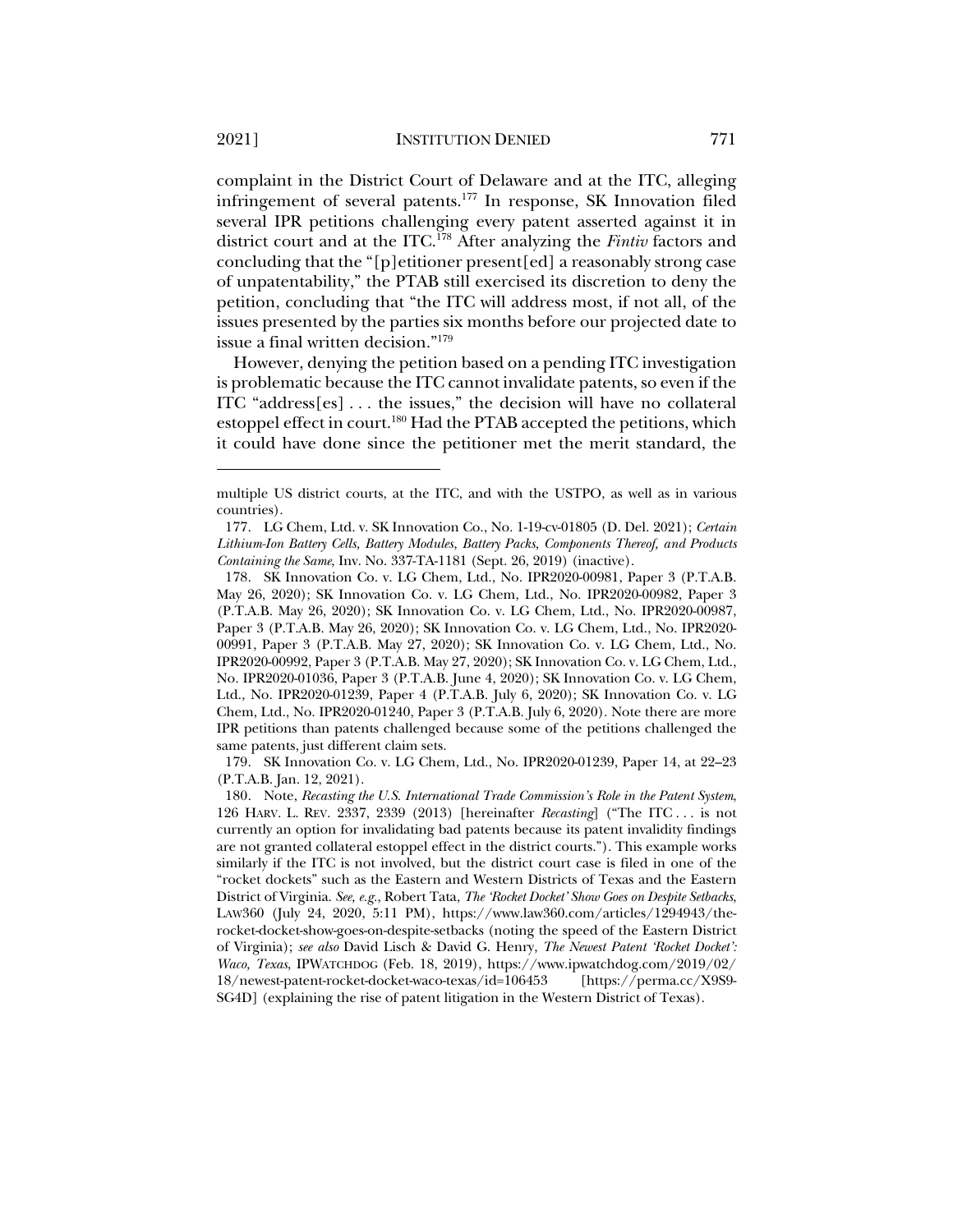complaint in the District Court of Delaware and at the ITC, alleging infringement of several patents.[177] In response, SK Innovation filed several IPR petitions challenging every patent asserted against it in district court and at the ITC.[178] After analyzing the *Fintiv* factors and concluding that the "[p]etitioner present[ed] a reasonably strong case of unpatentability," the PTAB still exercised its discretion to deny the petition, concluding that "the ITC will address most, if not all, of the issues presented by the parties six months before our projected date to issue a final written decision."[179]

However, denying the petition based on a pending ITC investigation is problematic because the ITC cannot invalidate patents, so even if the ITC "address[es] . . . the issues," the decision will have no collateral estoppel effect in court.[180] Had the PTAB accepted the petitions, which it could have done since the petitioner met the merit standard, the

---

multiple US district courts, at the ITC, and with the USTPO, as well as in various countries).

177. LG Chem, Ltd. v. SK Innovation Co., No. 1-19-cv-01805 (D. Del. 2021); *Certain Lithium-Ion Battery Cells, Battery Modules, Battery Packs, Components Thereof, and Products Containing the Same*, Inv. No. 337-TA-1181 (Sept. 26, 2019) (inactive).

178. SK Innovation Co. v. LG Chem, Ltd., No. IPR2020-00981, Paper 3 (P.T.A.B. May 26, 2020); SK Innovation Co. v. LG Chem, Ltd., No. IPR2020-00982, Paper 3 (P.T.A.B. May 26, 2020); SK Innovation Co. v. LG Chem, Ltd., No. IPR2020-00987, Paper 3 (P.T.A.B. May 26, 2020); SK Innovation Co. v. LG Chem, Ltd., No. IPR2020-00991, Paper 3 (P.T.A.B. May 27, 2020); SK Innovation Co. v. LG Chem, Ltd., No. IPR2020-00992, Paper 3 (P.T.A.B. May 27, 2020); SK Innovation Co. v. LG Chem, Ltd., No. IPR2020-01036, Paper 3 (P.T.A.B. June 4, 2020); SK Innovation Co. v. LG Chem, Ltd., No. IPR2020-01239, Paper 4 (P.T.A.B. July 6, 2020); SK Innovation Co. v. LG Chem, Ltd., No. IPR2020-01240, Paper 3 (P.T.A.B. July 6, 2020). Note there are more IPR petitions than patents challenged because some of the petitions challenged the same patents, just different claim sets.

179. SK Innovation Co. v. LG Chem, Ltd., No. IPR2020-01239, Paper 14, at 22–23 (P.T.A.B. Jan. 12, 2021).

180. Note, *Recasting the U.S. International Trade Commission's Role in the Patent System*, 126 HARV. L. REV. 2337, 2339 (2013) [hereinafter *Recasting*] ("The ITC . . . is not currently an option for invalidating bad patents because its patent invalidity findings are not granted collateral estoppel effect in the district courts."). This example works similarly if the ITC is not involved, but the district court case is filed in one of the "rocket dockets" such as the Eastern and Western Districts of Texas and the Eastern District of Virginia. *See, e.g.*, Robert Tata, *The 'Rocket Docket' Show Goes on Despite Setbacks*, LAW360 (July 24, 2020, 5:11 PM), https://www.law360.com/articles/1294943/the-rocket-docket-show-goes-on-despite-setbacks (noting the speed of the Eastern District of Virginia); *see also* David Lisch & David G. Henry, *The Newest Patent 'Rocket Docket': Waco, Texas*, IPWATCHDOG (Feb. 18, 2019), https://www.ipwatchdog.com/2019/02/18/newest-patent-rocket-docket-waco-texas/id=106453 [https://perma.cc/X9S9-SG4D] (explaining the rise of patent litigation in the Western District of Texas).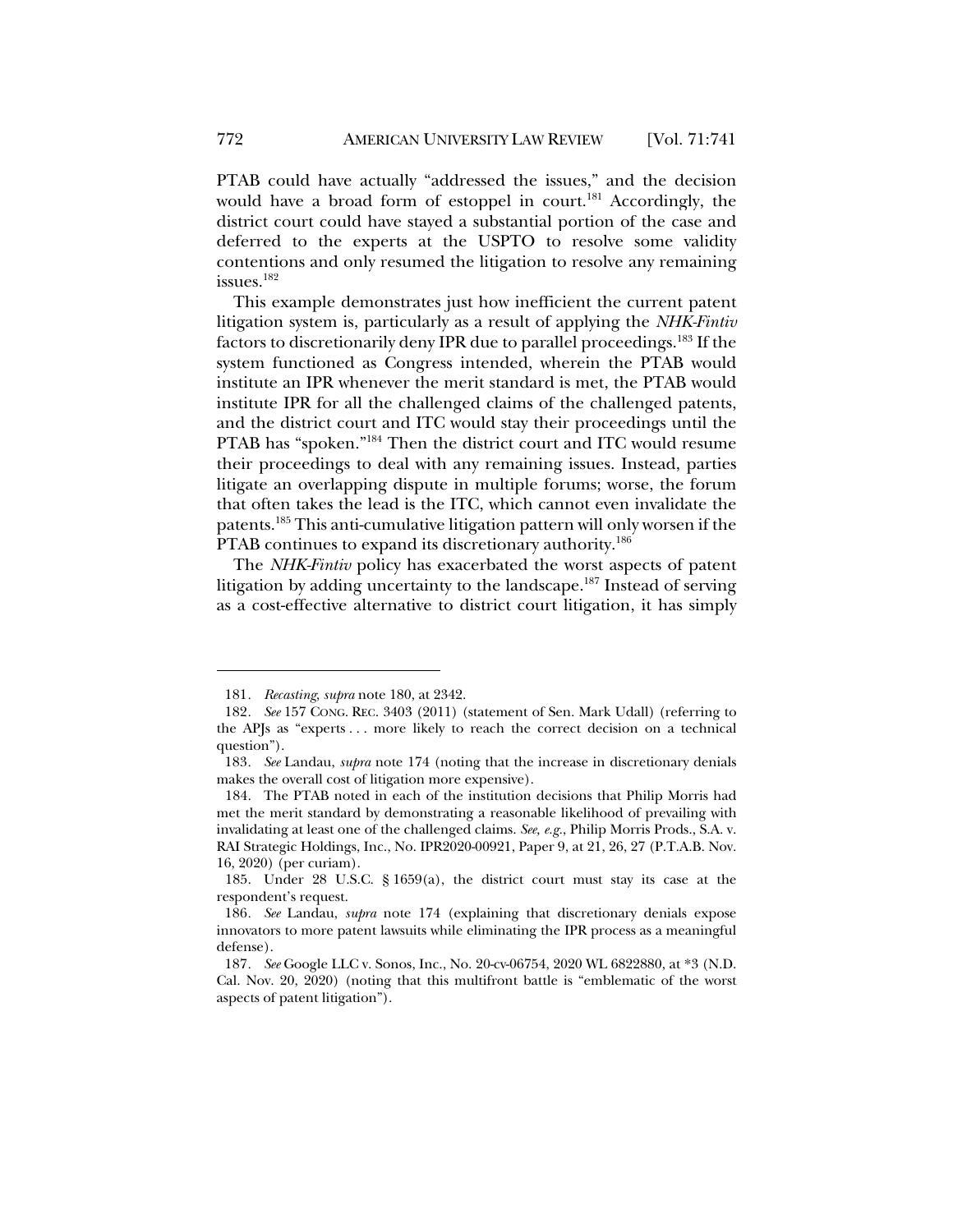PTAB could have actually "addressed the issues," and the decision would have a broad form of estoppel in court.[181] Accordingly, the district court could have stayed a substantial portion of the case and deferred to the experts at the USPTO to resolve some validity contentions and only resumed the litigation to resolve any remaining issues.[182]

This example demonstrates just how inefficient the current patent litigation system is, particularly as a result of applying the *NHK-Fintiv* factors to discretionarily deny IPR due to parallel proceedings.[183] If the system functioned as Congress intended, wherein the PTAB would institute an IPR whenever the merit standard is met, the PTAB would institute IPR for all the challenged claims of the challenged patents, and the district court and ITC would stay their proceedings until the PTAB has "spoken."[184] Then the district court and ITC would resume their proceedings to deal with any remaining issues. Instead, parties litigate an overlapping dispute in multiple forums; worse, the forum that often takes the lead is the ITC, which cannot even invalidate the patents.[185] This anti-cumulative litigation pattern will only worsen if the PTAB continues to expand its discretionary authority.[186]

The *NHK-Fintiv* policy has exacerbated the worst aspects of patent litigation by adding uncertainty to the landscape.[187] Instead of serving as a cost-effective alternative to district court litigation, it has simply

---

181. *Recasting*, *supra* note 180, at 2342.

182. *See* 157 CONG. REC. 3403 (2011) (statement of Sen. Mark Udall) (referring to the APJs as "experts . . . more likely to reach the correct decision on a technical question").

183. *See* Landau, *supra* note 174 (noting that the increase in discretionary denials makes the overall cost of litigation more expensive).

184. The PTAB noted in each of the institution decisions that Philip Morris had met the merit standard by demonstrating a reasonable likelihood of prevailing with invalidating at least one of the challenged claims. *See, e.g.*, Philip Morris Prods., S.A. v. RAI Strategic Holdings, Inc., No. IPR2020-00921, Paper 9, at 21, 26, 27 (P.T.A.B. Nov. 16, 2020) (per curiam).

185. Under 28 U.S.C. § 1659(a), the district court must stay its case at the respondent's request.

186. *See* Landau, *supra* note 174 (explaining that discretionary denials expose innovators to more patent lawsuits while eliminating the IPR process as a meaningful defense).

187. *See* Google LLC v. Sonos, Inc., No. 20-cv-06754, 2020 WL 6822880, at *3 (N.D. Cal. Nov. 20, 2020) (noting that this multifront battle is "emblematic of the worst aspects of patent litigation").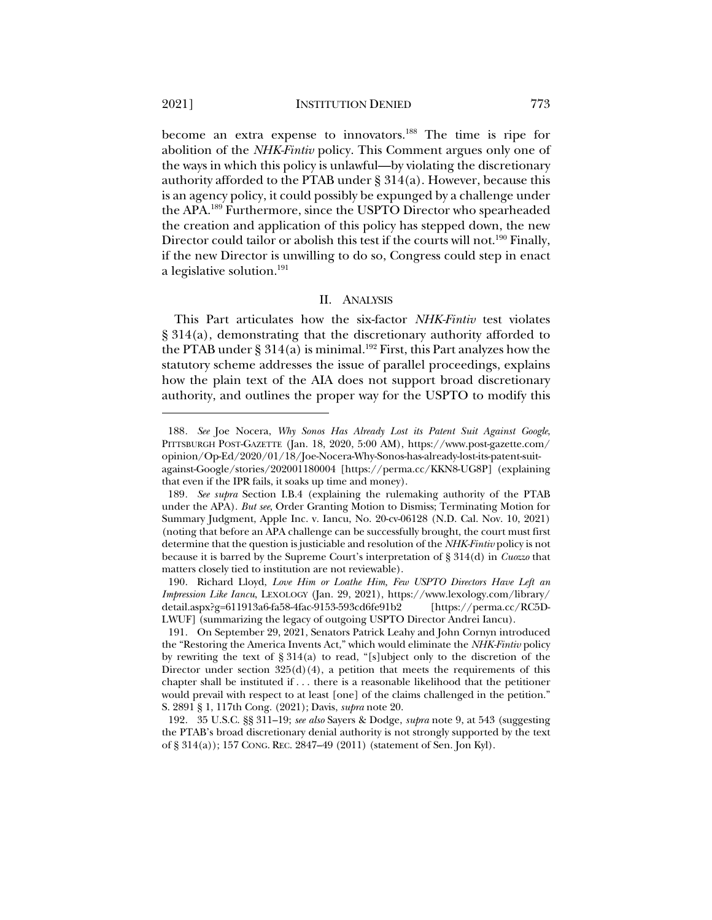become an extra expense to innovators.[188] The time is ripe for abolition of the *NHK-Fintiv* policy. This Comment argues only one of the ways in which this policy is unlawful—by violating the discretionary authority afforded to the PTAB under § 314(a). However, because this is an agency policy, it could possibly be expunged by a challenge under the APA.[189] Furthermore, since the USPTO Director who spearheaded the creation and application of this policy has stepped down, the new Director could tailor or abolish this test if the courts will not.[190] Finally, if the new Director is unwilling to do so, Congress could step in enact a legislative solution.[191]

## II. ANALYSIS

This Part articulates how the six-factor *NHK-Fintiv* test violates § 314(a), demonstrating that the discretionary authority afforded to the PTAB under § 314(a) is minimal.[192] First, this Part analyzes how the statutory scheme addresses the issue of parallel proceedings, explains how the plain text of the AIA does not support broad discretionary authority, and outlines the proper way for the USPTO to modify this

---

188. *See* Joe Nocera, *Why Sonos Has Already Lost its Patent Suit Against Google*, PITTSBURGH POST-GAZETTE (Jan. 18, 2020, 5:00 AM), https://www.post-gazette.com/opinion/Op-Ed/2020/01/18/Joe-Nocera-Why-Sonos-has-already-lost-its-patent-suit-against-Google/stories/202001180004 [https://perma.cc/KKN8-UG8P] (explaining that even if the IPR fails, it soaks up time and money).

189. *See supra* Section I.B.4 (explaining the rulemaking authority of the PTAB under the APA). *But see*, Order Granting Motion to Dismiss; Terminating Motion for Summary Judgment, Apple Inc. v. Iancu, No. 20-cv-06128 (N.D. Cal. Nov. 10, 2021) (noting that before an APA challenge can be successfully brought, the court must first determine that the question is justiciable and resolution of the *NHK-Fintiv* policy is not because it is barred by the Supreme Court's interpretation of § 314(d) in *Cuozzo* that matters closely tied to institution are not reviewable).

190. Richard Lloyd, *Love Him or Loathe Him, Few USPTO Directors Have Left an Impression Like Iancu*, LEXOLOGY (Jan. 29, 2021), https://www.lexology.com/library/detail.aspx?g=611913a6-fa58-4fac-9153-593cd6fe91b2 [https://perma.cc/RC5D-LWUF] (summarizing the legacy of outgoing USPTO Director Andrei Iancu).

191. On September 29, 2021, Senators Patrick Leahy and John Cornyn introduced the "Restoring the America Invents Act," which would eliminate the *NHK-Fintiv* policy by rewriting the text of § 314(a) to read, "[s]ubject only to the discretion of the Director under section 325(d)(4), a petition that meets the requirements of this chapter shall be instituted if . . . there is a reasonable likelihood that the petitioner would prevail with respect to at least [one] of the claims challenged in the petition." S. 2891 § 1, 117th Cong. (2021); Davis, *supra* note 20.

192. 35 U.S.C. §§ 311–19; *see also* Sayers & Dodge, *supra* note 9, at 543 (suggesting the PTAB's broad discretionary denial authority is not strongly supported by the text of § 314(a)); 157 CONG. REC. 2847–49 (2011) (statement of Sen. Jon Kyl).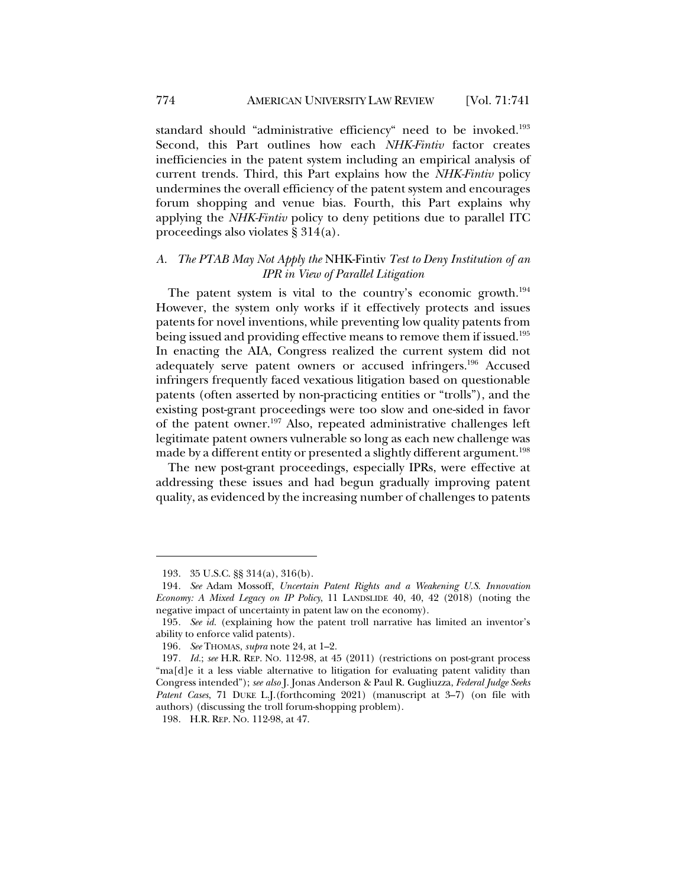standard should "administrative efficiency" need to be invoked.[193] Second, this Part outlines how each *NHK-Fintiv* factor creates inefficiencies in the patent system including an empirical analysis of current trends. Third, this Part explains how the *NHK-Fintiv* policy undermines the overall efficiency of the patent system and encourages forum shopping and venue bias. Fourth, this Part explains why applying the *NHK-Fintiv* policy to deny petitions due to parallel ITC proceedings also violates § 314(a).

### A. *The PTAB May Not Apply the* NHK-Fintiv *Test to Deny Institution of an IPR in View of Parallel Litigation*

The patent system is vital to the country's economic growth.[194] However, the system only works if it effectively protects and issues patents for novel inventions, while preventing low quality patents from being issued and providing effective means to remove them if issued.[195] In enacting the AIA, Congress realized the current system did not adequately serve patent owners or accused infringers.[196] Accused infringers frequently faced vexatious litigation based on questionable patents (often asserted by non-practicing entities or "trolls"), and the existing post-grant proceedings were too slow and one-sided in favor of the patent owner.[197] Also, repeated administrative challenges left legitimate patent owners vulnerable so long as each new challenge was made by a different entity or presented a slightly different argument.[198]

The new post-grant proceedings, especially IPRs, were effective at addressing these issues and had begun gradually improving patent quality, as evidenced by the increasing number of challenges to patents

---

193. 35 U.S.C. §§ 314(a), 316(b).

194. *See* Adam Mossoff, *Uncertain Patent Rights and a Weakening U.S. Innovation Economy: A Mixed Legacy on IP Policy*, 11 LANDSLIDE 40, 40, 42 (2018) (noting the negative impact of uncertainty in patent law on the economy).

195. *See id.* (explaining how the patent troll narrative has limited an inventor's ability to enforce valid patents).

196. *See* THOMAS, *supra* note 24, at 1–2.

197. *Id.*; *see* H.R. REP. NO. 112-98, at 45 (2011) (restrictions on post-grant process "ma[d]e it a less viable alternative to litigation for evaluating patent validity than Congress intended"); *see also* J. Jonas Anderson & Paul R. Gugliuzza, *Federal Judge Seeks Patent Cases*, 71 DUKE L.J. (forthcoming 2021) (manuscript at 3–7) (on file with authors) (discussing the troll forum-shopping problem).

198. H.R. REP. NO. 112-98, at 47.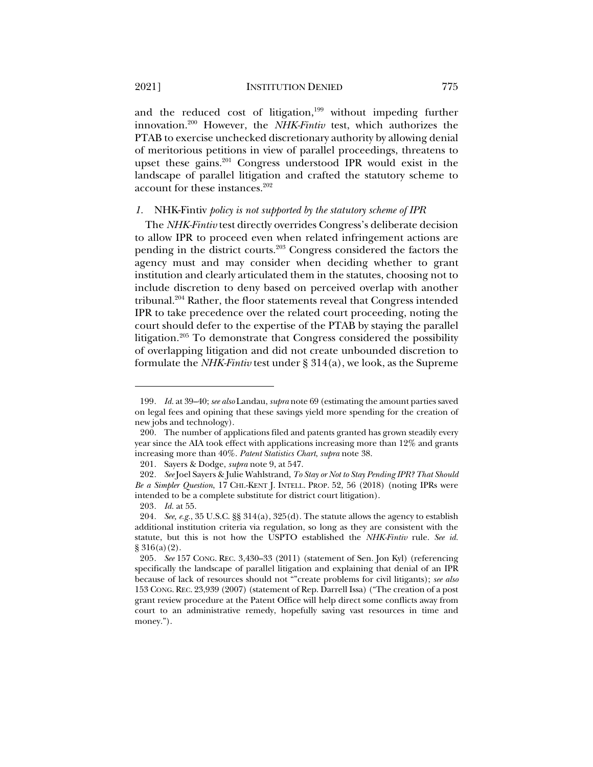and the reduced cost of litigation,[199] without impeding further innovation.[200] However, the *NHK-Fintiv* test, which authorizes the PTAB to exercise unchecked discretionary authority by allowing denial of meritorious petitions in view of parallel proceedings, threatens to upset these gains.[201] Congress understood IPR would exist in the landscape of parallel litigation and crafted the statutory scheme to account for these instances.[202]

### *1.* NHK-Fintiv *policy is not supported by the statutory scheme of IPR*

The *NHK-Fintiv* test directly overrides Congress's deliberate decision to allow IPR to proceed even when related infringement actions are pending in the district courts.[203] Congress considered the factors the agency must and may consider when deciding whether to grant institution and clearly articulated them in the statutes, choosing not to include discretion to deny based on perceived overlap with another tribunal.[204] Rather, the floor statements reveal that Congress intended IPR to take precedence over the related court proceeding, noting the court should defer to the expertise of the PTAB by staying the parallel litigation.[205] To demonstrate that Congress considered the possibility of overlapping litigation and did not create unbounded discretion to formulate the *NHK-Fintiv* test under § 314(a), we look, as the Supreme

---

199. *Id.* at 39–40; *see also* Landau, *supra* note 69 (estimating the amount parties saved on legal fees and opining that these savings yield more spending for the creation of new jobs and technology).

200. The number of applications filed and patents granted has grown steadily every year since the AIA took effect with applications increasing more than 12% and grants increasing more than 40%. *Patent Statistics Chart*, *supra* note 38.

201. Sayers & Dodge, *supra* note 9, at 547.

202. *See* Joel Sayers & Julie Wahlstrand, *To Stay or Not to Stay Pending IPR? That Should Be a Simpler Question*, 17 CHI.-KENT J. INTELL. PROP. 52, 56 (2018) (noting IPRs were intended to be a complete substitute for district court litigation).

203. *Id.* at 55.

204. *See, e.g.*, 35 U.S.C. §§ 314(a), 325(d). The statute allows the agency to establish additional institution criteria via regulation, so long as they are consistent with the statute, but this is not how the USPTO established the *NHK-Fintiv* rule. *See id.* § 316(a)(2).

205. *See* 157 CONG. REC. 3,430–33 (2011) (statement of Sen. Jon Kyl) (referencing specifically the landscape of parallel litigation and explaining that denial of an IPR because of lack of resources should not ""create problems for civil litigants); *see also* 153 CONG. REC. 23,939 (2007) (statement of Rep. Darrell Issa) ("The creation of a post grant review procedure at the Patent Office will help direct some conflicts away from court to an administrative remedy, hopefully saving vast resources in time and money.").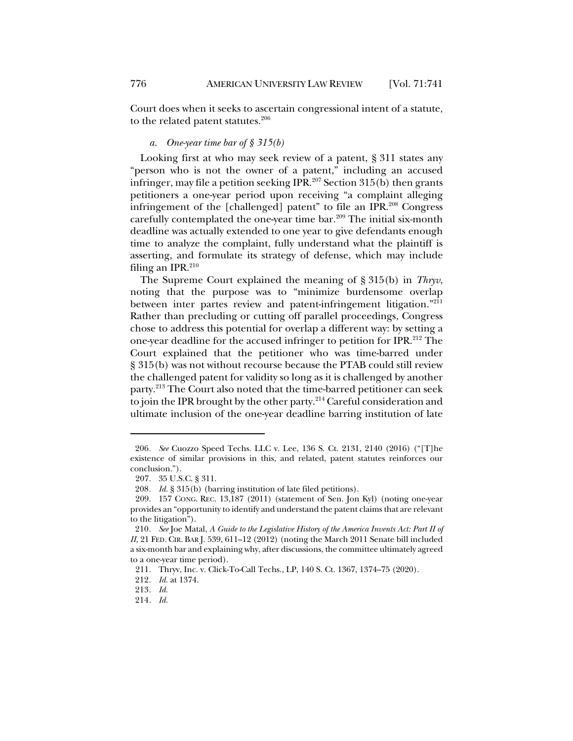Court does when it seeks to ascertain congressional intent of a statute, to the related patent statutes.[206]

*a. One-year time bar of § 315(b)*

Looking first at who may seek review of a patent, § 311 states any "person who is not the owner of a patent," including an accused infringer, may file a petition seeking IPR.[207] Section 315(b) then grants petitioners a one-year period upon receiving "a complaint alleging infringement of the [challenged] patent" to file an IPR.[208] Congress carefully contemplated the one-year time bar.[209] The initial six-month deadline was actually extended to one year to give defendants enough time to analyze the complaint, fully understand what the plaintiff is asserting, and formulate its strategy of defense, which may include filing an IPR.[210]

The Supreme Court explained the meaning of § 315(b) in *Thryv*, noting that the purpose was to "minimize burdensome overlap between inter partes review and patent-infringement litigation."[211] Rather than precluding or cutting off parallel proceedings, Congress chose to address this potential for overlap a different way: by setting a one-year deadline for the accused infringer to petition for IPR.[212] The Court explained that the petitioner who was time-barred under § 315(b) was not without recourse because the PTAB could still review the challenged patent for validity so long as it is challenged by another party.[213] The Court also noted that the time-barred petitioner can seek to join the IPR brought by the other party.[214] Careful consideration and ultimate inclusion of the one-year deadline barring institution of late

---

206. *See* Cuozzo Speed Techs. LLC v. Lee, 136 S. Ct. 2131, 2140 (2016) ("[T]he existence of similar provisions in this, and related, patent statutes reinforces our conclusion.").

207. 35 U.S.C. § 311.

208. *Id.* § 315(b) (barring institution of late filed petitions).

209. 157 CONG. REC. 13,187 (2011) (statement of Sen. Jon Kyl) (noting one-year provides an "opportunity to identify and understand the patent claims that are relevant to the litigation").

210. *See* Joe Matal, *A Guide to the Legislative History of the America Invents Act: Part II of II*, 21 FED. CIR. BAR J. 539, 611–12 (2012) (noting the March 2011 Senate bill included a six-month bar and explaining why, after discussions, the committee ultimately agreed to a one-year time period).

211. Thryv, Inc. v. Click-To-Call Techs., LP, 140 S. Ct. 1367, 1374–75 (2020).

212. *Id.* at 1374.

213. *Id.*

214. *Id.*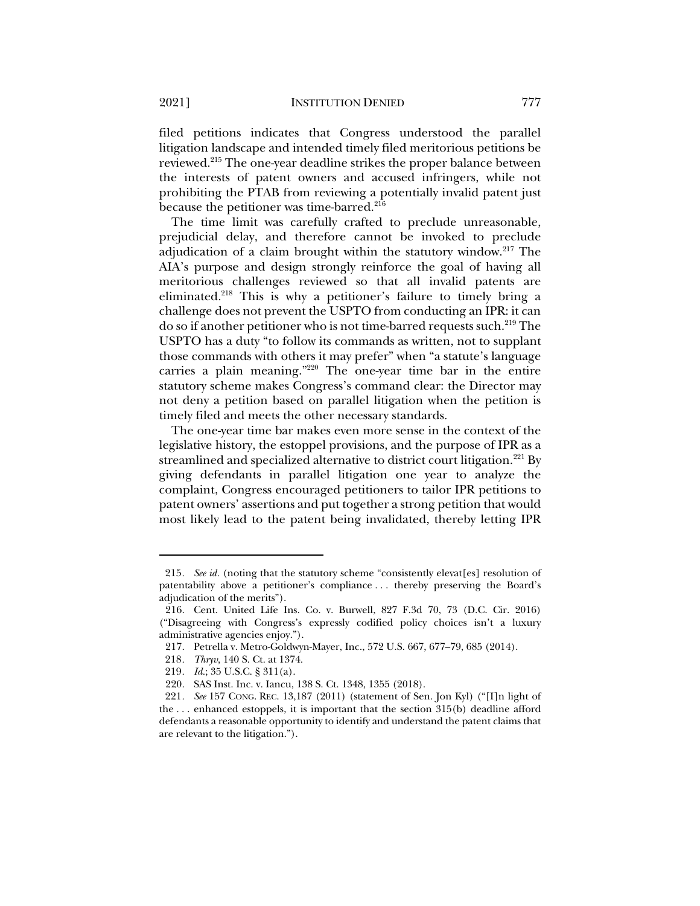filed petitions indicates that Congress understood the parallel litigation landscape and intended timely filed meritorious petitions be reviewed.[215] The one-year deadline strikes the proper balance between the interests of patent owners and accused infringers, while not prohibiting the PTAB from reviewing a potentially invalid patent just because the petitioner was time-barred.[216]

The time limit was carefully crafted to preclude unreasonable, prejudicial delay, and therefore cannot be invoked to preclude adjudication of a claim brought within the statutory window.[217] The AIA's purpose and design strongly reinforce the goal of having all meritorious challenges reviewed so that all invalid patents are eliminated.[218] This is why a petitioner's failure to timely bring a challenge does not prevent the USPTO from conducting an IPR: it can do so if another petitioner who is not time-barred requests such.[219] The USPTO has a duty "to follow its commands as written, not to supplant those commands with others it may prefer" when "a statute's language carries a plain meaning."[220] The one-year time bar in the entire statutory scheme makes Congress's command clear: the Director may not deny a petition based on parallel litigation when the petition is timely filed and meets the other necessary standards.

The one-year time bar makes even more sense in the context of the legislative history, the estoppel provisions, and the purpose of IPR as a streamlined and specialized alternative to district court litigation.[221] By giving defendants in parallel litigation one year to analyze the complaint, Congress encouraged petitioners to tailor IPR petitions to patent owners' assertions and put together a strong petition that would most likely lead to the patent being invalidated, thereby letting IPR

---

215. *See id.* (noting that the statutory scheme "consistently elevat[es] resolution of patentability above a petitioner's compliance . . . thereby preserving the Board's adjudication of the merits").

216. Cent. United Life Ins. Co. v. Burwell, 827 F.3d 70, 73 (D.C. Cir. 2016) ("Disagreeing with Congress's expressly codified policy choices isn't a luxury administrative agencies enjoy.").

217. Petrella v. Metro-Goldwyn-Mayer, Inc., 572 U.S. 667, 677–79, 685 (2014).

218. *Thryv*, 140 S. Ct. at 1374.

219. *Id.*; 35 U.S.C. § 311(a).

220. SAS Inst. Inc. v. Iancu, 138 S. Ct. 1348, 1355 (2018).

221. *See* 157 CONG. REC. 13,187 (2011) (statement of Sen. Jon Kyl) ("[I]n light of the . . . enhanced estoppels, it is important that the section 315(b) deadline afford defendants a reasonable opportunity to identify and understand the patent claims that are relevant to the litigation.").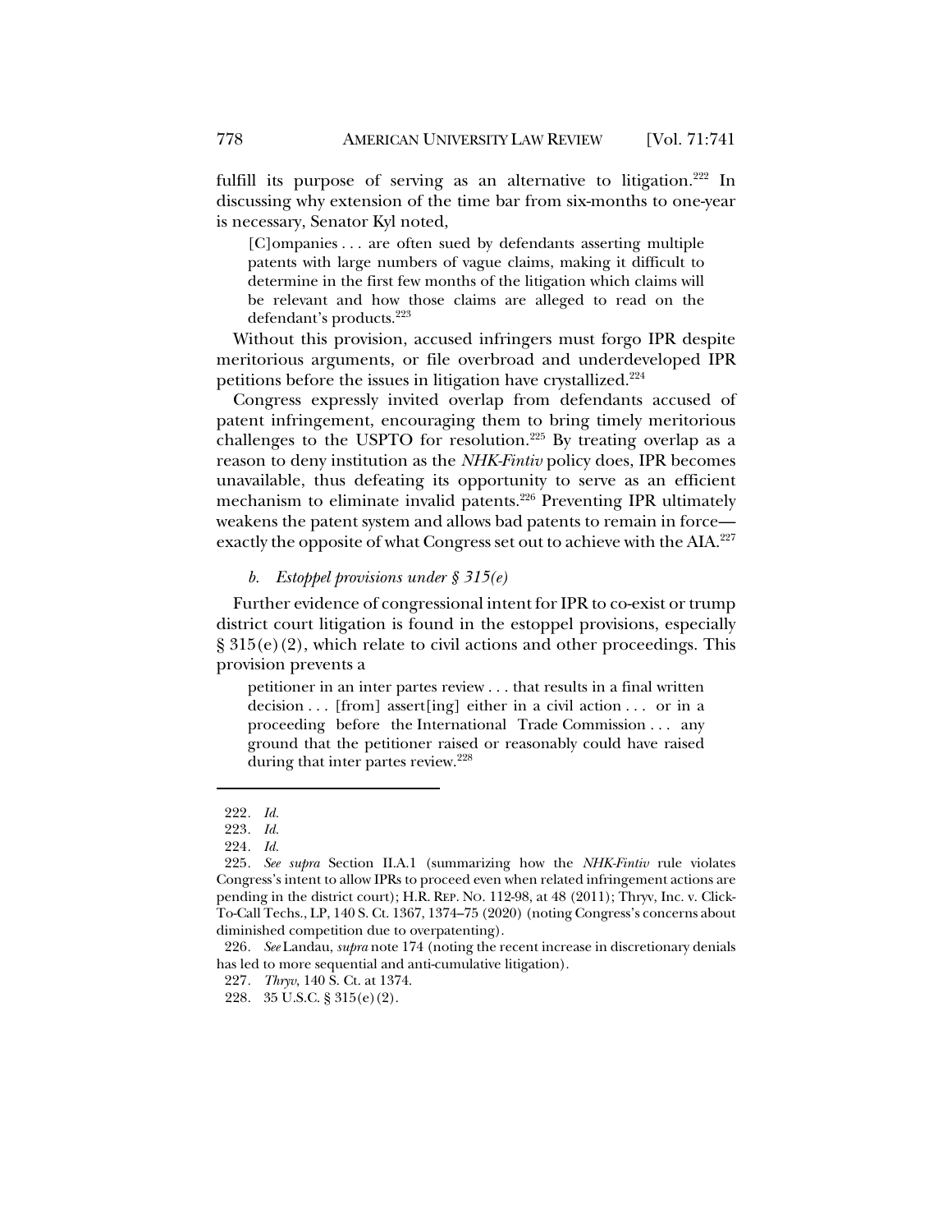fulfill its purpose of serving as an alternative to litigation.[222] In discussing why extension of the time bar from six-months to one-year is necessary, Senator Kyl noted,

> [C]ompanies . . . are often sued by defendants asserting multiple patents with large numbers of vague claims, making it difficult to determine in the first few months of the litigation which claims will be relevant and how those claims are alleged to read on the defendant's products.[223]

Without this provision, accused infringers must forgo IPR despite meritorious arguments, or file overbroad and underdeveloped IPR petitions before the issues in litigation have crystallized.[224]

Congress expressly invited overlap from defendants accused of patent infringement, encouraging them to bring timely meritorious challenges to the USPTO for resolution.[225] By treating overlap as a reason to deny institution as the *NHK-Fintiv* policy does, IPR becomes unavailable, thus defeating its opportunity to serve as an efficient mechanism to eliminate invalid patents.[226] Preventing IPR ultimately weakens the patent system and allows bad patents to remain in force—exactly the opposite of what Congress set out to achieve with the AIA.[227]

*b. Estoppel provisions under § 315(e)*

Further evidence of congressional intent for IPR to co-exist or trump district court litigation is found in the estoppel provisions, especially § 315(e)(2), which relate to civil actions and other proceedings. This provision prevents a

> petitioner in an inter partes review . . . that results in a final written decision . . . [from] assert[ing] either in a civil action . . . or in a proceeding before the International Trade Commission . . . any ground that the petitioner raised or reasonably could have raised during that inter partes review.[228]

---

222. *Id.*

223. *Id.*

224. *Id.*

225. *See supra* Section II.A.1 (summarizing how the *NHK-Fintiv* rule violates Congress's intent to allow IPRs to proceed even when related infringement actions are pending in the district court); H.R. REP. NO. 112-98, at 48 (2011); Thryv, Inc. v. Click-To-Call Techs., LP, 140 S. Ct. 1367, 1374–75 (2020) (noting Congress's concerns about diminished competition due to overpatenting).

226. *See* Landau, *supra* note 174 (noting the recent increase in discretionary denials has led to more sequential and anti-cumulative litigation).

227. *Thryv*, 140 S. Ct. at 1374.

228. 35 U.S.C. § 315(e)(2).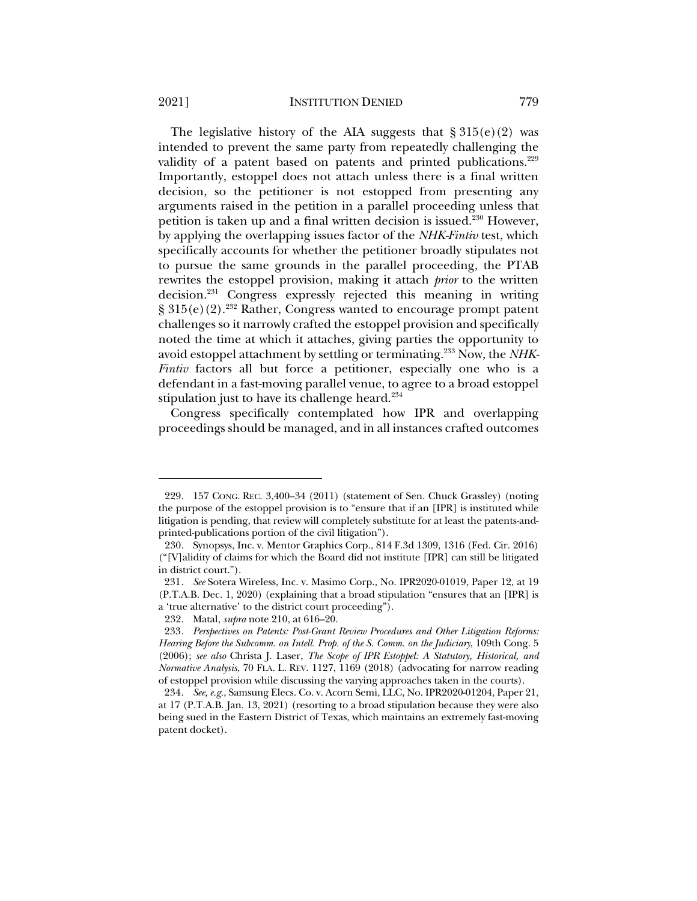The legislative history of the AIA suggests that § 315(e)(2) was intended to prevent the same party from repeatedly challenging the validity of a patent based on patents and printed publications.[229] Importantly, estoppel does not attach unless there is a final written decision, so the petitioner is not estopped from presenting any arguments raised in the petition in a parallel proceeding unless that petition is taken up and a final written decision is issued.[230] However, by applying the overlapping issues factor of the *NHK-Fintiv* test, which specifically accounts for whether the petitioner broadly stipulates not to pursue the same grounds in the parallel proceeding, the PTAB rewrites the estoppel provision, making it attach *prior* to the written decision.[231] Congress expressly rejected this meaning in writing § 315(e)(2).[232] Rather, Congress wanted to encourage prompt patent challenges so it narrowly crafted the estoppel provision and specifically noted the time at which it attaches, giving parties the opportunity to avoid estoppel attachment by settling or terminating.[233] Now, the *NHK-Fintiv* factors all but force a petitioner, especially one who is a defendant in a fast-moving parallel venue, to agree to a broad estoppel stipulation just to have its challenge heard.[234]

Congress specifically contemplated how IPR and overlapping proceedings should be managed, and in all instances crafted outcomes

---

229. 157 CONG. REC. 3,400–34 (2011) (statement of Sen. Chuck Grassley) (noting the purpose of the estoppel provision is to "ensure that if an [IPR] is instituted while litigation is pending, that review will completely substitute for at least the patents-and-printed-publications portion of the civil litigation").

230. Synopsys, Inc. v. Mentor Graphics Corp., 814 F.3d 1309, 1316 (Fed. Cir. 2016) ("[V]alidity of claims for which the Board did not institute [IPR] can still be litigated in district court.").

231. *See* Sotera Wireless, Inc. v. Masimo Corp., No. IPR2020-01019, Paper 12, at 19 (P.T.A.B. Dec. 1, 2020) (explaining that a broad stipulation "ensures that an [IPR] is a 'true alternative' to the district court proceeding").

232. Matal, *supra* note 210, at 616–20.

233. *Perspectives on Patents: Post-Grant Review Procedures and Other Litigation Reforms: Hearing Before the Subcomm. on Intell. Prop. of the S. Comm. on the Judiciary*, 109th Cong. 5 (2006); *see also* Christa J. Laser, *The Scope of IPR Estoppel: A Statutory, Historical, and Normative Analysis*, 70 FLA. L. REV. 1127, 1169 (2018) (advocating for narrow reading of estoppel provision while discussing the varying approaches taken in the courts).

234. *See, e.g.*, Samsung Elecs. Co. v. Acorn Semi, LLC, No. IPR2020-01204, Paper 21, at 17 (P.T.A.B. Jan. 13, 2021) (resorting to a broad stipulation because they were also being sued in the Eastern District of Texas, which maintains an extremely fast-moving patent docket).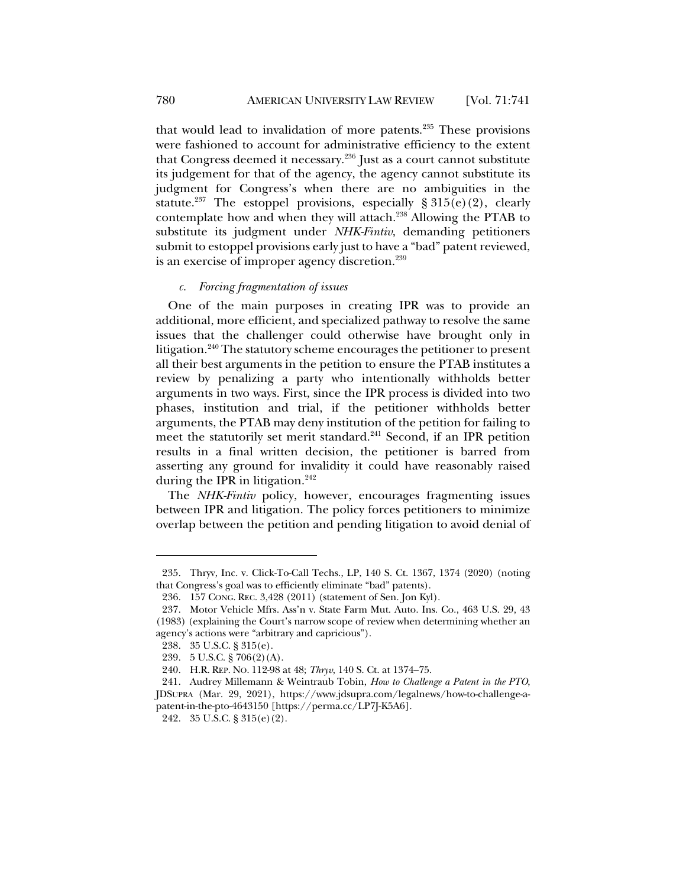that would lead to invalidation of more patents.[235] These provisions were fashioned to account for administrative efficiency to the extent that Congress deemed it necessary.[236] Just as a court cannot substitute its judgement for that of the agency, the agency cannot substitute its judgment for Congress's when there are no ambiguities in the statute.[237] The estoppel provisions, especially § 315(e)(2), clearly contemplate how and when they will attach.[238] Allowing the PTAB to substitute its judgment under *NHK-Fintiv*, demanding petitioners submit to estoppel provisions early just to have a "bad" patent reviewed, is an exercise of improper agency discretion.[239]

#### c. *Forcing fragmentation of issues*

One of the main purposes in creating IPR was to provide an additional, more efficient, and specialized pathway to resolve the same issues that the challenger could otherwise have brought only in litigation.[240] The statutory scheme encourages the petitioner to present all their best arguments in the petition to ensure the PTAB institutes a review by penalizing a party who intentionally withholds better arguments in two ways. First, since the IPR process is divided into two phases, institution and trial, if the petitioner withholds better arguments, the PTAB may deny institution of the petition for failing to meet the statutorily set merit standard.[241] Second, if an IPR petition results in a final written decision, the petitioner is barred from asserting any ground for invalidity it could have reasonably raised during the IPR in litigation.[242]

The *NHK-Fintiv* policy, however, encourages fragmenting issues between IPR and litigation. The policy forces petitioners to minimize overlap between the petition and pending litigation to avoid denial of

---

235. Thryv, Inc. v. Click-To-Call Techs., LP, 140 S. Ct. 1367, 1374 (2020) (noting that Congress's goal was to efficiently eliminate "bad" patents).

236. 157 CONG. REC. 3,428 (2011) (statement of Sen. Jon Kyl).

237. Motor Vehicle Mfrs. Ass'n v. State Farm Mut. Auto. Ins. Co., 463 U.S. 29, 43 (1983) (explaining the Court's narrow scope of review when determining whether an agency's actions were "arbitrary and capricious").

238. 35 U.S.C. § 315(e).

239. 5 U.S.C. § 706(2)(A).

240. H.R. REP. NO. 112-98 at 48; *Thryv*, 140 S. Ct. at 1374–75.

241. Audrey Millemann & Weintraub Tobin, *How to Challenge a Patent in the PTO*, JDSUPRA (Mar. 29, 2021), https://www.jdsupra.com/legalnews/how-to-challenge-a-patent-in-the-pto-4643150 [https://perma.cc/LP7J-K5A6].

242. 35 U.S.C. § 315(e)(2).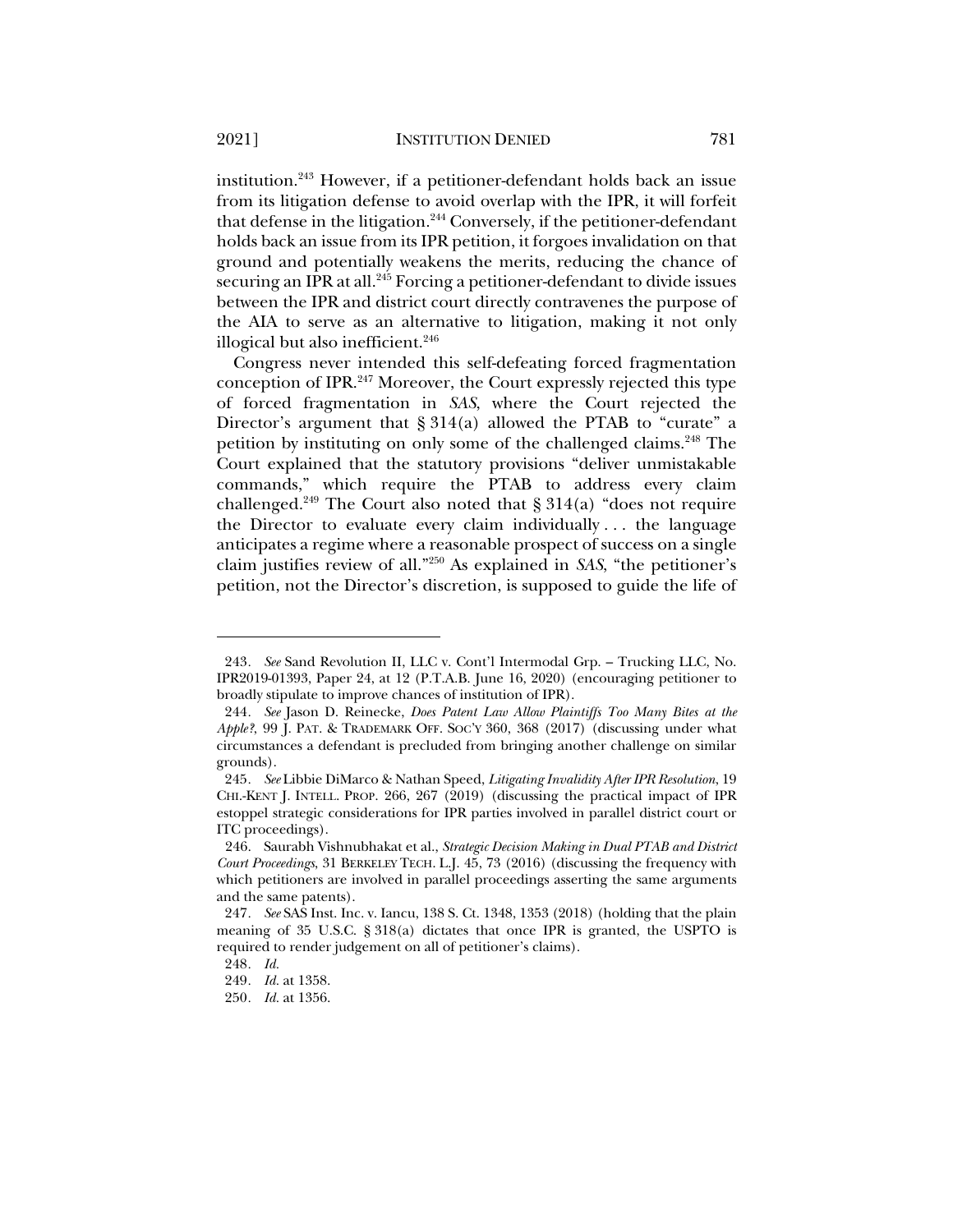institution.[243] However, if a petitioner-defendant holds back an issue from its litigation defense to avoid overlap with the IPR, it will forfeit that defense in the litigation.[244] Conversely, if the petitioner-defendant holds back an issue from its IPR petition, it forgoes invalidation on that ground and potentially weakens the merits, reducing the chance of securing an IPR at all.[245] Forcing a petitioner-defendant to divide issues between the IPR and district court directly contravenes the purpose of the AIA to serve as an alternative to litigation, making it not only illogical but also inefficient.[246]

Congress never intended this self-defeating forced fragmentation conception of IPR.[247] Moreover, the Court expressly rejected this type of forced fragmentation in *SAS*, where the Court rejected the Director's argument that § 314(a) allowed the PTAB to "curate" a petition by instituting on only some of the challenged claims.[248] The Court explained that the statutory provisions "deliver unmistakable commands," which require the PTAB to address every claim challenged.[249] The Court also noted that § 314(a) "does not require the Director to evaluate every claim individually . . . the language anticipates a regime where a reasonable prospect of success on a single claim justifies review of all."[250] As explained in *SAS*, "the petitioner's petition, not the Director's discretion, is supposed to guide the life of

---

243. *See* Sand Revolution II, LLC v. Cont'l Intermodal Grp. – Trucking LLC, No. IPR2019-01393, Paper 24, at 12 (P.T.A.B. June 16, 2020) (encouraging petitioner to broadly stipulate to improve chances of institution of IPR).

244. *See* Jason D. Reinecke, *Does Patent Law Allow Plaintiffs Too Many Bites at the Apple?*, 99 J. PAT. & TRADEMARK OFF. SOC'Y 360, 368 (2017) (discussing under what circumstances a defendant is precluded from bringing another challenge on similar grounds).

245. *See* Libbie DiMarco & Nathan Speed, *Litigating Invalidity After IPR Resolution*, 19 CHI.-KENT J. INTELL. PROP. 266, 267 (2019) (discussing the practical impact of IPR estoppel strategic considerations for IPR parties involved in parallel district court or ITC proceedings).

246. Saurabh Vishnubhakat et al., *Strategic Decision Making in Dual PTAB and District Court Proceedings*, 31 BERKELEY TECH. L.J. 45, 73 (2016) (discussing the frequency with which petitioners are involved in parallel proceedings asserting the same arguments and the same patents).

247. *See* SAS Inst. Inc. v. Iancu, 138 S. Ct. 1348, 1353 (2018) (holding that the plain meaning of 35 U.S.C. § 318(a) dictates that once IPR is granted, the USPTO is required to render judgement on all of petitioner's claims).

248. *Id.*

249. *Id.* at 1358.

250. *Id.* at 1356.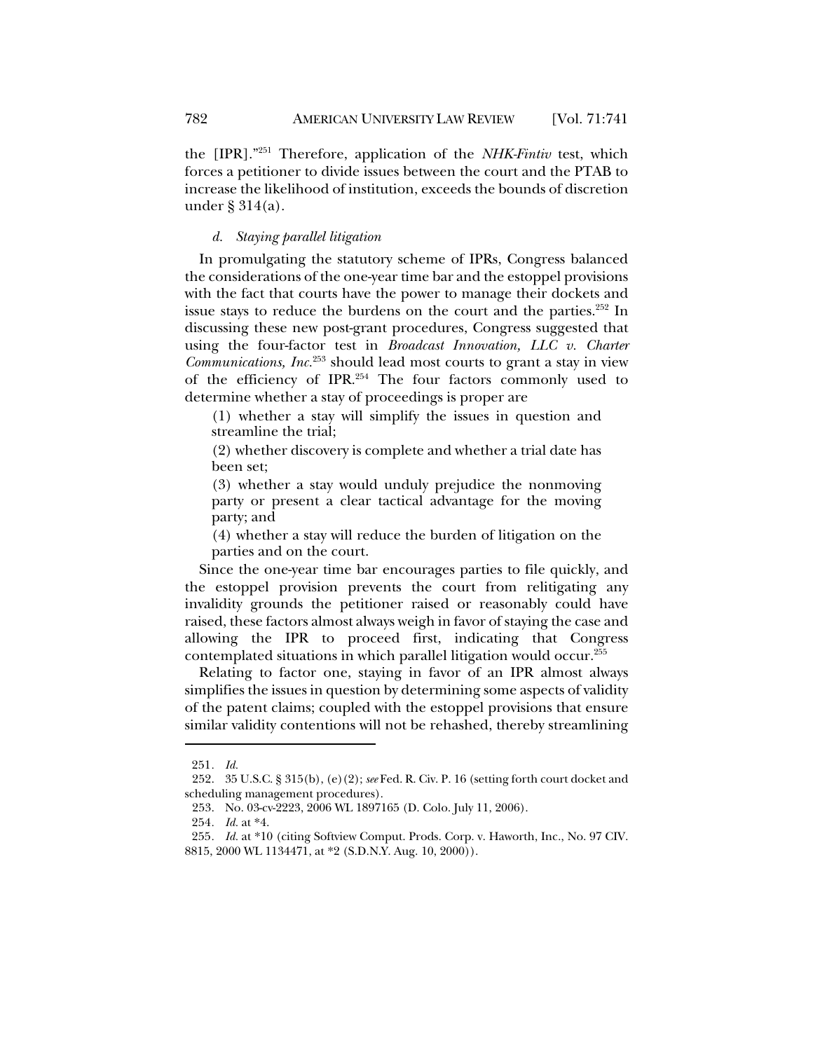the [IPR]."[251] Therefore, application of the *NHK-Fintiv* test, which forces a petitioner to divide issues between the court and the PTAB to increase the likelihood of institution, exceeds the bounds of discretion under § 314(a).

#### *d. Staying parallel litigation*

In promulgating the statutory scheme of IPRs, Congress balanced the considerations of the one-year time bar and the estoppel provisions with the fact that courts have the power to manage their dockets and issue stays to reduce the burdens on the court and the parties.[252] In discussing these new post-grant procedures, Congress suggested that using the four-factor test in *Broadcast Innovation, LLC v. Charter Communications, Inc.*[253] should lead most courts to grant a stay in view of the efficiency of IPR.[254] The four factors commonly used to determine whether a stay of proceedings is proper are

> (1) whether a stay will simplify the issues in question and streamline the trial;
>
> (2) whether discovery is complete and whether a trial date has been set;
>
> (3) whether a stay would unduly prejudice the nonmoving party or present a clear tactical advantage for the moving party; and
>
> (4) whether a stay will reduce the burden of litigation on the parties and on the court.

Since the one-year time bar encourages parties to file quickly, and the estoppel provision prevents the court from relitigating any invalidity grounds the petitioner raised or reasonably could have raised, these factors almost always weigh in favor of staying the case and allowing the IPR to proceed first, indicating that Congress contemplated situations in which parallel litigation would occur.[255]

Relating to factor one, staying in favor of an IPR almost always simplifies the issues in question by determining some aspects of validity of the patent claims; coupled with the estoppel provisions that ensure similar validity contentions will not be rehashed, thereby streamlining

---

251. *Id.*

252. 35 U.S.C. § 315(b), (e)(2); *see* Fed. R. Civ. P. 16 (setting forth court docket and scheduling management procedures).

253. No. 03-cv-2223, 2006 WL 1897165 (D. Colo. July 11, 2006).

254. *Id.* at *4.

255. *Id.* at *10 (citing Softview Comput. Prods. Corp. v. Haworth, Inc., No. 97 CIV. 8815, 2000 WL 1134471, at *2 (S.D.N.Y. Aug. 10, 2000)).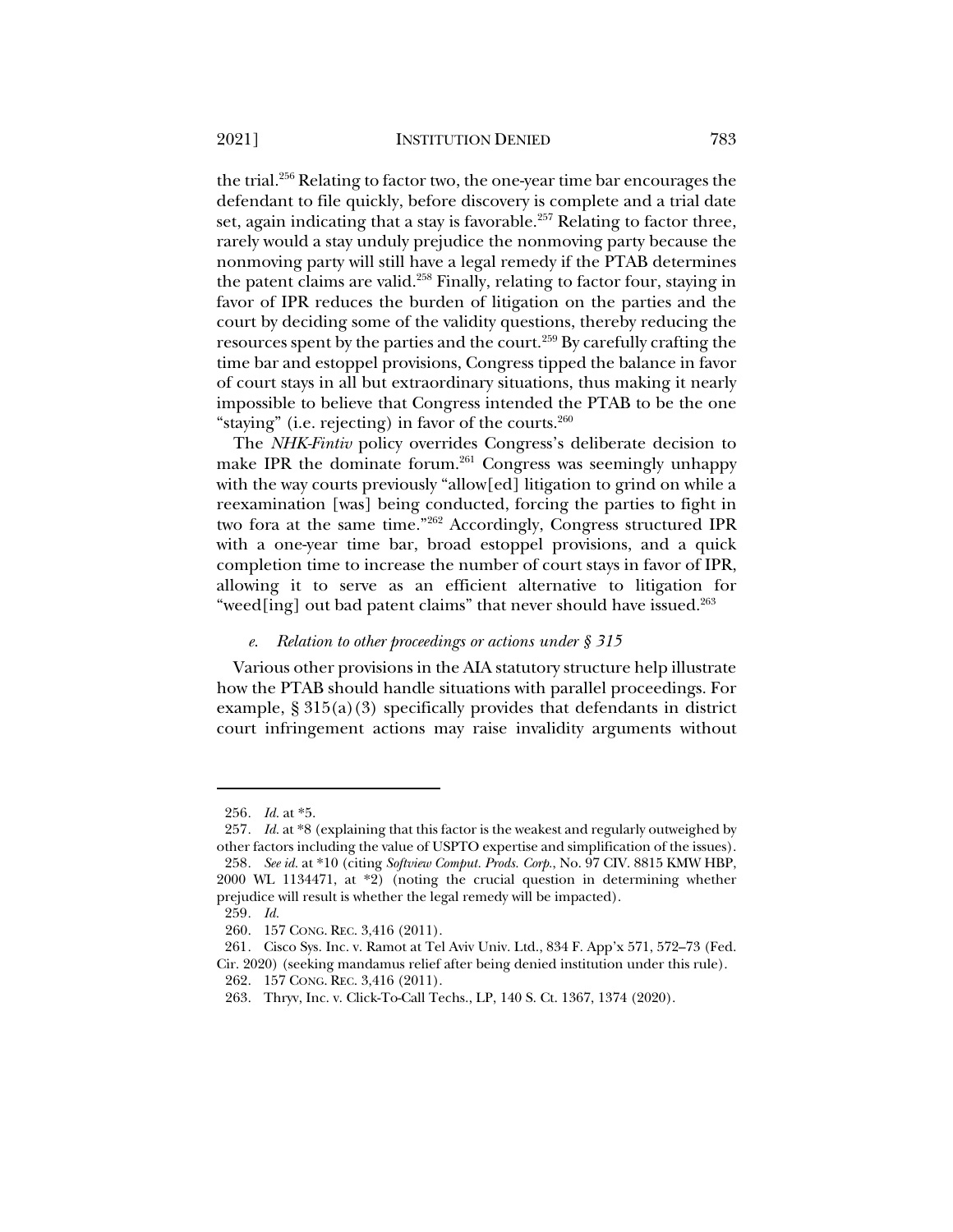the trial.[256] Relating to factor two, the one-year time bar encourages the defendant to file quickly, before discovery is complete and a trial date set, again indicating that a stay is favorable.[257] Relating to factor three, rarely would a stay unduly prejudice the nonmoving party because the nonmoving party will still have a legal remedy if the PTAB determines the patent claims are valid.[258] Finally, relating to factor four, staying in favor of IPR reduces the burden of litigation on the parties and the court by deciding some of the validity questions, thereby reducing the resources spent by the parties and the court.[259] By carefully crafting the time bar and estoppel provisions, Congress tipped the balance in favor of court stays in all but extraordinary situations, thus making it nearly impossible to believe that Congress intended the PTAB to be the one "staying" (i.e. rejecting) in favor of the courts.[260]

The *NHK-Fintiv* policy overrides Congress's deliberate decision to make IPR the dominate forum.[261] Congress was seemingly unhappy with the way courts previously "allow[ed] litigation to grind on while a reexamination [was] being conducted, forcing the parties to fight in two fora at the same time."[262] Accordingly, Congress structured IPR with a one-year time bar, broad estoppel provisions, and a quick completion time to increase the number of court stays in favor of IPR, allowing it to serve as an efficient alternative to litigation for "weed[ing] out bad patent claims" that never should have issued.[263]

#### *e. Relation to other proceedings or actions under § 315*

Various other provisions in the AIA statutory structure help illustrate how the PTAB should handle situations with parallel proceedings. For example, § 315(a)(3) specifically provides that defendants in district court infringement actions may raise invalidity arguments without

---

256. *Id.* at *5.

257. *Id.* at *8 (explaining that this factor is the weakest and regularly outweighed by other factors including the value of USPTO expertise and simplification of the issues).

258. *See id.* at *10 (citing *Softview Comput. Prods. Corp.*, No. 97 CIV. 8815 KMW HBP, 2000 WL 1134471, at *2) (noting the crucial question in determining whether prejudice will result is whether the legal remedy will be impacted).

259. *Id.*

260. 157 CONG. REC. 3,416 (2011).

261. Cisco Sys. Inc. v. Ramot at Tel Aviv Univ. Ltd., 834 F. App'x 571, 572–73 (Fed. Cir. 2020) (seeking mandamus relief after being denied institution under this rule).

262. 157 CONG. REC. 3,416 (2011).

263. Thryv, Inc. v. Click-To-Call Techs., LP, 140 S. Ct. 1367, 1374 (2020).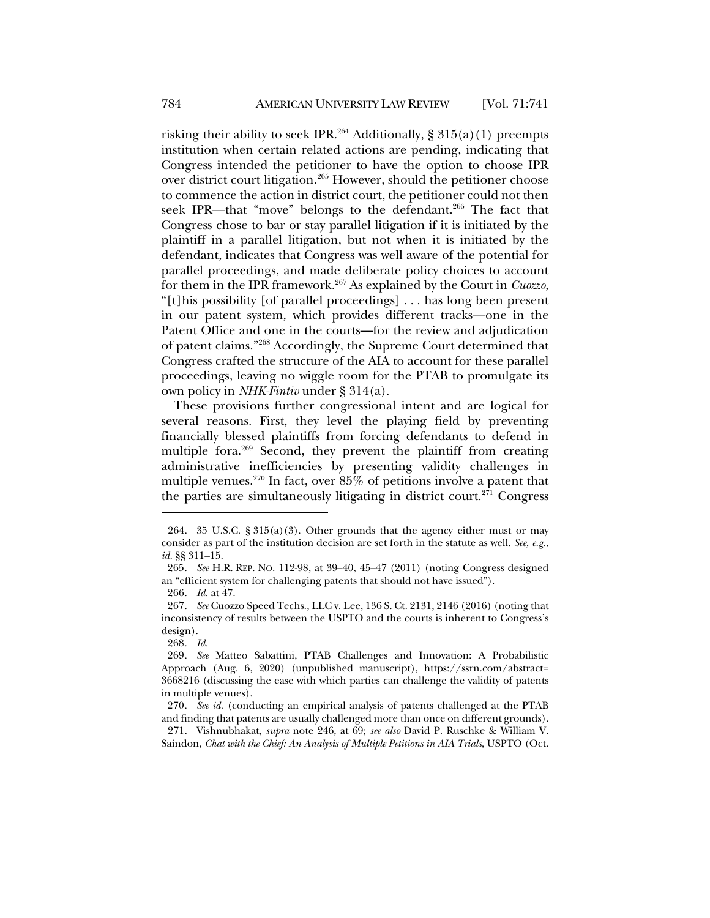risking their ability to seek IPR.[264] Additionally, § 315(a)(1) preempts institution when certain related actions are pending, indicating that Congress intended the petitioner to have the option to choose IPR over district court litigation.[265] However, should the petitioner choose to commence the action in district court, the petitioner could not then seek IPR—that "move" belongs to the defendant.[266] The fact that Congress chose to bar or stay parallel litigation if it is initiated by the plaintiff in a parallel litigation, but not when it is initiated by the defendant, indicates that Congress was well aware of the potential for parallel proceedings, and made deliberate policy choices to account for them in the IPR framework.[267] As explained by the Court in *Cuozzo*, "[t]his possibility [of parallel proceedings] . . . has long been present in our patent system, which provides different tracks—one in the Patent Office and one in the courts—for the review and adjudication of patent claims."[268] Accordingly, the Supreme Court determined that Congress crafted the structure of the AIA to account for these parallel proceedings, leaving no wiggle room for the PTAB to promulgate its own policy in *NHK-Fintiv* under § 314(a).

These provisions further congressional intent and are logical for several reasons. First, they level the playing field by preventing financially blessed plaintiffs from forcing defendants to defend in multiple fora.[269] Second, they prevent the plaintiff from creating administrative inefficiencies by presenting validity challenges in multiple venues.[270] In fact, over 85% of petitions involve a patent that the parties are simultaneously litigating in district court.[271] Congress

---

264. 35 U.S.C. § 315(a)(3). Other grounds that the agency either must or may consider as part of the institution decision are set forth in the statute as well. *See, e.g.*, *id.* §§ 311–15.

265. *See* H.R. REP. NO. 112-98, at 39–40, 45–47 (2011) (noting Congress designed an "efficient system for challenging patents that should not have issued").

266. *Id.* at 47.

267. *See* Cuozzo Speed Techs., LLC v. Lee, 136 S. Ct. 2131, 2146 (2016) (noting that inconsistency of results between the USPTO and the courts is inherent to Congress's design).

268. *Id.*

269. *See* Matteo Sabattini, PTAB Challenges and Innovation: A Probabilistic Approach (Aug. 6, 2020) (unpublished manuscript), https://ssrn.com/abstract=3668216 (discussing the ease with which parties can challenge the validity of patents in multiple venues).

270. *See id.* (conducting an empirical analysis of patents challenged at the PTAB and finding that patents are usually challenged more than once on different grounds).

271. Vishnubhakat, *supra* note 246, at 69; *see also* David P. Ruschke & William V. Saindon, *Chat with the Chief: An Analysis of Multiple Petitions in AIA Trials*, USPTO (Oct.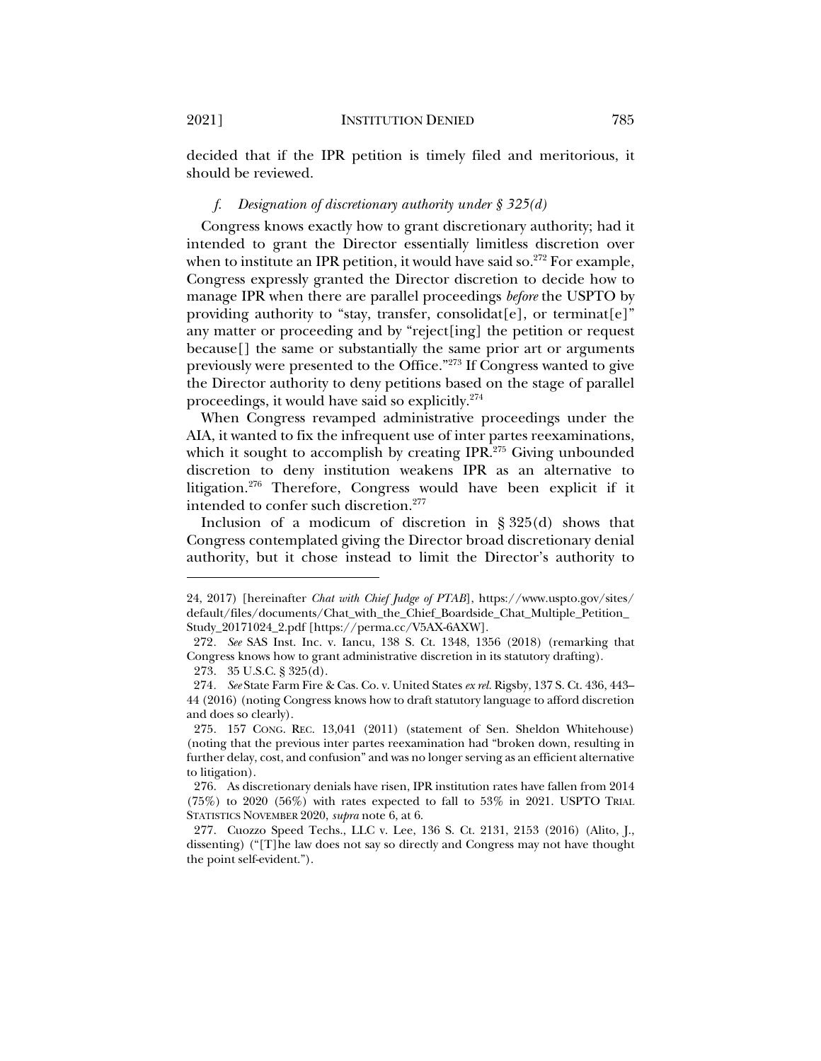decided that if the IPR petition is timely filed and meritorious, it should be reviewed.

#### *f. Designation of discretionary authority under § 325(d)*

Congress knows exactly how to grant discretionary authority; had it intended to grant the Director essentially limitless discretion over when to institute an IPR petition, it would have said so.[272] For example, Congress expressly granted the Director discretion to decide how to manage IPR when there are parallel proceedings *before* the USPTO by providing authority to "stay, transfer, consolidat[e], or terminat[e]" any matter or proceeding and by "reject[ing] the petition or request because[] the same or substantially the same prior art or arguments previously were presented to the Office."[273] If Congress wanted to give the Director authority to deny petitions based on the stage of parallel proceedings, it would have said so explicitly.[274]

When Congress revamped administrative proceedings under the AIA, it wanted to fix the infrequent use of inter partes reexaminations, which it sought to accomplish by creating IPR.[275] Giving unbounded discretion to deny institution weakens IPR as an alternative to litigation.[276] Therefore, Congress would have been explicit if it intended to confer such discretion.[277]

Inclusion of a modicum of discretion in § 325(d) shows that Congress contemplated giving the Director broad discretionary denial authority, but it chose instead to limit the Director's authority to

---

24, 2017) [hereinafter *Chat with Chief Judge of PTAB*], https://www.uspto.gov/sites/default/files/documents/Chat_with_the_Chief_Boardside_Chat_Multiple_Petition_Study_20171024_2.pdf [https://perma.cc/V5AX-6AXW].

272. *See* SAS Inst. Inc. v. Iancu, 138 S. Ct. 1348, 1356 (2018) (remarking that Congress knows how to grant administrative discretion in its statutory drafting).

273. 35 U.S.C. § 325(d).

274. *See* State Farm Fire & Cas. Co. v. United States *ex rel.* Rigsby, 137 S. Ct. 436, 443–44 (2016) (noting Congress knows how to draft statutory language to afford discretion and does so clearly).

275. 157 CONG. REC. 13,041 (2011) (statement of Sen. Sheldon Whitehouse) (noting that the previous inter partes reexamination had "broken down, resulting in further delay, cost, and confusion" and was no longer serving as an efficient alternative to litigation).

276. As discretionary denials have risen, IPR institution rates have fallen from 2014 (75%) to 2020 (56%) with rates expected to fall to 53% in 2021. USPTO TRIAL STATISTICS NOVEMBER 2020, *supra* note 6, at 6.

277. Cuozzo Speed Techs., LLC v. Lee, 136 S. Ct. 2131, 2153 (2016) (Alito, J., dissenting) ("[T]he law does not say so directly and Congress may not have thought the point self-evident.").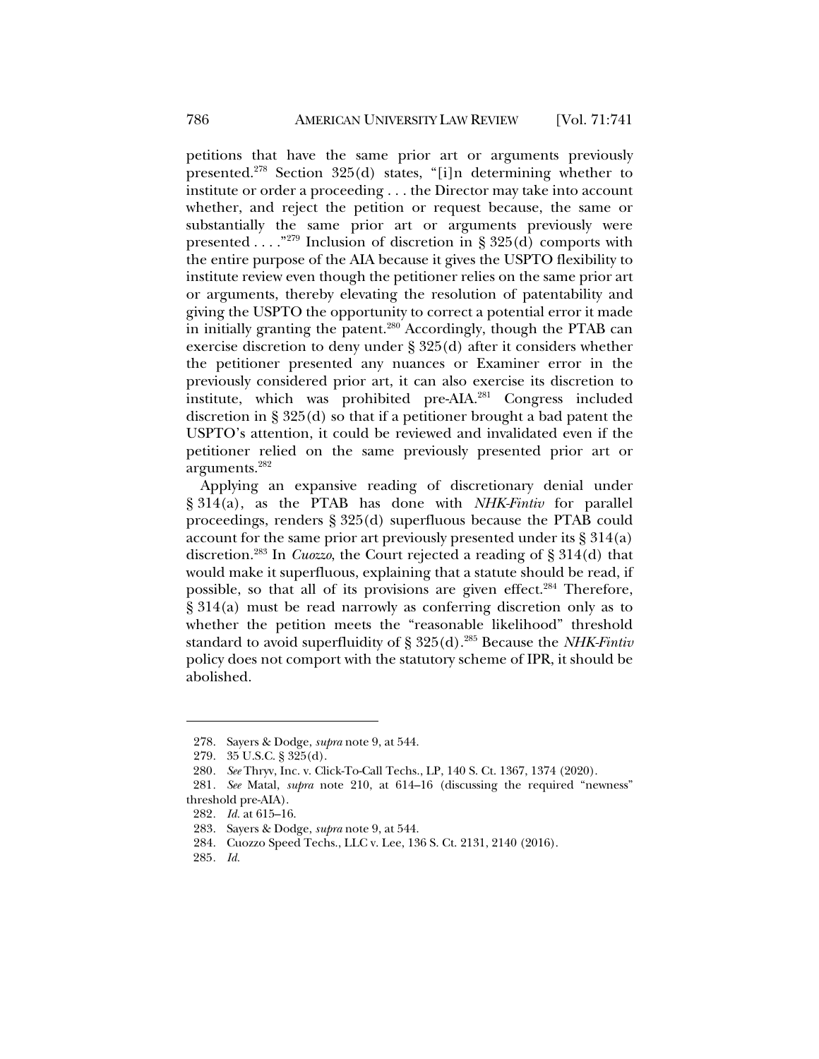petitions that have the same prior art or arguments previously presented.[278] Section 325(d) states, "[i]n determining whether to institute or order a proceeding . . . the Director may take into account whether, and reject the petition or request because, the same or substantially the same prior art or arguments previously were presented . . . ."[279] Inclusion of discretion in § 325(d) comports with the entire purpose of the AIA because it gives the USPTO flexibility to institute review even though the petitioner relies on the same prior art or arguments, thereby elevating the resolution of patentability and giving the USPTO the opportunity to correct a potential error it made in initially granting the patent.[280] Accordingly, though the PTAB can exercise discretion to deny under § 325(d) after it considers whether the petitioner presented any nuances or Examiner error in the previously considered prior art, it can also exercise its discretion to institute, which was prohibited pre-AIA.[281] Congress included discretion in § 325(d) so that if a petitioner brought a bad patent the USPTO's attention, it could be reviewed and invalidated even if the petitioner relied on the same previously presented prior art or arguments.[282]

Applying an expansive reading of discretionary denial under § 314(a), as the PTAB has done with *NHK-Fintiv* for parallel proceedings, renders § 325(d) superfluous because the PTAB could account for the same prior art previously presented under its § 314(a) discretion.[283] In *Cuozzo*, the Court rejected a reading of § 314(d) that would make it superfluous, explaining that a statute should be read, if possible, so that all of its provisions are given effect.[284] Therefore, § 314(a) must be read narrowly as conferring discretion only as to whether the petition meets the "reasonable likelihood" threshold standard to avoid superfluidity of § 325(d).[285] Because the *NHK-Fintiv* policy does not comport with the statutory scheme of IPR, it should be abolished.

---

278. Sayers & Dodge, *supra* note 9, at 544.
279. 35 U.S.C. § 325(d).
280. *See* Thryv, Inc. v. Click-To-Call Techs., LP, 140 S. Ct. 1367, 1374 (2020).
281. *See* Matal, *supra* note 210, at 614–16 (discussing the required "newness" threshold pre-AIA).
282. *Id.* at 615–16.
283. Sayers & Dodge, *supra* note 9, at 544.
284. Cuozzo Speed Techs., LLC v. Lee, 136 S. Ct. 2131, 2140 (2016).
285. *Id.*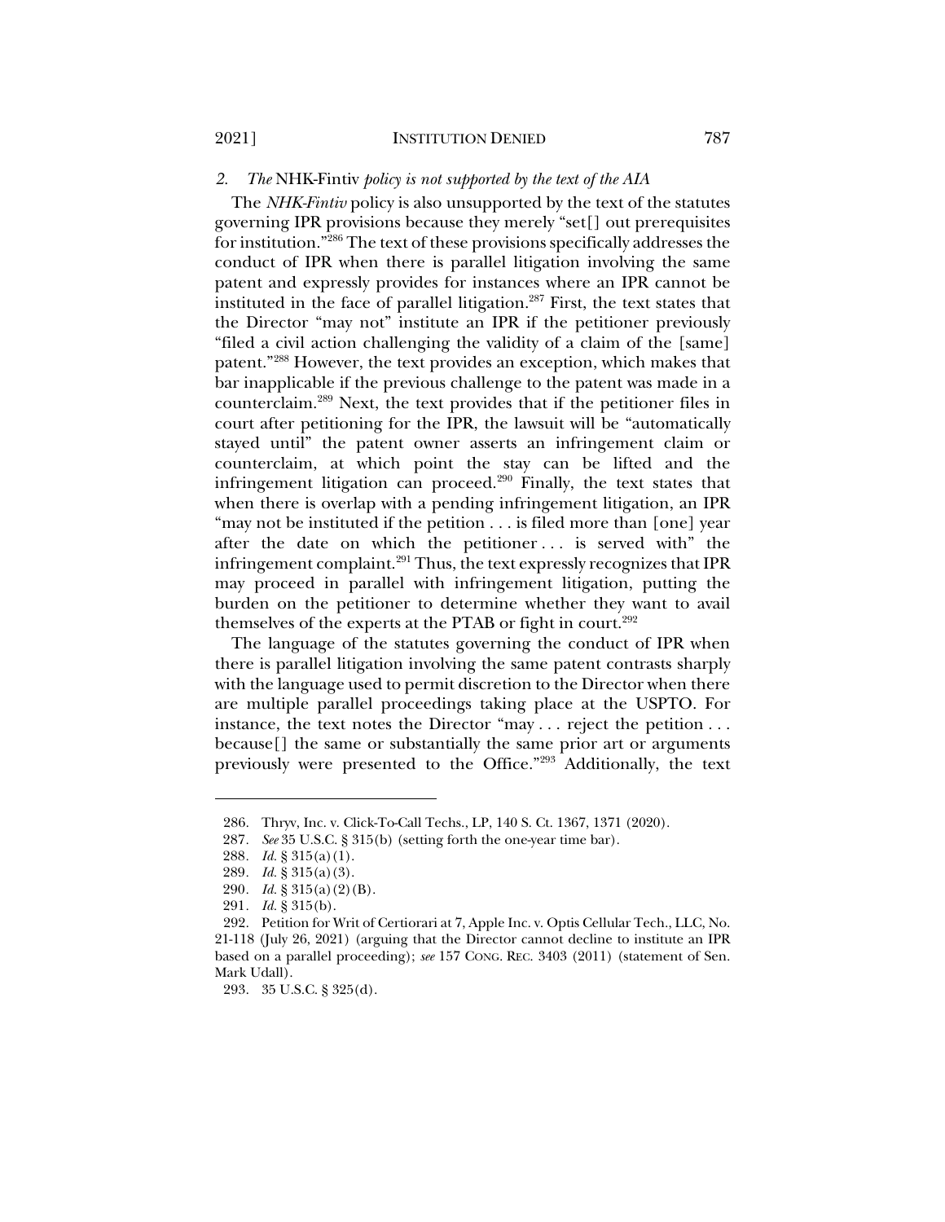### *2. The* NHK-Fintiv *policy is not supported by the text of the AIA*

The *NHK-Fintiv* policy is also unsupported by the text of the statutes governing IPR provisions because they merely "set[] out prerequisites for institution."[286] The text of these provisions specifically addresses the conduct of IPR when there is parallel litigation involving the same patent and expressly provides for instances where an IPR cannot be instituted in the face of parallel litigation.[287] First, the text states that the Director "may not" institute an IPR if the petitioner previously "filed a civil action challenging the validity of a claim of the [same] patent."[288] However, the text provides an exception, which makes that bar inapplicable if the previous challenge to the patent was made in a counterclaim.[289] Next, the text provides that if the petitioner files in court after petitioning for the IPR, the lawsuit will be "automatically stayed until" the patent owner asserts an infringement claim or counterclaim, at which point the stay can be lifted and the infringement litigation can proceed.[290] Finally, the text states that when there is overlap with a pending infringement litigation, an IPR "may not be instituted if the petition . . . is filed more than [one] year after the date on which the petitioner . . . is served with" the infringement complaint.[291] Thus, the text expressly recognizes that IPR may proceed in parallel with infringement litigation, putting the burden on the petitioner to determine whether they want to avail themselves of the experts at the PTAB or fight in court.[292]

The language of the statutes governing the conduct of IPR when there is parallel litigation involving the same patent contrasts sharply with the language used to permit discretion to the Director when there are multiple parallel proceedings taking place at the USPTO. For instance, the text notes the Director "may . . . reject the petition . . . because[] the same or substantially the same prior art or arguments previously were presented to the Office."[293] Additionally, the text

---

286. Thryv, Inc. v. Click-To-Call Techs., LP, 140 S. Ct. 1367, 1371 (2020).

287. *See* 35 U.S.C. § 315(b) (setting forth the one-year time bar).

288. *Id.* § 315(a)(1).

289. *Id.* § 315(a)(3).

290. *Id.* § 315(a)(2)(B).

291. *Id.* § 315(b).

292. Petition for Writ of Certiorari at 7, Apple Inc. v. Optis Cellular Tech., LLC, No. 21-118 (July 26, 2021) (arguing that the Director cannot decline to institute an IPR based on a parallel proceeding); *see* 157 CONG. REC. 3403 (2011) (statement of Sen. Mark Udall).

293. 35 U.S.C. § 325(d).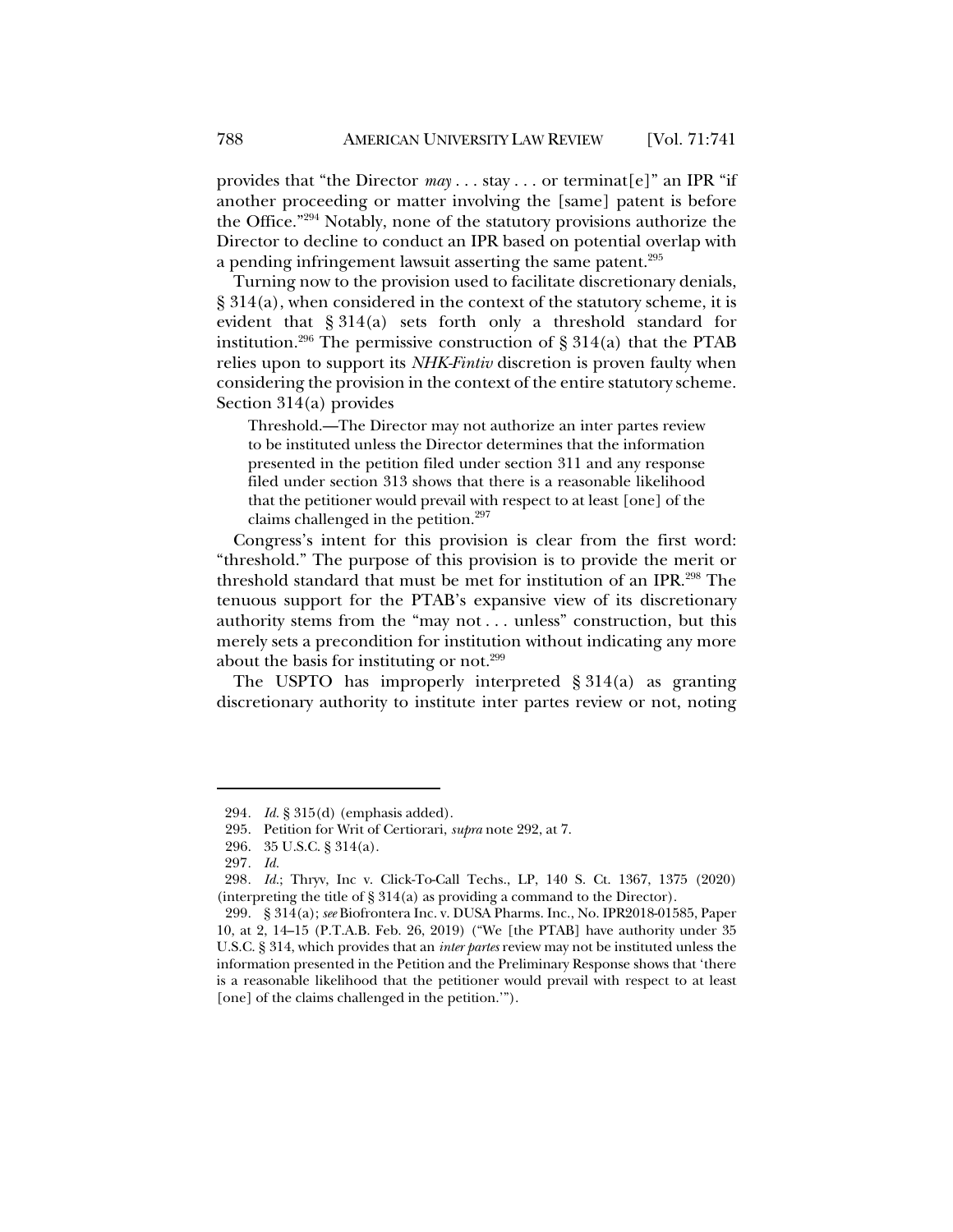provides that "the Director *may* . . . stay . . . or terminat[e]" an IPR "if another proceeding or matter involving the [same] patent is before the Office."[294] Notably, none of the statutory provisions authorize the Director to decline to conduct an IPR based on potential overlap with a pending infringement lawsuit asserting the same patent.[295]

Turning now to the provision used to facilitate discretionary denials, § 314(a), when considered in the context of the statutory scheme, it is evident that § 314(a) sets forth only a threshold standard for institution.[296] The permissive construction of § 314(a) that the PTAB relies upon to support its *NHK-Fintiv* discretion is proven faulty when considering the provision in the context of the entire statutory scheme. Section 314(a) provides

> Threshold.—The Director may not authorize an inter partes review to be instituted unless the Director determines that the information presented in the petition filed under section 311 and any response filed under section 313 shows that there is a reasonable likelihood that the petitioner would prevail with respect to at least [one] of the claims challenged in the petition.[297]

Congress's intent for this provision is clear from the first word: "threshold." The purpose of this provision is to provide the merit or threshold standard that must be met for institution of an IPR.[298] The tenuous support for the PTAB's expansive view of its discretionary authority stems from the "may not . . . unless" construction, but this merely sets a precondition for institution without indicating any more about the basis for instituting or not.[299]

The USPTO has improperly interpreted § 314(a) as granting discretionary authority to institute inter partes review or not, noting

---

294. *Id.* § 315(d) (emphasis added).

295. Petition for Writ of Certiorari, *supra* note 292, at 7.

296. 35 U.S.C. § 314(a).

297. *Id.*

298. *Id.*; Thryv, Inc v. Click-To-Call Techs., LP, 140 S. Ct. 1367, 1375 (2020) (interpreting the title of § 314(a) as providing a command to the Director).

299. § 314(a); *see* Biofrontera Inc. v. DUSA Pharms. Inc., No. IPR2018-01585, Paper 10, at 2, 14–15 (P.T.A.B. Feb. 26, 2019) ("We [the PTAB] have authority under 35 U.S.C. § 314, which provides that an *inter partes* review may not be instituted unless the information presented in the Petition and the Preliminary Response shows that 'there is a reasonable likelihood that the petitioner would prevail with respect to at least [one] of the claims challenged in the petition.'").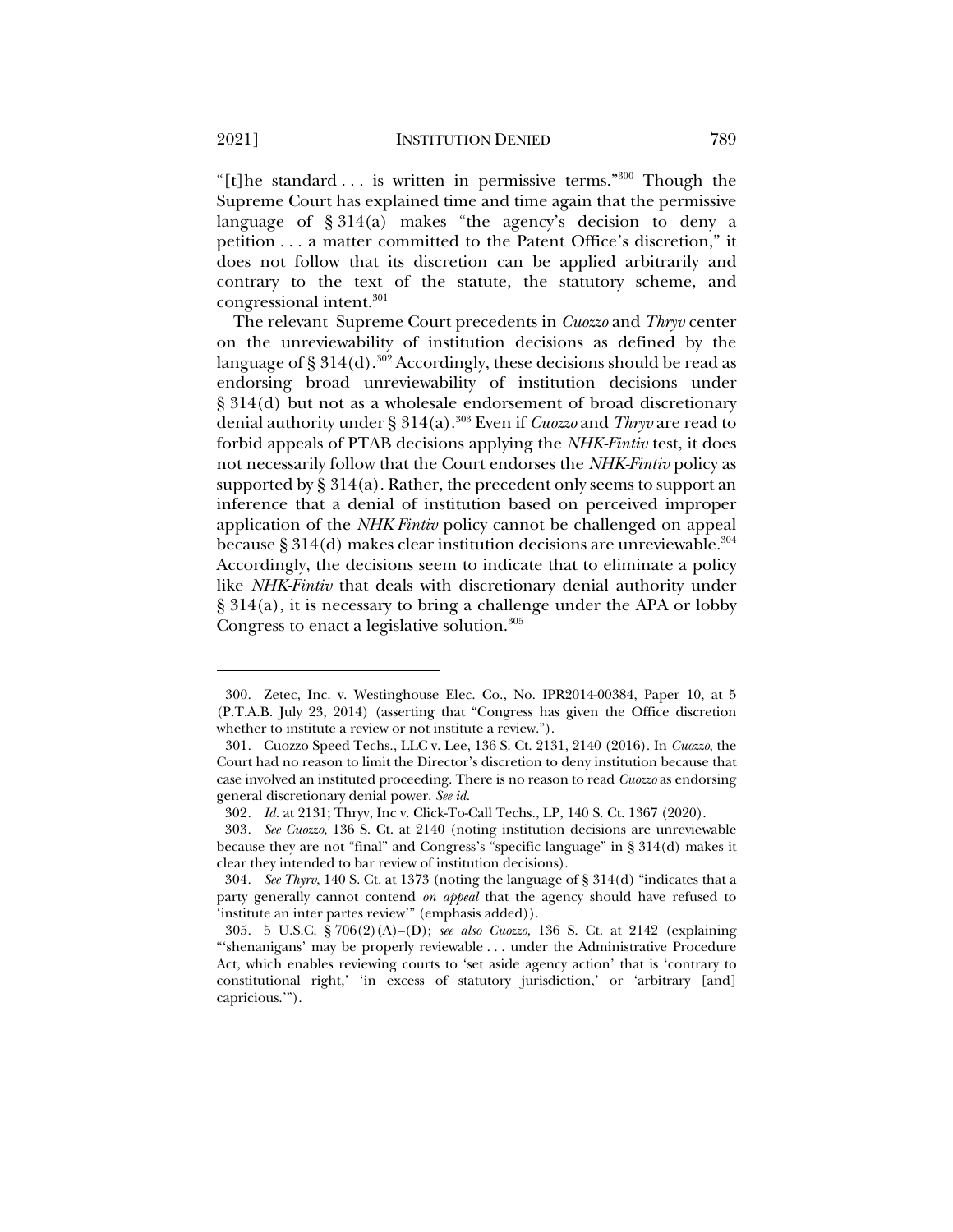"[t]he standard . . . is written in permissive terms."[300] Though the Supreme Court has explained time and time again that the permissive language of § 314(a) makes "the agency's decision to deny a petition . . . a matter committed to the Patent Office's discretion," it does not follow that its discretion can be applied arbitrarily and contrary to the text of the statute, the statutory scheme, and congressional intent.[301]

The relevant Supreme Court precedents in *Cuozzo* and *Thryv* center on the unreviewability of institution decisions as defined by the language of § 314(d).[302] Accordingly, these decisions should be read as endorsing broad unreviewability of institution decisions under § 314(d) but not as a wholesale endorsement of broad discretionary denial authority under § 314(a).[303] Even if *Cuozzo* and *Thryv* are read to forbid appeals of PTAB decisions applying the *NHK-Fintiv* test, it does not necessarily follow that the Court endorses the *NHK-Fintiv* policy as supported by § 314(a). Rather, the precedent only seems to support an inference that a denial of institution based on perceived improper application of the *NHK-Fintiv* policy cannot be challenged on appeal because § 314(d) makes clear institution decisions are unreviewable.[304] Accordingly, the decisions seem to indicate that to eliminate a policy like *NHK-Fintiv* that deals with discretionary denial authority under § 314(a), it is necessary to bring a challenge under the APA or lobby Congress to enact a legislative solution.[305]

---

300. Zetec, Inc. v. Westinghouse Elec. Co., No. IPR2014-00384, Paper 10, at 5 (P.T.A.B. July 23, 2014) (asserting that "Congress has given the Office discretion whether to institute a review or not institute a review.").

301. Cuozzo Speed Techs., LLC v. Lee, 136 S. Ct. 2131, 2140 (2016). In *Cuozzo*, the Court had no reason to limit the Director's discretion to deny institution because that case involved an instituted proceeding. There is no reason to read *Cuozzo* as endorsing general discretionary denial power. *See id.*

302. *Id.* at 2131; Thryv, Inc v. Click-To-Call Techs., LP, 140 S. Ct. 1367 (2020).

303. *See Cuozzo*, 136 S. Ct. at 2140 (noting institution decisions are unreviewable because they are not "final" and Congress's "specific language" in § 314(d) makes it clear they intended to bar review of institution decisions).

304. *See Thyrv*, 140 S. Ct. at 1373 (noting the language of § 314(d) "indicates that a party generally cannot contend *on appeal* that the agency should have refused to 'institute an inter partes review'" (emphasis added)).

305. 5 U.S.C. § 706(2)(A)–(D); *see also Cuozzo*, 136 S. Ct. at 2142 (explaining "'shenanigans' may be properly reviewable . . . under the Administrative Procedure Act, which enables reviewing courts to 'set aside agency action' that is 'contrary to constitutional right,' 'in excess of statutory jurisdiction,' or 'arbitrary [and] capricious.'").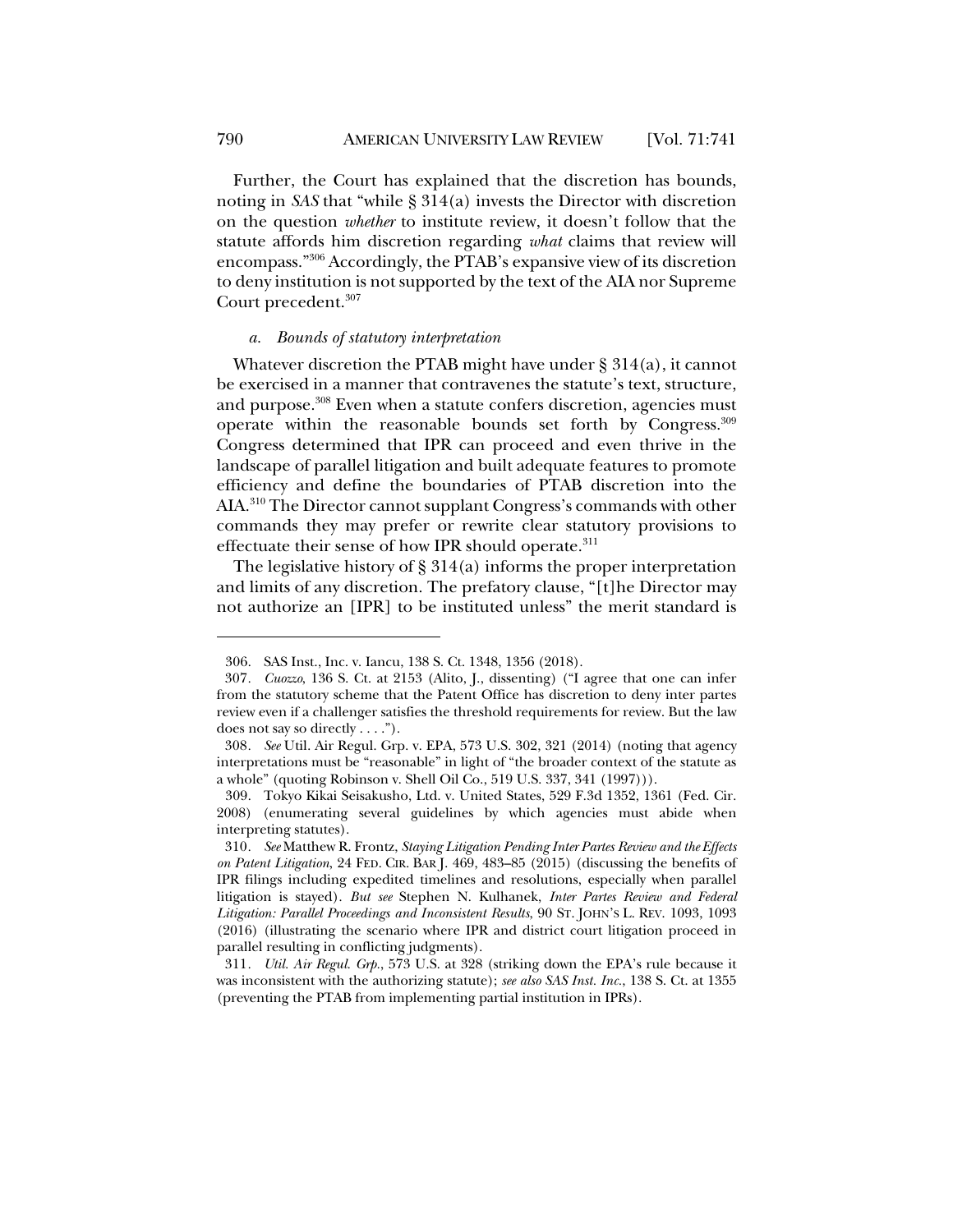Further, the Court has explained that the discretion has bounds, noting in *SAS* that "while § 314(a) invests the Director with discretion on the question *whether* to institute review, it doesn't follow that the statute affords him discretion regarding *what* claims that review will encompass."[306] Accordingly, the PTAB's expansive view of its discretion to deny institution is not supported by the text of the AIA nor Supreme Court precedent.[307]

### *a. Bounds of statutory interpretation*

Whatever discretion the PTAB might have under § 314(a), it cannot be exercised in a manner that contravenes the statute's text, structure, and purpose.[308] Even when a statute confers discretion, agencies must operate within the reasonable bounds set forth by Congress.[309] Congress determined that IPR can proceed and even thrive in the landscape of parallel litigation and built adequate features to promote efficiency and define the boundaries of PTAB discretion into the AIA.[310] The Director cannot supplant Congress's commands with other commands they may prefer or rewrite clear statutory provisions to effectuate their sense of how IPR should operate.[311]

The legislative history of § 314(a) informs the proper interpretation and limits of any discretion. The prefatory clause, "[t]he Director may not authorize an [IPR] to be instituted unless" the merit standard is

---

306. SAS Inst., Inc. v. Iancu, 138 S. Ct. 1348, 1356 (2018).

307. *Cuozzo*, 136 S. Ct. at 2153 (Alito, J., dissenting) ("I agree that one can infer from the statutory scheme that the Patent Office has discretion to deny inter partes review even if a challenger satisfies the threshold requirements for review. But the law does not say so directly . . . .").

308. *See* Util. Air Regul. Grp. v. EPA, 573 U.S. 302, 321 (2014) (noting that agency interpretations must be "reasonable" in light of "the broader context of the statute as a whole" (quoting Robinson v. Shell Oil Co., 519 U.S. 337, 341 (1997))).

309. Tokyo Kikai Seisakusho, Ltd. v. United States, 529 F.3d 1352, 1361 (Fed. Cir. 2008) (enumerating several guidelines by which agencies must abide when interpreting statutes).

310. *See* Matthew R. Frontz, *Staying Litigation Pending Inter Partes Review and the Effects on Patent Litigation*, 24 FED. CIR. BAR J. 469, 483–85 (2015) (discussing the benefits of IPR filings including expedited timelines and resolutions, especially when parallel litigation is stayed). *But see* Stephen N. Kulhanek, *Inter Partes Review and Federal Litigation: Parallel Proceedings and Inconsistent Results*, 90 ST. JOHN'S L. REV. 1093, 1093 (2016) (illustrating the scenario where IPR and district court litigation proceed in parallel resulting in conflicting judgments).

311. *Util. Air Regul. Grp.*, 573 U.S. at 328 (striking down the EPA's rule because it was inconsistent with the authorizing statute); *see also SAS Inst. Inc.*, 138 S. Ct. at 1355 (preventing the PTAB from implementing partial institution in IPRs).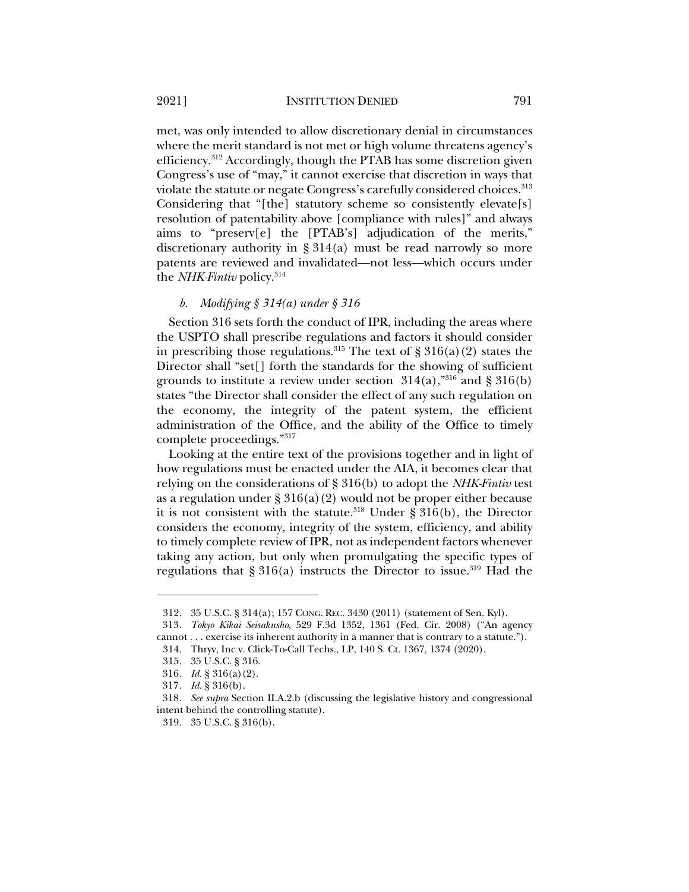met, was only intended to allow discretionary denial in circumstances where the merit standard is not met or high volume threatens agency's efficiency.[312] Accordingly, though the PTAB has some discretion given Congress's use of "may," it cannot exercise that discretion in ways that violate the statute or negate Congress's carefully considered choices.[313] Considering that "[the] statutory scheme so consistently elevate[s] resolution of patentability above [compliance with rules]" and always aims to "preserv[e] the [PTAB's] adjudication of the merits," discretionary authority in § 314(a) must be read narrowly so more patents are reviewed and invalidated—not less—which occurs under the *NHK-Fintiv* policy.[314]

#### *b. Modifying § 314(a) under § 316*

Section 316 sets forth the conduct of IPR, including the areas where the USPTO shall prescribe regulations and factors it should consider in prescribing those regulations.[315] The text of § 316(a)(2) states the Director shall "set[] forth the standards for the showing of sufficient grounds to institute a review under section 314(a),"[316] and § 316(b) states "the Director shall consider the effect of any such regulation on the economy, the integrity of the patent system, the efficient administration of the Office, and the ability of the Office to timely complete proceedings."[317]

Looking at the entire text of the provisions together and in light of how regulations must be enacted under the AIA, it becomes clear that relying on the considerations of § 316(b) to adopt the *NHK-Fintiv* test as a regulation under § 316(a)(2) would not be proper either because it is not consistent with the statute.[318] Under § 316(b), the Director considers the economy, integrity of the system, efficiency, and ability to timely complete review of IPR, not as independent factors whenever taking any action, but only when promulgating the specific types of regulations that § 316(a) instructs the Director to issue.[319] Had the

---

312. 35 U.S.C. § 314(a); 157 CONG. REC. 3430 (2011) (statement of Sen. Kyl).

313. *Tokyo Kikai Seisakusho*, 529 F.3d 1352, 1361 (Fed. Cir. 2008) ("An agency cannot . . . exercise its inherent authority in a manner that is contrary to a statute.").

314. Thryv, Inc v. Click-To-Call Techs., LP, 140 S. Ct. 1367, 1374 (2020).

315. 35 U.S.C. § 316.

316. *Id.* § 316(a)(2).

317. *Id.* § 316(b).

318. *See supra* Section II.A.2.b (discussing the legislative history and congressional intent behind the controlling statute).

319. 35 U.S.C. § 316(b).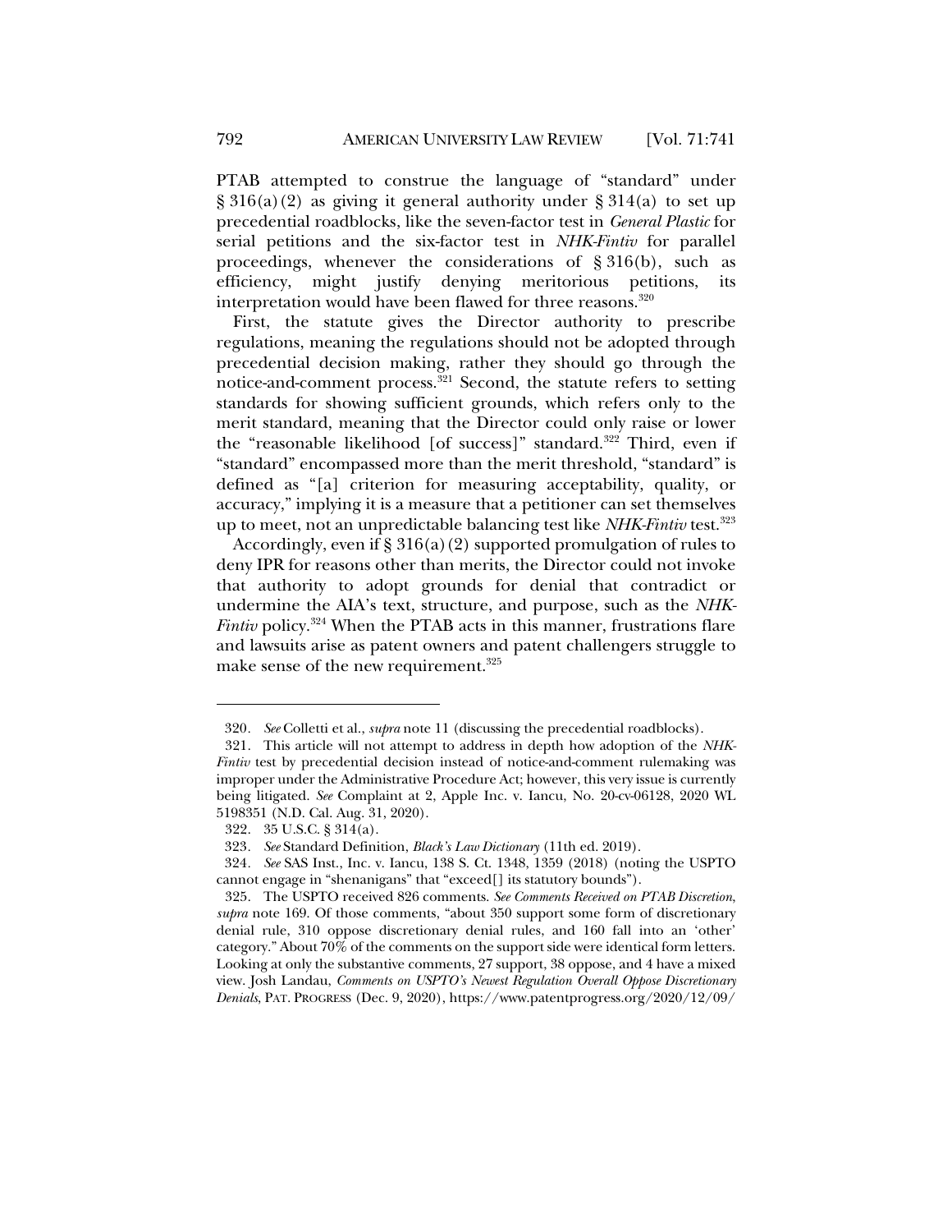PTAB attempted to construe the language of "standard" under § 316(a)(2) as giving it general authority under § 314(a) to set up precedential roadblocks, like the seven-factor test in *General Plastic* for serial petitions and the six-factor test in *NHK-Fintiv* for parallel proceedings, whenever the considerations of § 316(b), such as efficiency, might justify denying meritorious petitions, its interpretation would have been flawed for three reasons.[320]

First, the statute gives the Director authority to prescribe regulations, meaning the regulations should not be adopted through precedential decision making, rather they should go through the notice-and-comment process.[321] Second, the statute refers to setting standards for showing sufficient grounds, which refers only to the merit standard, meaning that the Director could only raise or lower the "reasonable likelihood [of success]" standard.[322] Third, even if "standard" encompassed more than the merit threshold, "standard" is defined as "[a] criterion for measuring acceptability, quality, or accuracy," implying it is a measure that a petitioner can set themselves up to meet, not an unpredictable balancing test like *NHK-Fintiv* test.[323]

Accordingly, even if § 316(a)(2) supported promulgation of rules to deny IPR for reasons other than merits, the Director could not invoke that authority to adopt grounds for denial that contradict or undermine the AIA's text, structure, and purpose, such as the *NHK-Fintiv* policy.[324] When the PTAB acts in this manner, frustrations flare and lawsuits arise as patent owners and patent challengers struggle to make sense of the new requirement.[325]

---

320. *See* Colletti et al., *supra* note 11 (discussing the precedential roadblocks).

321. This article will not attempt to address in depth how adoption of the *NHK-Fintiv* test by precedential decision instead of notice-and-comment rulemaking was improper under the Administrative Procedure Act; however, this very issue is currently being litigated. *See* Complaint at 2, Apple Inc. v. Iancu, No. 20-cv-06128, 2020 WL 5198351 (N.D. Cal. Aug. 31, 2020).

322. 35 U.S.C. § 314(a).

323. *See* Standard Definition, *Black's Law Dictionary* (11th ed. 2019).

324. *See* SAS Inst., Inc. v. Iancu, 138 S. Ct. 1348, 1359 (2018) (noting the USPTO cannot engage in "shenanigans" that "exceed[] its statutory bounds").

325. The USPTO received 826 comments. *See Comments Received on PTAB Discretion*, *supra* note 169. Of those comments, "about 350 support some form of discretionary denial rule, 310 oppose discretionary denial rules, and 160 fall into an 'other' category." About 70% of the comments on the support side were identical form letters. Looking at only the substantive comments, 27 support, 38 oppose, and 4 have a mixed view. Josh Landau, *Comments on USPTO's Newest Regulation Overall Oppose Discretionary Denials*, PAT. PROGRESS (Dec. 9, 2020), https://www.patentprogress.org/2020/12/09/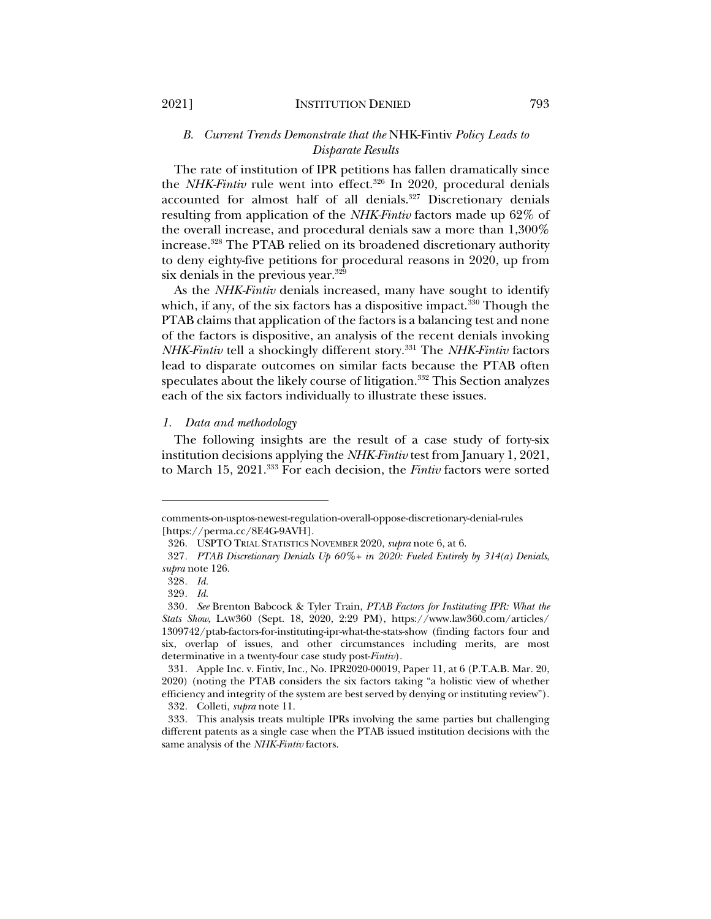### *B. Current Trends Demonstrate that the* NHK-Fintiv *Policy Leads to Disparate Results*

The rate of institution of IPR petitions has fallen dramatically since the *NHK-Fintiv* rule went into effect.[326] In 2020, procedural denials accounted for almost half of all denials.[327] Discretionary denials resulting from application of the *NHK-Fintiv* factors made up 62% of the overall increase, and procedural denials saw a more than 1,300% increase.[328] The PTAB relied on its broadened discretionary authority to deny eighty-five petitions for procedural reasons in 2020, up from six denials in the previous year.[329]

As the *NHK-Fintiv* denials increased, many have sought to identify which, if any, of the six factors has a dispositive impact.[330] Though the PTAB claims that application of the factors is a balancing test and none of the factors is dispositive, an analysis of the recent denials invoking *NHK-Fintiv* tell a shockingly different story.[331] The *NHK-Fintiv* factors lead to disparate outcomes on similar facts because the PTAB often speculates about the likely course of litigation.[332] This Section analyzes each of the six factors individually to illustrate these issues.

#### *1. Data and methodology*

The following insights are the result of a case study of forty-six institution decisions applying the *NHK-Fintiv* test from January 1, 2021, to March 15, 2021.[333] For each decision, the *Fintiv* factors were sorted

---

comments-on-usptos-newest-regulation-overall-oppose-discretionary-denial-rules [https://perma.cc/8E4G-9AVH].

326. USPTO TRIAL STATISTICS NOVEMBER 2020, *supra* note 6, at 6.

327. *PTAB Discretionary Denials Up 60%+ in 2020: Fueled Entirely by 314(a) Denials*, *supra* note 126.

328. *Id.*

329. *Id.*

330. *See* Brenton Babcock & Tyler Train, *PTAB Factors for Instituting IPR: What the Stats Show*, LAW360 (Sept. 18, 2020, 2:29 PM), https://www.law360.com/articles/1309742/ptab-factors-for-instituting-ipr-what-the-stats-show (finding factors four and six, overlap of issues, and other circumstances including merits, are most determinative in a twenty-four case study post-*Fintiv*).

331. Apple Inc. v. Fintiv, Inc., No. IPR2020-00019, Paper 11, at 6 (P.T.A.B. Mar. 20, 2020) (noting the PTAB considers the six factors taking "a holistic view of whether efficiency and integrity of the system are best served by denying or instituting review").

332. Colleti, *supra* note 11.

333. This analysis treats multiple IPRs involving the same parties but challenging different patents as a single case when the PTAB issued institution decisions with the same analysis of the *NHK-Fintiv* factors.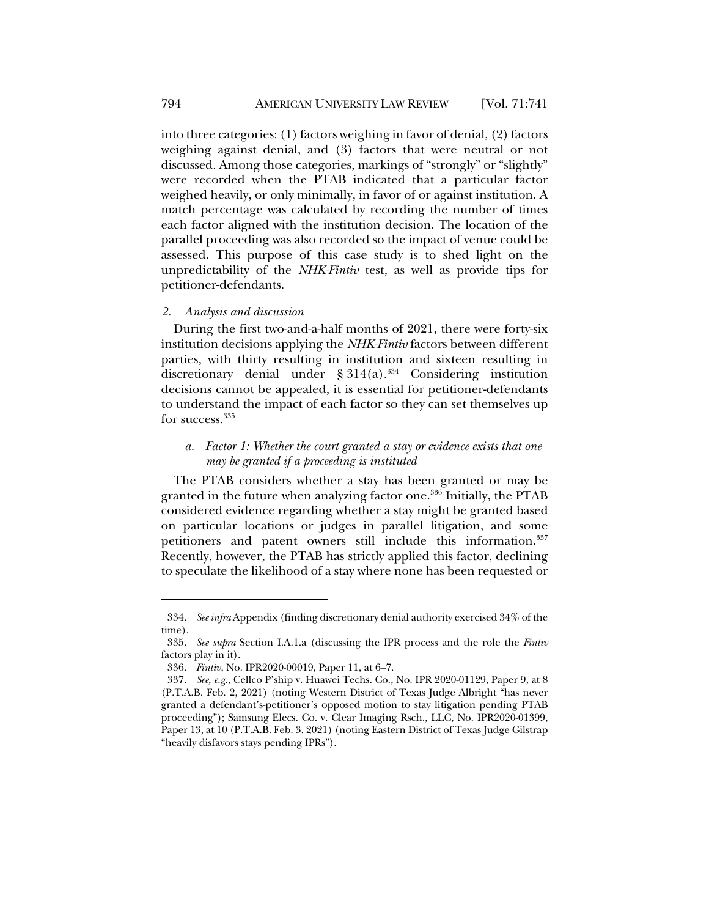into three categories: (1) factors weighing in favor of denial, (2) factors weighing against denial, and (3) factors that were neutral or not discussed. Among those categories, markings of "strongly" or "slightly" were recorded when the PTAB indicated that a particular factor weighed heavily, or only minimally, in favor of or against institution. A match percentage was calculated by recording the number of times each factor aligned with the institution decision. The location of the parallel proceeding was also recorded so the impact of venue could be assessed. This purpose of this case study is to shed light on the unpredictability of the *NHK-Fintiv* test, as well as provide tips for petitioner-defendants.

### *2. Analysis and discussion*

During the first two-and-a-half months of 2021, there were forty-six institution decisions applying the *NHK-Fintiv* factors between different parties, with thirty resulting in institution and sixteen resulting in discretionary denial under § 314(a).[334] Considering institution decisions cannot be appealed, it is essential for petitioner-defendants to understand the impact of each factor so they can set themselves up for success.[335]

#### *a. Factor 1: Whether the court granted a stay or evidence exists that one may be granted if a proceeding is instituted*

The PTAB considers whether a stay has been granted or may be granted in the future when analyzing factor one.[336] Initially, the PTAB considered evidence regarding whether a stay might be granted based on particular locations or judges in parallel litigation, and some petitioners and patent owners still include this information.[337] Recently, however, the PTAB has strictly applied this factor, declining to speculate the likelihood of a stay where none has been requested or

---

334. *See infra* Appendix (finding discretionary denial authority exercised 34% of the time).

335. *See supra* Section I.A.1.a (discussing the IPR process and the role the *Fintiv* factors play in it).

336. *Fintiv*, No. IPR2020-00019, Paper 11, at 6–7.

337. *See, e.g.*, Cellco P'ship v. Huawei Techs. Co., No. IPR 2020-01129, Paper 9, at 8 (P.T.A.B. Feb. 2, 2021) (noting Western District of Texas Judge Albright "has never granted a defendant's-petitioner's opposed motion to stay litigation pending PTAB proceeding"); Samsung Elecs. Co. v. Clear Imaging Rsch., LLC, No. IPR2020-01399, Paper 13, at 10 (P.T.A.B. Feb. 3. 2021) (noting Eastern District of Texas Judge Gilstrap "heavily disfavors stays pending IPRs").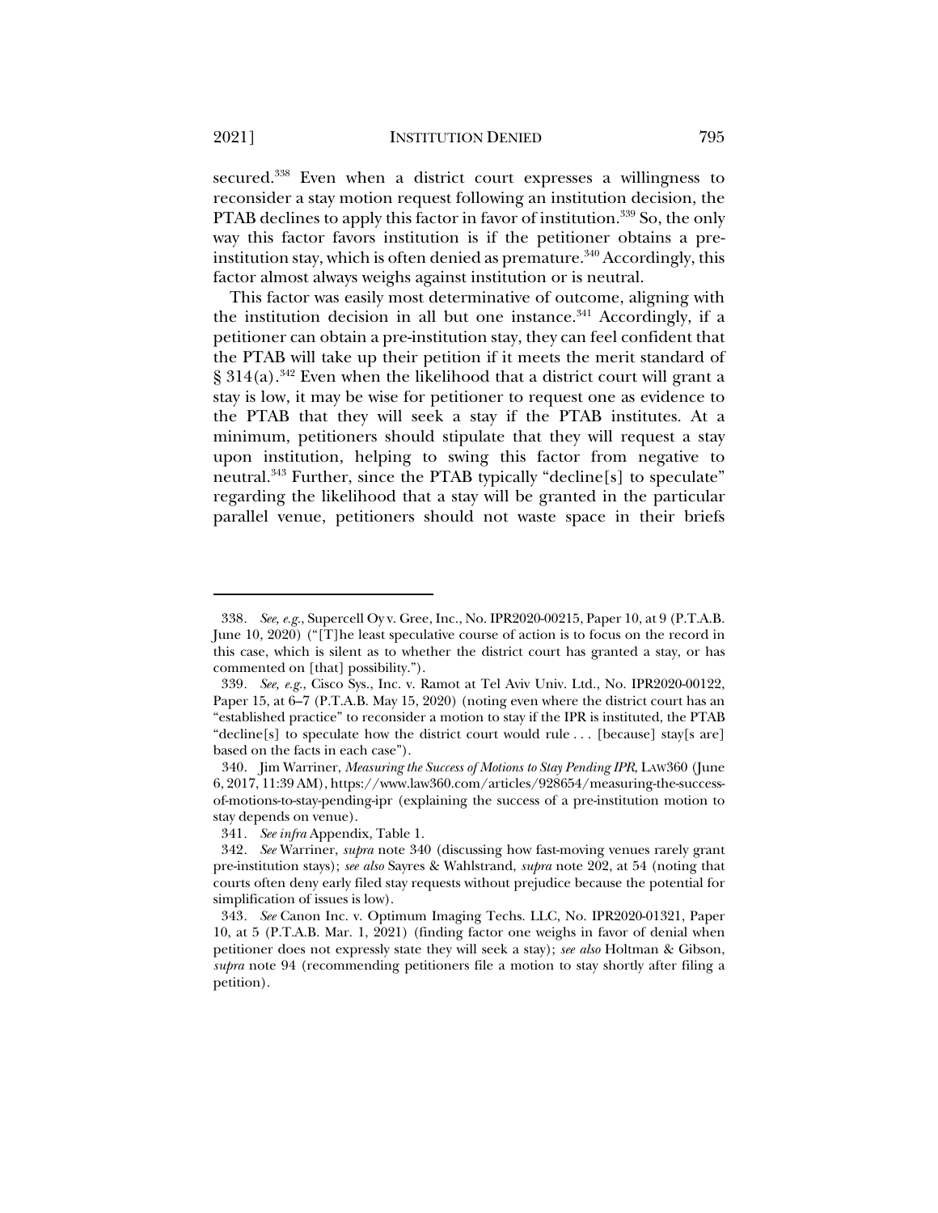secured.[338] Even when a district court expresses a willingness to reconsider a stay motion request following an institution decision, the PTAB declines to apply this factor in favor of institution.[339] So, the only way this factor favors institution is if the petitioner obtains a pre-institution stay, which is often denied as premature.[340] Accordingly, this factor almost always weighs against institution or is neutral.

This factor was easily most determinative of outcome, aligning with the institution decision in all but one instance.[341] Accordingly, if a petitioner can obtain a pre-institution stay, they can feel confident that the PTAB will take up their petition if it meets the merit standard of § 314(a).[342] Even when the likelihood that a district court will grant a stay is low, it may be wise for petitioner to request one as evidence to the PTAB that they will seek a stay if the PTAB institutes. At a minimum, petitioners should stipulate that they will request a stay upon institution, helping to swing this factor from negative to neutral.[343] Further, since the PTAB typically "decline[s] to speculate" regarding the likelihood that a stay will be granted in the particular parallel venue, petitioners should not waste space in their briefs

---

338. *See, e.g.*, Supercell Oy v. Gree, Inc., No. IPR2020-00215, Paper 10, at 9 (P.T.A.B. June 10, 2020) ("[T]he least speculative course of action is to focus on the record in this case, which is silent as to whether the district court has granted a stay, or has commented on [that] possibility.").

339. *See, e.g.*, Cisco Sys., Inc. v. Ramot at Tel Aviv Univ. Ltd., No. IPR2020-00122, Paper 15, at 6–7 (P.T.A.B. May 15, 2020) (noting even where the district court has an "established practice" to reconsider a motion to stay if the IPR is instituted, the PTAB "decline[s] to speculate how the district court would rule . . . [because] stay[s are] based on the facts in each case").

340. Jim Warriner, *Measuring the Success of Motions to Stay Pending IPR*, LAW360 (June 6, 2017, 11:39 AM), https://www.law360.com/articles/928654/measuring-the-success-of-motions-to-stay-pending-ipr (explaining the success of a pre-institution motion to stay depends on venue).

341. *See infra* Appendix, Table 1.

342. *See* Warriner, *supra* note 340 (discussing how fast-moving venues rarely grant pre-institution stays); *see also* Sayres & Wahlstrand, *supra* note 202, at 54 (noting that courts often deny early filed stay requests without prejudice because the potential for simplification of issues is low).

343. *See* Canon Inc. v. Optimum Imaging Techs. LLC, No. IPR2020-01321, Paper 10, at 5 (P.T.A.B. Mar. 1, 2021) (finding factor one weighs in favor of denial when petitioner does not expressly state they will seek a stay); *see also* Holtman & Gibson, *supra* note 94 (recommending petitioners file a motion to stay shortly after filing a petition).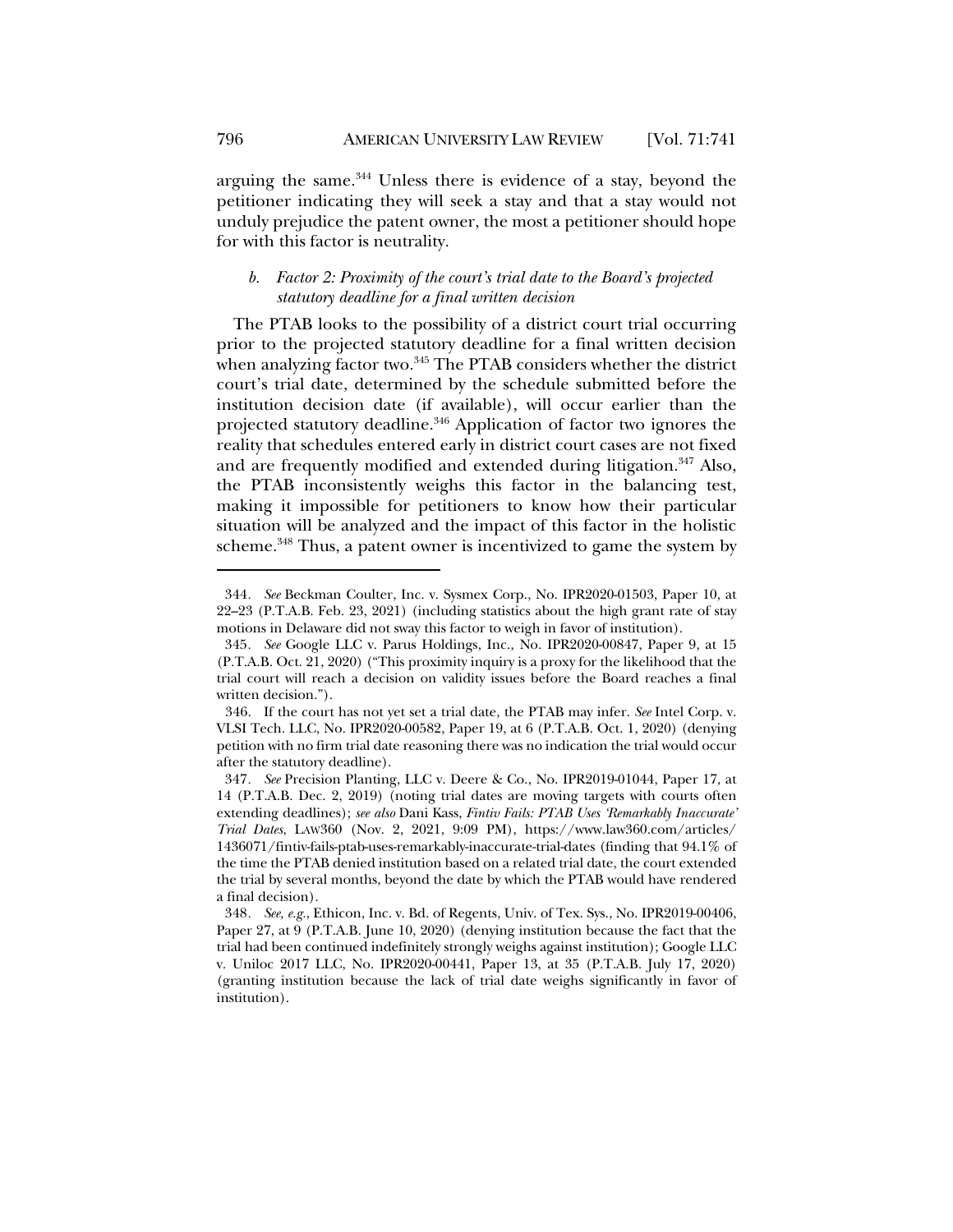arguing the same.[344] Unless there is evidence of a stay, beyond the petitioner indicating they will seek a stay and that a stay would not unduly prejudice the patent owner, the most a petitioner should hope for with this factor is neutrality.

#### *b. Factor 2: Proximity of the court's trial date to the Board's projected statutory deadline for a final written decision*

The PTAB looks to the possibility of a district court trial occurring prior to the projected statutory deadline for a final written decision when analyzing factor two.[345] The PTAB considers whether the district court's trial date, determined by the schedule submitted before the institution decision date (if available), will occur earlier than the projected statutory deadline.[346] Application of factor two ignores the reality that schedules entered early in district court cases are not fixed and are frequently modified and extended during litigation.[347] Also, the PTAB inconsistently weighs this factor in the balancing test, making it impossible for petitioners to know how their particular situation will be analyzed and the impact of this factor in the holistic scheme.[348] Thus, a patent owner is incentivized to game the system by

---

344. *See* Beckman Coulter, Inc. v. Sysmex Corp., No. IPR2020-01503, Paper 10, at 22–23 (P.T.A.B. Feb. 23, 2021) (including statistics about the high grant rate of stay motions in Delaware did not sway this factor to weigh in favor of institution).

345. *See* Google LLC v. Parus Holdings, Inc., No. IPR2020-00847, Paper 9, at 15 (P.T.A.B. Oct. 21, 2020) ("This proximity inquiry is a proxy for the likelihood that the trial court will reach a decision on validity issues before the Board reaches a final written decision.").

346. If the court has not yet set a trial date, the PTAB may infer. *See* Intel Corp. v. VLSI Tech. LLC, No. IPR2020-00582, Paper 19, at 6 (P.T.A.B. Oct. 1, 2020) (denying petition with no firm trial date reasoning there was no indication the trial would occur after the statutory deadline).

347. *See* Precision Planting, LLC v. Deere & Co., No. IPR2019-01044, Paper 17, at 14 (P.T.A.B. Dec. 2, 2019) (noting trial dates are moving targets with courts often extending deadlines); *see also* Dani Kass, *Fintiv Fails: PTAB Uses 'Remarkably Inaccurate' Trial Dates*, LAW360 (Nov. 2, 2021, 9:09 PM), https://www.law360.com/articles/1436071/fintiv-fails-ptab-uses-remarkably-inaccurate-trial-dates (finding that 94.1% of the time the PTAB denied institution based on a related trial date, the court extended the trial by several months, beyond the date by which the PTAB would have rendered a final decision).

348. *See, e.g.*, Ethicon, Inc. v. Bd. of Regents, Univ. of Tex. Sys., No. IPR2019-00406, Paper 27, at 9 (P.T.A.B. June 10, 2020) (denying institution because the fact that the trial had been continued indefinitely strongly weighs against institution); Google LLC v. Uniloc 2017 LLC, No. IPR2020-00441, Paper 13, at 35 (P.T.A.B. July 17, 2020) (granting institution because the lack of trial date weighs significantly in favor of institution).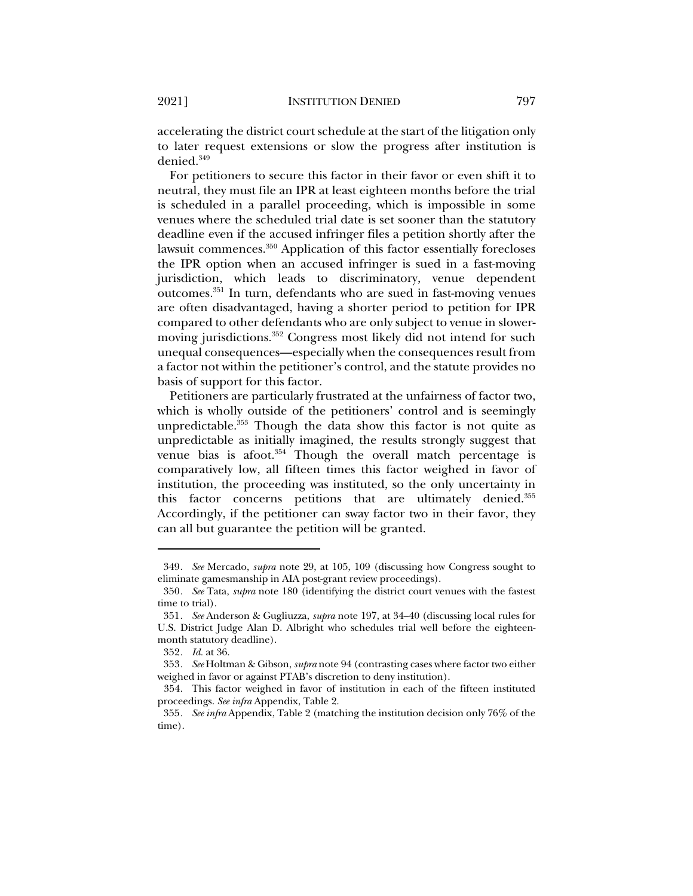accelerating the district court schedule at the start of the litigation only to later request extensions or slow the progress after institution is denied.[349]

For petitioners to secure this factor in their favor or even shift it to neutral, they must file an IPR at least eighteen months before the trial is scheduled in a parallel proceeding, which is impossible in some venues where the scheduled trial date is set sooner than the statutory deadline even if the accused infringer files a petition shortly after the lawsuit commences.[350] Application of this factor essentially forecloses the IPR option when an accused infringer is sued in a fast-moving jurisdiction, which leads to discriminatory, venue dependent outcomes.[351] In turn, defendants who are sued in fast-moving venues are often disadvantaged, having a shorter period to petition for IPR compared to other defendants who are only subject to venue in slower-moving jurisdictions.[352] Congress most likely did not intend for such unequal consequences—especially when the consequences result from a factor not within the petitioner's control, and the statute provides no basis of support for this factor.

Petitioners are particularly frustrated at the unfairness of factor two, which is wholly outside of the petitioners' control and is seemingly unpredictable.[353] Though the data show this factor is not quite as unpredictable as initially imagined, the results strongly suggest that venue bias is afoot.[354] Though the overall match percentage is comparatively low, all fifteen times this factor weighed in favor of institution, the proceeding was instituted, so the only uncertainty in this factor concerns petitions that are ultimately denied.[355] Accordingly, if the petitioner can sway factor two in their favor, they can all but guarantee the petition will be granted.

---

349. *See* Mercado, *supra* note 29, at 105, 109 (discussing how Congress sought to eliminate gamesmanship in AIA post-grant review proceedings).

350. *See* Tata, *supra* note 180 (identifying the district court venues with the fastest time to trial).

351. *See* Anderson & Gugliuzza, *supra* note 197, at 34–40 (discussing local rules for U.S. District Judge Alan D. Albright who schedules trial well before the eighteen-month statutory deadline).

352. *Id.* at 36.

353. *See* Holtman & Gibson, *supra* note 94 (contrasting cases where factor two either weighed in favor or against PTAB's discretion to deny institution).

354. This factor weighed in favor of institution in each of the fifteen instituted proceedings. *See infra* Appendix, Table 2.

355. *See infra* Appendix, Table 2 (matching the institution decision only 76% of the time).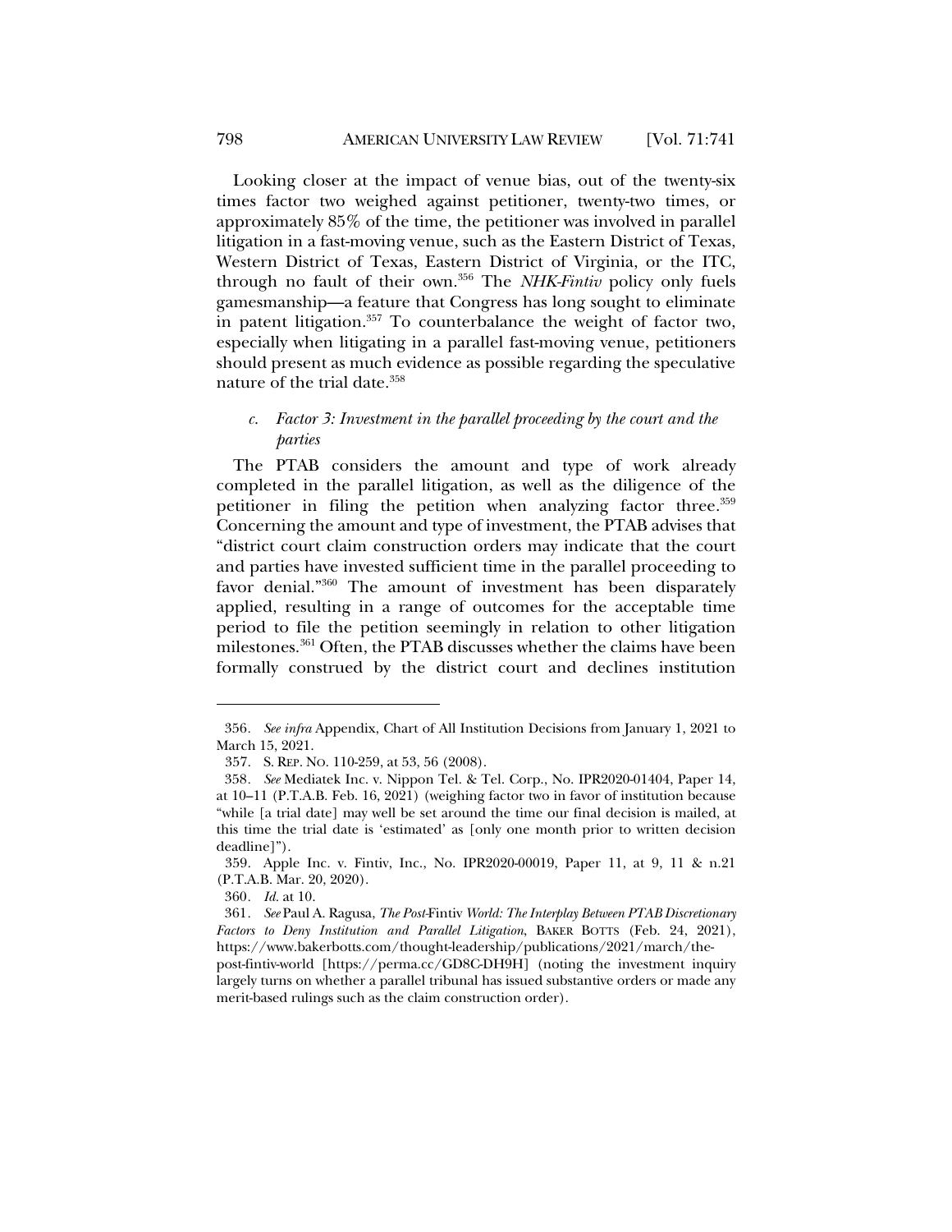Looking closer at the impact of venue bias, out of the twenty-six times factor two weighed against petitioner, twenty-two times, or approximately 85% of the time, the petitioner was involved in parallel litigation in a fast-moving venue, such as the Eastern District of Texas, Western District of Texas, Eastern District of Virginia, or the ITC, through no fault of their own.[356] The *NHK-Fintiv* policy only fuels gamesmanship—a feature that Congress has long sought to eliminate in patent litigation.[357] To counterbalance the weight of factor two, especially when litigating in a parallel fast-moving venue, petitioners should present as much evidence as possible regarding the speculative nature of the trial date.[358]

### *c. Factor 3: Investment in the parallel proceeding by the court and the parties*

The PTAB considers the amount and type of work already completed in the parallel litigation, as well as the diligence of the petitioner in filing the petition when analyzing factor three.[359] Concerning the amount and type of investment, the PTAB advises that "district court claim construction orders may indicate that the court and parties have invested sufficient time in the parallel proceeding to favor denial."[360] The amount of investment has been disparately applied, resulting in a range of outcomes for the acceptable time period to file the petition seemingly in relation to other litigation milestones.[361] Often, the PTAB discusses whether the claims have been formally construed by the district court and declines institution

---

356. *See infra* Appendix, Chart of All Institution Decisions from January 1, 2021 to March 15, 2021.

357. S. REP. NO. 110-259, at 53, 56 (2008).

358. *See* Mediatek Inc. v. Nippon Tel. & Tel. Corp., No. IPR2020-01404, Paper 14, at 10–11 (P.T.A.B. Feb. 16, 2021) (weighing factor two in favor of institution because "while [a trial date] may well be set around the time our final decision is mailed, at this time the trial date is 'estimated' as [only one month prior to written decision deadline]").

359. Apple Inc. v. Fintiv, Inc., No. IPR2020-00019, Paper 11, at 9, 11 & n.21 (P.T.A.B. Mar. 20, 2020).

360. *Id.* at 10.

361. *See* Paul A. Ragusa, *The Post-*Fintiv *World: The Interplay Between PTAB Discretionary Factors to Deny Institution and Parallel Litigation*, BAKER BOTTS (Feb. 24, 2021), https://www.bakerbotts.com/thought-leadership/publications/2021/march/the-post-fintiv-world [https://perma.cc/GD8C-DH9H] (noting the investment inquiry largely turns on whether a parallel tribunal has issued substantive orders or made any merit-based rulings such as the claim construction order).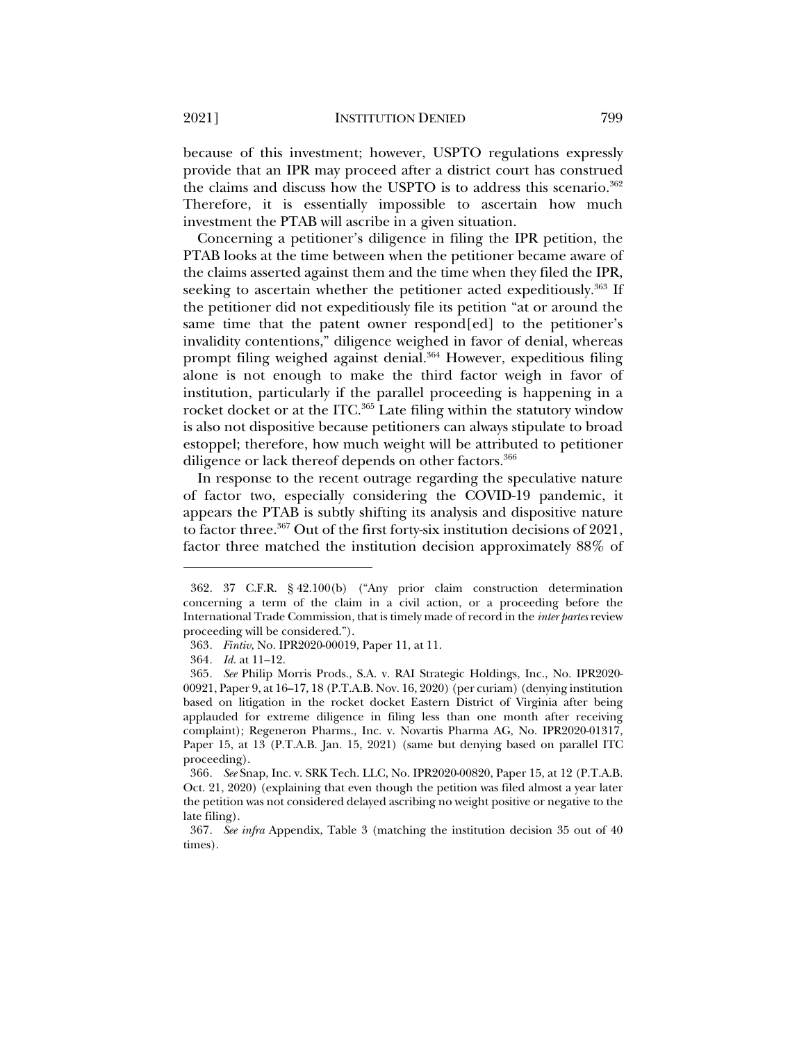because of this investment; however, USPTO regulations expressly provide that an IPR may proceed after a district court has construed the claims and discuss how the USPTO is to address this scenario.[362] Therefore, it is essentially impossible to ascertain how much investment the PTAB will ascribe in a given situation.

Concerning a petitioner's diligence in filing the IPR petition, the PTAB looks at the time between when the petitioner became aware of the claims asserted against them and the time when they filed the IPR, seeking to ascertain whether the petitioner acted expeditiously.[363] If the petitioner did not expeditiously file its petition "at or around the same time that the patent owner respond[ed] to the petitioner's invalidity contentions," diligence weighed in favor of denial, whereas prompt filing weighed against denial.[364] However, expeditious filing alone is not enough to make the third factor weigh in favor of institution, particularly if the parallel proceeding is happening in a rocket docket or at the ITC.[365] Late filing within the statutory window is also not dispositive because petitioners can always stipulate to broad estoppel; therefore, how much weight will be attributed to petitioner diligence or lack thereof depends on other factors.[366]

In response to the recent outrage regarding the speculative nature of factor two, especially considering the COVID-19 pandemic, it appears the PTAB is subtly shifting its analysis and dispositive nature to factor three.[367] Out of the first forty-six institution decisions of 2021, factor three matched the institution decision approximately 88% of

---

362. 37 C.F.R. § 42.100(b) ("Any prior claim construction determination concerning a term of the claim in a civil action, or a proceeding before the International Trade Commission, that is timely made of record in the *inter partes* review proceeding will be considered.").

363. *Fintiv*, No. IPR2020-00019, Paper 11, at 11.

364. *Id.* at 11–12.

365. *See* Philip Morris Prods., S.A. v. RAI Strategic Holdings, Inc., No. IPR2020-00921, Paper 9, at 16–17, 18 (P.T.A.B. Nov. 16, 2020) (per curiam) (denying institution based on litigation in the rocket docket Eastern District of Virginia after being applauded for extreme diligence in filing less than one month after receiving complaint); Regeneron Pharms., Inc. v. Novartis Pharma AG, No. IPR2020-01317, Paper 15, at 13 (P.T.A.B. Jan. 15, 2021) (same but denying based on parallel ITC proceeding).

366. *See* Snap, Inc. v. SRK Tech. LLC, No. IPR2020-00820, Paper 15, at 12 (P.T.A.B. Oct. 21, 2020) (explaining that even though the petition was filed almost a year later the petition was not considered delayed ascribing no weight positive or negative to the late filing).

367. *See infra* Appendix, Table 3 (matching the institution decision 35 out of 40 times).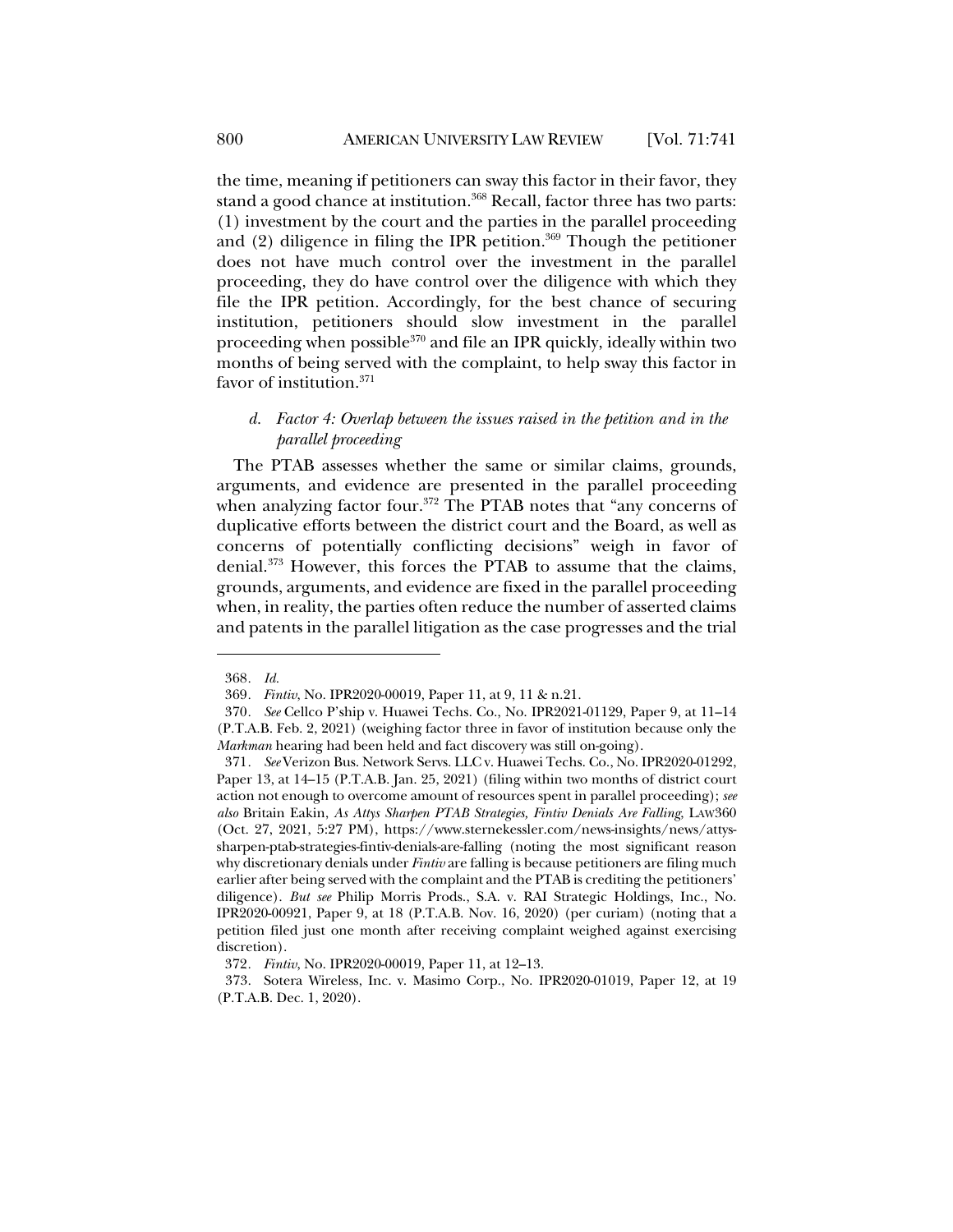the time, meaning if petitioners can sway this factor in their favor, they stand a good chance at institution.[368] Recall, factor three has two parts: (1) investment by the court and the parties in the parallel proceeding and (2) diligence in filing the IPR petition.[369] Though the petitioner does not have much control over the investment in the parallel proceeding, they do have control over the diligence with which they file the IPR petition. Accordingly, for the best chance of securing institution, petitioners should slow investment in the parallel proceeding when possible[370] and file an IPR quickly, ideally within two months of being served with the complaint, to help sway this factor in favor of institution.[371]

#### *d. Factor 4: Overlap between the issues raised in the petition and in the parallel proceeding*

The PTAB assesses whether the same or similar claims, grounds, arguments, and evidence are presented in the parallel proceeding when analyzing factor four.[372] The PTAB notes that "any concerns of duplicative efforts between the district court and the Board, as well as concerns of potentially conflicting decisions" weigh in favor of denial.[373] However, this forces the PTAB to assume that the claims, grounds, arguments, and evidence are fixed in the parallel proceeding when, in reality, the parties often reduce the number of asserted claims and patents in the parallel litigation as the case progresses and the trial

---

368. *Id.*

369. *Fintiv*, No. IPR2020-00019, Paper 11, at 9, 11 & n.21.

370. *See* Cellco P'ship v. Huawei Techs. Co., No. IPR2021-01129, Paper 9, at 11–14 (P.T.A.B. Feb. 2, 2021) (weighing factor three in favor of institution because only the *Markman* hearing had been held and fact discovery was still on-going).

371. *See* Verizon Bus. Network Servs. LLC v. Huawei Techs. Co., No. IPR2020-01292, Paper 13, at 14–15 (P.T.A.B. Jan. 25, 2021) (filing within two months of district court action not enough to overcome amount of resources spent in parallel proceeding); *see also* Britain Eakin, *As Attys Sharpen PTAB Strategies, Fintiv Denials Are Falling*, LAW360 (Oct. 27, 2021, 5:27 PM), https://www.sternekessler.com/news-insights/news/attys-sharpen-ptab-strategies-fintiv-denials-are-falling (noting the most significant reason why discretionary denials under *Fintiv* are falling is because petitioners are filing much earlier after being served with the complaint and the PTAB is crediting the petitioners' diligence). *But see* Philip Morris Prods., S.A. v. RAI Strategic Holdings, Inc., No. IPR2020-00921, Paper 9, at 18 (P.T.A.B. Nov. 16, 2020) (per curiam) (noting that a petition filed just one month after receiving complaint weighed against exercising discretion).

372. *Fintiv*, No. IPR2020-00019, Paper 11, at 12–13.

373. Sotera Wireless, Inc. v. Masimo Corp., No. IPR2020-01019, Paper 12, at 19 (P.T.A.B. Dec. 1, 2020).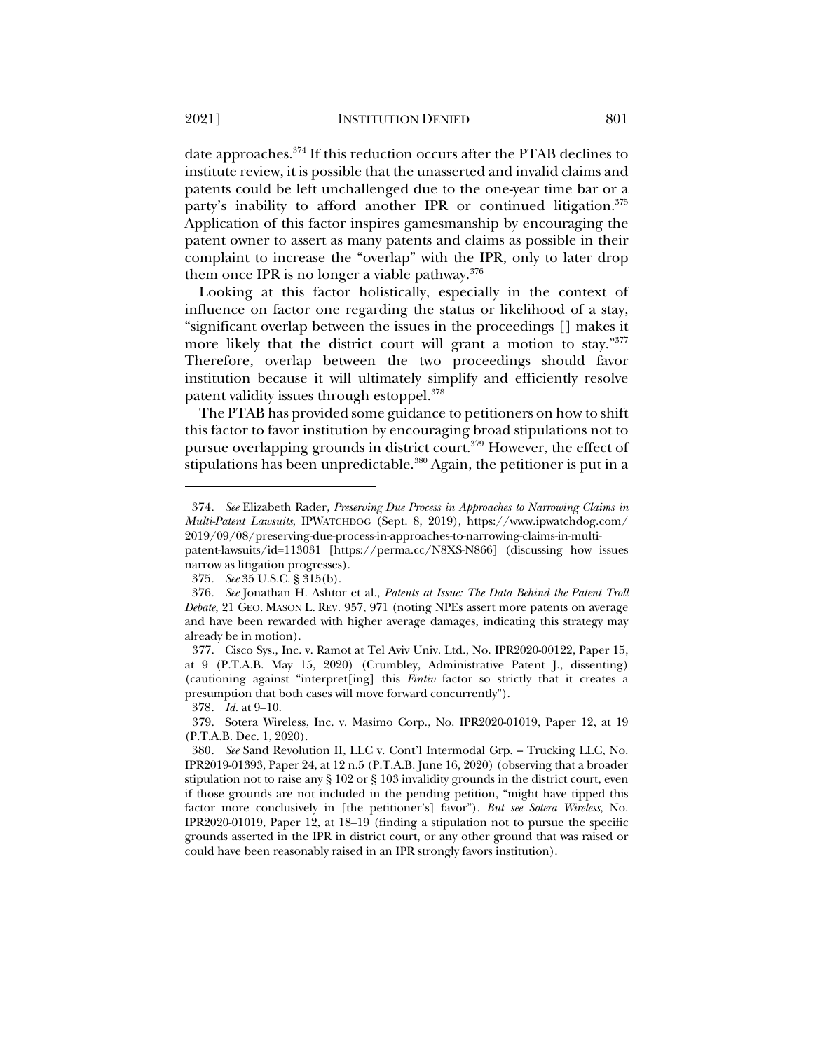date approaches.[374] If this reduction occurs after the PTAB declines to institute review, it is possible that the unasserted and invalid claims and patents could be left unchallenged due to the one-year time bar or a party's inability to afford another IPR or continued litigation.[375] Application of this factor inspires gamesmanship by encouraging the patent owner to assert as many patents and claims as possible in their complaint to increase the "overlap" with the IPR, only to later drop them once IPR is no longer a viable pathway.[376]

Looking at this factor holistically, especially in the context of influence on factor one regarding the status or likelihood of a stay, "significant overlap between the issues in the proceedings [] makes it more likely that the district court will grant a motion to stay."[377] Therefore, overlap between the two proceedings should favor institution because it will ultimately simplify and efficiently resolve patent validity issues through estoppel.[378]

The PTAB has provided some guidance to petitioners on how to shift this factor to favor institution by encouraging broad stipulations not to pursue overlapping grounds in district court.[379] However, the effect of stipulations has been unpredictable.[380] Again, the petitioner is put in a

---

374. *See* Elizabeth Rader, *Preserving Due Process in Approaches to Narrowing Claims in Multi-Patent Lawsuits*, IPWATCHDOG (Sept. 8, 2019), https://www.ipwatchdog.com/2019/09/08/preserving-due-process-in-approaches-to-narrowing-claims-in-multi-patent-lawsuits/id=113031 [https://perma.cc/N8XS-N866] (discussing how issues narrow as litigation progresses).

375. *See* 35 U.S.C. § 315(b).

376. *See* Jonathan H. Ashtor et al., *Patents at Issue: The Data Behind the Patent Troll Debate*, 21 GEO. MASON L. REV. 957, 971 (noting NPEs assert more patents on average and have been rewarded with higher average damages, indicating this strategy may already be in motion).

377. Cisco Sys., Inc. v. Ramot at Tel Aviv Univ. Ltd., No. IPR2020-00122, Paper 15, at 9 (P.T.A.B. May 15, 2020) (Crumbley, Administrative Patent J., dissenting) (cautioning against "interpret[ing] this *Fintiv* factor so strictly that it creates a presumption that both cases will move forward concurrently").

378. *Id.* at 9–10.

379. Sotera Wireless, Inc. v. Masimo Corp., No. IPR2020-01019, Paper 12, at 19 (P.T.A.B. Dec. 1, 2020).

380. *See* Sand Revolution II, LLC v. Cont'l Intermodal Grp. – Trucking LLC, No. IPR2019-01393, Paper 24, at 12 n.5 (P.T.A.B. June 16, 2020) (observing that a broader stipulation not to raise any § 102 or § 103 invalidity grounds in the district court, even if those grounds are not included in the pending petition, "might have tipped this factor more conclusively in [the petitioner's] favor"). *But see Sotera Wireless*, No. IPR2020-01019, Paper 12, at 18–19 (finding a stipulation not to pursue the specific grounds asserted in the IPR in district court, or any other ground that was raised or could have been reasonably raised in an IPR strongly favors institution).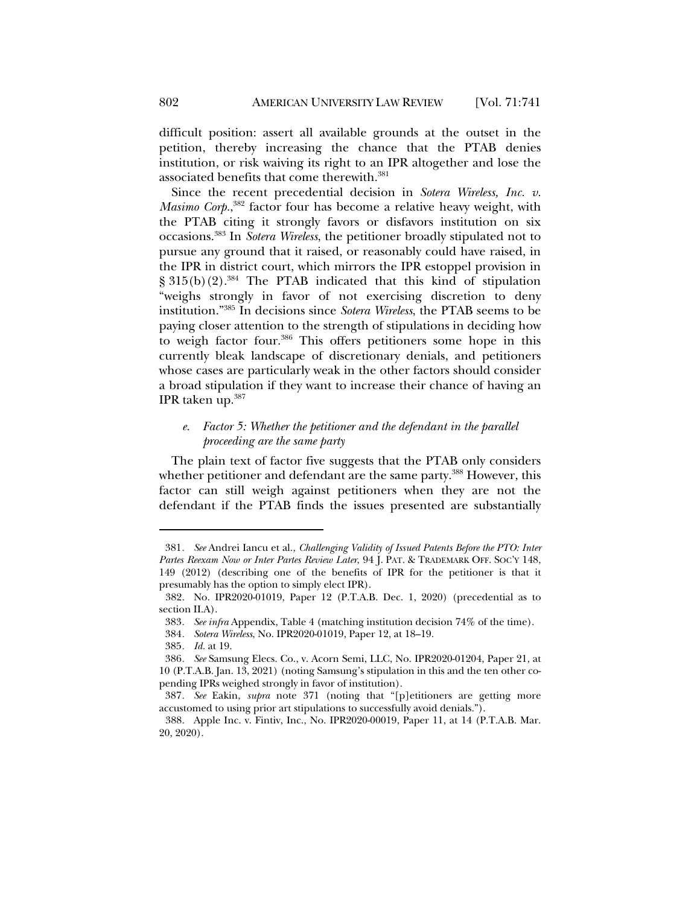difficult position: assert all available grounds at the outset in the petition, thereby increasing the chance that the PTAB denies institution, or risk waiving its right to an IPR altogether and lose the associated benefits that come therewith.[381]

Since the recent precedential decision in *Sotera Wireless, Inc. v. Masimo Corp.*,[382] factor four has become a relative heavy weight, with the PTAB citing it strongly favors or disfavors institution on six occasions.[383] In *Sotera Wireless*, the petitioner broadly stipulated not to pursue any ground that it raised, or reasonably could have raised, in the IPR in district court, which mirrors the IPR estoppel provision in § 315(b)(2).[384] The PTAB indicated that this kind of stipulation "weighs strongly in favor of not exercising discretion to deny institution."[385] In decisions since *Sotera Wireless*, the PTAB seems to be paying closer attention to the strength of stipulations in deciding how to weigh factor four.[386] This offers petitioners some hope in this currently bleak landscape of discretionary denials, and petitioners whose cases are particularly weak in the other factors should consider a broad stipulation if they want to increase their chance of having an IPR taken up.[387]

*e. Factor 5: Whether the petitioner and the defendant in the parallel proceeding are the same party*

The plain text of factor five suggests that the PTAB only considers whether petitioner and defendant are the same party.[388] However, this factor can still weigh against petitioners when they are not the defendant if the PTAB finds the issues presented are substantially

---

381. *See* Andrei Iancu et al., *Challenging Validity of Issued Patents Before the PTO: Inter Partes Reexam Now or Inter Partes Review Later*, 94 J. PAT. & TRADEMARK OFF. SOC'Y 148, 149 (2012) (describing one of the benefits of IPR for the petitioner is that it presumably has the option to simply elect IPR).

382. No. IPR2020-01019, Paper 12 (P.T.A.B. Dec. 1, 2020) (precedential as to section II.A).

383. *See infra* Appendix, Table 4 (matching institution decision 74% of the time).

384. *Sotera Wireless*, No. IPR2020-01019, Paper 12, at 18–19.

385. *Id.* at 19.

386. *See* Samsung Elecs. Co., v. Acorn Semi, LLC, No. IPR2020-01204, Paper 21, at 10 (P.T.A.B. Jan. 13, 2021) (noting Samsung's stipulation in this and the ten other co-pending IPRs weighed strongly in favor of institution).

387. *See* Eakin, *supra* note 371 (noting that "[p]etitioners are getting more accustomed to using prior art stipulations to successfully avoid denials.").

388. Apple Inc. v. Fintiv, Inc., No. IPR2020-00019, Paper 11, at 14 (P.T.A.B. Mar. 20, 2020).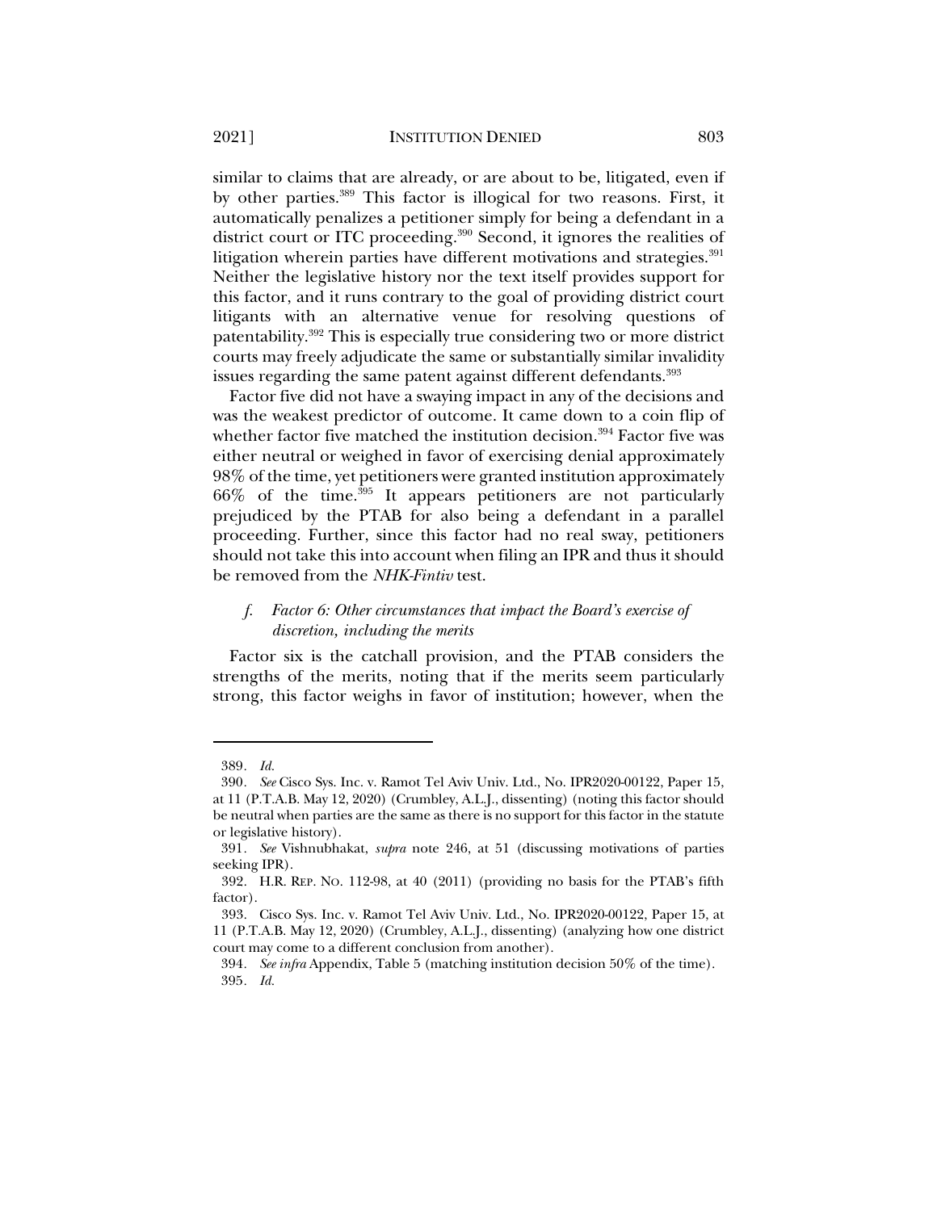similar to claims that are already, or are about to be, litigated, even if by other parties.[389] This factor is illogical for two reasons. First, it automatically penalizes a petitioner simply for being a defendant in a district court or ITC proceeding.[390] Second, it ignores the realities of litigation wherein parties have different motivations and strategies.[391] Neither the legislative history nor the text itself provides support for this factor, and it runs contrary to the goal of providing district court litigants with an alternative venue for resolving questions of patentability.[392] This is especially true considering two or more district courts may freely adjudicate the same or substantially similar invalidity issues regarding the same patent against different defendants.[393]

Factor five did not have a swaying impact in any of the decisions and was the weakest predictor of outcome. It came down to a coin flip of whether factor five matched the institution decision.[394] Factor five was either neutral or weighed in favor of exercising denial approximately 98% of the time, yet petitioners were granted institution approximately 66% of the time.[395] It appears petitioners are not particularly prejudiced by the PTAB for also being a defendant in a parallel proceeding. Further, since this factor had no real sway, petitioners should not take this into account when filing an IPR and thus it should be removed from the *NHK-Fintiv* test.

### *f. Factor 6: Other circumstances that impact the Board's exercise of discretion, including the merits*

Factor six is the catchall provision, and the PTAB considers the strengths of the merits, noting that if the merits seem particularly strong, this factor weighs in favor of institution; however, when the

---

389. *Id.*

390. *See* Cisco Sys. Inc. v. Ramot Tel Aviv Univ. Ltd., No. IPR2020-00122, Paper 15, at 11 (P.T.A.B. May 12, 2020) (Crumbley, A.L.J., dissenting) (noting this factor should be neutral when parties are the same as there is no support for this factor in the statute or legislative history).

391. *See* Vishnubhakat, *supra* note 246, at 51 (discussing motivations of parties seeking IPR).

392. H.R. REP. NO. 112-98, at 40 (2011) (providing no basis for the PTAB's fifth factor).

393. Cisco Sys. Inc. v. Ramot Tel Aviv Univ. Ltd., No. IPR2020-00122, Paper 15, at 11 (P.T.A.B. May 12, 2020) (Crumbley, A.L.J., dissenting) (analyzing how one district court may come to a different conclusion from another).

394. *See infra* Appendix, Table 5 (matching institution decision 50% of the time).

395. *Id.*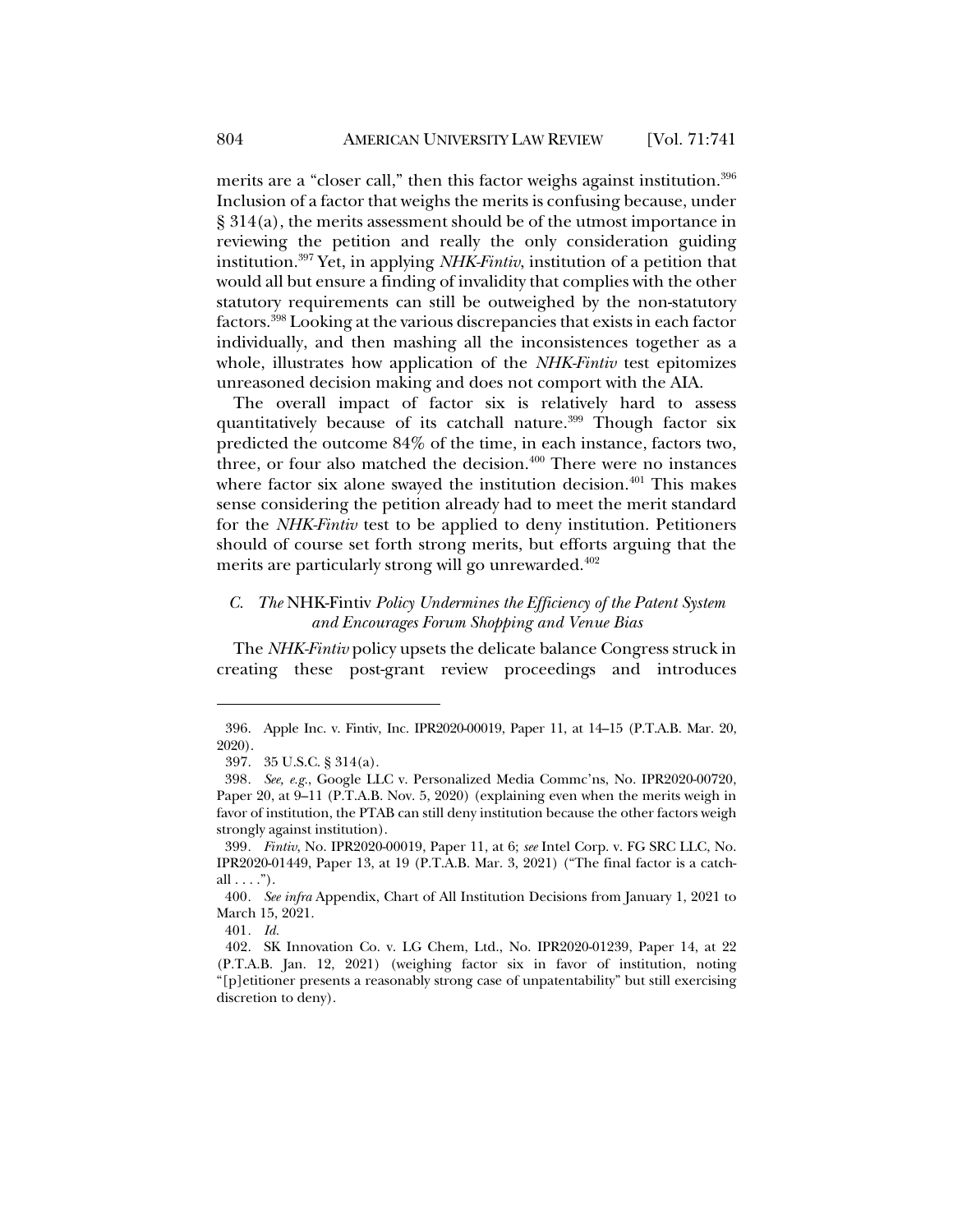merits are a "closer call," then this factor weighs against institution.[396] Inclusion of a factor that weighs the merits is confusing because, under § 314(a), the merits assessment should be of the utmost importance in reviewing the petition and really the only consideration guiding institution.[397] Yet, in applying *NHK-Fintiv*, institution of a petition that would all but ensure a finding of invalidity that complies with the other statutory requirements can still be outweighed by the non-statutory factors.[398] Looking at the various discrepancies that exists in each factor individually, and then mashing all the inconsistences together as a whole, illustrates how application of the *NHK-Fintiv* test epitomizes unreasoned decision making and does not comport with the AIA.

The overall impact of factor six is relatively hard to assess quantitatively because of its catchall nature.[399] Though factor six predicted the outcome 84% of the time, in each instance, factors two, three, or four also matched the decision.[400] There were no instances where factor six alone swayed the institution decision.[401] This makes sense considering the petition already had to meet the merit standard for the *NHK-Fintiv* test to be applied to deny institution. Petitioners should of course set forth strong merits, but efforts arguing that the merits are particularly strong will go unrewarded.[402]

### *C. The* NHK-Fintiv *Policy Undermines the Efficiency of the Patent System and Encourages Forum Shopping and Venue Bias*

The *NHK-Fintiv* policy upsets the delicate balance Congress struck in creating these post-grant review proceedings and introduces

---

396. Apple Inc. v. Fintiv, Inc. IPR2020-00019, Paper 11, at 14–15 (P.T.A.B. Mar. 20, 2020).

397. 35 U.S.C. § 314(a).

398. *See, e.g.*, Google LLC v. Personalized Media Commc'ns, No. IPR2020-00720, Paper 20, at 9–11 (P.T.A.B. Nov. 5, 2020) (explaining even when the merits weigh in favor of institution, the PTAB can still deny institution because the other factors weigh strongly against institution).

399. *Fintiv*, No. IPR2020-00019, Paper 11, at 6; *see* Intel Corp. v. FG SRC LLC, No. IPR2020-01449, Paper 13, at 19 (P.T.A.B. Mar. 3, 2021) ("The final factor is a catch-all . . . .").

400. *See infra* Appendix, Chart of All Institution Decisions from January 1, 2021 to March 15, 2021.

401. *Id.*

402. SK Innovation Co. v. LG Chem, Ltd., No. IPR2020-01239, Paper 14, at 22 (P.T.A.B. Jan. 12, 2021) (weighing factor six in favor of institution, noting "[p]etitioner presents a reasonably strong case of unpatentability" but still exercising discretion to deny).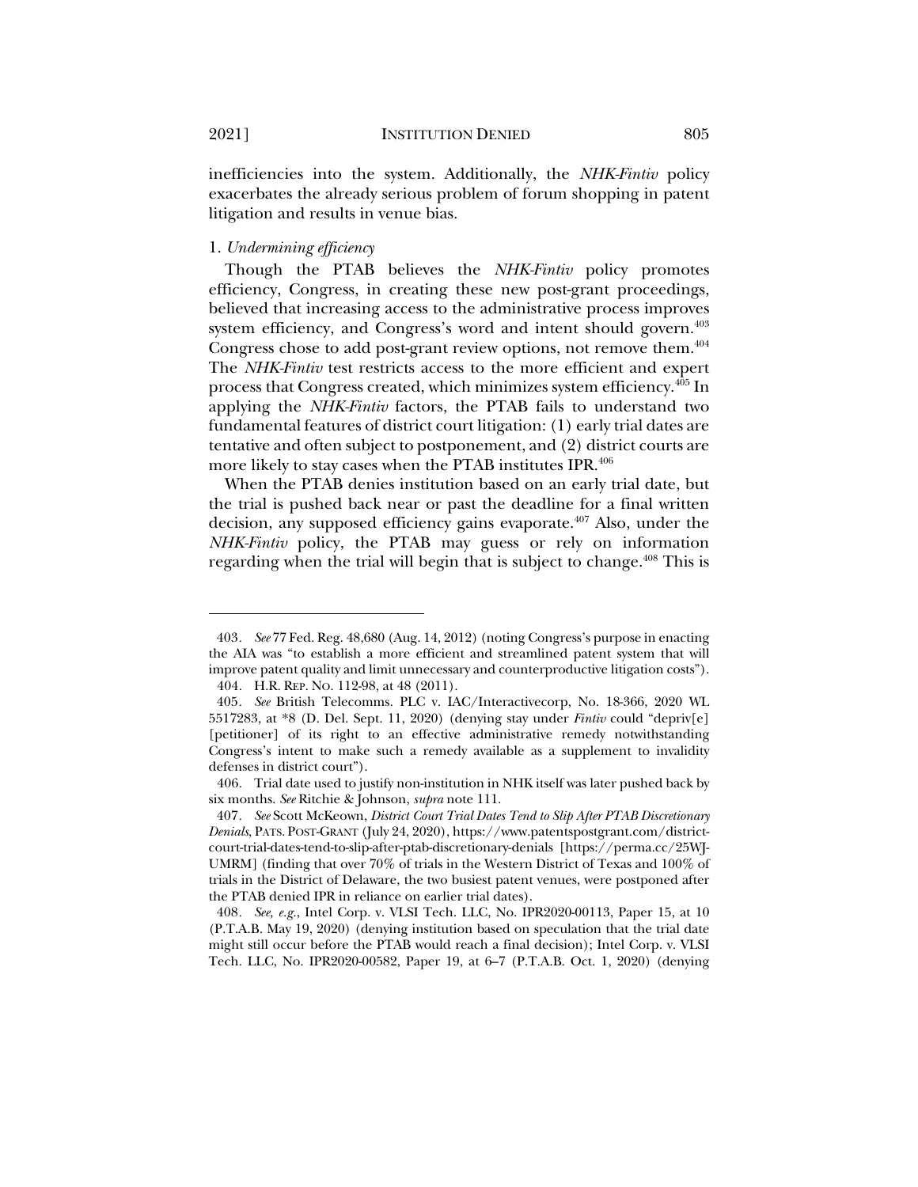inefficiencies into the system. Additionally, the *NHK-Fintiv* policy exacerbates the already serious problem of forum shopping in patent litigation and results in venue bias.

1. *Undermining efficiency*

Though the PTAB believes the *NHK-Fintiv* policy promotes efficiency, Congress, in creating these new post-grant proceedings, believed that increasing access to the administrative process improves system efficiency, and Congress's word and intent should govern.[403] Congress chose to add post-grant review options, not remove them.[404] The *NHK-Fintiv* test restricts access to the more efficient and expert process that Congress created, which minimizes system efficiency.[405] In applying the *NHK-Fintiv* factors, the PTAB fails to understand two fundamental features of district court litigation: (1) early trial dates are tentative and often subject to postponement, and (2) district courts are more likely to stay cases when the PTAB institutes IPR.[406]

When the PTAB denies institution based on an early trial date, but the trial is pushed back near or past the deadline for a final written decision, any supposed efficiency gains evaporate.[407] Also, under the *NHK-Fintiv* policy, the PTAB may guess or rely on information regarding when the trial will begin that is subject to change.[408] This is

---

403. *See* 77 Fed. Reg. 48,680 (Aug. 14, 2012) (noting Congress's purpose in enacting the AIA was "to establish a more efficient and streamlined patent system that will improve patent quality and limit unnecessary and counterproductive litigation costs").

404. H.R. REP. NO. 112-98, at 48 (2011).

405. *See* British Telecomms. PLC v. IAC/Interactivecorp, No. 18-366, 2020 WL 5517283, at *8 (D. Del. Sept. 11, 2020) (denying stay under *Fintiv* could "depriv[e] [petitioner] of its right to an effective administrative remedy notwithstanding Congress's intent to make such a remedy available as a supplement to invalidity defenses in district court").

406. Trial date used to justify non-institution in NHK itself was later pushed back by six months. *See* Ritchie & Johnson, *supra* note 111.

407. *See* Scott McKeown, *District Court Trial Dates Tend to Slip After PTAB Discretionary Denials*, PATS. POST-GRANT (July 24, 2020), https://www.patentspostgrant.com/district-court-trial-dates-tend-to-slip-after-ptab-discretionary-denials [https://perma.cc/25WJ-UMRM] (finding that over 70% of trials in the Western District of Texas and 100% of trials in the District of Delaware, the two busiest patent venues, were postponed after the PTAB denied IPR in reliance on earlier trial dates).

408. *See, e.g.*, Intel Corp. v. VLSI Tech. LLC, No. IPR2020-00113, Paper 15, at 10 (P.T.A.B. May 19, 2020) (denying institution based on speculation that the trial date might still occur before the PTAB would reach a final decision); Intel Corp. v. VLSI Tech. LLC, No. IPR2020-00582, Paper 19, at 6–7 (P.T.A.B. Oct. 1, 2020) (denying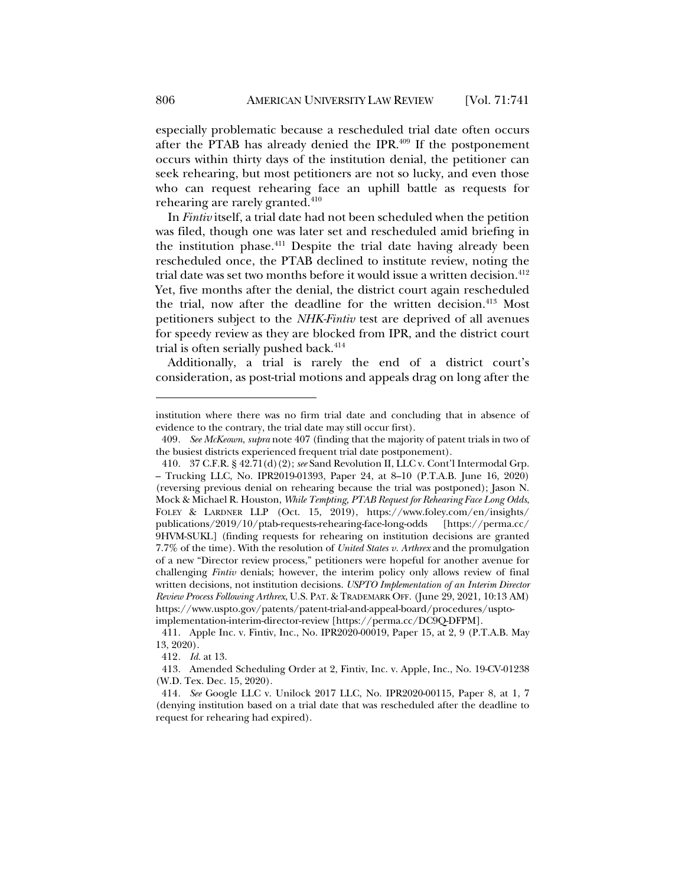especially problematic because a rescheduled trial date often occurs after the PTAB has already denied the IPR.[409] If the postponement occurs within thirty days of the institution denial, the petitioner can seek rehearing, but most petitioners are not so lucky, and even those who can request rehearing face an uphill battle as requests for rehearing are rarely granted.[410]

In *Fintiv* itself, a trial date had not been scheduled when the petition was filed, though one was later set and rescheduled amid briefing in the institution phase.[411] Despite the trial date having already been rescheduled once, the PTAB declined to institute review, noting the trial date was set two months before it would issue a written decision.[412] Yet, five months after the denial, the district court again rescheduled the trial, now after the deadline for the written decision.[413] Most petitioners subject to the *NHK-Fintiv* test are deprived of all avenues for speedy review as they are blocked from IPR, and the district court trial is often serially pushed back.[414]

Additionally, a trial is rarely the end of a district court's consideration, as post-trial motions and appeals drag on long after the

---

institution where there was no firm trial date and concluding that in absence of evidence to the contrary, the trial date may still occur first).

409. *See McKeown*, *supra* note 407 (finding that the majority of patent trials in two of the busiest districts experienced frequent trial date postponement).

410. 37 C.F.R. § 42.71(d)(2); *see* Sand Revolution II, LLC v. Cont'l Intermodal Grp. – Trucking LLC, No. IPR2019-01393, Paper 24, at 8–10 (P.T.A.B. June 16, 2020) (reversing previous denial on rehearing because the trial was postponed); Jason N. Mock & Michael R. Houston, *While Tempting, PTAB Request for Rehearing Face Long Odds*, FOLEY & LARDNER LLP (Oct. 15, 2019), https://www.foley.com/en/insights/publications/2019/10/ptab-requests-rehearing-face-long-odds [https://perma.cc/9HVM-SUKL] (finding requests for rehearing on institution decisions are granted 7.7% of the time). With the resolution of *United States v. Arthrex* and the promulgation of a new "Director review process," petitioners were hopeful for another avenue for challenging *Fintiv* denials; however, the interim policy only allows review of final written decisions, not institution decisions. *USPTO Implementation of an Interim Director Review Process Following Arthrex*, U.S. PAT. & TRADEMARK OFF. (June 29, 2021, 10:13 AM) https://www.uspto.gov/patents/patent-trial-and-appeal-board/procedures/uspto-implementation-interim-director-review [https://perma.cc/DC9Q-DFPM].

411. Apple Inc. v. Fintiv, Inc., No. IPR2020-00019, Paper 15, at 2, 9 (P.T.A.B. May 13, 2020).

412. *Id.* at 13.

413. Amended Scheduling Order at 2, Fintiv, Inc. v. Apple, Inc., No. 19-CV-01238 (W.D. Tex. Dec. 15, 2020).

414. *See* Google LLC v. Unilock 2017 LLC, No. IPR2020-00115, Paper 8, at 1, 7 (denying institution based on a trial date that was rescheduled after the deadline to request for rehearing had expired).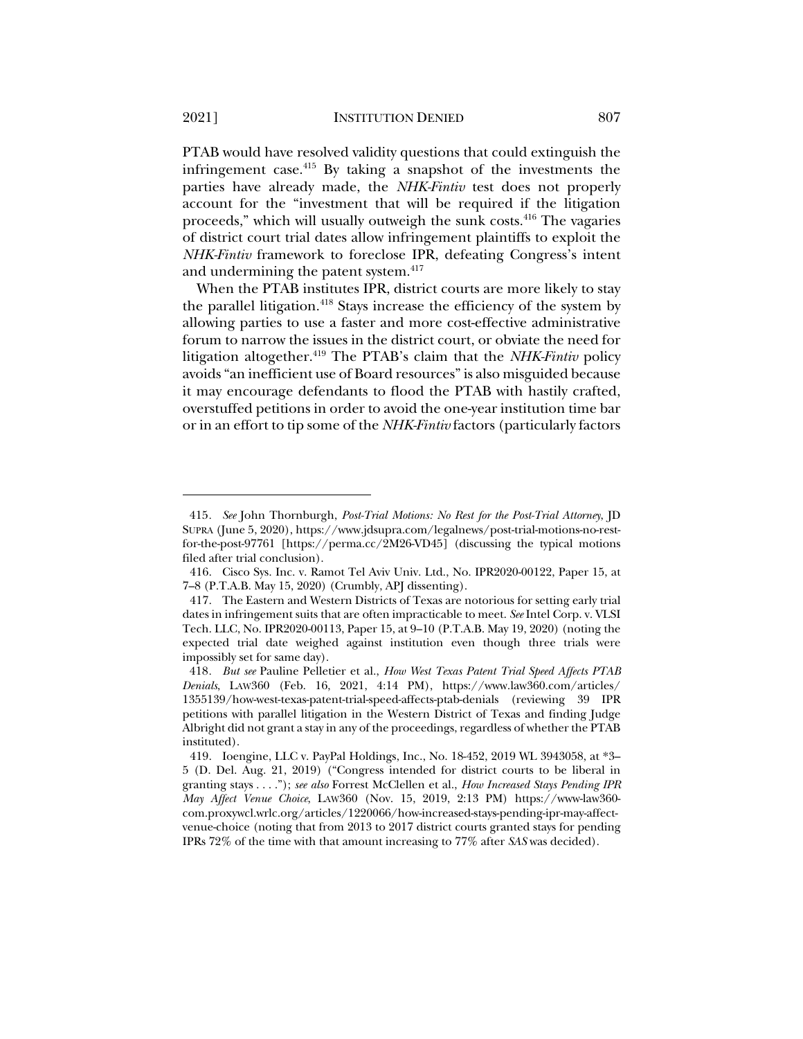PTAB would have resolved validity questions that could extinguish the infringement case.[415] By taking a snapshot of the investments the parties have already made, the *NHK-Fintiv* test does not properly account for the "investment that will be required if the litigation proceeds," which will usually outweigh the sunk costs.[416] The vagaries of district court trial dates allow infringement plaintiffs to exploit the *NHK-Fintiv* framework to foreclose IPR, defeating Congress's intent and undermining the patent system.[417]

When the PTAB institutes IPR, district courts are more likely to stay the parallel litigation.[418] Stays increase the efficiency of the system by allowing parties to use a faster and more cost-effective administrative forum to narrow the issues in the district court, or obviate the need for litigation altogether.[419] The PTAB's claim that the *NHK-Fintiv* policy avoids "an inefficient use of Board resources" is also misguided because it may encourage defendants to flood the PTAB with hastily crafted, overstuffed petitions in order to avoid the one-year institution time bar or in an effort to tip some of the *NHK-Fintiv* factors (particularly factors

---

415. *See* John Thornburgh, *Post-Trial Motions: No Rest for the Post-Trial Attorney*, JD SUPRA (June 5, 2020), https://www.jdsupra.com/legalnews/post-trial-motions-no-rest-for-the-post-97761 [https://perma.cc/2M26-VD45] (discussing the typical motions filed after trial conclusion).

416. Cisco Sys. Inc. v. Ramot Tel Aviv Univ. Ltd., No. IPR2020-00122, Paper 15, at 7–8 (P.T.A.B. May 15, 2020) (Crumbly, APJ dissenting).

417. The Eastern and Western Districts of Texas are notorious for setting early trial dates in infringement suits that are often impracticable to meet. *See* Intel Corp. v. VLSI Tech. LLC, No. IPR2020-00113, Paper 15, at 9–10 (P.T.A.B. May 19, 2020) (noting the expected trial date weighed against institution even though three trials were impossibly set for same day).

418. *But see* Pauline Pelletier et al., *How West Texas Patent Trial Speed Affects PTAB Denials*, LAW360 (Feb. 16, 2021, 4:14 PM), https://www.law360.com/articles/1355139/how-west-texas-patent-trial-speed-affects-ptab-denials (reviewing 39 IPR petitions with parallel litigation in the Western District of Texas and finding Judge Albright did not grant a stay in any of the proceedings, regardless of whether the PTAB instituted).

419. Ioengine, LLC v. PayPal Holdings, Inc., No. 18-452, 2019 WL 3943058, at *3–5 (D. Del. Aug. 21, 2019) ("Congress intended for district courts to be liberal in granting stays . . . ."); *see also* Forrest McClellen et al., *How Increased Stays Pending IPR May Affect Venue Choice*, LAW360 (Nov. 15, 2019, 2:13 PM) https://www-law360-com.proxywcl.wrlc.org/articles/1220066/how-increased-stays-pending-ipr-may-affect-venue-choice (noting that from 2013 to 2017 district courts granted stays for pending IPRs 72% of the time with that amount increasing to 77% after *SAS* was decided).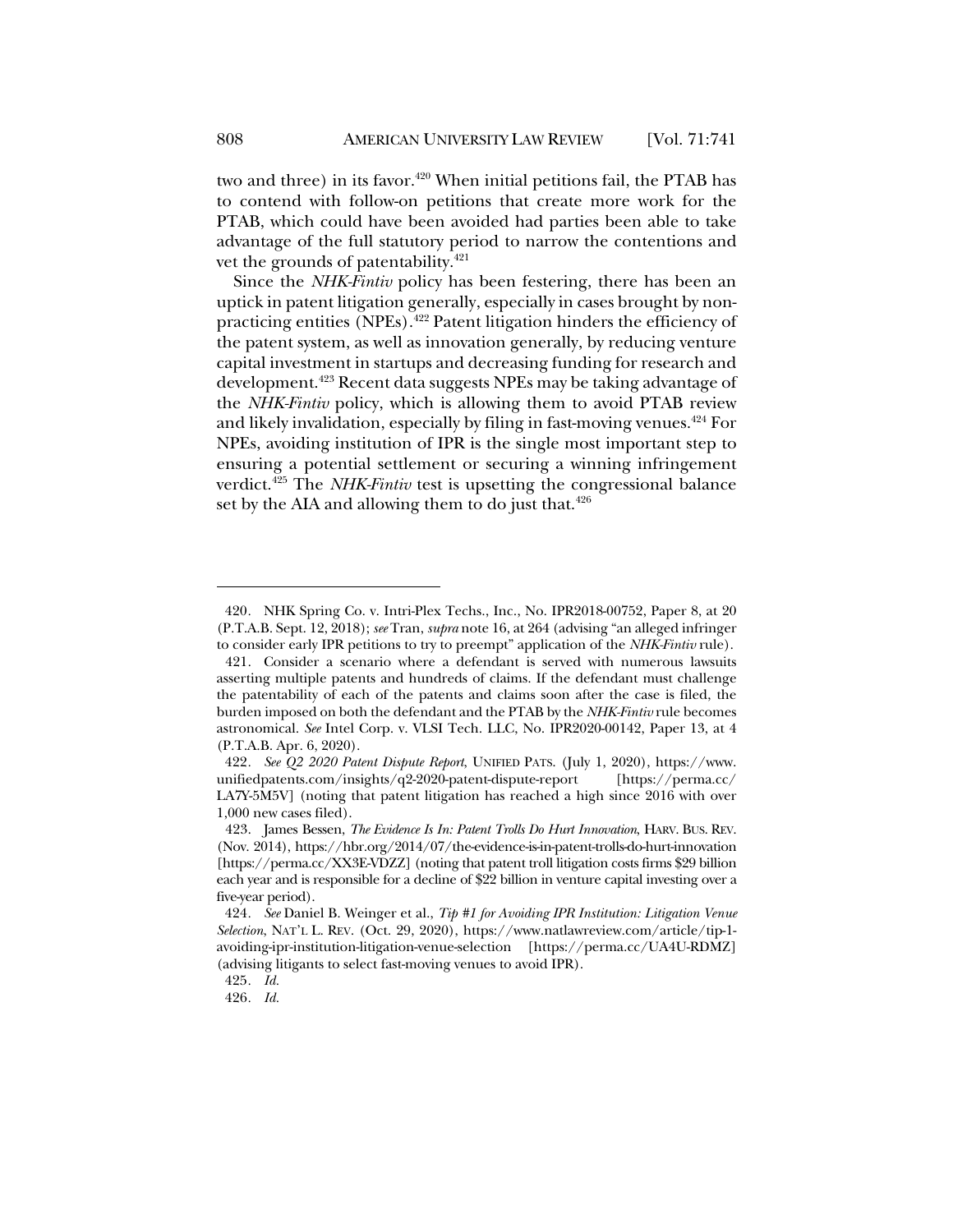two and three) in its favor.[420] When initial petitions fail, the PTAB has to contend with follow-on petitions that create more work for the PTAB, which could have been avoided had parties been able to take advantage of the full statutory period to narrow the contentions and vet the grounds of patentability.[421]

Since the *NHK-Fintiv* policy has been festering, there has been an uptick in patent litigation generally, especially in cases brought by non-practicing entities (NPEs).[422] Patent litigation hinders the efficiency of the patent system, as well as innovation generally, by reducing venture capital investment in startups and decreasing funding for research and development.[423] Recent data suggests NPEs may be taking advantage of the *NHK-Fintiv* policy, which is allowing them to avoid PTAB review and likely invalidation, especially by filing in fast-moving venues.[424] For NPEs, avoiding institution of IPR is the single most important step to ensuring a potential settlement or securing a winning infringement verdict.[425] The *NHK-Fintiv* test is upsetting the congressional balance set by the AIA and allowing them to do just that.[426]

---

420. NHK Spring Co. v. Intri-Plex Techs., Inc., No. IPR2018-00752, Paper 8, at 20 (P.T.A.B. Sept. 12, 2018); *see* Tran, *supra* note 16, at 264 (advising "an alleged infringer to consider early IPR petitions to try to preempt" application of the *NHK-Fintiv* rule).

421. Consider a scenario where a defendant is served with numerous lawsuits asserting multiple patents and hundreds of claims. If the defendant must challenge the patentability of each of the patents and claims soon after the case is filed, the burden imposed on both the defendant and the PTAB by the *NHK-Fintiv* rule becomes astronomical. *See* Intel Corp. v. VLSI Tech. LLC, No. IPR2020-00142, Paper 13, at 4 (P.T.A.B. Apr. 6, 2020).

422. *See Q2 2020 Patent Dispute Report*, UNIFIED PATS. (July 1, 2020), https://www.unifiedpatents.com/insights/q2-2020-patent-dispute-report [https://perma.cc/LA7Y-5M5V] (noting that patent litigation has reached a high since 2016 with over 1,000 new cases filed).

423. James Bessen, *The Evidence Is In: Patent Trolls Do Hurt Innovation*, HARV. BUS. REV. (Nov. 2014), https://hbr.org/2014/07/the-evidence-is-in-patent-trolls-do-hurt-innovation [https://perma.cc/XX3E-VDZZ] (noting that patent troll litigation costs firms $29 billion each year and is responsible for a decline of $22 billion in venture capital investing over a five-year period).

424. *See* Daniel B. Weinger et al., *Tip #1 for Avoiding IPR Institution: Litigation Venue Selection*, NAT'L L. REV. (Oct. 29, 2020), https://www.natlawreview.com/article/tip-1-avoiding-ipr-institution-litigation-venue-selection [https://perma.cc/UA4U-RDMZ] (advising litigants to select fast-moving venues to avoid IPR).

425. *Id.*

426. *Id.*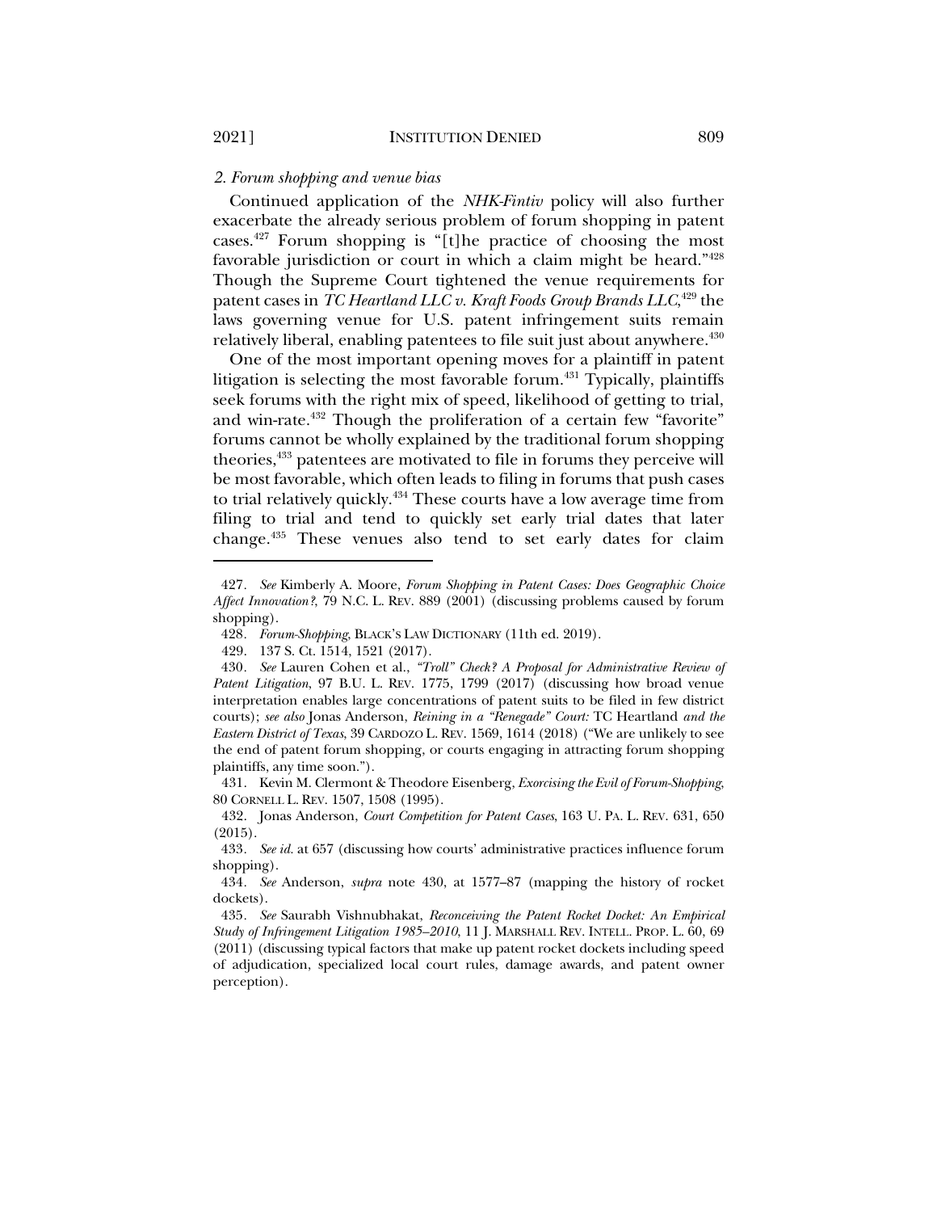### *2. Forum shopping and venue bias*

Continued application of the *NHK-Fintiv* policy will also further exacerbate the already serious problem of forum shopping in patent cases.[427] Forum shopping is "[t]he practice of choosing the most favorable jurisdiction or court in which a claim might be heard."[428] Though the Supreme Court tightened the venue requirements for patent cases in *TC Heartland LLC v. Kraft Foods Group Brands LLC*,[429] the laws governing venue for U.S. patent infringement suits remain relatively liberal, enabling patentees to file suit just about anywhere.[430]

One of the most important opening moves for a plaintiff in patent litigation is selecting the most favorable forum.[431] Typically, plaintiffs seek forums with the right mix of speed, likelihood of getting to trial, and win-rate.[432] Though the proliferation of a certain few "favorite" forums cannot be wholly explained by the traditional forum shopping theories,[433] patentees are motivated to file in forums they perceive will be most favorable, which often leads to filing in forums that push cases to trial relatively quickly.[434] These courts have a low average time from filing to trial and tend to quickly set early trial dates that later change.[435] These venues also tend to set early dates for claim

---

427. *See* Kimberly A. Moore, *Forum Shopping in Patent Cases: Does Geographic Choice Affect Innovation?*, 79 N.C. L. REV. 889 (2001) (discussing problems caused by forum shopping).

428. *Forum-Shopping*, BLACK'S LAW DICTIONARY (11th ed. 2019).

429. 137 S. Ct. 1514, 1521 (2017).

430. *See* Lauren Cohen et al., *"Troll" Check? A Proposal for Administrative Review of Patent Litigation*, 97 B.U. L. REV. 1775, 1799 (2017) (discussing how broad venue interpretation enables large concentrations of patent suits to be filed in few district courts); *see also* Jonas Anderson, *Reining in a "Renegade" Court:* TC Heartland *and the Eastern District of Texas*, 39 CARDOZO L. REV. 1569, 1614 (2018) ("We are unlikely to see the end of patent forum shopping, or courts engaging in attracting forum shopping plaintiffs, any time soon.").

431. Kevin M. Clermont & Theodore Eisenberg, *Exorcising the Evil of Forum-Shopping*, 80 CORNELL L. REV. 1507, 1508 (1995).

432. Jonas Anderson, *Court Competition for Patent Cases*, 163 U. PA. L. REV. 631, 650 (2015).

433. *See id.* at 657 (discussing how courts' administrative practices influence forum shopping).

434. *See* Anderson, *supra* note 430, at 1577–87 (mapping the history of rocket dockets).

435. *See* Saurabh Vishnubhakat, *Reconceiving the Patent Rocket Docket: An Empirical Study of Infringement Litigation 1985–2010*, 11 J. MARSHALL REV. INTELL. PROP. L. 60, 69 (2011) (discussing typical factors that make up patent rocket dockets including speed of adjudication, specialized local court rules, damage awards, and patent owner perception).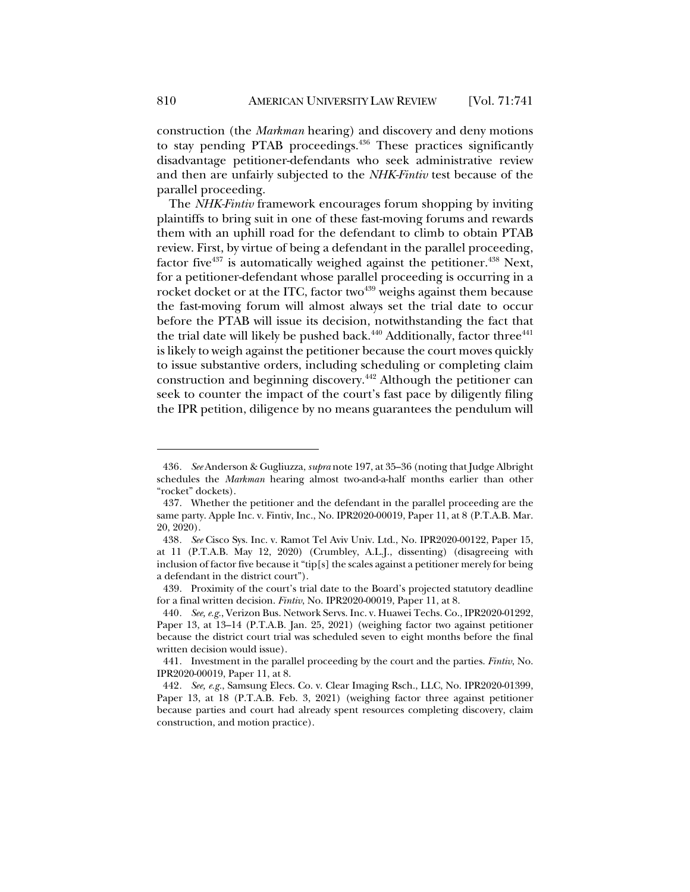construction (the *Markman* hearing) and discovery and deny motions to stay pending PTAB proceedings.[436] These practices significantly disadvantage petitioner-defendants who seek administrative review and then are unfairly subjected to the *NHK-Fintiv* test because of the parallel proceeding.

The *NHK-Fintiv* framework encourages forum shopping by inviting plaintiffs to bring suit in one of these fast-moving forums and rewards them with an uphill road for the defendant to climb to obtain PTAB review. First, by virtue of being a defendant in the parallel proceeding, factor five[437] is automatically weighed against the petitioner.[438] Next, for a petitioner-defendant whose parallel proceeding is occurring in a rocket docket or at the ITC, factor two[439] weighs against them because the fast-moving forum will almost always set the trial date to occur before the PTAB will issue its decision, notwithstanding the fact that the trial date will likely be pushed back.[440] Additionally, factor three[441] is likely to weigh against the petitioner because the court moves quickly to issue substantive orders, including scheduling or completing claim construction and beginning discovery.[442] Although the petitioner can seek to counter the impact of the court's fast pace by diligently filing the IPR petition, diligence by no means guarantees the pendulum will

---

436. *See* Anderson & Gugliuzza, *supra* note 197, at 35–36 (noting that Judge Albright schedules the *Markman* hearing almost two-and-a-half months earlier than other "rocket" dockets).

437. Whether the petitioner and the defendant in the parallel proceeding are the same party. Apple Inc. v. Fintiv, Inc., No. IPR2020-00019, Paper 11, at 8 (P.T.A.B. Mar. 20, 2020).

438. *See* Cisco Sys. Inc. v. Ramot Tel Aviv Univ. Ltd., No. IPR2020-00122, Paper 15, at 11 (P.T.A.B. May 12, 2020) (Crumbley, A.L.J., dissenting) (disagreeing with inclusion of factor five because it "tip[s] the scales against a petitioner merely for being a defendant in the district court").

439. Proximity of the court's trial date to the Board's projected statutory deadline for a final written decision. *Fintiv*, No. IPR2020-00019, Paper 11, at 8.

440. *See, e.g.*, Verizon Bus. Network Servs. Inc. v. Huawei Techs. Co., IPR2020-01292, Paper 13, at 13–14 (P.T.A.B. Jan. 25, 2021) (weighing factor two against petitioner because the district court trial was scheduled seven to eight months before the final written decision would issue).

441. Investment in the parallel proceeding by the court and the parties. *Fintiv*, No. IPR2020-00019, Paper 11, at 8.

442. *See, e.g.*, Samsung Elecs. Co. v. Clear Imaging Rsch., LLC, No. IPR2020-01399, Paper 13, at 18 (P.T.A.B. Feb. 3, 2021) (weighing factor three against petitioner because parties and court had already spent resources completing discovery, claim construction, and motion practice).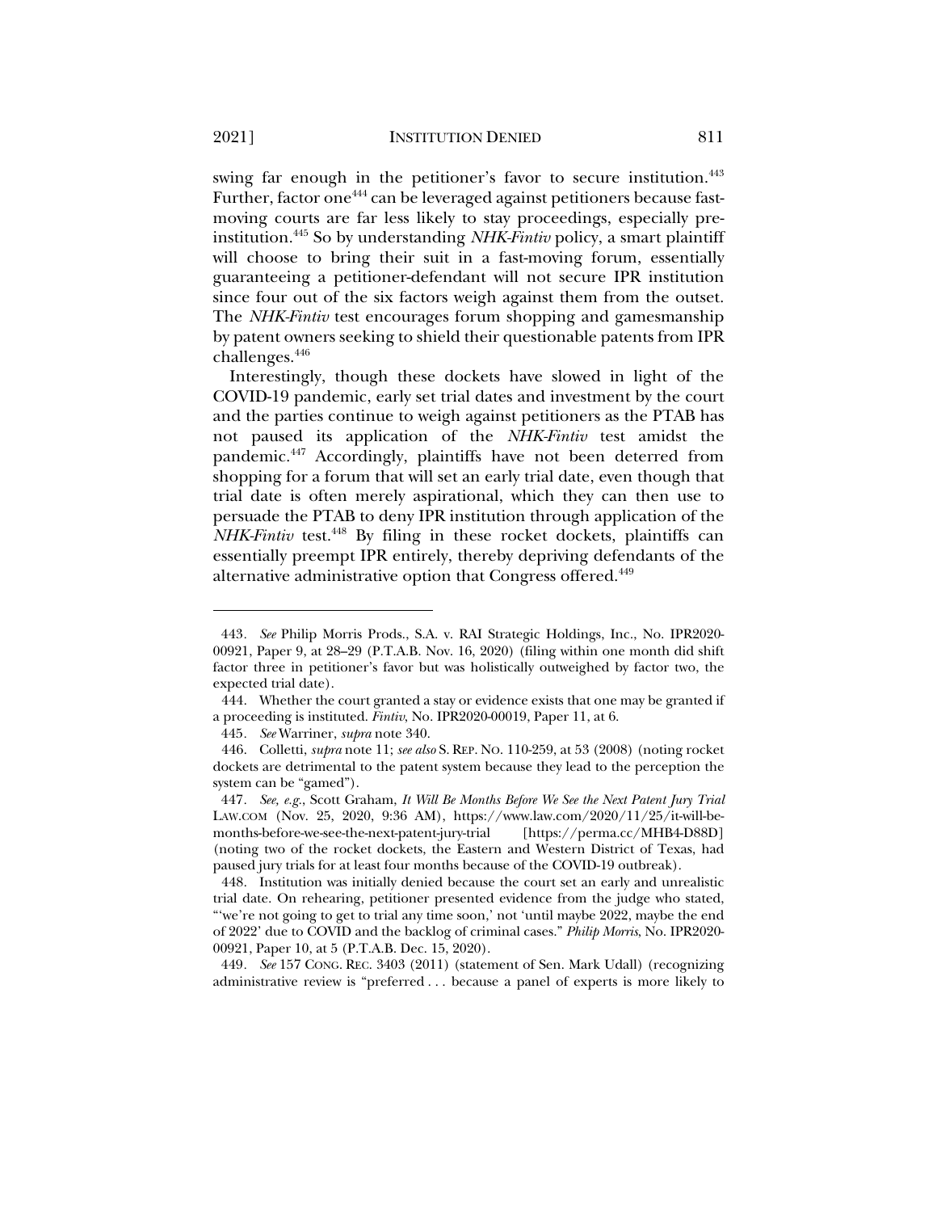swing far enough in the petitioner's favor to secure institution.[443] Further, factor one[444] can be leveraged against petitioners because fast-moving courts are far less likely to stay proceedings, especially pre-institution.[445] So by understanding *NHK-Fintiv* policy, a smart plaintiff will choose to bring their suit in a fast-moving forum, essentially guaranteeing a petitioner-defendant will not secure IPR institution since four out of the six factors weigh against them from the outset. The *NHK-Fintiv* test encourages forum shopping and gamesmanship by patent owners seeking to shield their questionable patents from IPR challenges.[446]

Interestingly, though these dockets have slowed in light of the COVID-19 pandemic, early set trial dates and investment by the court and the parties continue to weigh against petitioners as the PTAB has not paused its application of the *NHK-Fintiv* test amidst the pandemic.[447] Accordingly, plaintiffs have not been deterred from shopping for a forum that will set an early trial date, even though that trial date is often merely aspirational, which they can then use to persuade the PTAB to deny IPR institution through application of the *NHK-Fintiv* test.[448] By filing in these rocket dockets, plaintiffs can essentially preempt IPR entirely, thereby depriving defendants of the alternative administrative option that Congress offered.[449]

---

443. *See* Philip Morris Prods., S.A. v. RAI Strategic Holdings, Inc., No. IPR2020-00921, Paper 9, at 28–29 (P.T.A.B. Nov. 16, 2020) (filing within one month did shift factor three in petitioner's favor but was holistically outweighed by factor two, the expected trial date).

444. Whether the court granted a stay or evidence exists that one may be granted if a proceeding is instituted. *Fintiv*, No. IPR2020-00019, Paper 11, at 6.

445. *See* Warriner, *supra* note 340.

446. Colletti, *supra* note 11; *see also* S. REP. NO. 110-259, at 53 (2008) (noting rocket dockets are detrimental to the patent system because they lead to the perception the system can be "gamed").

447. *See, e.g.*, Scott Graham, *It Will Be Months Before We See the Next Patent Jury Trial* LAW.COM (Nov. 25, 2020, 9:36 AM), https://www.law.com/2020/11/25/it-will-be-months-before-we-see-the-next-patent-jury-trial [https://perma.cc/MHB4-D88D] (noting two of the rocket dockets, the Eastern and Western District of Texas, had paused jury trials for at least four months because of the COVID-19 outbreak).

448. Institution was initially denied because the court set an early and unrealistic trial date. On rehearing, petitioner presented evidence from the judge who stated, "'we're not going to get to trial any time soon,' not 'until maybe 2022, maybe the end of 2022' due to COVID and the backlog of criminal cases." *Philip Morris*, No. IPR2020-00921, Paper 10, at 5 (P.T.A.B. Dec. 15, 2020).

449. *See* 157 CONG. REC. 3403 (2011) (statement of Sen. Mark Udall) (recognizing administrative review is "preferred . . . because a panel of experts is more likely to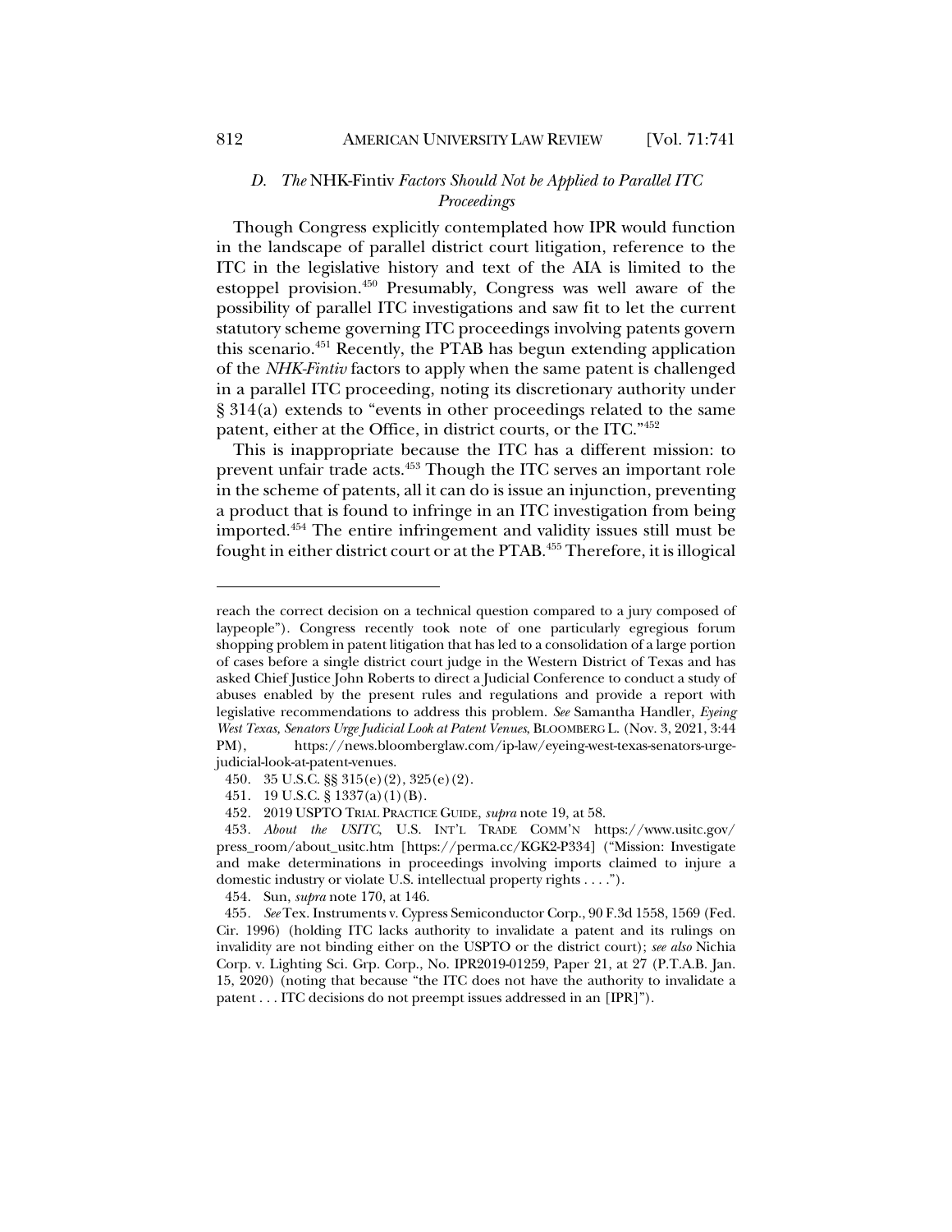### *D. The* NHK-Fintiv *Factors Should Not be Applied to Parallel ITC Proceedings*

Though Congress explicitly contemplated how IPR would function in the landscape of parallel district court litigation, reference to the ITC in the legislative history and text of the AIA is limited to the estoppel provision.[450] Presumably, Congress was well aware of the possibility of parallel ITC investigations and saw fit to let the current statutory scheme governing ITC proceedings involving patents govern this scenario.[451] Recently, the PTAB has begun extending application of the *NHK-Fintiv* factors to apply when the same patent is challenged in a parallel ITC proceeding, noting its discretionary authority under § 314(a) extends to "events in other proceedings related to the same patent, either at the Office, in district courts, or the ITC."[452]

This is inappropriate because the ITC has a different mission: to prevent unfair trade acts.[453] Though the ITC serves an important role in the scheme of patents, all it can do is issue an injunction, preventing a product that is found to infringe in an ITC investigation from being imported.[454] The entire infringement and validity issues still must be fought in either district court or at the PTAB.[455] Therefore, it is illogical

---

reach the correct decision on a technical question compared to a jury composed of laypeople"). Congress recently took note of one particularly egregious forum shopping problem in patent litigation that has led to a consolidation of a large portion of cases before a single district court judge in the Western District of Texas and has asked Chief Justice John Roberts to direct a Judicial Conference to conduct a study of abuses enabled by the present rules and regulations and provide a report with legislative recommendations to address this problem. *See* Samantha Handler, *Eyeing West Texas, Senators Urge Judicial Look at Patent Venues*, BLOOMBERG L. (Nov. 3, 2021, 3:44 PM), https://news.bloomberglaw.com/ip-law/eyeing-west-texas-senators-urge-judicial-look-at-patent-venues.

450. 35 U.S.C. §§ 315(e)(2), 325(e)(2).

451. 19 U.S.C. § 1337(a)(1)(B).

452. 2019 USPTO TRIAL PRACTICE GUIDE, *supra* note 19, at 58.

453. *About the USITC*, U.S. INT'L TRADE COMM'N https://www.usitc.gov/press_room/about_usitc.htm [https://perma.cc/KGK2-P334] ("Mission: Investigate and make determinations in proceedings involving imports claimed to injure a domestic industry or violate U.S. intellectual property rights . . . .").

454. Sun, *supra* note 170, at 146.

455. *See* Tex. Instruments v. Cypress Semiconductor Corp., 90 F.3d 1558, 1569 (Fed. Cir. 1996) (holding ITC lacks authority to invalidate a patent and its rulings on invalidity are not binding either on the USPTO or the district court); *see also* Nichia Corp. v. Lighting Sci. Grp. Corp., No. IPR2019-01259, Paper 21, at 27 (P.T.A.B. Jan. 15, 2020) (noting that because "the ITC does not have the authority to invalidate a patent . . . ITC decisions do not preempt issues addressed in an [IPR]").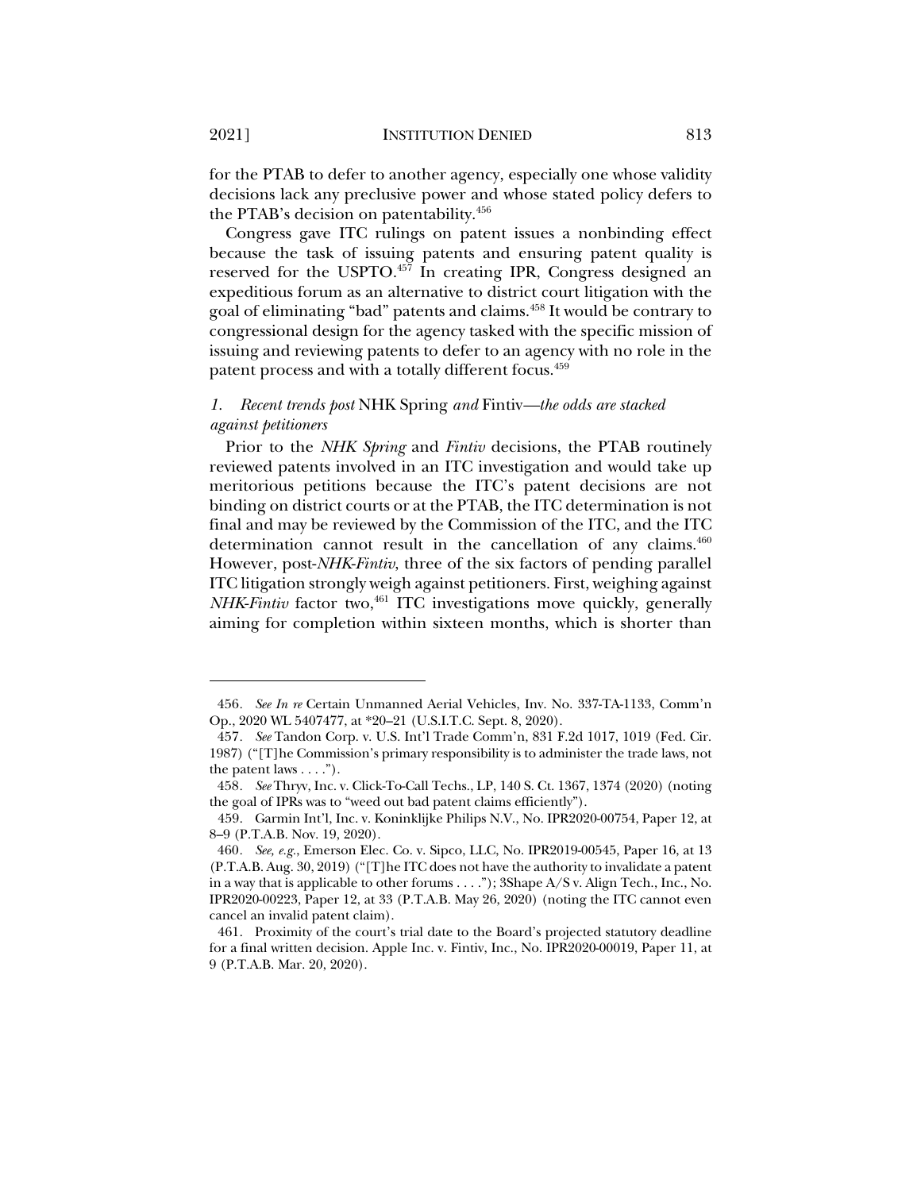for the PTAB to defer to another agency, especially one whose validity decisions lack any preclusive power and whose stated policy defers to the PTAB's decision on patentability.[456]

Congress gave ITC rulings on patent issues a nonbinding effect because the task of issuing patents and ensuring patent quality is reserved for the USPTO.[457] In creating IPR, Congress designed an expeditious forum as an alternative to district court litigation with the goal of eliminating "bad" patents and claims.[458] It would be contrary to congressional design for the agency tasked with the specific mission of issuing and reviewing patents to defer to an agency with no role in the patent process and with a totally different focus.[459]

### *1. Recent trends post* NHK Spring *and* Fintiv*—the odds are stacked against petitioners*

Prior to the *NHK Spring* and *Fintiv* decisions, the PTAB routinely reviewed patents involved in an ITC investigation and would take up meritorious petitions because the ITC's patent decisions are not binding on district courts or at the PTAB, the ITC determination is not final and may be reviewed by the Commission of the ITC, and the ITC determination cannot result in the cancellation of any claims.[460] However, post-*NHK-Fintiv*, three of the six factors of pending parallel ITC litigation strongly weigh against petitioners. First, weighing against *NHK-Fintiv* factor two,[461] ITC investigations move quickly, generally aiming for completion within sixteen months, which is shorter than

---

456. *See In re* Certain Unmanned Aerial Vehicles, Inv. No. 337-TA-1133, Comm'n Op., 2020 WL 5407477, at *20–21 (U.S.I.T.C. Sept. 8, 2020).

457. *See* Tandon Corp. v. U.S. Int'l Trade Comm'n, 831 F.2d 1017, 1019 (Fed. Cir. 1987) ("[T]he Commission's primary responsibility is to administer the trade laws, not the patent laws . . . .").

458. *See* Thryv, Inc. v. Click-To-Call Techs., LP, 140 S. Ct. 1367, 1374 (2020) (noting the goal of IPRs was to "weed out bad patent claims efficiently").

459. Garmin Int'l, Inc. v. Koninklijke Philips N.V., No. IPR2020-00754, Paper 12, at 8–9 (P.T.A.B. Nov. 19, 2020).

460. *See, e.g.*, Emerson Elec. Co. v. Sipco, LLC, No. IPR2019-00545, Paper 16, at 13 (P.T.A.B. Aug. 30, 2019) ("[T]he ITC does not have the authority to invalidate a patent in a way that is applicable to other forums . . . ."); 3Shape A/S v. Align Tech., Inc., No. IPR2020-00223, Paper 12, at 33 (P.T.A.B. May 26, 2020) (noting the ITC cannot even cancel an invalid patent claim).

461. Proximity of the court's trial date to the Board's projected statutory deadline for a final written decision. Apple Inc. v. Fintiv, Inc., No. IPR2020-00019, Paper 11, at 9 (P.T.A.B. Mar. 20, 2020).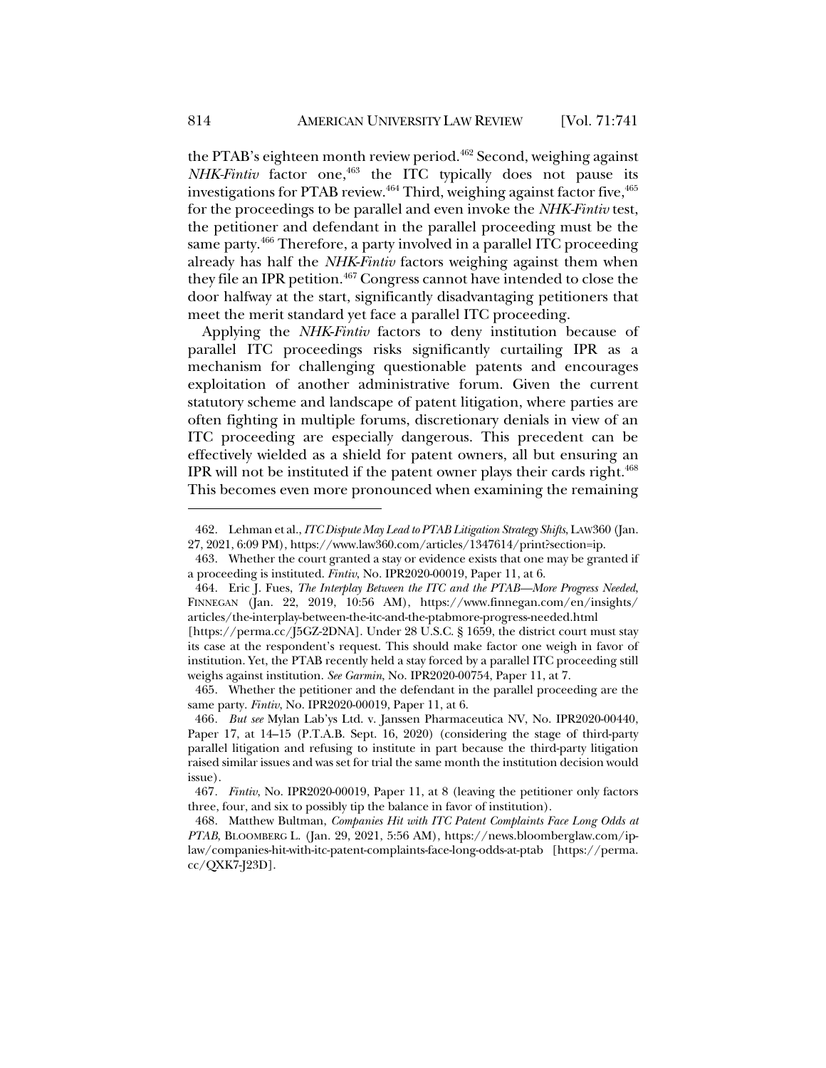the PTAB's eighteen month review period.[462] Second, weighing against *NHK-Fintiv* factor one,[463] the ITC typically does not pause its investigations for PTAB review.[464] Third, weighing against factor five,[465] for the proceedings to be parallel and even invoke the *NHK-Fintiv* test, the petitioner and defendant in the parallel proceeding must be the same party.[466] Therefore, a party involved in a parallel ITC proceeding already has half the *NHK-Fintiv* factors weighing against them when they file an IPR petition.[467] Congress cannot have intended to close the door halfway at the start, significantly disadvantaging petitioners that meet the merit standard yet face a parallel ITC proceeding.

Applying the *NHK-Fintiv* factors to deny institution because of parallel ITC proceedings risks significantly curtailing IPR as a mechanism for challenging questionable patents and encourages exploitation of another administrative forum. Given the current statutory scheme and landscape of patent litigation, where parties are often fighting in multiple forums, discretionary denials in view of an ITC proceeding are especially dangerous. This precedent can be effectively wielded as a shield for patent owners, all but ensuring an IPR will not be instituted if the patent owner plays their cards right.[468] This becomes even more pronounced when examining the remaining

---

462. Lehman et al., *ITC Dispute May Lead to PTAB Litigation Strategy Shifts*, LAW360 (Jan. 27, 2021, 6:09 PM), https://www.law360.com/articles/1347614/print?section=ip.

463. Whether the court granted a stay or evidence exists that one may be granted if a proceeding is instituted. *Fintiv*, No. IPR2020-00019, Paper 11, at 6.

464. Eric J. Fues, *The Interplay Between the ITC and the PTAB—More Progress Needed*, FINNEGAN (Jan. 22, 2019, 10:56 AM), https://www.finnegan.com/en/insights/articles/the-interplay-between-the-itc-and-the-ptabmore-progress-needed.html [https://perma.cc/J5GZ-2DNA]. Under 28 U.S.C. § 1659, the district court must stay its case at the respondent's request. This should make factor one weigh in favor of institution. Yet, the PTAB recently held a stay forced by a parallel ITC proceeding still weighs against institution. *See Garmin*, No. IPR2020-00754, Paper 11, at 7.

465. Whether the petitioner and the defendant in the parallel proceeding are the same party. *Fintiv*, No. IPR2020-00019, Paper 11, at 6.

466. *But see* Mylan Lab'ys Ltd. v. Janssen Pharmaceutica NV, No. IPR2020-00440, Paper 17, at 14–15 (P.T.A.B. Sept. 16, 2020) (considering the stage of third-party parallel litigation and refusing to institute in part because the third-party litigation raised similar issues and was set for trial the same month the institution decision would issue).

467. *Fintiv*, No. IPR2020-00019, Paper 11, at 8 (leaving the petitioner only factors three, four, and six to possibly tip the balance in favor of institution).

468. Matthew Bultman, *Companies Hit with ITC Patent Complaints Face Long Odds at PTAB*, BLOOMBERG L. (Jan. 29, 2021, 5:56 AM), https://news.bloomberglaw.com/ip-law/companies-hit-with-itc-patent-complaints-face-long-odds-at-ptab [https://perma.cc/QXK7-J23D].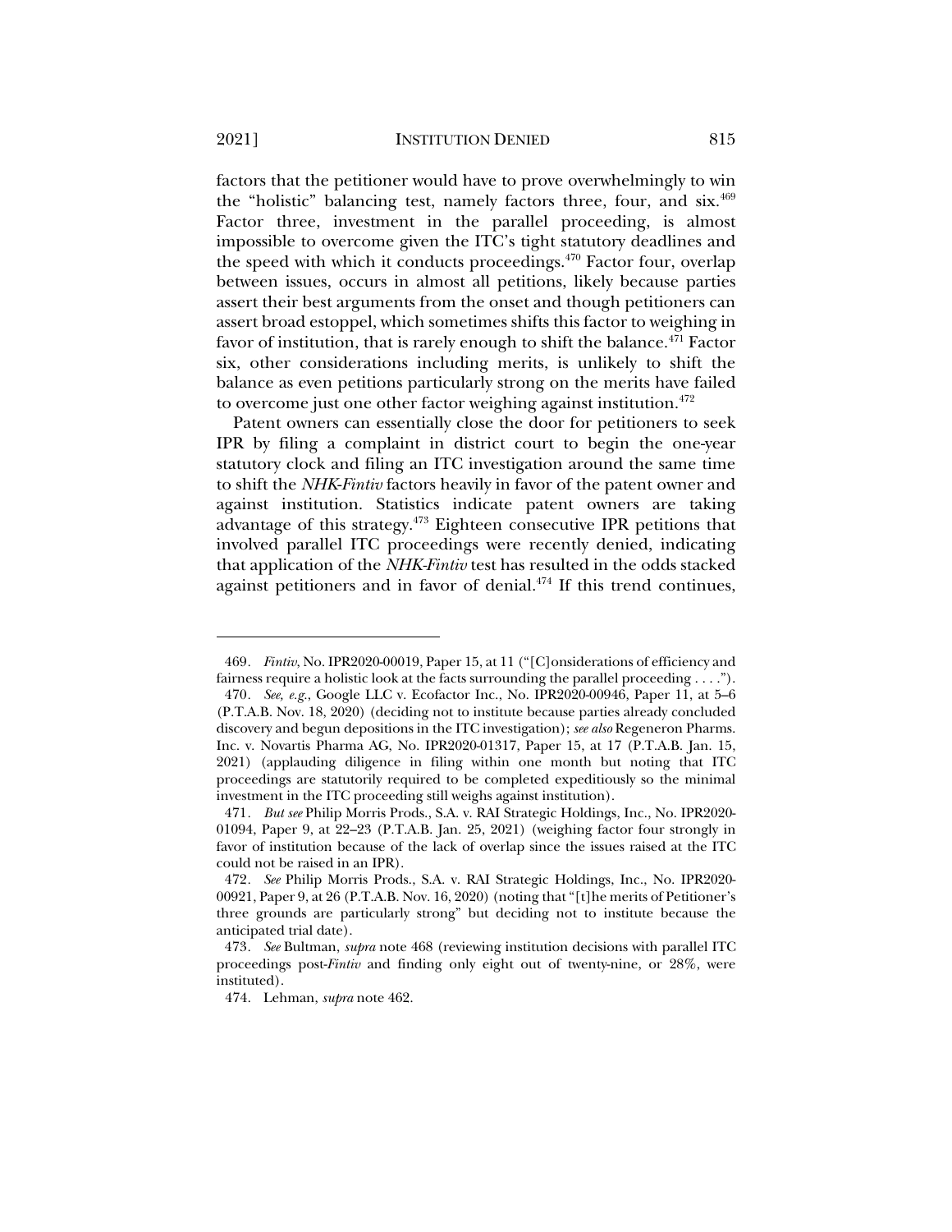factors that the petitioner would have to prove overwhelmingly to win the "holistic" balancing test, namely factors three, four, and six.[469] Factor three, investment in the parallel proceeding, is almost impossible to overcome given the ITC's tight statutory deadlines and the speed with which it conducts proceedings.[470] Factor four, overlap between issues, occurs in almost all petitions, likely because parties assert their best arguments from the onset and though petitioners can assert broad estoppel, which sometimes shifts this factor to weighing in favor of institution, that is rarely enough to shift the balance.[471] Factor six, other considerations including merits, is unlikely to shift the balance as even petitions particularly strong on the merits have failed to overcome just one other factor weighing against institution.[472]

Patent owners can essentially close the door for petitioners to seek IPR by filing a complaint in district court to begin the one-year statutory clock and filing an ITC investigation around the same time to shift the *NHK-Fintiv* factors heavily in favor of the patent owner and against institution. Statistics indicate patent owners are taking advantage of this strategy.[473] Eighteen consecutive IPR petitions that involved parallel ITC proceedings were recently denied, indicating that application of the *NHK-Fintiv* test has resulted in the odds stacked against petitioners and in favor of denial.[474] If this trend continues,

---

469. *Fintiv*, No. IPR2020-00019, Paper 15, at 11 ("[C]onsiderations of efficiency and fairness require a holistic look at the facts surrounding the parallel proceeding . . . .").

470. *See, e.g.*, Google LLC v. Ecofactor Inc., No. IPR2020-00946, Paper 11, at 5–6 (P.T.A.B. Nov. 18, 2020) (deciding not to institute because parties already concluded discovery and begun depositions in the ITC investigation); *see also* Regeneron Pharms. Inc. v. Novartis Pharma AG, No. IPR2020-01317, Paper 15, at 17 (P.T.A.B. Jan. 15, 2021) (applauding diligence in filing within one month but noting that ITC proceedings are statutorily required to be completed expeditiously so the minimal investment in the ITC proceeding still weighs against institution).

471. *But see* Philip Morris Prods., S.A. v. RAI Strategic Holdings, Inc., No. IPR2020-01094, Paper 9, at 22–23 (P.T.A.B. Jan. 25, 2021) (weighing factor four strongly in favor of institution because of the lack of overlap since the issues raised at the ITC could not be raised in an IPR).

472. *See* Philip Morris Prods., S.A. v. RAI Strategic Holdings, Inc., No. IPR2020-00921, Paper 9, at 26 (P.T.A.B. Nov. 16, 2020) (noting that "[t]he merits of Petitioner's three grounds are particularly strong" but deciding not to institute because the anticipated trial date).

473. *See* Bultman, *supra* note 468 (reviewing institution decisions with parallel ITC proceedings post-*Fintiv* and finding only eight out of twenty-nine, or 28%, were instituted).

474. Lehman, *supra* note 462.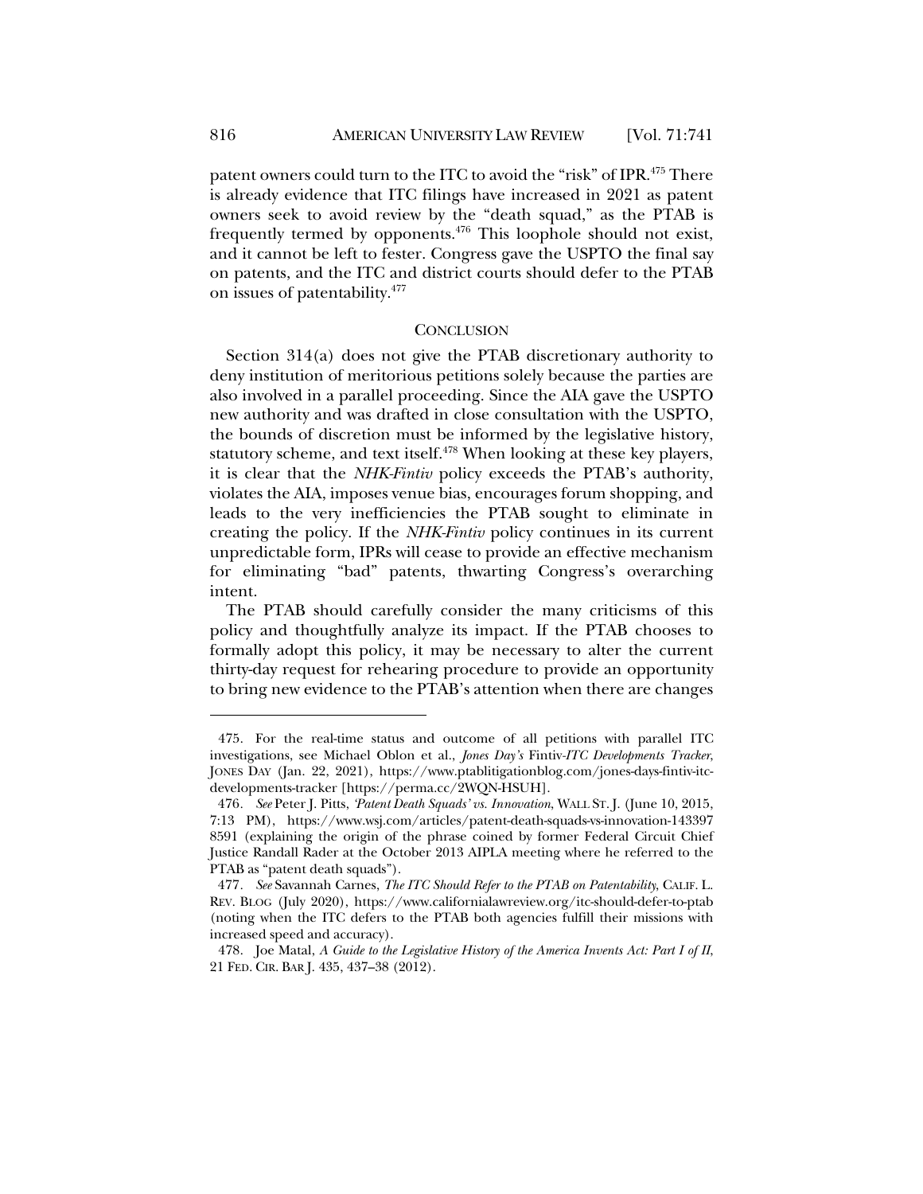patent owners could turn to the ITC to avoid the "risk" of IPR.[475] There is already evidence that ITC filings have increased in 2021 as patent owners seek to avoid review by the "death squad," as the PTAB is frequently termed by opponents.[476] This loophole should not exist, and it cannot be left to fester. Congress gave the USPTO the final say on patents, and the ITC and district courts should defer to the PTAB on issues of patentability.[477]

## CONCLUSION

Section 314(a) does not give the PTAB discretionary authority to deny institution of meritorious petitions solely because the parties are also involved in a parallel proceeding. Since the AIA gave the USPTO new authority and was drafted in close consultation with the USPTO, the bounds of discretion must be informed by the legislative history, statutory scheme, and text itself.[478] When looking at these key players, it is clear that the *NHK-Fintiv* policy exceeds the PTAB's authority, violates the AIA, imposes venue bias, encourages forum shopping, and leads to the very inefficiencies the PTAB sought to eliminate in creating the policy. If the *NHK-Fintiv* policy continues in its current unpredictable form, IPRs will cease to provide an effective mechanism for eliminating "bad" patents, thwarting Congress's overarching intent.

The PTAB should carefully consider the many criticisms of this policy and thoughtfully analyze its impact. If the PTAB chooses to formally adopt this policy, it may be necessary to alter the current thirty-day request for rehearing procedure to provide an opportunity to bring new evidence to the PTAB's attention when there are changes

---

475. For the real-time status and outcome of all petitions with parallel ITC investigations, see Michael Oblon et al., *Jones Day's* Fintiv-*ITC Developments Tracker*, JONES DAY (Jan. 22, 2021), https://www.ptablitigationblog.com/jones-days-fintiv-itc-developments-tracker [https://perma.cc/2WQN-HSUH].

476. *See* Peter J. Pitts, *'Patent Death Squads' vs. Innovation*, WALL ST. J. (June 10, 2015, 7:13 PM), https://www.wsj.com/articles/patent-death-squads-vs-innovation-1433978591 (explaining the origin of the phrase coined by former Federal Circuit Chief Justice Randall Rader at the October 2013 AIPLA meeting where he referred to the PTAB as "patent death squads").

477. *See* Savannah Carnes, *The ITC Should Refer to the PTAB on Patentability*, CALIF. L. REV. BLOG (July 2020), https://www.californialawreview.org/itc-should-defer-to-ptab (noting when the ITC defers to the PTAB both agencies fulfill their missions with increased speed and accuracy).

478. Joe Matal, *A Guide to the Legislative History of the America Invents Act: Part I of II*, 21 FED. CIR. BAR J. 435, 437–38 (2012).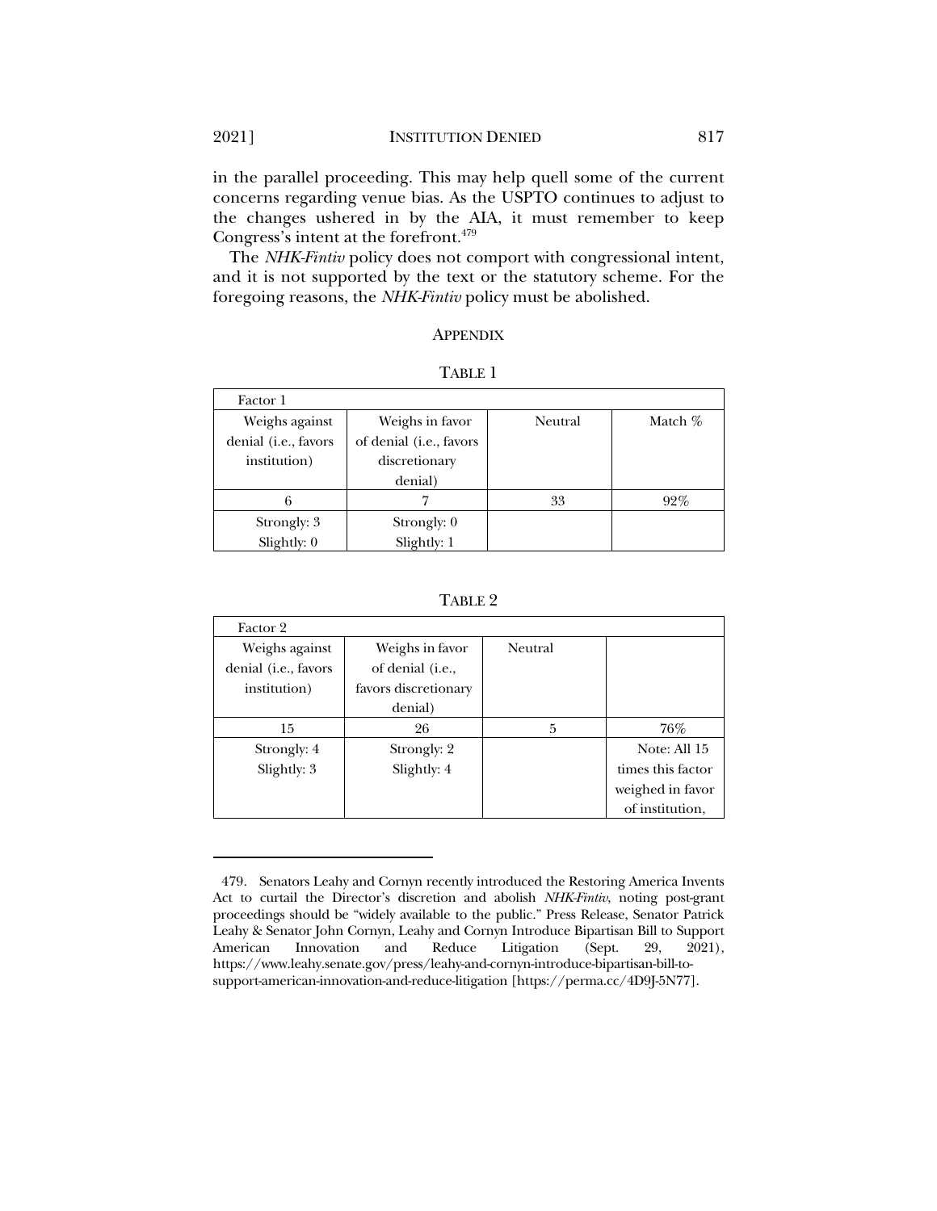in the parallel proceeding. This may help quell some of the current concerns regarding venue bias. As the USPTO continues to adjust to the changes ushered in by the AIA, it must remember to keep Congress's intent at the forefront.[479]

The *NHK-Fintiv* policy does not comport with congressional intent, and it is not supported by the text or the statutory scheme. For the foregoing reasons, the *NHK-Fintiv* policy must be abolished.

## APPENDIX

TABLE 1

| Factor 1 | | | |
|---|---|---|---|
| Weighs against denial (i.e., favors institution) | Weighs in favor of denial (i.e., favors discretionary denial) | Neutral | Match % |
| 6 | 7 | 33 | 92% |
| Strongly: 3<br>Slightly: 0 | Strongly: 0<br>Slightly: 1 | | |

TABLE 2

| Factor 2 | | | |
|---|---|---|---|
| Weighs against denial (i.e., favors institution) | Weighs in favor of denial (i.e., favors discretionary denial) | Neutral | |
| 15 | 26 | 5 | 76% |
| Strongly: 4<br>Slightly: 3 | Strongly: 2<br>Slightly: 4 | | Note: All 15 times this factor weighed in favor of institution, |

479. Senators Leahy and Cornyn recently introduced the Restoring America Invents Act to curtail the Director's discretion and abolish *NHK-Fintiv*, noting post-grant proceedings should be "widely available to the public." Press Release, Senator Patrick Leahy & Senator John Cornyn, Leahy and Cornyn Introduce Bipartisan Bill to Support American Innovation and Reduce Litigation (Sept. 29, 2021), https://www.leahy.senate.gov/press/leahy-and-cornyn-introduce-bipartisan-bill-to-support-american-innovation-and-reduce-litigation [https://perma.cc/4D9J-5N77].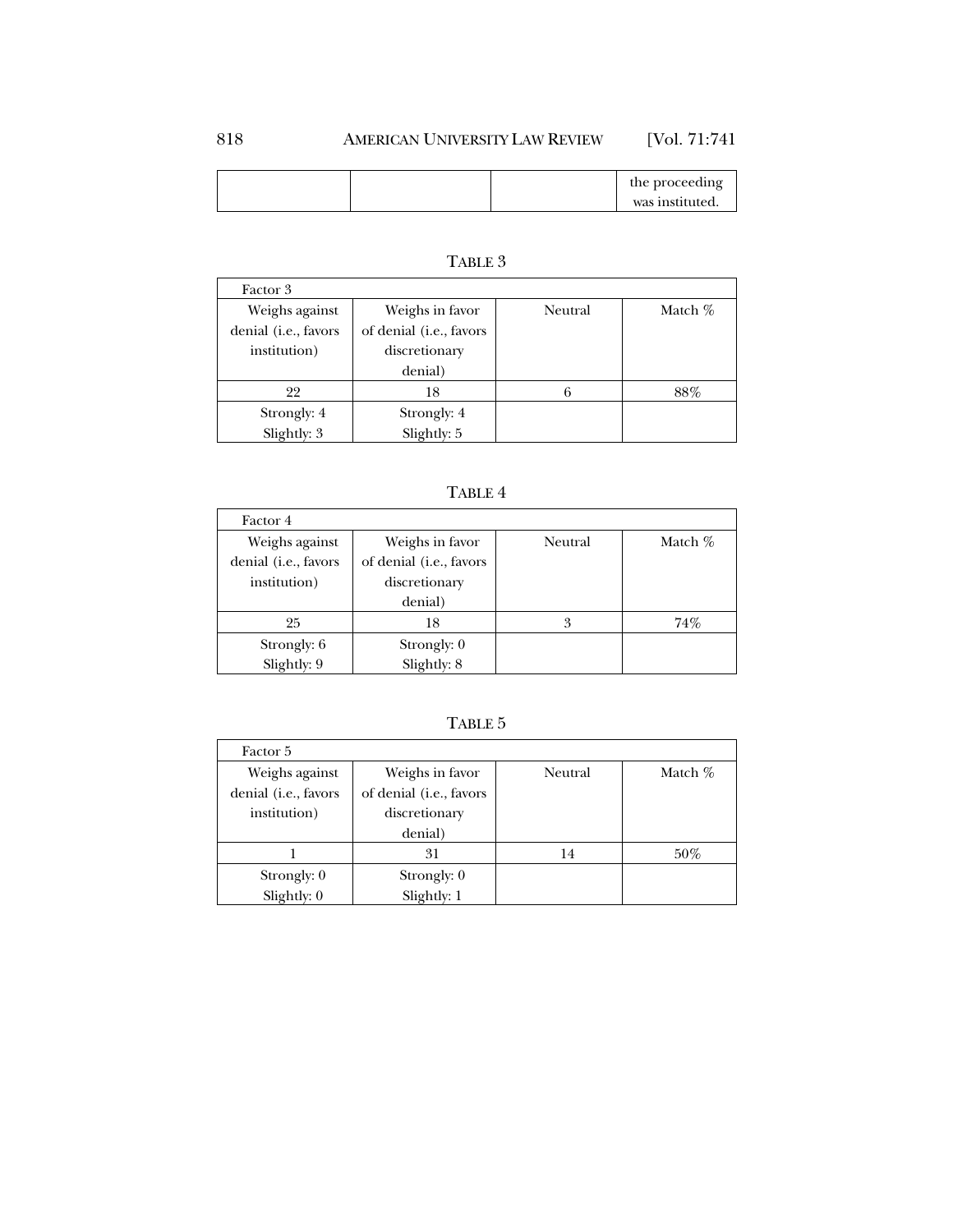| | | | the proceeding was instituted. |
|---|---|---|---|

TABLE 3

| Factor 3 | | | |
|---|---|---|---|
| Weighs against denial (i.e., favors institution) | Weighs in favor of denial (i.e., favors discretionary denial) | Neutral | Match % |
| 22 | 18 | 6 | 88% |
| Strongly: 4<br>Slightly: 3 | Strongly: 4<br>Slightly: 5 | | |

TABLE 4

| Factor 4 | | | |
|---|---|---|---|
| Weighs against denial (i.e., favors institution) | Weighs in favor of denial (i.e., favors discretionary denial) | Neutral | Match % |
| 25 | 18 | 3 | 74% |
| Strongly: 6<br>Slightly: 9 | Strongly: 0<br>Slightly: 8 | | |

TABLE 5

| Factor 5 | | | |
|---|---|---|---|
| Weighs against denial (i.e., favors institution) | Weighs in favor of denial (i.e., favors discretionary denial) | Neutral | Match % |
| 1 | 31 | 14 | 50% |
| Strongly: 0<br>Slightly: 0 | Strongly: 0<br>Slightly: 1 | | |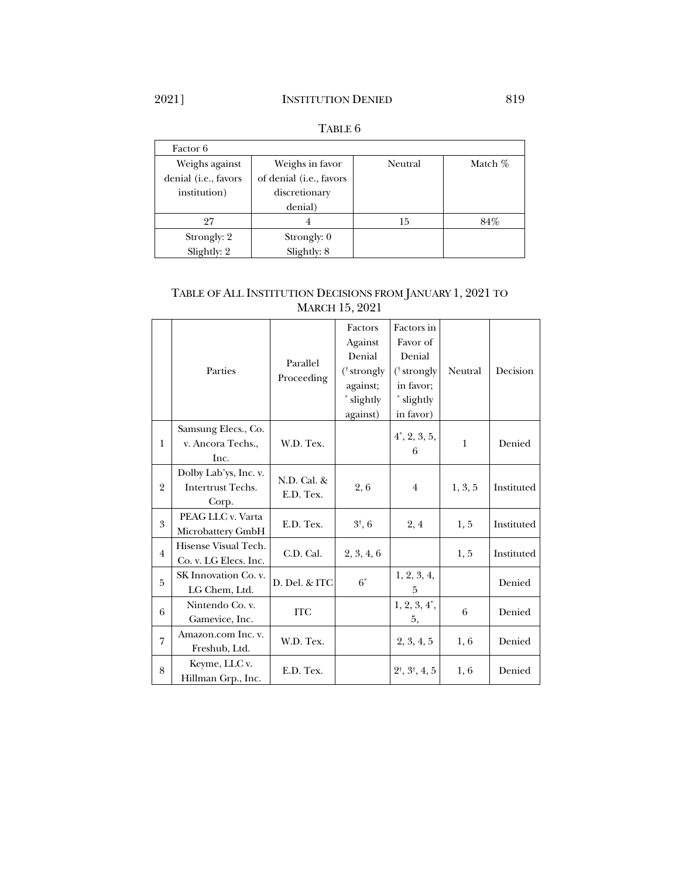TABLE 6

| Factor 6 | | | |
|---|---|---|---|
| Weighs against denial (i.e., favors institution) | Weighs in favor of denial (i.e., favors discretionary denial) | Neutral | Match % |
| 27 | 4 | 15 | 84% |
| Strongly: 2<br>Slightly: 2 | Strongly: 0<br>Slightly: 8 | | |

TABLE OF ALL INSTITUTION DECISIONS FROM JANUARY 1, 2021 TO MARCH 15, 2021

| | Parties | Parallel Proceeding | Factors Against Denial († strongly against; * slightly against) | Factors in Favor of Denial († strongly in favor; * slightly in favor) | Neutral | Decision |
|---|---|---|---|---|---|---|
| 1 | Samsung Elecs., Co. v. Ancora Techs., Inc. | W.D. Tex. | | 4*, 2, 3, 5, 6 | 1 | Denied |
| 2 | Dolby Lab'ys, Inc. v. Intertrust Techs. Corp. | N.D. Cal. & E.D. Tex. | 2, 6 | 4 | 1, 3, 5 | Instituted |
| 3 | PEAG LLC v. Varta Microbattery GmbH | E.D. Tex. | 3†, 6 | 2, 4 | 1, 5 | Instituted |
| 4 | Hisense Visual Tech. Co. v. LG Elecs. Inc. | C.D. Cal. | 2, 3, 4, 6 | | 1, 5 | Instituted |
| 5 | SK Innovation Co. v. LG Chem, Ltd. | D. Del. & ITC | 6* | 1, 2, 3, 4, 5 | | Denied |
| 6 | Nintendo Co. v. Gamevice, Inc. | ITC | | 1, 2, 3, 4*, 5, | 6 | Denied |
| 7 | Amazon.com Inc. v. Freshub, Ltd. | W.D. Tex. | | 2, 3, 4, 5 | 1, 6 | Denied |
| 8 | Keyme, LLC v. Hillman Grp., Inc. | E.D. Tex. | | 2†, 3†, 4, 5 | 1, 6 | Denied |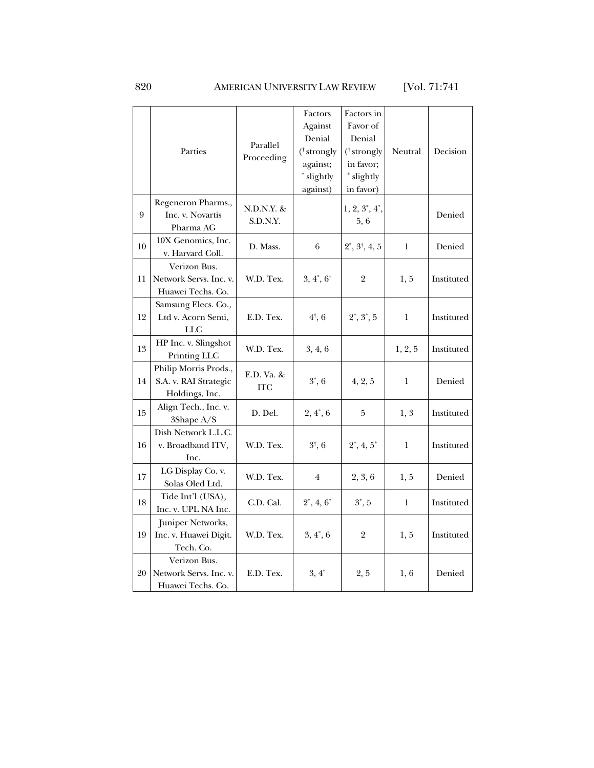| | Parties | Parallel Proceeding | Factors Against Denial († strongly against; * slightly against) | Factors in Favor of Denial († strongly in favor; * slightly in favor) | Neutral | Decision |
|---|---|---|---|---|---|---|
| 9 | Regeneron Pharms., Inc. v. Novartis Pharma AG | N.D.N.Y. & S.D.N.Y. | | 1, 2, 3*, 4*, 5, 6 | | Denied |
| 10 | 10X Genomics, Inc. v. Harvard Coll. | D. Mass. | 6 | 2*, 3†, 4, 5 | 1 | Denied |
| 11 | Verizon Bus. Network Servs. Inc. v. Huawei Techs. Co. | W.D. Tex. | 3, 4*, 6† | 2 | 1, 5 | Instituted |
| 12 | Samsung Elecs. Co., Ltd v. Acorn Semi, LLC | E.D. Tex. | 4†, 6 | 2*, 3*, 5 | 1 | Instituted |
| 13 | HP Inc. v. Slingshot Printing LLC | W.D. Tex. | 3, 4, 6 | | 1, 2, 5 | Instituted |
| 14 | Philip Morris Prods., S.A. v. RAI Strategic Holdings, Inc. | E.D. Va. & ITC | 3*, 6 | 4, 2, 5 | 1 | Denied |
| 15 | Align Tech., Inc. v. 3Shape A/S | D. Del. | 2, 4*, 6 | 5 | 1, 3 | Instituted |
| 16 | Dish Network L.L.C. v. Broadband ITV, Inc. | W.D. Tex. | 3†, 6 | 2*, 4, 5* | 1 | Instituted |
| 17 | LG Display Co. v. Solas Oled Ltd. | W.D. Tex. | 4 | 2, 3, 6 | 1, 5 | Denied |
| 18 | Tide Int'l (USA), Inc. v. UPL NA Inc. | C.D. Cal. | 2*, 4, 6* | 3*, 5 | 1 | Instituted |
| 19 | Juniper Networks, Inc. v. Huawei Digit. Tech. Co. | W.D. Tex. | 3, 4*, 6 | 2 | 1, 5 | Instituted |
| 20 | Verizon Bus. Network Servs. Inc. v. Huawei Techs. Co. | E.D. Tex. | 3, 4* | 2, 5 | 1, 6 | Denied |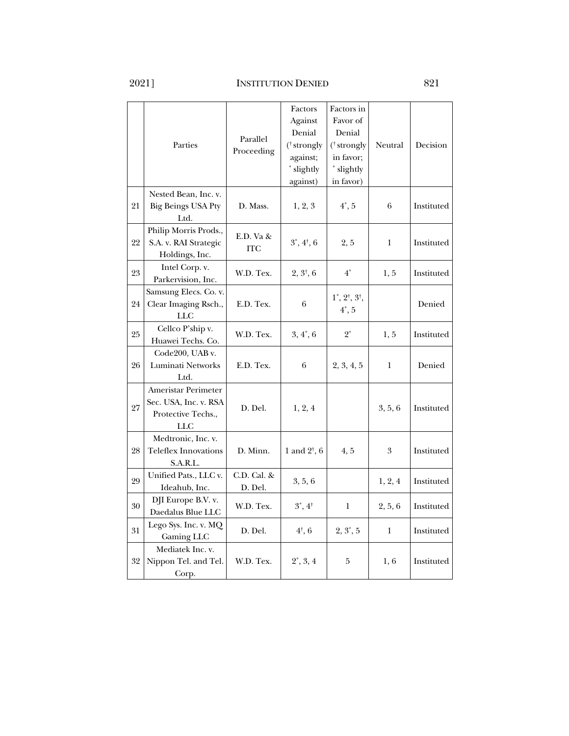| | Parties | Parallel Proceeding | Factors Against Denial († strongly against; * slightly against) | Factors in Favor of Denial († strongly in favor; * slightly in favor) | Neutral | Decision |
|---|---|---|---|---|---|---|
| 21 | Nested Bean, Inc. v. Big Beings USA Pty Ltd. | D. Mass. | 1, 2, 3 | 4*, 5 | 6 | Instituted |
| 22 | Philip Morris Prods., S.A. v. RAI Strategic Holdings, Inc. | E.D. Va & ITC | 3*, 4†, 6 | 2, 5 | 1 | Instituted |
| 23 | Intel Corp. v. Parkervision, Inc. | W.D. Tex. | 2, 3†, 6 | 4* | 1, 5 | Instituted |
| 24 | Samsung Elecs. Co. v. Clear Imaging Rsch., LLC | E.D. Tex. | 6 | 1*, 2†, 3†, 4*, 5 | | Denied |
| 25 | Cellco P'ship v. Huawei Techs. Co. | W.D. Tex. | 3, 4*, 6 | 2* | 1, 5 | Instituted |
| 26 | Code200, UAB v. Luminati Networks Ltd. | E.D. Tex. | 6 | 2, 3, 4, 5 | 1 | Denied |
| 27 | Ameristar Perimeter Sec. USA, Inc. v. RSA Protective Techs., LLC | D. Del. | 1, 2, 4 | | 3, 5, 6 | Instituted |
| 28 | Medtronic, Inc. v. Teleflex Innovations S.A.R.L. | D. Minn. | 1 and 2†, 6 | 4, 5 | 3 | Instituted |
| 29 | Unified Pats., LLC v. Ideahub, Inc. | C.D. Cal. & D. Del. | 3, 5, 6 | | 1, 2, 4 | Instituted |
| 30 | DJI Europe B.V. v. Daedalus Blue LLC | W.D. Tex. | 3*, 4† | 1 | 2, 5, 6 | Instituted |
| 31 | Lego Sys. Inc. v. MQ Gaming LLC | D. Del. | 4†, 6 | 2, 3*, 5 | 1 | Instituted |
| 32 | Mediatek Inc. v. Nippon Tel. and Tel. Corp. | W.D. Tex. | 2*, 3, 4 | 5 | 1, 6 | Instituted |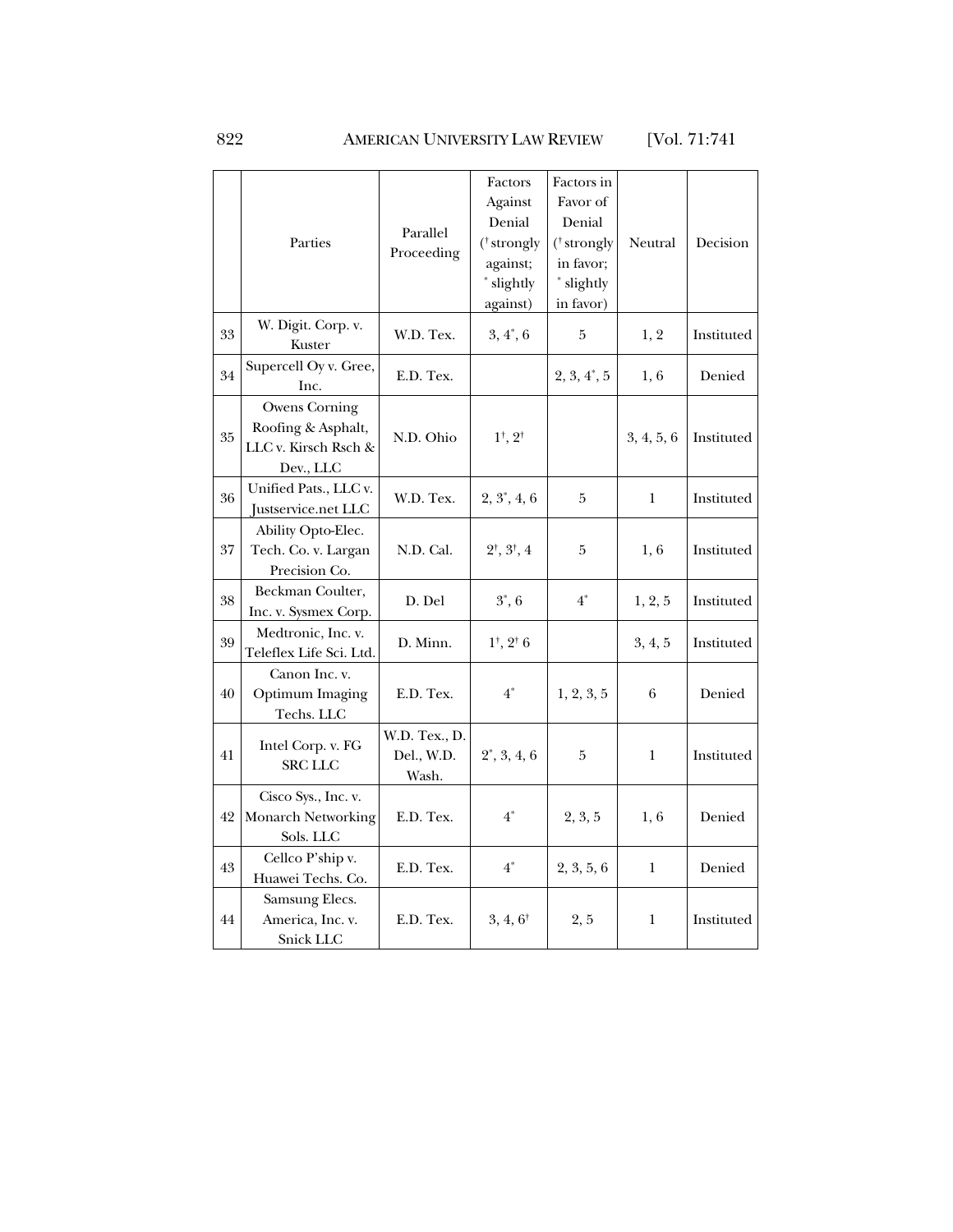| | Parties | Parallel Proceeding | Factors Against Denial († strongly against; * slightly against) | Factors in Favor of Denial († strongly in favor; * slightly in favor) | Neutral | Decision |
|---|---|---|---|---|---|---|
| 33 | W. Digit. Corp. v. Kuster | W.D. Tex. | 3, 4*, 6 | 5 | 1, 2 | Instituted |
| 34 | Supercell Oy v. Gree, Inc. | E.D. Tex. | | 2, 3, 4*, 5 | 1, 6 | Denied |
| 35 | Owens Corning Roofing & Asphalt, LLC v. Kirsch Rsch & Dev., LLC | N.D. Ohio | 1†, 2† | | 3, 4, 5, 6 | Instituted |
| 36 | Unified Pats., LLC v. Justservice.net LLC | W.D. Tex. | 2, 3*, 4, 6 | 5 | 1 | Instituted |
| 37 | Ability Opto-Elec. Tech. Co. v. Largan Precision Co. | N.D. Cal. | 2†, 3†, 4 | 5 | 1, 6 | Instituted |
| 38 | Beckman Coulter, Inc. v. Sysmex Corp. | D. Del | 3*, 6 | 4* | 1, 2, 5 | Instituted |
| 39 | Medtronic, Inc. v. Teleflex Life Sci. Ltd. | D. Minn. | 1†, 2† 6 | | 3, 4, 5 | Instituted |
| 40 | Canon Inc. v. Optimum Imaging Techs. LLC | E.D. Tex. | 4* | 1, 2, 3, 5 | 6 | Denied |
| 41 | Intel Corp. v. FG SRC LLC | W.D. Tex., D. Del., W.D. Wash. | 2*, 3, 4, 6 | 5 | 1 | Instituted |
| 42 | Cisco Sys., Inc. v. Monarch Networking Sols. LLC | E.D. Tex. | 4* | 2, 3, 5 | 1, 6 | Denied |
| 43 | Cellco P'ship v. Huawei Techs. Co. | E.D. Tex. | 4* | 2, 3, 5, 6 | 1 | Denied |
| 44 | Samsung Elecs. America, Inc. v. Snick LLC | E.D. Tex. | 3, 4, 6† | 2, 5 | 1 | Instituted |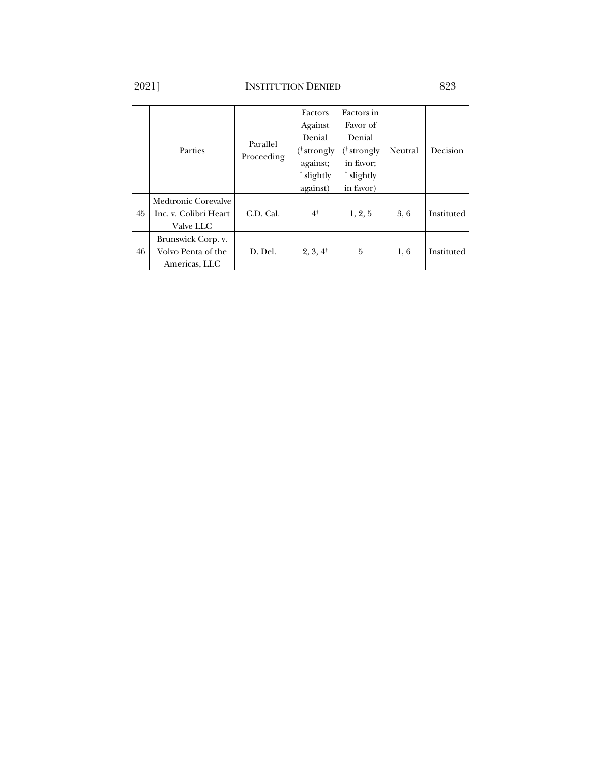| | Parties | Parallel Proceeding | Factors Against Denial († strongly against; * slightly against) | Factors in Favor of Denial († strongly in favor; * slightly in favor) | Neutral | Decision |
|---|---|---|---|---|---|---|
| 45 | Medtronic Corevalve Inc. v. Colibri Heart Valve LLC | C.D. Cal. | 4† | 1, 2, 5 | 3, 6 | Instituted |
| 46 | Brunswick Corp. v. Volvo Penta of the Americas, LLC | D. Del. | 2, 3, 4† | 5 | 1, 6 | Instituted |